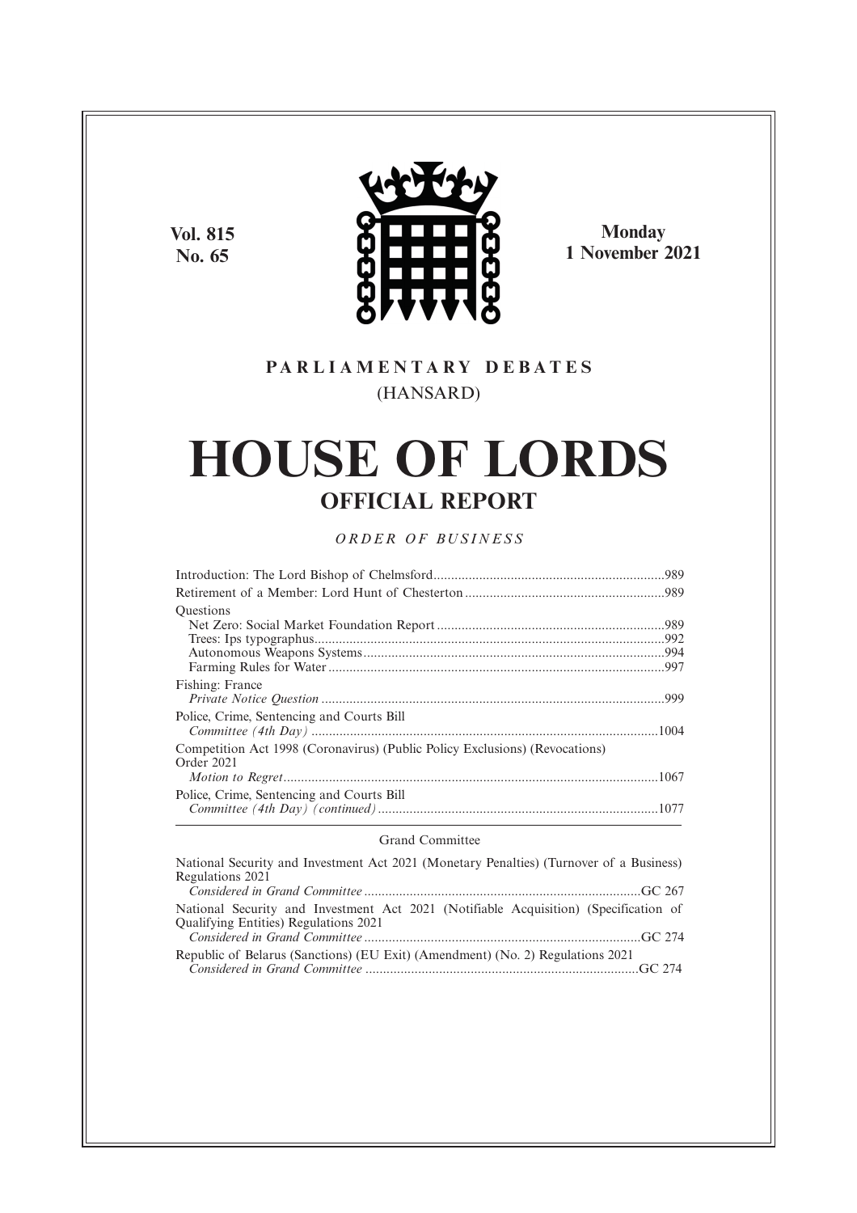Vol. 815
No. 65

Monday
1 November 2021

PARLIAMENTARY DEBATES
(HANSARD)

# HOUSE OF LORDS

## OFFICIAL REPORT

*ORDER OF BUSINESS*

Introduction: The Lord Bishop of Chelmsford....................989
Retirement of a Member: Lord Hunt of Chesterton....................989
Questions
Net Zero: Social Market Foundation Report....................989
Trees: Ips typographus....................992
Autonomous Weapons Systems....................994
Farming Rules for Water....................997
Fishing: France
*Private Notice Question*....................999
Police, Crime, Sentencing and Courts Bill
*Committee (4th Day)*....................1004
Competition Act 1998 (Coronavirus) (Public Policy Exclusions) (Revocations) Order 2021
*Motion to Regret*....................1067
Police, Crime, Sentencing and Courts Bill
*Committee (4th Day) (continued)*....................1077

Grand Committee

National Security and Investment Act 2021 (Monetary Penalties) (Turnover of a Business) Regulations 2021
*Considered in Grand Committee*....................GC 267
National Security and Investment Act 2021 (Notifiable Acquisition) (Specification of Qualifying Entities) Regulations 2021
*Considered in Grand Committee*....................GC 274
Republic of Belarus (Sanctions) (EU Exit) (Amendment) (No. 2) Regulations 2021
*Considered in Grand Committee*....................GC 274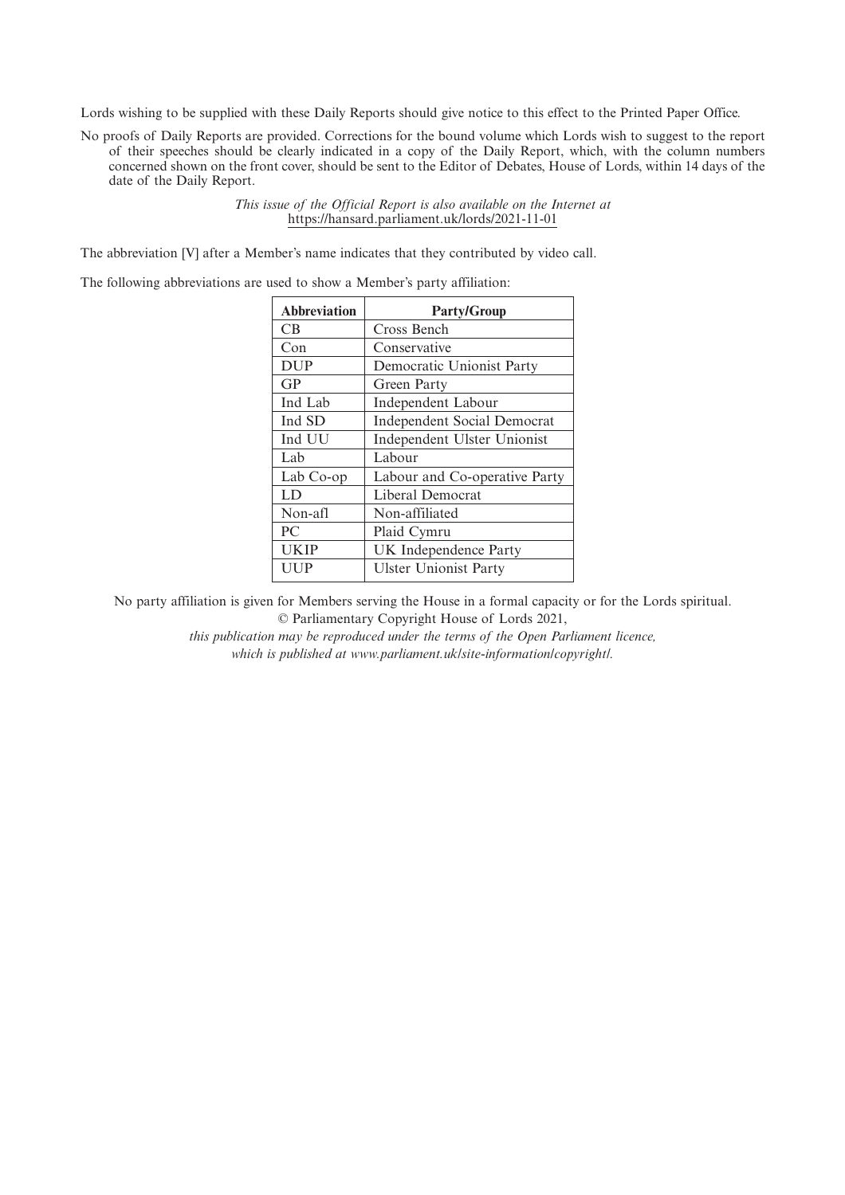Lords wishing to be supplied with these Daily Reports should give notice to this effect to the Printed Paper Office.

No proofs of Daily Reports are provided. Corrections for the bound volume which Lords wish to suggest to the report of their speeches should be clearly indicated in a copy of the Daily Report, which, with the column numbers concerned shown on the front cover, should be sent to the Editor of Debates, House of Lords, within 14 days of the date of the Daily Report.

*This issue of the Official Report is also available on the Internet at*
https://hansard.parliament.uk/lords/2021-11-01

The abbreviation [V] after a Member's name indicates that they contributed by video call.

The following abbreviations are used to show a Member's party affiliation:

| Abbreviation | Party/Group |
|---|---|
| CB | Cross Bench |
| Con | Conservative |
| DUP | Democratic Unionist Party |
| GP | Green Party |
| Ind Lab | Independent Labour |
| Ind SD | Independent Social Democrat |
| Ind UU | Independent Ulster Unionist |
| Lab | Labour |
| Lab Co-op | Labour and Co-operative Party |
| LD | Liberal Democrat |
| Non-afl | Non-affiliated |
| PC | Plaid Cymru |
| UKIP | UK Independence Party |
| UUP | Ulster Unionist Party |

No party affiliation is given for Members serving the House in a formal capacity or for the Lords spiritual.

© Parliamentary Copyright House of Lords 2021,

*this publication may be reproduced under the terms of the Open Parliament licence, which is published at www.parliament.uk/site-information/copyright/.*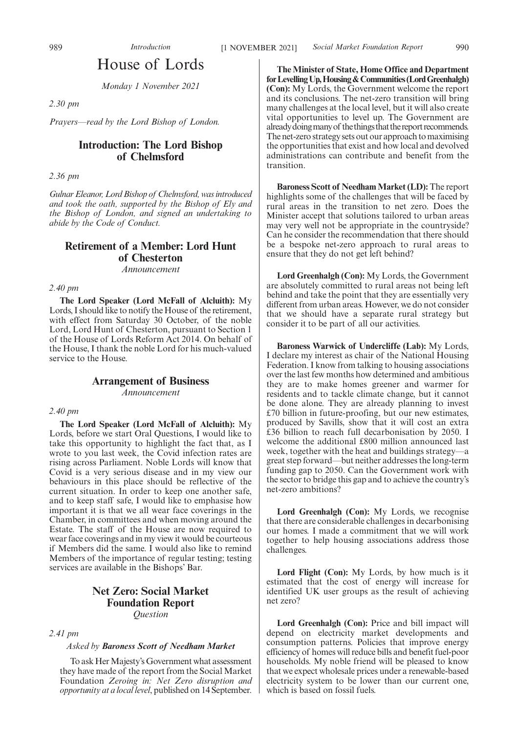# House of Lords

*Monday 1 November 2021*

*2.30 pm*

*Prayers—read by the Lord Bishop of London.*

## Introduction: The Lord Bishop of Chelmsford

*2.36 pm*

*Gulnar Eleanor, Lord Bishop of Chelmsford, was introduced and took the oath, supported by the Bishop of Ely and the Bishop of London, and signed an undertaking to abide by the Code of Conduct.*

## Retirement of a Member: Lord Hunt of Chesterton

*Announcement*

*2.40 pm*

**The Lord Speaker (Lord McFall of Alcluith):** My Lords, I should like to notify the House of the retirement, with effect from Saturday 30 October, of the noble Lord, Lord Hunt of Chesterton, pursuant to Section 1 of the House of Lords Reform Act 2014. On behalf of the House, I thank the noble Lord for his much-valued service to the House.

## Arrangement of Business

*Announcement*

*2.40 pm*

**The Lord Speaker (Lord McFall of Alcluith):** My Lords, before we start Oral Questions, I would like to take this opportunity to highlight the fact that, as I wrote to you last week, the Covid infection rates are rising across Parliament. Noble Lords will know that Covid is a very serious disease and in my view our behaviours in this place should be reflective of the current situation. In order to keep one another safe, and to keep staff safe, I would like to emphasise how important it is that we all wear face coverings in the Chamber, in committees and when moving around the Estate. The staff of the House are now required to wear face coverings and in my view it would be courteous if Members did the same. I would also like to remind Members of the importance of regular testing; testing services are available in the Bishops' Bar.

## Net Zero: Social Market Foundation Report

*Question*

*2.41 pm*

*Asked by* ***Baroness Scott of Needham Market***

To ask Her Majesty's Government what assessment they have made of the report from the Social Market Foundation *Zeroing in: Net Zero disruption and opportunity at a local level*, published on 14 September.

**The Minister of State, Home Office and Department for Levelling Up, Housing & Communities (Lord Greenhalgh) (Con):** My Lords, the Government welcome the report and its conclusions. The net-zero transition will bring many challenges at the local level, but it will also create vital opportunities to level up. The Government are already doing many of the things that the report recommends. The net-zero strategy sets out our approach to maximising the opportunities that exist and how local and devolved administrations can contribute and benefit from the transition.

**Baroness Scott of Needham Market (LD):** The report highlights some of the challenges that will be faced by rural areas in the transition to net zero. Does the Minister accept that solutions tailored to urban areas may very well not be appropriate in the countryside? Can he consider the recommendation that there should be a bespoke net-zero approach to rural areas to ensure that they do not get left behind?

**Lord Greenhalgh (Con):** My Lords, the Government are absolutely committed to rural areas not being left behind and take the point that they are essentially very different from urban areas. However, we do not consider that we should have a separate rural strategy but consider it to be part of all our activities.

**Baroness Warwick of Undercliffe (Lab):** My Lords, I declare my interest as chair of the National Housing Federation. I know from talking to housing associations over the last few months how determined and ambitious they are to make homes greener and warmer for residents and to tackle climate change, but it cannot be done alone. They are already planning to invest £70 billion in future-proofing, but our new estimates, produced by Savills, show that it will cost an extra £36 billion to reach full decarbonisation by 2050. I welcome the additional £800 million announced last week, together with the heat and buildings strategy—a great step forward—but neither addresses the long-term funding gap to 2050. Can the Government work with the sector to bridge this gap and to achieve the country's net-zero ambitions?

**Lord Greenhalgh (Con):** My Lords, we recognise that there are considerable challenges in decarbonising our homes. I made a commitment that we will work together to help housing associations address those challenges.

**Lord Flight (Con):** My Lords, by how much is it estimated that the cost of energy will increase for identified UK user groups as the result of achieving net zero?

**Lord Greenhalgh (Con):** Price and bill impact will depend on electricity market developments and consumption patterns. Policies that improve energy efficiency of homes will reduce bills and benefit fuel-poor households. My noble friend will be pleased to know that we expect wholesale prices under a renewable-based electricity system to be lower than our current one, which is based on fossil fuels.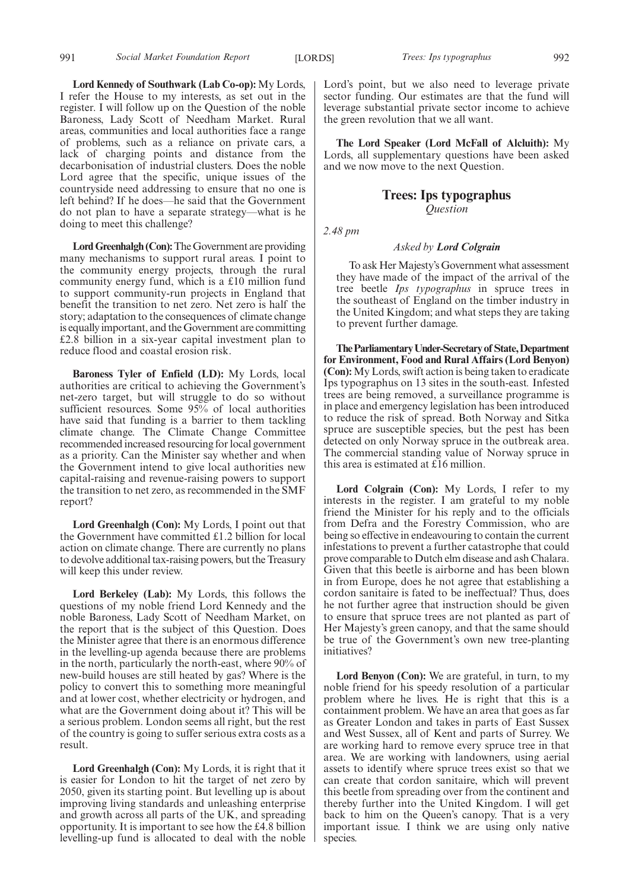**Lord Kennedy of Southwark (Lab Co-op):** My Lords, I refer the House to my interests, as set out in the register. I will follow up on the Question of the noble Baroness, Lady Scott of Needham Market. Rural areas, communities and local authorities face a range of problems, such as a reliance on private cars, a lack of charging points and distance from the decarbonisation of industrial clusters. Does the noble Lord agree that the specific, unique issues of the countryside need addressing to ensure that no one is left behind? If he does—he said that the Government do not plan to have a separate strategy—what is he doing to meet this challenge?

**Lord Greenhalgh (Con):** The Government are providing many mechanisms to support rural areas. I point to the community energy projects, through the rural community energy fund, which is a £10 million fund to support community-run projects in England that benefit the transition to net zero. Net zero is half the story; adaptation to the consequences of climate change is equally important, and the Government are committing £2.8 billion in a six-year capital investment plan to reduce flood and coastal erosion risk.

**Baroness Tyler of Enfield (LD):** My Lords, local authorities are critical to achieving the Government's net-zero target, but will struggle to do so without sufficient resources. Some 95% of local authorities have said that funding is a barrier to them tackling climate change. The Climate Change Committee recommended increased resourcing for local government as a priority. Can the Minister say whether and when the Government intend to give local authorities new capital-raising and revenue-raising powers to support the transition to net zero, as recommended in the SMF report?

**Lord Greenhalgh (Con):** My Lords, I point out that the Government have committed £1.2 billion for local action on climate change. There are currently no plans to devolve additional tax-raising powers, but the Treasury will keep this under review.

**Lord Berkeley (Lab):** My Lords, this follows the questions of my noble friend Lord Kennedy and the noble Baroness, Lady Scott of Needham Market, on the report that is the subject of this Question. Does the Minister agree that there is an enormous difference in the levelling-up agenda because there are problems in the north, particularly the north-east, where 90% of new-build houses are still heated by gas? Where is the policy to convert this to something more meaningful and at lower cost, whether electricity or hydrogen, and what are the Government doing about it? This will be a serious problem. London seems all right, but the rest of the country is going to suffer serious extra costs as a result.

**Lord Greenhalgh (Con):** My Lords, it is right that it is easier for London to hit the target of net zero by 2050, given its starting point. But levelling up is about improving living standards and unleashing enterprise and growth across all parts of the UK, and spreading opportunity. It is important to see how the £4.8 billion levelling-up fund is allocated to deal with the noble Lord's point, but we also need to leverage private sector funding. Our estimates are that the fund will leverage substantial private sector income to achieve the green revolution that we all want.

**The Lord Speaker (Lord McFall of Alcluith):** My Lords, all supplementary questions have been asked and we now move to the next Question.

## Trees: Ips typographus

*Question*

*2.48 pm*

*Asked by* ***Lord Colgrain***

To ask Her Majesty's Government what assessment they have made of the impact of the arrival of the tree beetle *Ips typographus* in spruce trees in the southeast of England on the timber industry in the United Kingdom; and what steps they are taking to prevent further damage.

**The Parliamentary Under-Secretary of State, Department for Environment, Food and Rural Affairs (Lord Benyon) (Con):** My Lords, swift action is being taken to eradicate Ips typographus on 13 sites in the south-east. Infested trees are being removed, a surveillance programme is in place and emergency legislation has been introduced to reduce the risk of spread. Both Norway and Sitka spruce are susceptible species, but the pest has been detected on only Norway spruce in the outbreak area. The commercial standing value of Norway spruce in this area is estimated at £16 million.

**Lord Colgrain (Con):** My Lords, I refer to my interests in the register. I am grateful to my noble friend the Minister for his reply and to the officials from Defra and the Forestry Commission, who are being so effective in endeavouring to contain the current infestations to prevent a further catastrophe that could prove comparable to Dutch elm disease and ash Chalara. Given that this beetle is airborne and has been blown in from Europe, does he not agree that establishing a cordon sanitaire is fated to be ineffectual? Thus, does he not further agree that instruction should be given to ensure that spruce trees are not planted as part of Her Majesty's green canopy, and that the same should be true of the Government's own new tree-planting initiatives?

**Lord Benyon (Con):** We are grateful, in turn, to my noble friend for his speedy resolution of a particular problem where he lives. He is right that this is a containment problem. We have an area that goes as far as Greater London and takes in parts of East Sussex and West Sussex, all of Kent and parts of Surrey. We are working hard to remove every spruce tree in that area. We are working with landowners, using aerial assets to identify where spruce trees exist so that we can create that cordon sanitaire, which will prevent this beetle from spreading over from the continent and thereby further into the United Kingdom. I will get back to him on the Queen's canopy. That is a very important issue. I think we are using only native species.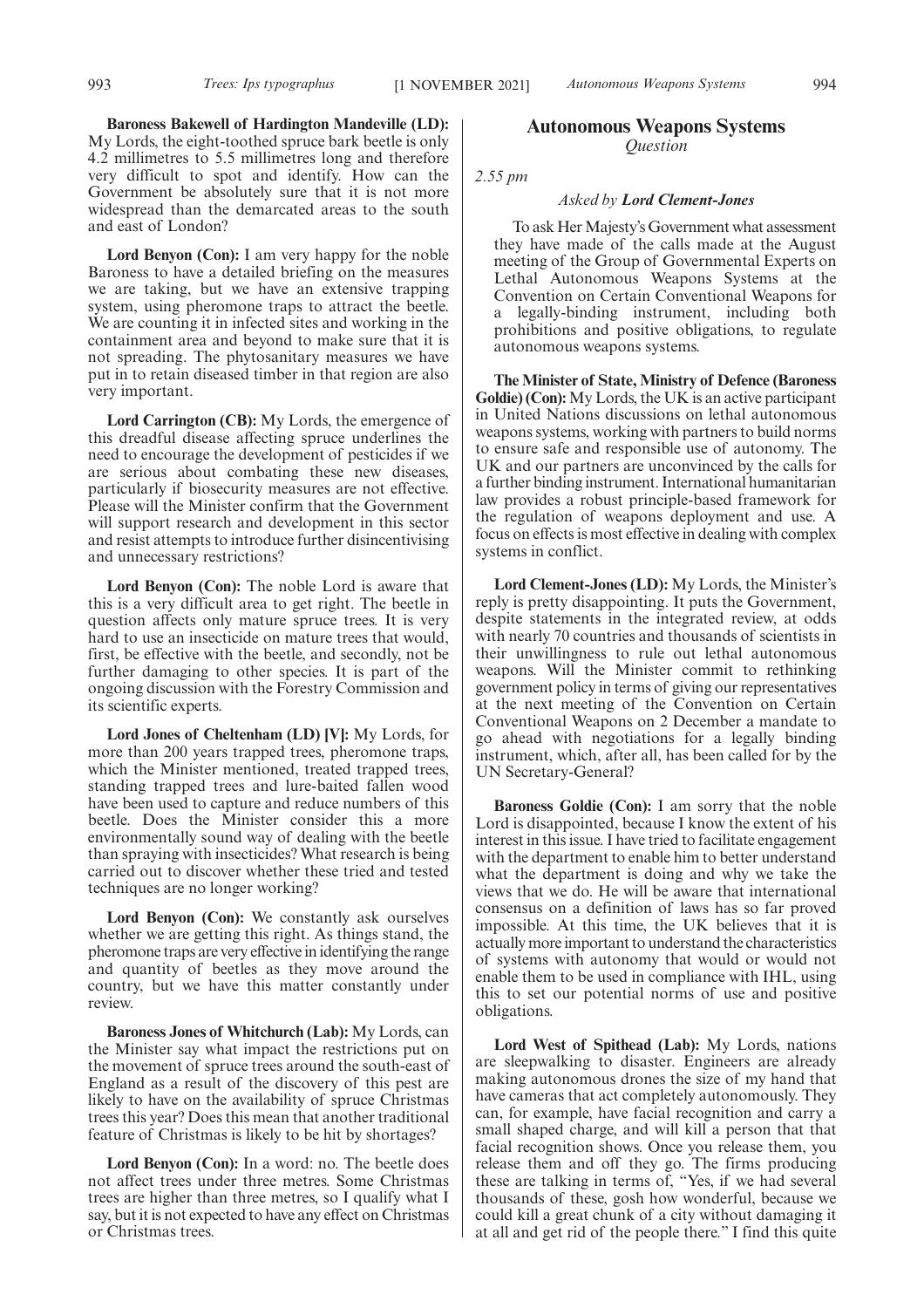**Baroness Bakewell of Hardington Mandeville (LD):** My Lords, the eight-toothed spruce bark beetle is only 4.2 millimetres to 5.5 millimetres long and therefore very difficult to spot and identify. How can the Government be absolutely sure that it is not more widespread than the demarcated areas to the south and east of London?

**Lord Benyon (Con):** I am very happy for the noble Baroness to have a detailed briefing on the measures we are taking, but we have an extensive trapping system, using pheromone traps to attract the beetle. We are counting it in infected sites and working in the containment area and beyond to make sure that it is not spreading. The phytosanitary measures we have put in to retain diseased timber in that region are also very important.

**Lord Carrington (CB):** My Lords, the emergence of this dreadful disease affecting spruce underlines the need to encourage the development of pesticides if we are serious about combating these new diseases, particularly if biosecurity measures are not effective. Please will the Minister confirm that the Government will support research and development in this sector and resist attempts to introduce further disincentivising and unnecessary restrictions?

**Lord Benyon (Con):** The noble Lord is aware that this is a very difficult area to get right. The beetle in question affects only mature spruce trees. It is very hard to use an insecticide on mature trees that would, first, be effective with the beetle, and secondly, not be further damaging to other species. It is part of the ongoing discussion with the Forestry Commission and its scientific experts.

**Lord Jones of Cheltenham (LD) [V]:** My Lords, for more than 200 years trapped trees, pheromone traps, which the Minister mentioned, treated trapped trees, standing trapped trees and lure-baited fallen wood have been used to capture and reduce numbers of this beetle. Does the Minister consider this a more environmentally sound way of dealing with the beetle than spraying with insecticides? What research is being carried out to discover whether these tried and tested techniques are no longer working?

**Lord Benyon (Con):** We constantly ask ourselves whether we are getting this right. As things stand, the pheromone traps are very effective in identifying the range and quantity of beetles as they move around the country, but we have this matter constantly under review.

**Baroness Jones of Whitchurch (Lab):** My Lords, can the Minister say what impact the restrictions put on the movement of spruce trees around the south-east of England as a result of the discovery of this pest are likely to have on the availability of spruce Christmas trees this year? Does this mean that another traditional feature of Christmas is likely to be hit by shortages?

**Lord Benyon (Con):** In a word: no. The beetle does not affect trees under three metres. Some Christmas trees are higher than three metres, so I qualify what I say, but it is not expected to have any effect on Christmas or Christmas trees.

## Autonomous Weapons Systems

*Question*

*2.55 pm*

*Asked by **Lord Clement-Jones***

To ask Her Majesty's Government what assessment they have made of the calls made at the August meeting of the Group of Governmental Experts on Lethal Autonomous Weapons Systems at the Convention on Certain Conventional Weapons for a legally-binding instrument, including both prohibitions and positive obligations, to regulate autonomous weapons systems.

**The Minister of State, Ministry of Defence (Baroness Goldie) (Con):** My Lords, the UK is an active participant in United Nations discussions on lethal autonomous weapons systems, working with partners to build norms to ensure safe and responsible use of autonomy. The UK and our partners are unconvinced by the calls for a further binding instrument. International humanitarian law provides a robust principle-based framework for the regulation of weapons deployment and use. A focus on effects is most effective in dealing with complex systems in conflict.

**Lord Clement-Jones (LD):** My Lords, the Minister's reply is pretty disappointing. It puts the Government, despite statements in the integrated review, at odds with nearly 70 countries and thousands of scientists in their unwillingness to rule out lethal autonomous weapons. Will the Minister commit to rethinking government policy in terms of giving our representatives at the next meeting of the Convention on Certain Conventional Weapons on 2 December a mandate to go ahead with negotiations for a legally binding instrument, which, after all, has been called for by the UN Secretary-General?

**Baroness Goldie (Con):** I am sorry that the noble Lord is disappointed, because I know the extent of his interest in this issue. I have tried to facilitate engagement with the department to enable him to better understand what the department is doing and why we take the views that we do. He will be aware that international consensus on a definition of laws has so far proved impossible. At this time, the UK believes that it is actually more important to understand the characteristics of systems with autonomy that would or would not enable them to be used in compliance with IHL, using this to set our potential norms of use and positive obligations.

**Lord West of Spithead (Lab):** My Lords, nations are sleepwalking to disaster. Engineers are already making autonomous drones the size of my hand that have cameras that act completely autonomously. They can, for example, have facial recognition and carry a small shaped charge, and will kill a person that that facial recognition shows. Once you release them, you release them and off they go. The firms producing these are talking in terms of, "Yes, if we had several thousands of these, gosh how wonderful, because we could kill a great chunk of a city without damaging it at all and get rid of the people there." I find this quite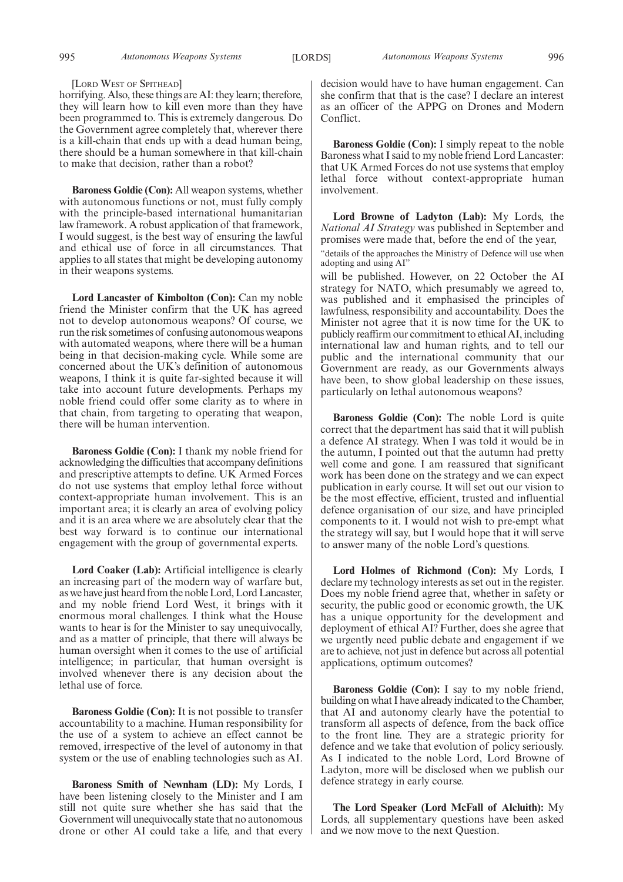[Lord West of Spithead]

horrifying. Also, these things are AI: they learn; therefore, they will learn how to kill even more than they have been programmed to. This is extremely dangerous. Do the Government agree completely that, wherever there is a kill-chain that ends up with a dead human being, there should be a human somewhere in that kill-chain to make that decision, rather than a robot?

**Baroness Goldie (Con):** All weapon systems, whether with autonomous functions or not, must fully comply with the principle-based international humanitarian law framework. A robust application of that framework, I would suggest, is the best way of ensuring the lawful and ethical use of force in all circumstances. That applies to all states that might be developing autonomy in their weapons systems.

**Lord Lancaster of Kimbolton (Con):** Can my noble friend the Minister confirm that the UK has agreed not to develop autonomous weapons? Of course, we run the risk sometimes of confusing autonomous weapons with automated weapons, where there will be a human being in that decision-making cycle. While some are concerned about the UK's definition of autonomous weapons, I think it is quite far-sighted because it will take into account future developments. Perhaps my noble friend could offer some clarity as to where in that chain, from targeting to operating that weapon, there will be human intervention.

**Baroness Goldie (Con):** I thank my noble friend for acknowledging the difficulties that accompany definitions and prescriptive attempts to define. UK Armed Forces do not use systems that employ lethal force without context-appropriate human involvement. This is an important area; it is clearly an area of evolving policy and it is an area where we are absolutely clear that the best way forward is to continue our international engagement with the group of governmental experts.

**Lord Coaker (Lab):** Artificial intelligence is clearly an increasing part of the modern way of warfare but, as we have just heard from the noble Lord, Lord Lancaster, and my noble friend Lord West, it brings with it enormous moral challenges. I think what the House wants to hear is for the Minister to say unequivocally, and as a matter of principle, that there will always be human oversight when it comes to the use of artificial intelligence; in particular, that human oversight is involved whenever there is any decision about the lethal use of force.

**Baroness Goldie (Con):** It is not possible to transfer accountability to a machine. Human responsibility for the use of a system to achieve an effect cannot be removed, irrespective of the level of autonomy in that system or the use of enabling technologies such as AI.

**Baroness Smith of Newnham (LD):** My Lords, I have been listening closely to the Minister and I am still not quite sure whether she has said that the Government will unequivocally state that no autonomous drone or other AI could take a life, and that every decision would have to have human engagement. Can she confirm that that is the case? I declare an interest as an officer of the APPG on Drones and Modern Conflict.

**Baroness Goldie (Con):** I simply repeat to the noble Baroness what I said to my noble friend Lord Lancaster: that UK Armed Forces do not use systems that employ lethal force without context-appropriate human involvement.

**Lord Browne of Ladyton (Lab):** My Lords, the *National AI Strategy* was published in September and promises were made that, before the end of the year,

"details of the approaches the Ministry of Defence will use when adopting and using AI"

will be published. However, on 22 October the AI strategy for NATO, which presumably we agreed to, was published and it emphasised the principles of lawfulness, responsibility and accountability. Does the Minister not agree that it is now time for the UK to publicly reaffirm our commitment to ethical AI, including international law and human rights, and to tell our public and the international community that our Government are ready, as our Governments always have been, to show global leadership on these issues, particularly on lethal autonomous weapons?

**Baroness Goldie (Con):** The noble Lord is quite correct that the department has said that it will publish a defence AI strategy. When I was told it would be in the autumn, I pointed out that the autumn had pretty well come and gone. I am reassured that significant work has been done on the strategy and we can expect publication in early course. It will set out our vision to be the most effective, efficient, trusted and influential defence organisation of our size, and have principled components to it. I would not wish to pre-empt what the strategy will say, but I would hope that it will serve to answer many of the noble Lord's questions.

**Lord Holmes of Richmond (Con):** My Lords, I declare my technology interests as set out in the register. Does my noble friend agree that, whether in safety or security, the public good or economic growth, the UK has a unique opportunity for the development and deployment of ethical AI? Further, does she agree that we urgently need public debate and engagement if we are to achieve, not just in defence but across all potential applications, optimum outcomes?

**Baroness Goldie (Con):** I say to my noble friend, building on what I have already indicated to the Chamber, that AI and autonomy clearly have the potential to transform all aspects of defence, from the back office to the front line. They are a strategic priority for defence and we take that evolution of policy seriously. As I indicated to the noble Lord, Lord Browne of Ladyton, more will be disclosed when we publish our defence strategy in early course.

**The Lord Speaker (Lord McFall of Alcluith):** My Lords, all supplementary questions have been asked and we now move to the next Question.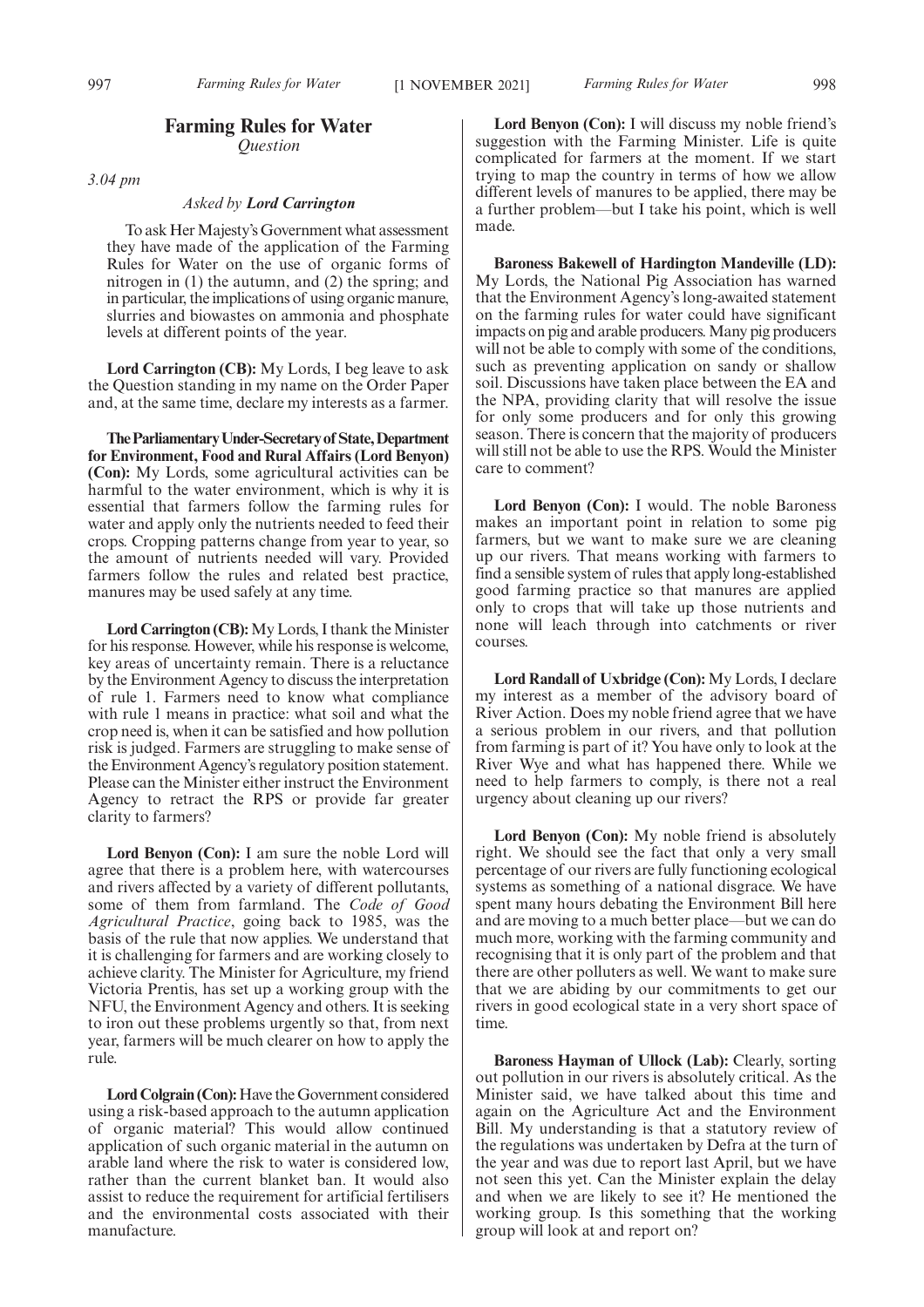# Farming Rules for Water

*Question*

*3.04 pm*

*Asked by* ***Lord Carrington***

To ask Her Majesty's Government what assessment they have made of the application of the Farming Rules for Water on the use of organic forms of nitrogen in (1) the autumn, and (2) the spring; and in particular, the implications of using organic manure, slurries and biowastes on ammonia and phosphate levels at different points of the year.

**Lord Carrington (CB):** My Lords, I beg leave to ask the Question standing in my name on the Order Paper and, at the same time, declare my interests as a farmer.

**The Parliamentary Under-Secretary of State, Department for Environment, Food and Rural Affairs (Lord Benyon) (Con):** My Lords, some agricultural activities can be harmful to the water environment, which is why it is essential that farmers follow the farming rules for water and apply only the nutrients needed to feed their crops. Cropping patterns change from year to year, so the amount of nutrients needed will vary. Provided farmers follow the rules and related best practice, manures may be used safely at any time.

**Lord Carrington (CB):** My Lords, I thank the Minister for his response. However, while his response is welcome, key areas of uncertainty remain. There is a reluctance by the Environment Agency to discuss the interpretation of rule 1. Farmers need to know what compliance with rule 1 means in practice: what soil and what the crop need is, when it can be satisfied and how pollution risk is judged. Farmers are struggling to make sense of the Environment Agency's regulatory position statement. Please can the Minister either instruct the Environment Agency to retract the RPS or provide far greater clarity to farmers?

**Lord Benyon (Con):** I am sure the noble Lord will agree that there is a problem here, with watercourses and rivers affected by a variety of different pollutants, some of them from farmland. The *Code of Good Agricultural Practice*, going back to 1985, was the basis of the rule that now applies. We understand that it is challenging for farmers and are working closely to achieve clarity. The Minister for Agriculture, my friend Victoria Prentis, has set up a working group with the NFU, the Environment Agency and others. It is seeking to iron out these problems urgently so that, from next year, farmers will be much clearer on how to apply the rule.

**Lord Colgrain (Con):** Have the Government considered using a risk-based approach to the autumn application of organic material? This would allow continued application of such organic material in the autumn on arable land where the risk to water is considered low, rather than the current blanket ban. It would also assist to reduce the requirement for artificial fertilisers and the environmental costs associated with their manufacture.

**Lord Benyon (Con):** I will discuss my noble friend's suggestion with the Farming Minister. Life is quite complicated for farmers at the moment. If we start trying to map the country in terms of how we allow different levels of manures to be applied, there may be a further problem—but I take his point, which is well made.

**Baroness Bakewell of Hardington Mandeville (LD):** My Lords, the National Pig Association has warned that the Environment Agency's long-awaited statement on the farming rules for water could have significant impacts on pig and arable producers. Many pig producers will not be able to comply with some of the conditions, such as preventing application on sandy or shallow soil. Discussions have taken place between the EA and the NPA, providing clarity that will resolve the issue for only some producers and for only this growing season. There is concern that the majority of producers will still not be able to use the RPS. Would the Minister care to comment?

**Lord Benyon (Con):** I would. The noble Baroness makes an important point in relation to some pig farmers, but we want to make sure we are cleaning up our rivers. That means working with farmers to find a sensible system of rules that apply long-established good farming practice so that manures are applied only to crops that will take up those nutrients and none will leach through into catchments or river courses.

**Lord Randall of Uxbridge (Con):** My Lords, I declare my interest as a member of the advisory board of River Action. Does my noble friend agree that we have a serious problem in our rivers, and that pollution from farming is part of it? You have only to look at the River Wye and what has happened there. While we need to help farmers to comply, is there not a real urgency about cleaning up our rivers?

**Lord Benyon (Con):** My noble friend is absolutely right. We should see the fact that only a very small percentage of our rivers are fully functioning ecological systems as something of a national disgrace. We have spent many hours debating the Environment Bill here and are moving to a much better place—but we can do much more, working with the farming community and recognising that it is only part of the problem and that there are other polluters as well. We want to make sure that we are abiding by our commitments to get our rivers in good ecological state in a very short space of time.

**Baroness Hayman of Ullock (Lab):** Clearly, sorting out pollution in our rivers is absolutely critical. As the Minister said, we have talked about this time and again on the Agriculture Act and the Environment Bill. My understanding is that a statutory review of the regulations was undertaken by Defra at the turn of the year and was due to report last April, but we have not seen this yet. Can the Minister explain the delay and when we are likely to see it? He mentioned the working group. Is this something that the working group will look at and report on?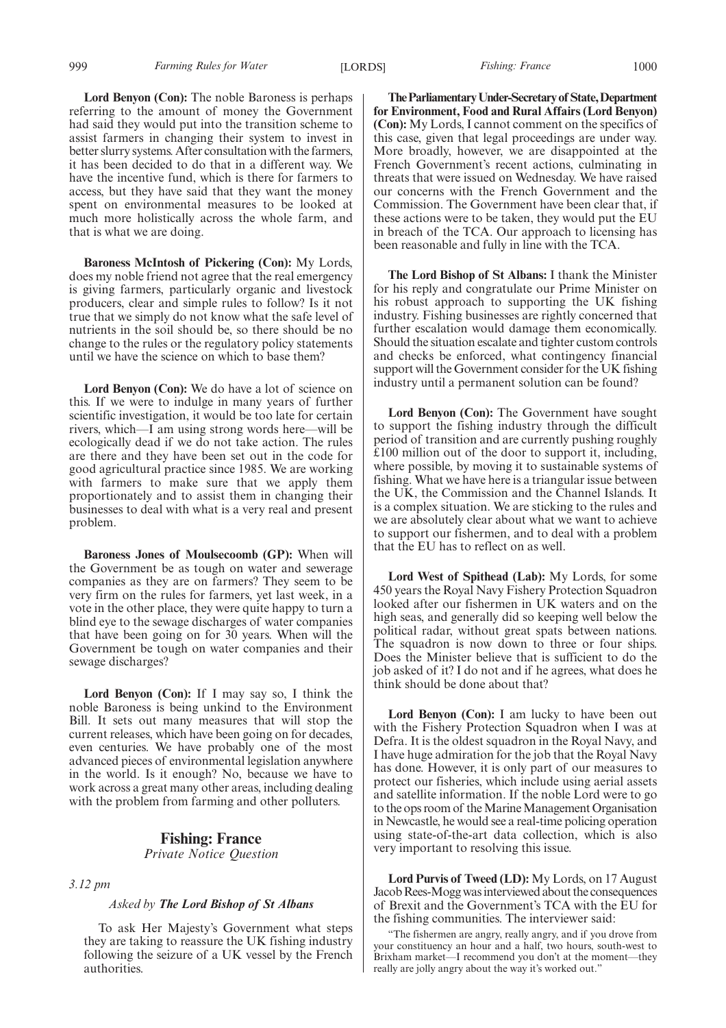**Lord Benyon (Con):** The noble Baroness is perhaps referring to the amount of money the Government had said they would put into the transition scheme to assist farmers in changing their system to invest in better slurry systems. After consultation with the farmers, it has been decided to do that in a different way. We have the incentive fund, which is there for farmers to access, but they have said that they want the money spent on environmental measures to be looked at much more holistically across the whole farm, and that is what we are doing.

**Baroness McIntosh of Pickering (Con):** My Lords, does my noble friend not agree that the real emergency is giving farmers, particularly organic and livestock producers, clear and simple rules to follow? Is it not true that we simply do not know what the safe level of nutrients in the soil should be, so there should be no change to the rules or the regulatory policy statements until we have the science on which to base them?

**Lord Benyon (Con):** We do have a lot of science on this. If we were to indulge in many years of further scientific investigation, it would be too late for certain rivers, which—I am using strong words here—will be ecologically dead if we do not take action. The rules are there and they have been set out in the code for good agricultural practice since 1985. We are working with farmers to make sure that we apply them proportionately and to assist them in changing their businesses to deal with what is a very real and present problem.

**Baroness Jones of Moulsecoomb (GP):** When will the Government be as tough on water and sewerage companies as they are on farmers? They seem to be very firm on the rules for farmers, yet last week, in a vote in the other place, they were quite happy to turn a blind eye to the sewage discharges of water companies that have been going on for 30 years. When will the Government be tough on water companies and their sewage discharges?

**Lord Benyon (Con):** If I may say so, I think the noble Baroness is being unkind to the Environment Bill. It sets out many measures that will stop the current releases, which have been going on for decades, even centuries. We have probably one of the most advanced pieces of environmental legislation anywhere in the world. Is it enough? No, because we have to work across a great many other areas, including dealing with the problem from farming and other polluters.

## Fishing: France

*Private Notice Question*

*3.12 pm*

*Asked by* ***The Lord Bishop of St Albans***

To ask Her Majesty's Government what steps they are taking to reassure the UK fishing industry following the seizure of a UK vessel by the French authorities.

**The Parliamentary Under-Secretary of State, Department for Environment, Food and Rural Affairs (Lord Benyon) (Con):** My Lords, I cannot comment on the specifics of this case, given that legal proceedings are under way. More broadly, however, we are disappointed at the French Government's recent actions, culminating in threats that were issued on Wednesday. We have raised our concerns with the French Government and the Commission. The Government have been clear that, if these actions were to be taken, they would put the EU in breach of the TCA. Our approach to licensing has been reasonable and fully in line with the TCA.

**The Lord Bishop of St Albans:** I thank the Minister for his reply and congratulate our Prime Minister on his robust approach to supporting the UK fishing industry. Fishing businesses are rightly concerned that further escalation would damage them economically. Should the situation escalate and tighter custom controls and checks be enforced, what contingency financial support will the Government consider for the UK fishing industry until a permanent solution can be found?

**Lord Benyon (Con):** The Government have sought to support the fishing industry through the difficult period of transition and are currently pushing roughly £100 million out of the door to support it, including, where possible, by moving it to sustainable systems of fishing. What we have here is a triangular issue between the UK, the Commission and the Channel Islands. It is a complex situation. We are sticking to the rules and we are absolutely clear about what we want to achieve to support our fishermen, and to deal with a problem that the EU has to reflect on as well.

**Lord West of Spithead (Lab):** My Lords, for some 450 years the Royal Navy Fishery Protection Squadron looked after our fishermen in UK waters and on the high seas, and generally did so keeping well below the political radar, without great spats between nations. The squadron is now down to three or four ships. Does the Minister believe that is sufficient to do the job asked of it? I do not and if he agrees, what does he think should be done about that?

**Lord Benyon (Con):** I am lucky to have been out with the Fishery Protection Squadron when I was at Defra. It is the oldest squadron in the Royal Navy, and I have huge admiration for the job that the Royal Navy has done. However, it is only part of our measures to protect our fisheries, which include using aerial assets and satellite information. If the noble Lord were to go to the ops room of the Marine Management Organisation in Newcastle, he would see a real-time policing operation using state-of-the-art data collection, which is also very important to resolving this issue.

**Lord Purvis of Tweed (LD):** My Lords, on 17 August Jacob Rees-Mogg was interviewed about the consequences of Brexit and the Government's TCA with the EU for the fishing communities. The interviewer said:

> "The fishermen are angry, really angry, and if you drove from your constituency an hour and a half, two hours, south-west to Brixham market—I recommend you don't at the moment—they really are jolly angry about the way it's worked out."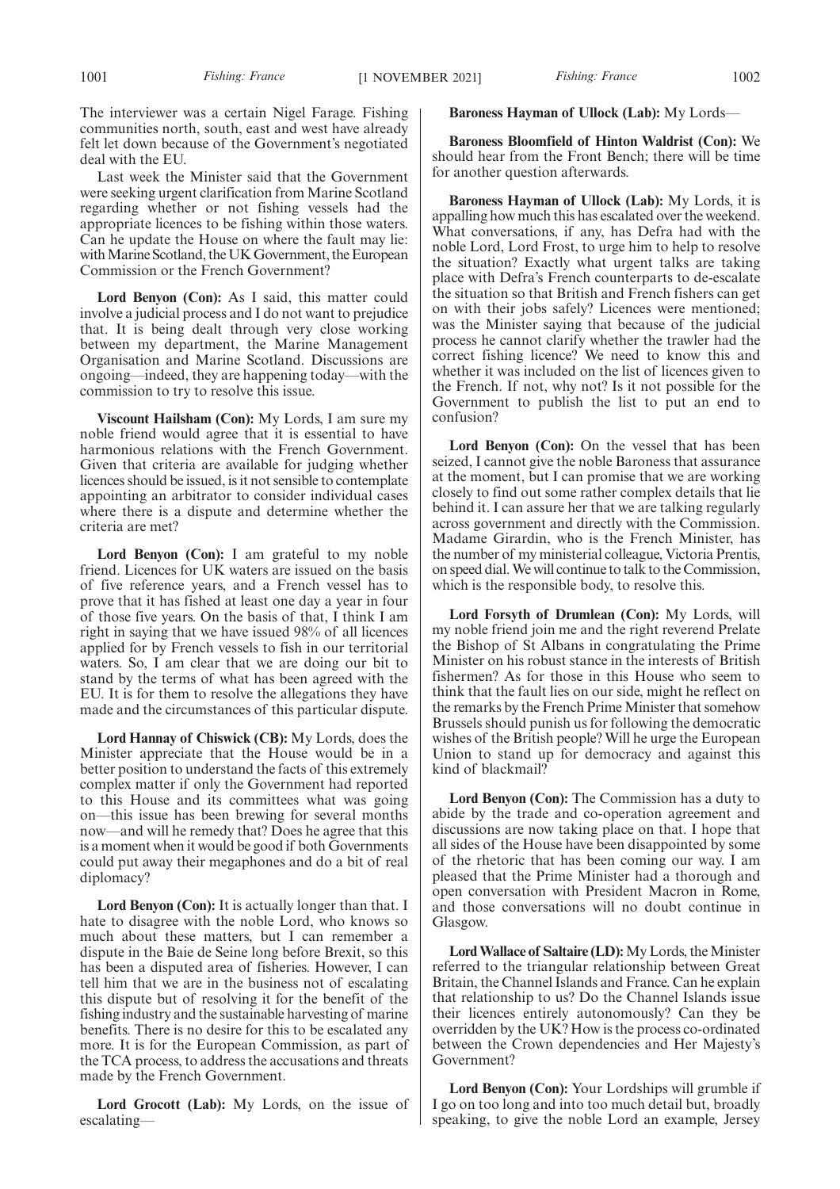The interviewer was a certain Nigel Farage. Fishing communities north, south, east and west have already felt let down because of the Government's negotiated deal with the EU.

Last week the Minister said that the Government were seeking urgent clarification from Marine Scotland regarding whether or not fishing vessels had the appropriate licences to be fishing within those waters. Can he update the House on where the fault may lie: with Marine Scotland, the UK Government, the European Commission or the French Government?

**Lord Benyon (Con):** As I said, this matter could involve a judicial process and I do not want to prejudice that. It is being dealt through very close working between my department, the Marine Management Organisation and Marine Scotland. Discussions are ongoing—indeed, they are happening today—with the commission to try to resolve this issue.

**Viscount Hailsham (Con):** My Lords, I am sure my noble friend would agree that it is essential to have harmonious relations with the French Government. Given that criteria are available for judging whether licences should be issued, is it not sensible to contemplate appointing an arbitrator to consider individual cases where there is a dispute and determine whether the criteria are met?

**Lord Benyon (Con):** I am grateful to my noble friend. Licences for UK waters are issued on the basis of five reference years, and a French vessel has to prove that it has fished at least one day a year in four of those five years. On the basis of that, I think I am right in saying that we have issued 98% of all licences applied for by French vessels to fish in our territorial waters. So, I am clear that we are doing our bit to stand by the terms of what has been agreed with the EU. It is for them to resolve the allegations they have made and the circumstances of this particular dispute.

**Lord Hannay of Chiswick (CB):** My Lords, does the Minister appreciate that the House would be in a better position to understand the facts of this extremely complex matter if only the Government had reported to this House and its committees what was going on—this issue has been brewing for several months now—and will he remedy that? Does he agree that this is a moment when it would be good if both Governments could put away their megaphones and do a bit of real diplomacy?

**Lord Benyon (Con):** It is actually longer than that. I hate to disagree with the noble Lord, who knows so much about these matters, but I can remember a dispute in the Baie de Seine long before Brexit, so this has been a disputed area of fisheries. However, I can tell him that we are in the business not of escalating this dispute but of resolving it for the benefit of the fishing industry and the sustainable harvesting of marine benefits. There is no desire for this to be escalated any more. It is for the European Commission, as part of the TCA process, to address the accusations and threats made by the French Government.

**Lord Grocott (Lab):** My Lords, on the issue of escalating—

**Baroness Hayman of Ullock (Lab):** My Lords—

**Baroness Bloomfield of Hinton Waldrist (Con):** We should hear from the Front Bench; there will be time for another question afterwards.

**Baroness Hayman of Ullock (Lab):** My Lords, it is appalling how much this has escalated over the weekend. What conversations, if any, has Defra had with the noble Lord, Lord Frost, to urge him to help to resolve the situation? Exactly what urgent talks are taking place with Defra's French counterparts to de-escalate the situation so that British and French fishers can get on with their jobs safely? Licences were mentioned; was the Minister saying that because of the judicial process he cannot clarify whether the trawler had the correct fishing licence? We need to know this and whether it was included on the list of licences given to the French. If not, why not? Is it not possible for the Government to publish the list to put an end to confusion?

**Lord Benyon (Con):** On the vessel that has been seized, I cannot give the noble Baroness that assurance at the moment, but I can promise that we are working closely to find out some rather complex details that lie behind it. I can assure her that we are talking regularly across government and directly with the Commission. Madame Girardin, who is the French Minister, has the number of my ministerial colleague, Victoria Prentis, on speed dial. We will continue to talk to the Commission, which is the responsible body, to resolve this.

**Lord Forsyth of Drumlean (Con):** My Lords, will my noble friend join me and the right reverend Prelate the Bishop of St Albans in congratulating the Prime Minister on his robust stance in the interests of British fishermen? As for those in this House who seem to think that the fault lies on our side, might he reflect on the remarks by the French Prime Minister that somehow Brussels should punish us for following the democratic wishes of the British people? Will he urge the European Union to stand up for democracy and against this kind of blackmail?

**Lord Benyon (Con):** The Commission has a duty to abide by the trade and co-operation agreement and discussions are now taking place on that. I hope that all sides of the House have been disappointed by some of the rhetoric that has been coming our way. I am pleased that the Prime Minister had a thorough and open conversation with President Macron in Rome, and those conversations will no doubt continue in Glasgow.

**Lord Wallace of Saltaire (LD):** My Lords, the Minister referred to the triangular relationship between Great Britain, the Channel Islands and France. Can he explain that relationship to us? Do the Channel Islands issue their licences entirely autonomously? Can they be overridden by the UK? How is the process co-ordinated between the Crown dependencies and Her Majesty's Government?

**Lord Benyon (Con):** Your Lordships will grumble if I go on too long and into too much detail but, broadly speaking, to give the noble Lord an example, Jersey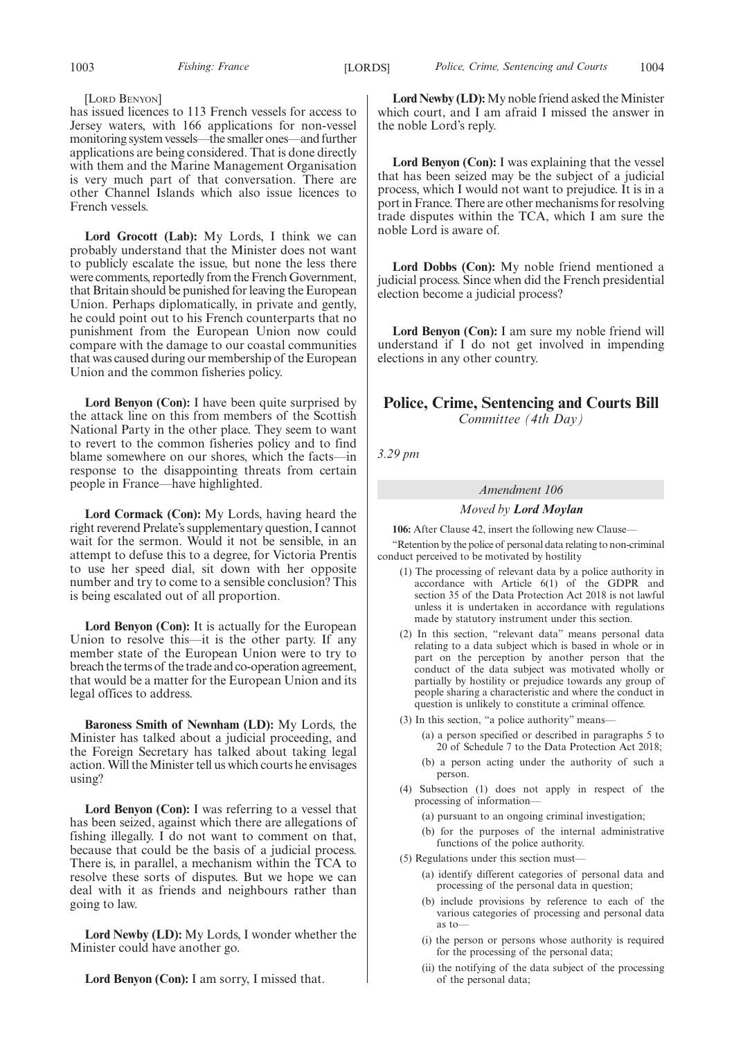[LORD BENYON]

has issued licences to 113 French vessels for access to Jersey waters, with 166 applications for non-vessel monitoring system vessels—the smaller ones—and further applications are being considered. That is done directly with them and the Marine Management Organisation is very much part of that conversation. There are other Channel Islands which also issue licences to French vessels.

**Lord Grocott (Lab):** My Lords, I think we can probably understand that the Minister does not want to publicly escalate the issue, but none the less there were comments, reportedly from the French Government, that Britain should be punished for leaving the European Union. Perhaps diplomatically, in private and gently, he could point out to his French counterparts that no punishment from the European Union now could compare with the damage to our coastal communities that was caused during our membership of the European Union and the common fisheries policy.

**Lord Benyon (Con):** I have been quite surprised by the attack line on this from members of the Scottish National Party in the other place. They seem to want to revert to the common fisheries policy and to find blame somewhere on our shores, which the facts—in response to the disappointing threats from certain people in France—have highlighted.

**Lord Cormack (Con):** My Lords, having heard the right reverend Prelate's supplementary question, I cannot wait for the sermon. Would it not be sensible, in an attempt to defuse this to a degree, for Victoria Prentis to use her speed dial, sit down with her opposite number and try to come to a sensible conclusion? This is being escalated out of all proportion.

**Lord Benyon (Con):** It is actually for the European Union to resolve this—it is the other party. If any member state of the European Union were to try to breach the terms of the trade and co-operation agreement, that would be a matter for the European Union and its legal offices to address.

**Baroness Smith of Newnham (LD):** My Lords, the Minister has talked about a judicial proceeding, and the Foreign Secretary has talked about taking legal action. Will the Minister tell us which courts he envisages using?

**Lord Benyon (Con):** I was referring to a vessel that has been seized, against which there are allegations of fishing illegally. I do not want to comment on that, because that could be the basis of a judicial process. There is, in parallel, a mechanism within the TCA to resolve these sorts of disputes. But we hope we can deal with it as friends and neighbours rather than going to law.

**Lord Newby (LD):** My Lords, I wonder whether the Minister could have another go.

**Lord Benyon (Con):** I am sorry, I missed that.

**Lord Newby (LD):** My noble friend asked the Minister which court, and I am afraid I missed the answer in the noble Lord's reply.

**Lord Benyon (Con):** I was explaining that the vessel that has been seized may be the subject of a judicial process, which I would not want to prejudice. It is in a port in France. There are other mechanisms for resolving trade disputes within the TCA, which I am sure the noble Lord is aware of.

**Lord Dobbs (Con):** My noble friend mentioned a judicial process. Since when did the French presidential election become a judicial process?

**Lord Benyon (Con):** I am sure my noble friend will understand if I do not get involved in impending elections in any other country.

## Police, Crime, Sentencing and Courts Bill

*Committee (4th Day)*

*3.29 pm*

*Amendment 106*

*Moved by **Lord Moylan***

**106:** After Clause 42, insert the following new Clause—

"Retention by the police of personal data relating to non-criminal conduct perceived to be motivated by hostility

(1) The processing of relevant data by a police authority in accordance with Article 6(1) of the GDPR and section 35 of the Data Protection Act 2018 is not lawful unless it is undertaken in accordance with regulations made by statutory instrument under this section.

(2) In this section, "relevant data" means personal data relating to a data subject which is based in whole or in part on the perception by another person that the conduct of the data subject was motivated wholly or partially by hostility or prejudice towards any group of people sharing a characteristic and where the conduct in question is unlikely to constitute a criminal offence.

(3) In this section, "a police authority" means—

(a) a person specified or described in paragraphs 5 to 20 of Schedule 7 to the Data Protection Act 2018;

(b) a person acting under the authority of such a person.

(4) Subsection (1) does not apply in respect of the processing of information—

(a) pursuant to an ongoing criminal investigation;

(b) for the purposes of the internal administrative functions of the police authority.

(5) Regulations under this section must—

(a) identify different categories of personal data and processing of the personal data in question;

(b) include provisions by reference to each of the various categories of processing and personal data as to—

(i) the person or persons whose authority is required for the processing of the personal data;

(ii) the notifying of the data subject of the processing of the personal data;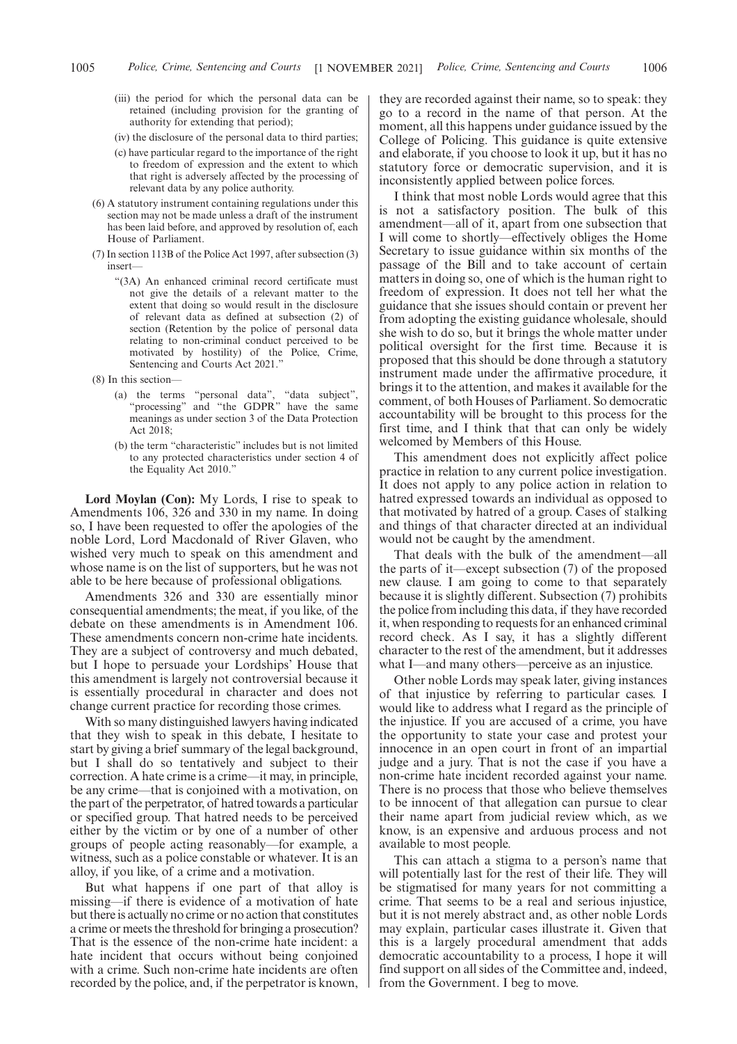(iii) the period for which the personal data can be retained (including provision for the granting of authority for extending that period);

(iv) the disclosure of the personal data to third parties;

(c) have particular regard to the importance of the right to freedom of expression and the extent to which that right is adversely affected by the processing of relevant data by any police authority.

(6) A statutory instrument containing regulations under this section may not be made unless a draft of the instrument has been laid before, and approved by resolution of, each House of Parliament.

(7) In section 113B of the Police Act 1997, after subsection (3) insert—

"(3A) An enhanced criminal record certificate must not give the details of a relevant matter to the extent that doing so would result in the disclosure of relevant data as defined at subsection (2) of section (Retention by the police of personal data relating to non-criminal conduct perceived to be motivated by hostility) of the Police, Crime, Sentencing and Courts Act 2021."

(8) In this section—

(a) the terms "personal data", "data subject", "processing" and "the GDPR" have the same meanings as under section 3 of the Data Protection Act 2018;

(b) the term "characteristic" includes but is not limited to any protected characteristics under section 4 of the Equality Act 2010."

**Lord Moylan (Con):** My Lords, I rise to speak to Amendments 106, 326 and 330 in my name. In doing so, I have been requested to offer the apologies of the noble Lord, Lord Macdonald of River Glaven, who wished very much to speak on this amendment and whose name is on the list of supporters, but he was not able to be here because of professional obligations.

Amendments 326 and 330 are essentially minor consequential amendments; the meat, if you like, of the debate on these amendments is in Amendment 106. These amendments concern non-crime hate incidents. They are a subject of controversy and much debated, but I hope to persuade your Lordships' House that this amendment is largely not controversial because it is essentially procedural in character and does not change current practice for recording those crimes.

With so many distinguished lawyers having indicated that they wish to speak in this debate, I hesitate to start by giving a brief summary of the legal background, but I shall do so tentatively and subject to their correction. A hate crime is a crime—it may, in principle, be any crime—that is conjoined with a motivation, on the part of the perpetrator, of hatred towards a particular or specified group. That hatred needs to be perceived either by the victim or by one of a number of other groups of people acting reasonably—for example, a witness, such as a police constable or whatever. It is an alloy, if you like, of a crime and a motivation.

But what happens if one part of that alloy is missing—if there is evidence of a motivation of hate but there is actually no crime or no action that constitutes a crime or meets the threshold for bringing a prosecution? That is the essence of the non-crime hate incident: a hate incident that occurs without being conjoined with a crime. Such non-crime hate incidents are often recorded by the police, and, if the perpetrator is known, they are recorded against their name, so to speak: they go to a record in the name of that person. At the moment, all this happens under guidance issued by the College of Policing. This guidance is quite extensive and elaborate, if you choose to look it up, but it has no statutory force or democratic supervision, and it is inconsistently applied between police forces.

I think that most noble Lords would agree that this is not a satisfactory position. The bulk of this amendment—all of it, apart from one subsection that I will come to shortly—effectively obliges the Home Secretary to issue guidance within six months of the passage of the Bill and to take account of certain matters in doing so, one of which is the human right to freedom of expression. It does not tell her what the guidance that she issues should contain or prevent her from adopting the existing guidance wholesale, should she wish to do so, but it brings the whole matter under political oversight for the first time. Because it is proposed that this should be done through a statutory instrument made under the affirmative procedure, it brings it to the attention, and makes it available for the comment, of both Houses of Parliament. So democratic accountability will be brought to this process for the first time, and I think that that can only be widely welcomed by Members of this House.

This amendment does not explicitly affect police practice in relation to any current police investigation. It does not apply to any police action in relation to hatred expressed towards an individual as opposed to that motivated by hatred of a group. Cases of stalking and things of that character directed at an individual would not be caught by the amendment.

That deals with the bulk of the amendment—all the parts of it—except subsection (7) of the proposed new clause. I am going to come to that separately because it is slightly different. Subsection (7) prohibits the police from including this data, if they have recorded it, when responding to requests for an enhanced criminal record check. As I say, it has a slightly different character to the rest of the amendment, but it addresses what I—and many others—perceive as an injustice.

Other noble Lords may speak later, giving instances of that injustice by referring to particular cases. I would like to address what I regard as the principle of the injustice. If you are accused of a crime, you have the opportunity to state your case and protest your innocence in an open court in front of an impartial judge and a jury. That is not the case if you have a non-crime hate incident recorded against your name. There is no process that those who believe themselves to be innocent of that allegation can pursue to clear their name apart from judicial review which, as we know, is an expensive and arduous process and not available to most people.

This can attach a stigma to a person's name that will potentially last for the rest of their life. They will be stigmatised for many years for not committing a crime. That seems to be a real and serious injustice, but it is not merely abstract and, as other noble Lords may explain, particular cases illustrate it. Given that this is a largely procedural amendment that adds democratic accountability to a process, I hope it will find support on all sides of the Committee and, indeed, from the Government. I beg to move.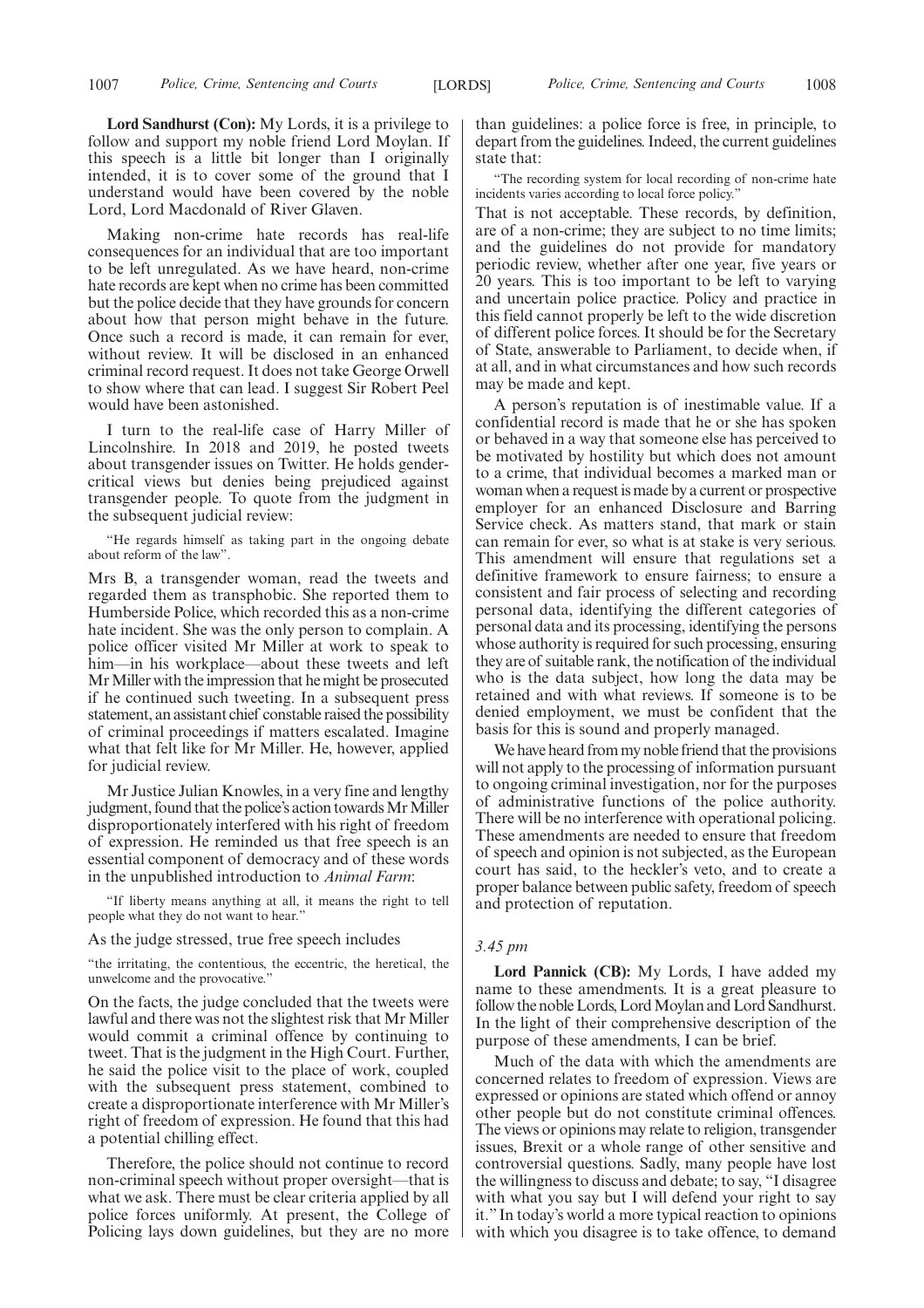**Lord Sandhurst (Con):** My Lords, it is a privilege to follow and support my noble friend Lord Moylan. If this speech is a little bit longer than I originally intended, it is to cover some of the ground that I understand would have been covered by the noble Lord, Lord Macdonald of River Glaven.

Making non-crime hate records has real-life consequences for an individual that are too important to be left unregulated. As we have heard, non-crime hate records are kept when no crime has been committed but the police decide that they have grounds for concern about how that person might behave in the future. Once such a record is made, it can remain for ever, without review. It will be disclosed in an enhanced criminal record request. It does not take George Orwell to show where that can lead. I suggest Sir Robert Peel would have been astonished.

I turn to the real-life case of Harry Miller of Lincolnshire. In 2018 and 2019, he posted tweets about transgender issues on Twitter. He holds gender-critical views but denies being prejudiced against transgender people. To quote from the judgment in the subsequent judicial review:

> "He regards himself as taking part in the ongoing debate about reform of the law".

Mrs B, a transgender woman, read the tweets and regarded them as transphobic. She reported them to Humberside Police, which recorded this as a non-crime hate incident. She was the only person to complain. A police officer visited Mr Miller at work to speak to him—in his workplace—about these tweets and left Mr Miller with the impression that he might be prosecuted if he continued such tweeting. In a subsequent press statement, an assistant chief constable raised the possibility of criminal proceedings if matters escalated. Imagine what that felt like for Mr Miller. He, however, applied for judicial review.

Mr Justice Julian Knowles, in a very fine and lengthy judgment, found that the police's action towards Mr Miller disproportionately interfered with his right of freedom of expression. He reminded us that free speech is an essential component of democracy and of these words in the unpublished introduction to *Animal Farm*:

> "If liberty means anything at all, it means the right to tell people what they do not want to hear."

As the judge stressed, true free speech includes

> "the irritating, the contentious, the eccentric, the heretical, the unwelcome and the provocative."

On the facts, the judge concluded that the tweets were lawful and there was not the slightest risk that Mr Miller would commit a criminal offence by continuing to tweet. That is the judgment in the High Court. Further, he said the police visit to the place of work, coupled with the subsequent press statement, combined to create a disproportionate interference with Mr Miller's right of freedom of expression. He found that this had a potential chilling effect.

Therefore, the police should not continue to record non-criminal speech without proper oversight—that is what we ask. There must be clear criteria applied by all police forces uniformly. At present, the College of Policing lays down guidelines, but they are no more than guidelines: a police force is free, in principle, to depart from the guidelines. Indeed, the current guidelines state that:

> "The recording system for local recording of non-crime hate incidents varies according to local force policy."

That is not acceptable. These records, by definition, are of a non-crime; they are subject to no time limits; and the guidelines do not provide for mandatory periodic review, whether after one year, five years or 20 years. This is too important to be left to varying and uncertain police practice. Policy and practice in this field cannot properly be left to the wide discretion of different police forces. It should be for the Secretary of State, answerable to Parliament, to decide when, if at all, and in what circumstances and how such records may be made and kept.

A person's reputation is of inestimable value. If a confidential record is made that he or she has spoken or behaved in a way that someone else has perceived to be motivated by hostility but which does not amount to a crime, that individual becomes a marked man or woman when a request is made by a current or prospective employer for an enhanced Disclosure and Barring Service check. As matters stand, that mark or stain can remain for ever, so what is at stake is very serious. This amendment will ensure that regulations set a definitive framework to ensure fairness; to ensure a consistent and fair process of selecting and recording personal data, identifying the different categories of personal data and its processing, identifying the persons whose authority is required for such processing, ensuring they are of suitable rank, the notification of the individual who is the data subject, how long the data may be retained and with what reviews. If someone is to be denied employment, we must be confident that the basis for this is sound and properly managed.

We have heard from my noble friend that the provisions will not apply to the processing of information pursuant to ongoing criminal investigation, nor for the purposes of administrative functions of the police authority. There will be no interference with operational policing. These amendments are needed to ensure that freedom of speech and opinion is not subjected, as the European court has said, to the heckler's veto, and to create a proper balance between public safety, freedom of speech and protection of reputation.

*3.45 pm*

**Lord Pannick (CB):** My Lords, I have added my name to these amendments. It is a great pleasure to follow the noble Lords, Lord Moylan and Lord Sandhurst. In the light of their comprehensive description of the purpose of these amendments, I can be brief.

Much of the data with which the amendments are concerned relates to freedom of expression. Views are expressed or opinions are stated which offend or annoy other people but do not constitute criminal offences. The views or opinions may relate to religion, transgender issues, Brexit or a whole range of other sensitive and controversial questions. Sadly, many people have lost the willingness to discuss and debate; to say, "I disagree with what you say but I will defend your right to say it." In today's world a more typical reaction to opinions with which you disagree is to take offence, to demand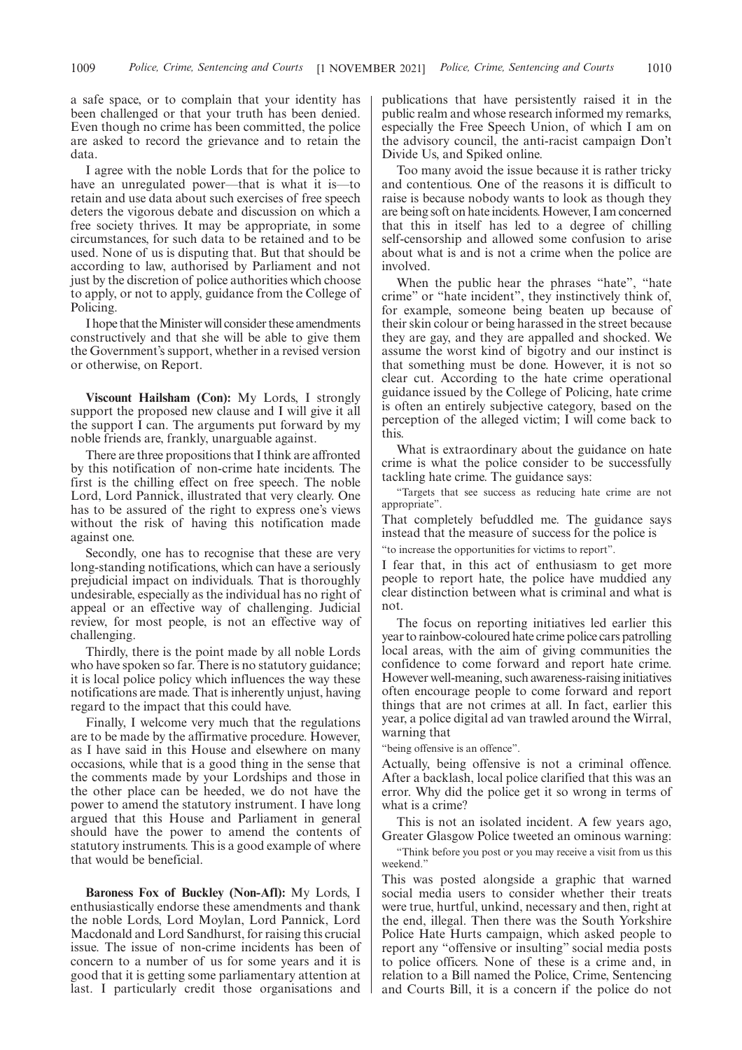a safe space, or to complain that your identity has been challenged or that your truth has been denied. Even though no crime has been committed, the police are asked to record the grievance and to retain the data.

I agree with the noble Lords that for the police to have an unregulated power—that is what it is—to retain and use data about such exercises of free speech deters the vigorous debate and discussion on which a free society thrives. It may be appropriate, in some circumstances, for such data to be retained and to be used. None of us is disputing that. But that should be according to law, authorised by Parliament and not just by the discretion of police authorities which choose to apply, or not to apply, guidance from the College of Policing.

I hope that the Minister will consider these amendments constructively and that she will be able to give them the Government's support, whether in a revised version or otherwise, on Report.

**Viscount Hailsham (Con):** My Lords, I strongly support the proposed new clause and I will give it all the support I can. The arguments put forward by my noble friends are, frankly, unarguable against.

There are three propositions that I think are affronted by this notification of non-crime hate incidents. The first is the chilling effect on free speech. The noble Lord, Lord Pannick, illustrated that very clearly. One has to be assured of the right to express one's views without the risk of having this notification made against one.

Secondly, one has to recognise that these are very long-standing notifications, which can have a seriously prejudicial impact on individuals. That is thoroughly undesirable, especially as the individual has no right of appeal or an effective way of challenging. Judicial review, for most people, is not an effective way of challenging.

Thirdly, there is the point made by all noble Lords who have spoken so far. There is no statutory guidance; it is local police policy which influences the way these notifications are made. That is inherently unjust, having regard to the impact that this could have.

Finally, I welcome very much that the regulations are to be made by the affirmative procedure. However, as I have said in this House and elsewhere on many occasions, while that is a good thing in the sense that the comments made by your Lordships and those in the other place can be heeded, we do not have the power to amend the statutory instrument. I have long argued that this House and Parliament in general should have the power to amend the contents of statutory instruments. This is a good example of where that would be beneficial.

**Baroness Fox of Buckley (Non-Afl):** My Lords, I enthusiastically endorse these amendments and thank the noble Lords, Lord Moylan, Lord Pannick, Lord Macdonald and Lord Sandhurst, for raising this crucial issue. The issue of non-crime incidents has been of concern to a number of us for some years and it is good that it is getting some parliamentary attention at last. I particularly credit those organisations and publications that have persistently raised it in the public realm and whose research informed my remarks, especially the Free Speech Union, of which I am on the advisory council, the anti-racist campaign Don't Divide Us, and Spiked online.

Too many avoid the issue because it is rather tricky and contentious. One of the reasons it is difficult to raise is because nobody wants to look as though they are being soft on hate incidents. However, I am concerned that this in itself has led to a degree of chilling self-censorship and allowed some confusion to arise about what is and is not a crime when the police are involved.

When the public hear the phrases "hate", "hate crime" or "hate incident", they instinctively think of, for example, someone being beaten up because of their skin colour or being harassed in the street because they are gay, and they are appalled and shocked. We assume the worst kind of bigotry and our instinct is that something must be done. However, it is not so clear cut. According to the hate crime operational guidance issued by the College of Policing, hate crime is often an entirely subjective category, based on the perception of the alleged victim; I will come back to this.

What is extraordinary about the guidance on hate crime is what the police consider to be successfully tackling hate crime. The guidance says:

"Targets that see success as reducing hate crime are not appropriate".

That completely befuddled me. The guidance says instead that the measure of success for the police is

"to increase the opportunities for victims to report".

I fear that, in this act of enthusiasm to get more people to report hate, the police have muddied any clear distinction between what is criminal and what is not.

The focus on reporting initiatives led earlier this year to rainbow-coloured hate crime police cars patrolling local areas, with the aim of giving communities the confidence to come forward and report hate crime. However well-meaning, such awareness-raising initiatives often encourage people to come forward and report things that are not crimes at all. In fact, earlier this year, a police digital ad van trawled around the Wirral, warning that

"being offensive is an offence".

Actually, being offensive is not a criminal offence. After a backlash, local police clarified that this was an error. Why did the police get it so wrong in terms of what is a crime?

This is not an isolated incident. A few years ago, Greater Glasgow Police tweeted an ominous warning:

"Think before you post or you may receive a visit from us this weekend."

This was posted alongside a graphic that warned social media users to consider whether their treats were true, hurtful, unkind, necessary and then, right at the end, illegal. Then there was the South Yorkshire Police Hate Hurts campaign, which asked people to report any "offensive or insulting" social media posts to police officers. None of these is a crime and, in relation to a Bill named the Police, Crime, Sentencing and Courts Bill, it is a concern if the police do not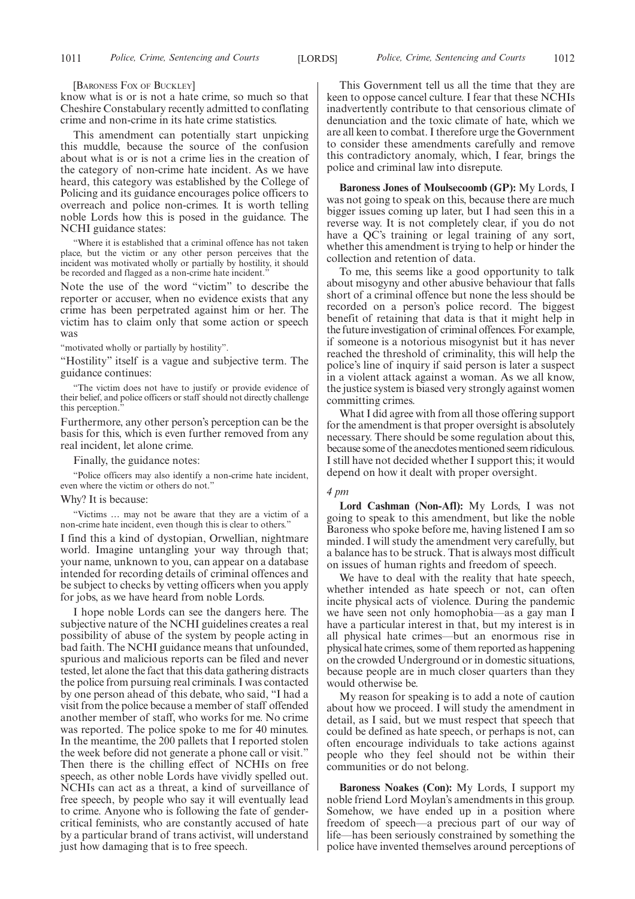[BARONESS FOX OF BUCKLEY]

know what is or is not a hate crime, so much so that Cheshire Constabulary recently admitted to conflating crime and non-crime in its hate crime statistics.

This amendment can potentially start unpicking this muddle, because the source of the confusion about what is or is not a crime lies in the creation of the category of non-crime hate incident. As we have heard, this category was established by the College of Policing and its guidance encourages police officers to overreach and police non-crimes. It is worth telling noble Lords how this is posed in the guidance. The NCHI guidance states:

> "Where it is established that a criminal offence has not taken place, but the victim or any other person perceives that the incident was motivated wholly or partially by hostility, it should be recorded and flagged as a non-crime hate incident."

Note the use of the word "victim" to describe the reporter or accuser, when no evidence exists that any crime has been perpetrated against him or her. The victim has to claim only that some action or speech was

> "motivated wholly or partially by hostility".

"Hostility" itself is a vague and subjective term. The guidance continues:

> "The victim does not have to justify or provide evidence of their belief, and police officers or staff should not directly challenge this perception."

Furthermore, any other person's perception can be the basis for this, which is even further removed from any real incident, let alone crime.

Finally, the guidance notes:

> "Police officers may also identify a non-crime hate incident, even where the victim or others do not."

Why? It is because:

> "Victims … may not be aware that they are a victim of a non-crime hate incident, even though this is clear to others."

I find this a kind of dystopian, Orwellian, nightmare world. Imagine untangling your way through that; your name, unknown to you, can appear on a database intended for recording details of criminal offences and be subject to checks by vetting officers when you apply for jobs, as we have heard from noble Lords.

I hope noble Lords can see the dangers here. The subjective nature of the NCHI guidelines creates a real possibility of abuse of the system by people acting in bad faith. The NCHI guidance means that unfounded, spurious and malicious reports can be filed and never tested, let alone the fact that this data gathering distracts the police from pursuing real criminals. I was contacted by one person ahead of this debate, who said, "I had a visit from the police because a member of staff offended another member of staff, who works for me. No crime was reported. The police spoke to me for 40 minutes. In the meantime, the 200 pallets that I reported stolen the week before did not generate a phone call or visit." Then there is the chilling effect of NCHIs on free speech, as other noble Lords have vividly spelled out. NCHIs can act as a threat, a kind of surveillance of free speech, by people who say it will eventually lead to crime. Anyone who is following the fate of gender-critical feminists, who are constantly accused of hate by a particular brand of trans activist, will understand just how damaging that is to free speech.

This Government tell us all the time that they are keen to oppose cancel culture. I fear that these NCHIs inadvertently contribute to that censorious climate of denunciation and the toxic climate of hate, which we are all keen to combat. I therefore urge the Government to consider these amendments carefully and remove this contradictory anomaly, which, I fear, brings the police and criminal law into disrepute.

**Baroness Jones of Moulsecoomb (GP):** My Lords, I was not going to speak on this, because there are much bigger issues coming up later, but I had seen this in a reverse way. It is not completely clear, if you do not have a QC's training or legal training of any sort, whether this amendment is trying to help or hinder the collection and retention of data.

To me, this seems like a good opportunity to talk about misogyny and other abusive behaviour that falls short of a criminal offence but none the less should be recorded on a person's police record. The biggest benefit of retaining that data is that it might help in the future investigation of criminal offences. For example, if someone is a notorious misogynist but it has never reached the threshold of criminality, this will help the police's line of inquiry if said person is later a suspect in a violent attack against a woman. As we all know, the justice system is biased very strongly against women committing crimes.

What I did agree with from all those offering support for the amendment is that proper oversight is absolutely necessary. There should be some regulation about this, because some of the anecdotes mentioned seem ridiculous. I still have not decided whether I support this; it would depend on how it dealt with proper oversight.

*4 pm*

**Lord Cashman (Non-Afl):** My Lords, I was not going to speak to this amendment, but like the noble Baroness who spoke before me, having listened I am so minded. I will study the amendment very carefully, but a balance has to be struck. That is always most difficult on issues of human rights and freedom of speech.

We have to deal with the reality that hate speech, whether intended as hate speech or not, can often incite physical acts of violence. During the pandemic we have seen not only homophobia—as a gay man I have a particular interest in that, but my interest is in all physical hate crimes—but an enormous rise in physical hate crimes, some of them reported as happening on the crowded Underground or in domestic situations, because people are in much closer quarters than they would otherwise be.

My reason for speaking is to add a note of caution about how we proceed. I will study the amendment in detail, as I said, but we must respect that speech that could be defined as hate speech, or perhaps is not, can often encourage individuals to take actions against people who they feel should not be within their communities or do not belong.

**Baroness Noakes (Con):** My Lords, I support my noble friend Lord Moylan's amendments in this group. Somehow, we have ended up in a position where freedom of speech—a precious part of our way of life—has been seriously constrained by something the police have invented themselves around perceptions of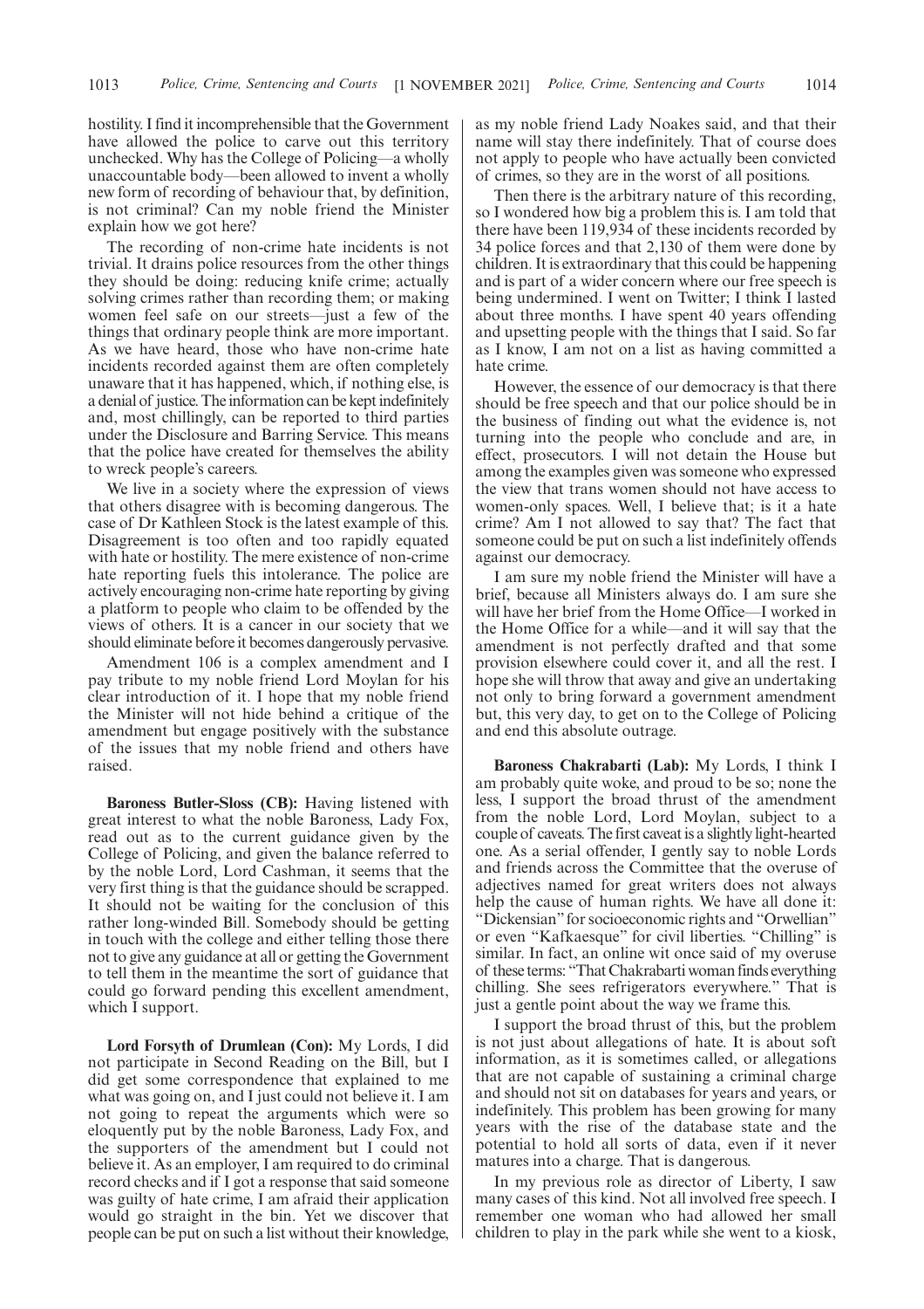hostility. I find it incomprehensible that the Government have allowed the police to carve out this territory unchecked. Why has the College of Policing—a wholly unaccountable body—been allowed to invent a wholly new form of recording of behaviour that, by definition, is not criminal? Can my noble friend the Minister explain how we got here?

The recording of non-crime hate incidents is not trivial. It drains police resources from the other things they should be doing: reducing knife crime; actually solving crimes rather than recording them; or making women feel safe on our streets—just a few of the things that ordinary people think are more important. As we have heard, those who have non-crime hate incidents recorded against them are often completely unaware that it has happened, which, if nothing else, is a denial of justice. The information can be kept indefinitely and, most chillingly, can be reported to third parties under the Disclosure and Barring Service. This means that the police have created for themselves the ability to wreck people's careers.

We live in a society where the expression of views that others disagree with is becoming dangerous. The case of Dr Kathleen Stock is the latest example of this. Disagreement is too often and too rapidly equated with hate or hostility. The mere existence of non-crime hate reporting fuels this intolerance. The police are actively encouraging non-crime hate reporting by giving a platform to people who claim to be offended by the views of others. It is a cancer in our society that we should eliminate before it becomes dangerously pervasive.

Amendment 106 is a complex amendment and I pay tribute to my noble friend Lord Moylan for his clear introduction of it. I hope that my noble friend the Minister will not hide behind a critique of the amendment but engage positively with the substance of the issues that my noble friend and others have raised.

**Baroness Butler-Sloss (CB):** Having listened with great interest to what the noble Baroness, Lady Fox, read out as to the current guidance given by the College of Policing, and given the balance referred to by the noble Lord, Lord Cashman, it seems that the very first thing is that the guidance should be scrapped. It should not be waiting for the conclusion of this rather long-winded Bill. Somebody should be getting in touch with the college and either telling those there not to give any guidance at all or getting the Government to tell them in the meantime the sort of guidance that could go forward pending this excellent amendment, which I support.

**Lord Forsyth of Drumlean (Con):** My Lords, I did not participate in Second Reading on the Bill, but I did get some correspondence that explained to me what was going on, and I just could not believe it. I am not going to repeat the arguments which were so eloquently put by the noble Baroness, Lady Fox, and the supporters of the amendment but I could not believe it. As an employer, I am required to do criminal record checks and if I got a response that said someone was guilty of hate crime, I am afraid their application would go straight in the bin. Yet we discover that people can be put on such a list without their knowledge, as my noble friend Lady Noakes said, and that their name will stay there indefinitely. That of course does not apply to people who have actually been convicted of crimes, so they are in the worst of all positions.

Then there is the arbitrary nature of this recording, so I wondered how big a problem this is. I am told that there have been 119,934 of these incidents recorded by 34 police forces and that 2,130 of them were done by children. It is extraordinary that this could be happening and is part of a wider concern where our free speech is being undermined. I went on Twitter; I think I lasted about three months. I have spent 40 years offending and upsetting people with the things that I said. So far as I know, I am not on a list as having committed a hate crime.

However, the essence of our democracy is that there should be free speech and that our police should be in the business of finding out what the evidence is, not turning into the people who conclude and are, in effect, prosecutors. I will not detain the House but among the examples given was someone who expressed the view that trans women should not have access to women-only spaces. Well, I believe that; is it a hate crime? Am I not allowed to say that? The fact that someone could be put on such a list indefinitely offends against our democracy.

I am sure my noble friend the Minister will have a brief, because all Ministers always do. I am sure she will have her brief from the Home Office—I worked in the Home Office for a while—and it will say that the amendment is not perfectly drafted and that some provision elsewhere could cover it, and all the rest. I hope she will throw that away and give an undertaking not only to bring forward a government amendment but, this very day, to get on to the College of Policing and end this absolute outrage.

**Baroness Chakrabarti (Lab):** My Lords, I think I am probably quite woke, and proud to be so; none the less, I support the broad thrust of the amendment from the noble Lord, Lord Moylan, subject to a couple of caveats. The first caveat is a slightly light-hearted one. As a serial offender, I gently say to noble Lords and friends across the Committee that the overuse of adjectives named for great writers does not always help the cause of human rights. We have all done it: "Dickensian" for socioeconomic rights and "Orwellian" or even "Kafkaesque" for civil liberties. "Chilling" is similar. In fact, an online wit once said of my overuse of these terms: "That Chakrabarti woman finds everything chilling. She sees refrigerators everywhere." That is just a gentle point about the way we frame this.

I support the broad thrust of this, but the problem is not just about allegations of hate. It is about soft information, as it is sometimes called, or allegations that are not capable of sustaining a criminal charge and should not sit on databases for years and years, or indefinitely. This problem has been growing for many years with the rise of the database state and the potential to hold all sorts of data, even if it never matures into a charge. That is dangerous.

In my previous role as director of Liberty, I saw many cases of this kind. Not all involved free speech. I remember one woman who had allowed her small children to play in the park while she went to a kiosk,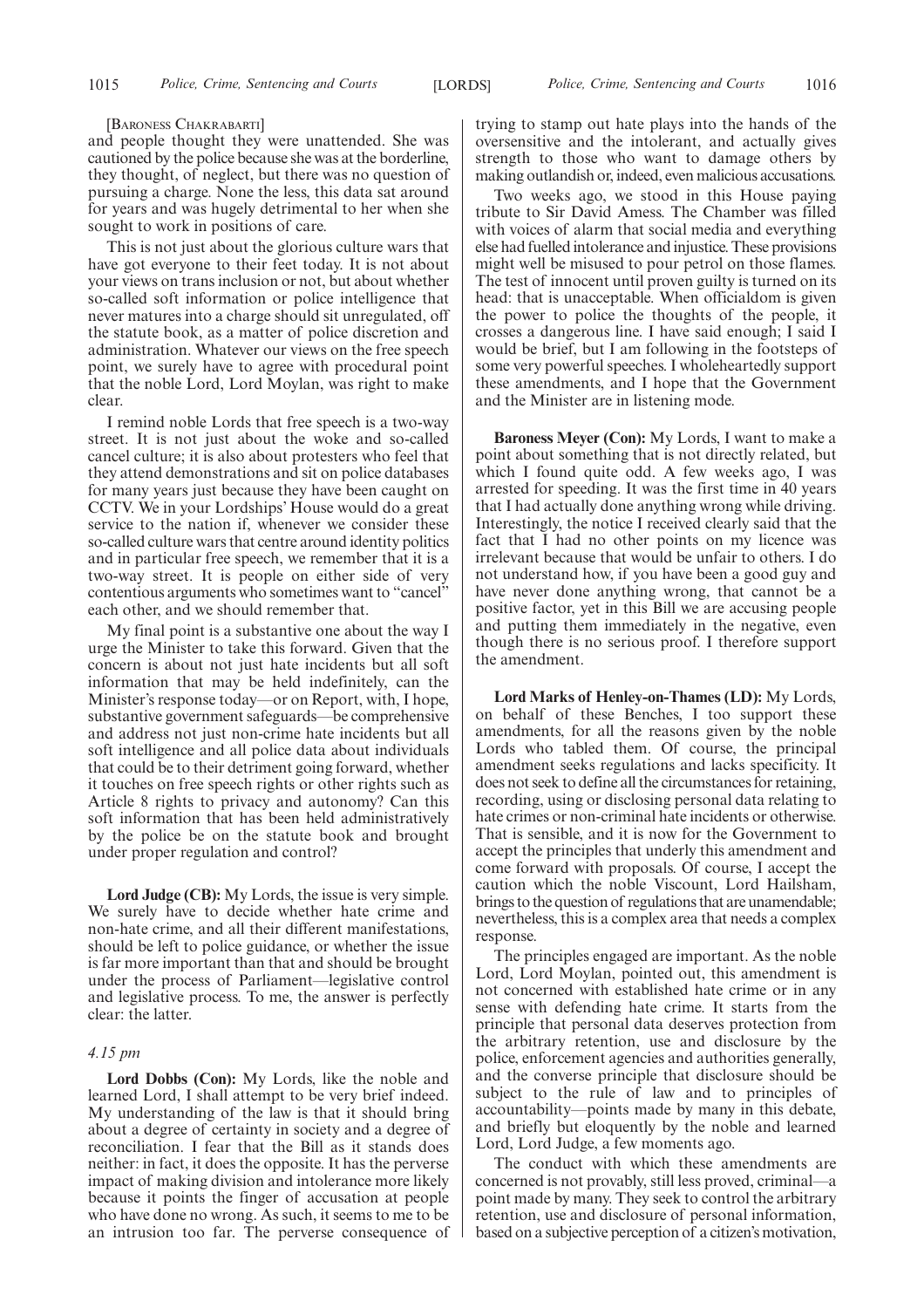[Baroness Chakrabarti]

and people thought they were unattended. She was cautioned by the police because she was at the borderline, they thought, of neglect, but there was no question of pursuing a charge. None the less, this data sat around for years and was hugely detrimental to her when she sought to work in positions of care.

This is not just about the glorious culture wars that have got everyone to their feet today. It is not about your views on trans inclusion or not, but about whether so-called soft information or police intelligence that never matures into a charge should sit unregulated, off the statute book, as a matter of police discretion and administration. Whatever our views on the free speech point, we surely have to agree with procedural point that the noble Lord, Lord Moylan, was right to make clear.

I remind noble Lords that free speech is a two-way street. It is not just about the woke and so-called cancel culture; it is also about protesters who feel that they attend demonstrations and sit on police databases for many years just because they have been caught on CCTV. We in your Lordships' House would do a great service to the nation if, whenever we consider these so-called culture wars that centre around identity politics and in particular free speech, we remember that it is a two-way street. It is people on either side of very contentious arguments who sometimes want to "cancel" each other, and we should remember that.

My final point is a substantive one about the way I urge the Minister to take this forward. Given that the concern is about not just hate incidents but all soft information that may be held indefinitely, can the Minister's response today—or on Report, with, I hope, substantive government safeguards—be comprehensive and address not just non-crime hate incidents but all soft intelligence and all police data about individuals that could be to their detriment going forward, whether it touches on free speech rights or other rights such as Article 8 rights to privacy and autonomy? Can this soft information that has been held administratively by the police be on the statute book and brought under proper regulation and control?

**Lord Judge (CB):** My Lords, the issue is very simple. We surely have to decide whether hate crime and non-hate crime, and all their different manifestations, should be left to police guidance, or whether the issue is far more important than that and should be brought under the process of Parliament—legislative control and legislative process. To me, the answer is perfectly clear: the latter.

*4.15 pm*

**Lord Dobbs (Con):** My Lords, like the noble and learned Lord, I shall attempt to be very brief indeed. My understanding of the law is that it should bring about a degree of certainty in society and a degree of reconciliation. I fear that the Bill as it stands does neither: in fact, it does the opposite. It has the perverse impact of making division and intolerance more likely because it points the finger of accusation at people who have done no wrong. As such, it seems to me to be an intrusion too far. The perverse consequence of trying to stamp out hate plays into the hands of the oversensitive and the intolerant, and actually gives strength to those who want to damage others by making outlandish or, indeed, even malicious accusations.

Two weeks ago, we stood in this House paying tribute to Sir David Amess. The Chamber was filled with voices of alarm that social media and everything else had fuelled intolerance and injustice. These provisions might well be misused to pour petrol on those flames. The test of innocent until proven guilty is turned on its head: that is unacceptable. When officialdom is given the power to police the thoughts of the people, it crosses a dangerous line. I have said enough; I said I would be brief, but I am following in the footsteps of some very powerful speeches. I wholeheartedly support these amendments, and I hope that the Government and the Minister are in listening mode.

**Baroness Meyer (Con):** My Lords, I want to make a point about something that is not directly related, but which I found quite odd. A few weeks ago, I was arrested for speeding. It was the first time in 40 years that I had actually done anything wrong while driving. Interestingly, the notice I received clearly said that the fact that I had no other points on my licence was irrelevant because that would be unfair to others. I do not understand how, if you have been a good guy and have never done anything wrong, that cannot be a positive factor, yet in this Bill we are accusing people and putting them immediately in the negative, even though there is no serious proof. I therefore support the amendment.

**Lord Marks of Henley-on-Thames (LD):** My Lords, on behalf of these Benches, I too support these amendments, for all the reasons given by the noble Lords who tabled them. Of course, the principal amendment seeks regulations and lacks specificity. It does not seek to define all the circumstances for retaining, recording, using or disclosing personal data relating to hate crimes or non-criminal hate incidents or otherwise. That is sensible, and it is now for the Government to accept the principles that underly this amendment and come forward with proposals. Of course, I accept the caution which the noble Viscount, Lord Hailsham, brings to the question of regulations that are unamendable; nevertheless, this is a complex area that needs a complex response.

The principles engaged are important. As the noble Lord, Lord Moylan, pointed out, this amendment is not concerned with established hate crime or in any sense with defending hate crime. It starts from the principle that personal data deserves protection from the arbitrary retention, use and disclosure by the police, enforcement agencies and authorities generally, and the converse principle that disclosure should be subject to the rule of law and to principles of accountability—points made by many in this debate, and briefly but eloquently by the noble and learned Lord, Lord Judge, a few moments ago.

The conduct with which these amendments are concerned is not provably, still less proved, criminal—a point made by many. They seek to control the arbitrary retention, use and disclosure of personal information, based on a subjective perception of a citizen's motivation,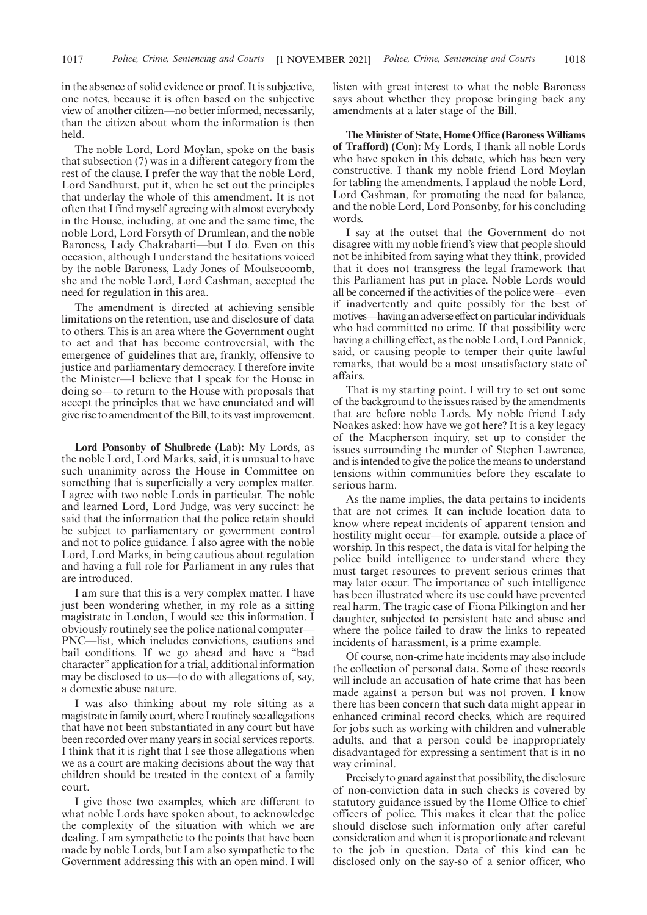in the absence of solid evidence or proof. It is subjective, one notes, because it is often based on the subjective view of another citizen—no better informed, necessarily, than the citizen about whom the information is then held.

The noble Lord, Lord Moylan, spoke on the basis that subsection (7) was in a different category from the rest of the clause. I prefer the way that the noble Lord, Lord Sandhurst, put it, when he set out the principles that underlay the whole of this amendment. It is not often that I find myself agreeing with almost everybody in the House, including, at one and the same time, the noble Lord, Lord Forsyth of Drumlean, and the noble Baroness, Lady Chakrabarti—but I do. Even on this occasion, although I understand the hesitations voiced by the noble Baroness, Lady Jones of Moulsecoomb, she and the noble Lord, Lord Cashman, accepted the need for regulation in this area.

The amendment is directed at achieving sensible limitations on the retention, use and disclosure of data to others. This is an area where the Government ought to act and that has become controversial, with the emergence of guidelines that are, frankly, offensive to justice and parliamentary democracy. I therefore invite the Minister—I believe that I speak for the House in doing so—to return to the House with proposals that accept the principles that we have enunciated and will give rise to amendment of the Bill, to its vast improvement.

**Lord Ponsonby of Shulbrede (Lab):** My Lords, as the noble Lord, Lord Marks, said, it is unusual to have such unanimity across the House in Committee on something that is superficially a very complex matter. I agree with two noble Lords in particular. The noble and learned Lord, Lord Judge, was very succinct: he said that the information that the police retain should be subject to parliamentary or government control and not to police guidance. I also agree with the noble Lord, Lord Marks, in being cautious about regulation and having a full role for Parliament in any rules that are introduced.

I am sure that this is a very complex matter. I have just been wondering whether, in my role as a sitting magistrate in London, I would see this information. I obviously routinely see the police national computer—PNC—list, which includes convictions, cautions and bail conditions. If we go ahead and have a "bad character" application for a trial, additional information may be disclosed to us—to do with allegations of, say, a domestic abuse nature.

I was also thinking about my role sitting as a magistrate in family court, where I routinely see allegations that have not been substantiated in any court but have been recorded over many years in social services reports. I think that it is right that I see those allegations when we as a court are making decisions about the way that children should be treated in the context of a family court.

I give those two examples, which are different to what noble Lords have spoken about, to acknowledge the complexity of the situation with which we are dealing. I am sympathetic to the points that have been made by noble Lords, but I am also sympathetic to the Government addressing this with an open mind. I will listen with great interest to what the noble Baroness says about whether they propose bringing back any amendments at a later stage of the Bill.

**The Minister of State, Home Office (Baroness Williams of Trafford) (Con):** My Lords, I thank all noble Lords who have spoken in this debate, which has been very constructive. I thank my noble friend Lord Moylan for tabling the amendments. I applaud the noble Lord, Lord Cashman, for promoting the need for balance, and the noble Lord, Lord Ponsonby, for his concluding words.

I say at the outset that the Government do not disagree with my noble friend's view that people should not be inhibited from saying what they think, provided that it does not transgress the legal framework that this Parliament has put in place. Noble Lords would all be concerned if the activities of the police were—even if inadvertently and quite possibly for the best of motives—having an adverse effect on particular individuals who had committed no crime. If that possibility were having a chilling effect, as the noble Lord, Lord Pannick, said, or causing people to temper their quite lawful remarks, that would be a most unsatisfactory state of affairs.

That is my starting point. I will try to set out some of the background to the issues raised by the amendments that are before noble Lords. My noble friend Lady Noakes asked: how have we got here? It is a key legacy of the Macpherson inquiry, set up to consider the issues surrounding the murder of Stephen Lawrence, and is intended to give the police the means to understand tensions within communities before they escalate to serious harm.

As the name implies, the data pertains to incidents that are not crimes. It can include location data to know where repeat incidents of apparent tension and hostility might occur—for example, outside a place of worship. In this respect, the data is vital for helping the police build intelligence to understand where they must target resources to prevent serious crimes that may later occur. The importance of such intelligence has been illustrated where its use could have prevented real harm. The tragic case of Fiona Pilkington and her daughter, subjected to persistent hate and abuse and where the police failed to draw the links to repeated incidents of harassment, is a prime example.

Of course, non-crime hate incidents may also include the collection of personal data. Some of these records will include an accusation of hate crime that has been made against a person but was not proven. I know there has been concern that such data might appear in enhanced criminal record checks, which are required for jobs such as working with children and vulnerable adults, and that a person could be inappropriately disadvantaged for expressing a sentiment that is in no way criminal.

Precisely to guard against that possibility, the disclosure of non-conviction data in such checks is covered by statutory guidance issued by the Home Office to chief officers of police. This makes it clear that the police should disclose such information only after careful consideration and when it is proportionate and relevant to the job in question. Data of this kind can be disclosed only on the say-so of a senior officer, who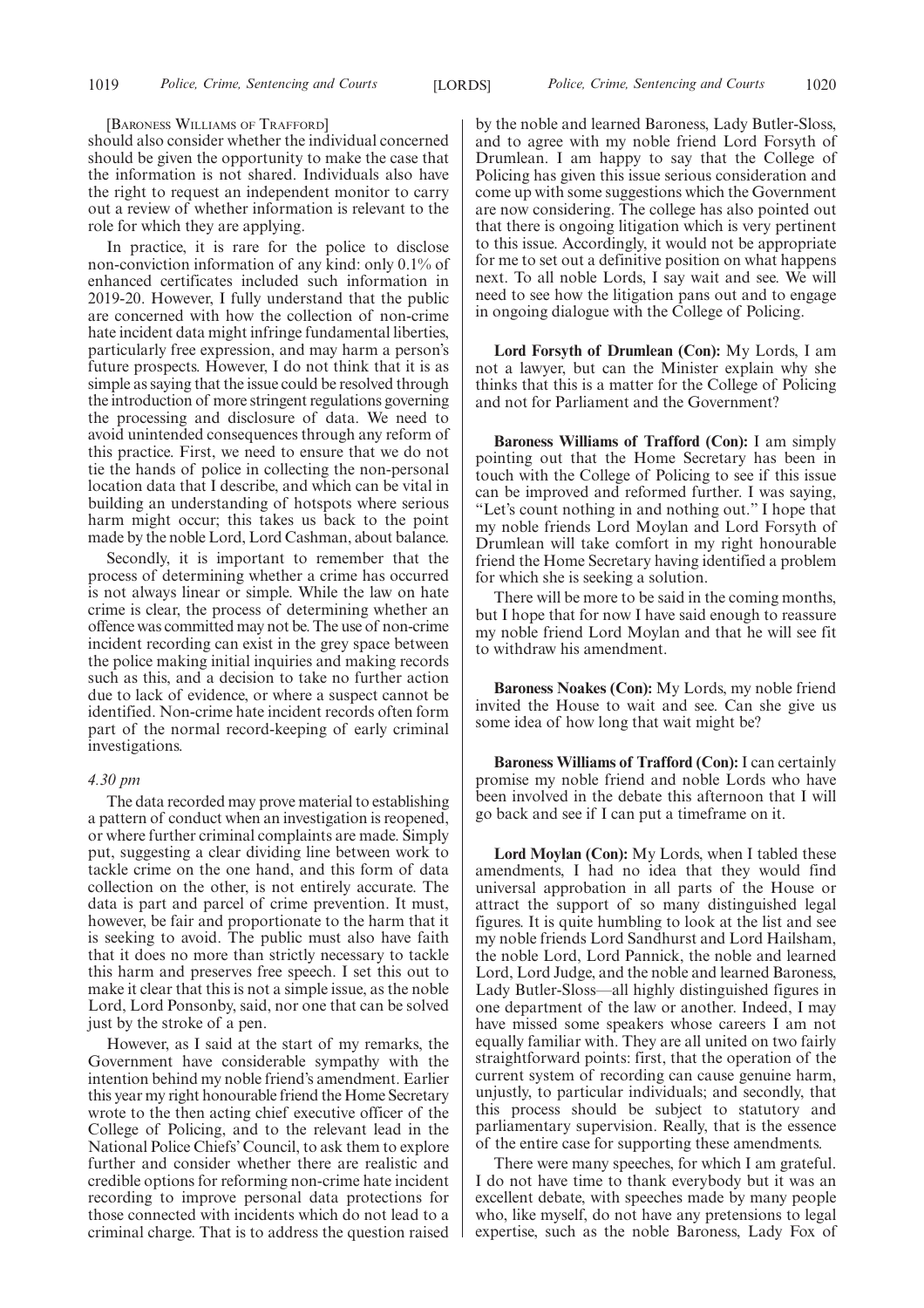[BARONESS WILLIAMS OF TRAFFORD]

should also consider whether the individual concerned should be given the opportunity to make the case that the information is not shared. Individuals also have the right to request an independent monitor to carry out a review of whether information is relevant to the role for which they are applying.

In practice, it is rare for the police to disclose non-conviction information of any kind: only 0.1% of enhanced certificates included such information in 2019-20. However, I fully understand that the public are concerned with how the collection of non-crime hate incident data might infringe fundamental liberties, particularly free expression, and may harm a person's future prospects. However, I do not think that it is as simple as saying that the issue could be resolved through the introduction of more stringent regulations governing the processing and disclosure of data. We need to avoid unintended consequences through any reform of this practice. First, we need to ensure that we do not tie the hands of police in collecting the non-personal location data that I describe, and which can be vital in building an understanding of hotspots where serious harm might occur; this takes us back to the point made by the noble Lord, Lord Cashman, about balance.

Secondly, it is important to remember that the process of determining whether a crime has occurred is not always linear or simple. While the law on hate crime is clear, the process of determining whether an offence was committed may not be. The use of non-crime incident recording can exist in the grey space between the police making initial inquiries and making records such as this, and a decision to take no further action due to lack of evidence, or where a suspect cannot be identified. Non-crime hate incident records often form part of the normal record-keeping of early criminal investigations.

*4.30 pm*

The data recorded may prove material to establishing a pattern of conduct when an investigation is reopened, or where further criminal complaints are made. Simply put, suggesting a clear dividing line between work to tackle crime on the one hand, and this form of data collection on the other, is not entirely accurate. The data is part and parcel of crime prevention. It must, however, be fair and proportionate to the harm that it is seeking to avoid. The public must also have faith that it does no more than strictly necessary to tackle this harm and preserves free speech. I set this out to make it clear that this is not a simple issue, as the noble Lord, Lord Ponsonby, said, nor one that can be solved just by the stroke of a pen.

However, as I said at the start of my remarks, the Government have considerable sympathy with the intention behind my noble friend's amendment. Earlier this year my right honourable friend the Home Secretary wrote to the then acting chief executive officer of the College of Policing, and to the relevant lead in the National Police Chiefs' Council, to ask them to explore further and consider whether there are realistic and credible options for reforming non-crime hate incident recording to improve personal data protections for those connected with incidents which do not lead to a criminal charge. That is to address the question raised by the noble and learned Baroness, Lady Butler-Sloss, and to agree with my noble friend Lord Forsyth of Drumlean. I am happy to say that the College of Policing has given this issue serious consideration and come up with some suggestions which the Government are now considering. The college has also pointed out that there is ongoing litigation which is very pertinent to this issue. Accordingly, it would not be appropriate for me to set out a definitive position on what happens next. To all noble Lords, I say wait and see. We will need to see how the litigation pans out and to engage in ongoing dialogue with the College of Policing.

**Lord Forsyth of Drumlean (Con):** My Lords, I am not a lawyer, but can the Minister explain why she thinks that this is a matter for the College of Policing and not for Parliament and the Government?

**Baroness Williams of Trafford (Con):** I am simply pointing out that the Home Secretary has been in touch with the College of Policing to see if this issue can be improved and reformed further. I was saying, "Let's count nothing in and nothing out." I hope that my noble friends Lord Moylan and Lord Forsyth of Drumlean will take comfort in my right honourable friend the Home Secretary having identified a problem for which she is seeking a solution.

There will be more to be said in the coming months, but I hope that for now I have said enough to reassure my noble friend Lord Moylan and that he will see fit to withdraw his amendment.

**Baroness Noakes (Con):** My Lords, my noble friend invited the House to wait and see. Can she give us some idea of how long that wait might be?

**Baroness Williams of Trafford (Con):** I can certainly promise my noble friend and noble Lords who have been involved in the debate this afternoon that I will go back and see if I can put a timeframe on it.

**Lord Moylan (Con):** My Lords, when I tabled these amendments, I had no idea that they would find universal approbation in all parts of the House or attract the support of so many distinguished legal figures. It is quite humbling to look at the list and see my noble friends Lord Sandhurst and Lord Hailsham, the noble Lord, Lord Pannick, the noble and learned Lord, Lord Judge, and the noble and learned Baroness, Lady Butler-Sloss—all highly distinguished figures in one department of the law or another. Indeed, I may have missed some speakers whose careers I am not equally familiar with. They are all united on two fairly straightforward points: first, that the operation of the current system of recording can cause genuine harm, unjustly, to particular individuals; and secondly, that this process should be subject to statutory and parliamentary supervision. Really, that is the essence of the entire case for supporting these amendments.

There were many speeches, for which I am grateful. I do not have time to thank everybody but it was an excellent debate, with speeches made by many people who, like myself, do not have any pretensions to legal expertise, such as the noble Baroness, Lady Fox of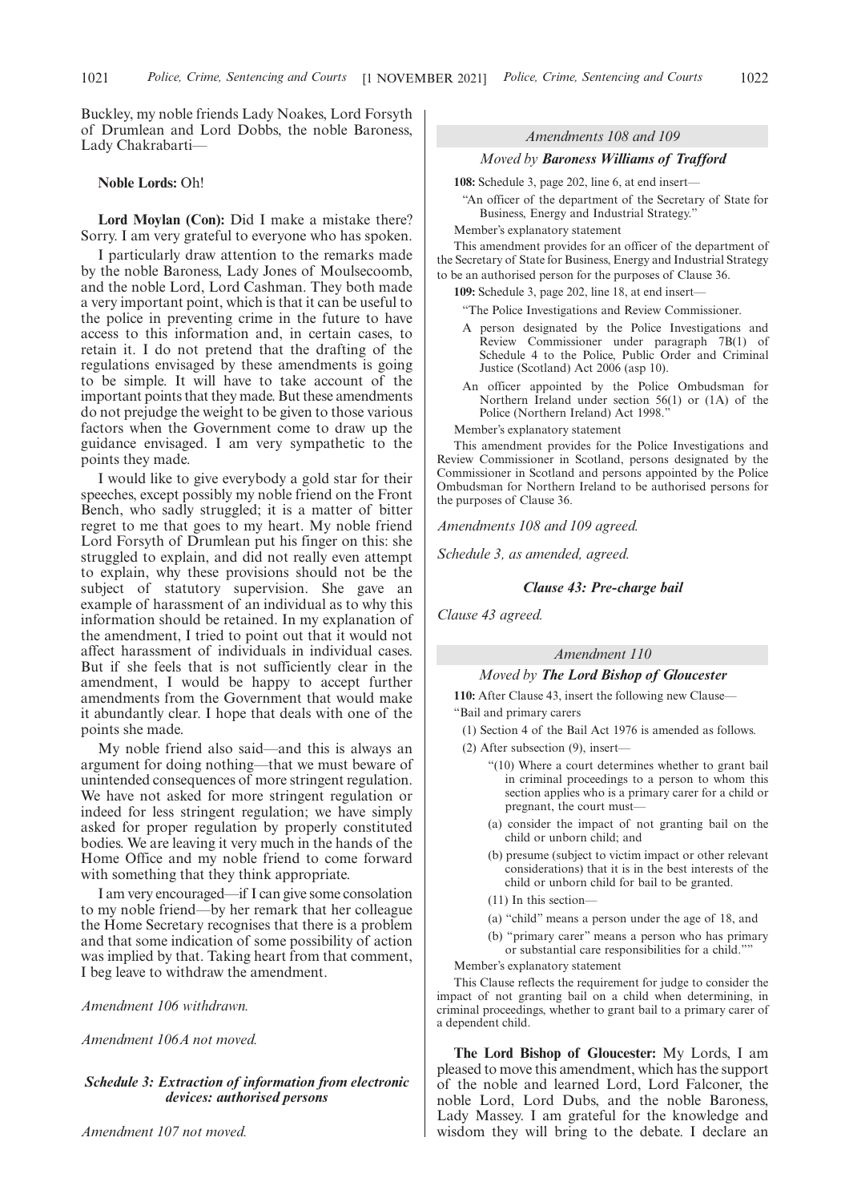Buckley, my noble friends Lady Noakes, Lord Forsyth of Drumlean and Lord Dobbs, the noble Baroness, Lady Chakrabarti—

**Noble Lords:** Oh!

**Lord Moylan (Con):** Did I make a mistake there? Sorry. I am very grateful to everyone who has spoken.

I particularly draw attention to the remarks made by the noble Baroness, Lady Jones of Moulsecoomb, and the noble Lord, Lord Cashman. They both made a very important point, which is that it can be useful to the police in preventing crime in the future to have access to this information and, in certain cases, to retain it. I do not pretend that the drafting of the regulations envisaged by these amendments is going to be simple. It will have to take account of the important points that they made. But these amendments do not prejudge the weight to be given to those various factors when the Government come to draw up the guidance envisaged. I am very sympathetic to the points they made.

I would like to give everybody a gold star for their speeches, except possibly my noble friend on the Front Bench, who sadly struggled; it is a matter of bitter regret to me that goes to my heart. My noble friend Lord Forsyth of Drumlean put his finger on this: she struggled to explain, and did not really even attempt to explain, why these provisions should not be the subject of statutory supervision. She gave an example of harassment of an individual as to why this information should be retained. In my explanation of the amendment, I tried to point out that it would not affect harassment of individuals in individual cases. But if she feels that is not sufficiently clear in the amendment, I would be happy to accept further amendments from the Government that would make it abundantly clear. I hope that deals with one of the points she made.

My noble friend also said—and this is always an argument for doing nothing—that we must beware of unintended consequences of more stringent regulation. We have not asked for more stringent regulation or indeed for less stringent regulation; we have simply asked for proper regulation by properly constituted bodies. We are leaving it very much in the hands of the Home Office and my noble friend to come forward with something that they think appropriate.

I am very encouraged—if I can give some consolation to my noble friend—by her remark that her colleague the Home Secretary recognises that there is a problem and that some indication of some possibility of action was implied by that. Taking heart from that comment, I beg leave to withdraw the amendment.

*Amendment 106 withdrawn.*

*Amendment 106A not moved.*

### *Schedule 3: Extraction of information from electronic devices: authorised persons*

*Amendment 107 not moved.*

### *Amendments 108 and 109*

#### *Moved by* ***Baroness Williams of Trafford***

**108:** Schedule 3, page 202, line 6, at end insert—

"An officer of the department of the Secretary of State for Business, Energy and Industrial Strategy."

Member's explanatory statement

This amendment provides for an officer of the department of the Secretary of State for Business, Energy and Industrial Strategy to be an authorised person for the purposes of Clause 36.

**109:** Schedule 3, page 202, line 18, at end insert—

"The Police Investigations and Review Commissioner.

A person designated by the Police Investigations and Review Commissioner under paragraph 7B(1) of Schedule 4 to the Police, Public Order and Criminal Justice (Scotland) Act 2006 (asp 10).

An officer appointed by the Police Ombudsman for Northern Ireland under section 56(1) or (1A) of the Police (Northern Ireland) Act 1998."

Member's explanatory statement

This amendment provides for the Police Investigations and Review Commissioner in Scotland, persons designated by the Commissioner in Scotland and persons appointed by the Police Ombudsman for Northern Ireland to be authorised persons for the purposes of Clause 36.

*Amendments 108 and 109 agreed.*

*Schedule 3, as amended, agreed.*

### *Clause 43: Pre-charge bail*

*Clause 43 agreed.*

### *Amendment 110*

#### *Moved by* ***The Lord Bishop of Gloucester***

**110:** After Clause 43, insert the following new Clause—

"Bail and primary carers

(1) Section 4 of the Bail Act 1976 is amended as follows.

(2) After subsection (9), insert—

"(10) Where a court determines whether to grant bail in criminal proceedings to a person to whom this section applies who is a primary carer for a child or pregnant, the court must—

(a) consider the impact of not granting bail on the child or unborn child; and

(b) presume (subject to victim impact or other relevant considerations) that it is in the best interests of the child or unborn child for bail to be granted.

(11) In this section—

(a) "child" means a person under the age of 18, and

(b) "primary carer" means a person who has primary or substantial care responsibilities for a child.""

Member's explanatory statement

This Clause reflects the requirement for judge to consider the impact of not granting bail on a child when determining, in criminal proceedings, whether to grant bail to a primary carer of a dependent child.

**The Lord Bishop of Gloucester:** My Lords, I am pleased to move this amendment, which has the support of the noble and learned Lord, Lord Falconer, the noble Lord, Lord Dubs, and the noble Baroness, Lady Massey. I am grateful for the knowledge and wisdom they will bring to the debate. I declare an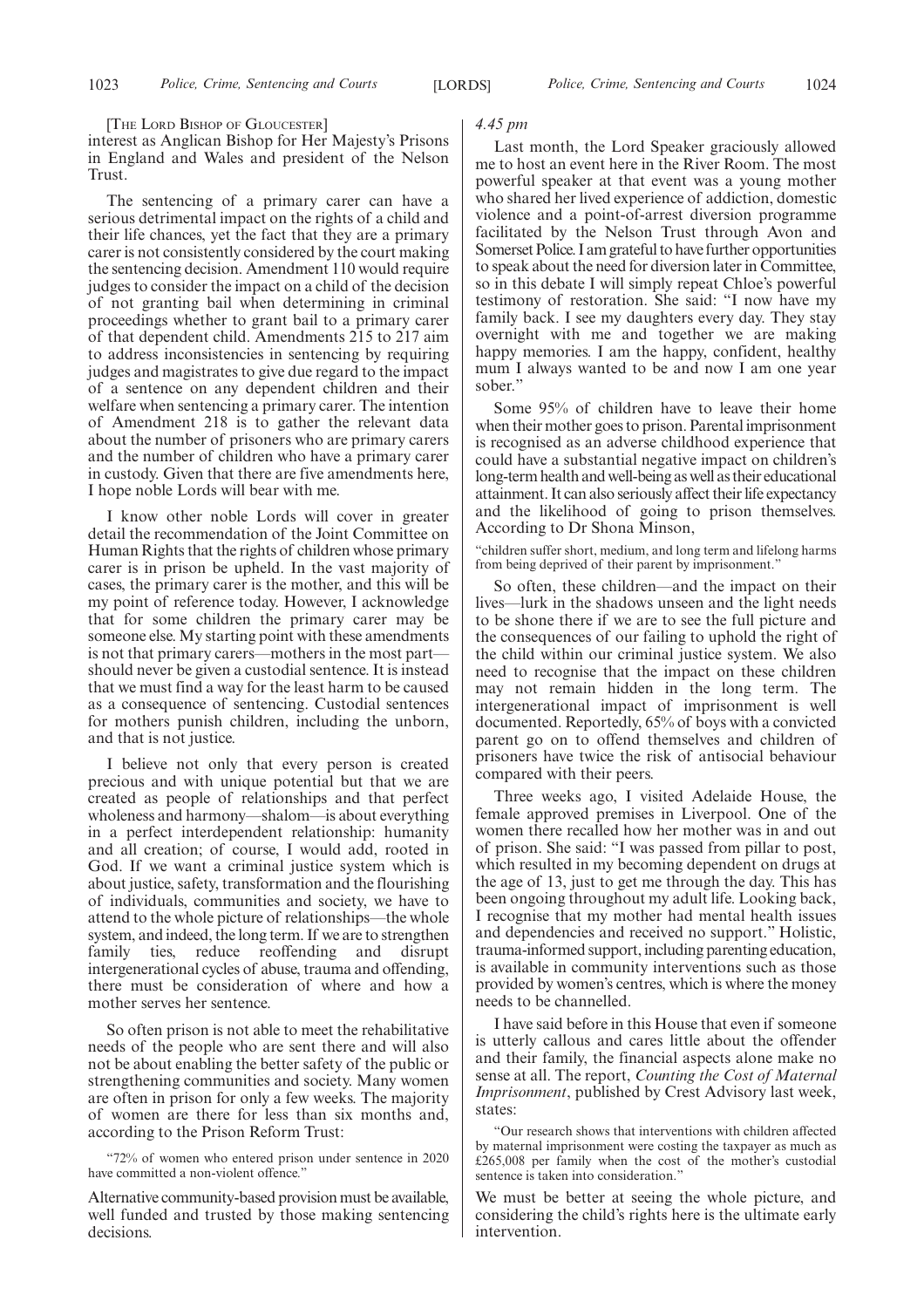[The Lord Bishop of Gloucester]

interest as Anglican Bishop for Her Majesty's Prisons in England and Wales and president of the Nelson Trust.

The sentencing of a primary carer can have a serious detrimental impact on the rights of a child and their life chances, yet the fact that they are a primary carer is not consistently considered by the court making the sentencing decision. Amendment 110 would require judges to consider the impact on a child of the decision of not granting bail when determining in criminal proceedings whether to grant bail to a primary carer of that dependent child. Amendments 215 to 217 aim to address inconsistencies in sentencing by requiring judges and magistrates to give due regard to the impact of a sentence on any dependent children and their welfare when sentencing a primary carer. The intention of Amendment 218 is to gather the relevant data about the number of prisoners who are primary carers and the number of children who have a primary carer in custody. Given that there are five amendments here, I hope noble Lords will bear with me.

I know other noble Lords will cover in greater detail the recommendation of the Joint Committee on Human Rights that the rights of children whose primary carer is in prison be upheld. In the vast majority of cases, the primary carer is the mother, and this will be my point of reference today. However, I acknowledge that for some children the primary carer may be someone else. My starting point with these amendments is not that primary carers—mothers in the most part—should never be given a custodial sentence. It is instead that we must find a way for the least harm to be caused as a consequence of sentencing. Custodial sentences for mothers punish children, including the unborn, and that is not justice.

I believe not only that every person is created precious and with unique potential but that we are created as people of relationships and that perfect wholeness and harmony—shalom—is about everything in a perfect interdependent relationship: humanity and all creation; of course, I would add, rooted in God. If we want a criminal justice system which is about justice, safety, transformation and the flourishing of individuals, communities and society, we have to attend to the whole picture of relationships—the whole system, and indeed, the long term. If we are to strengthen family ties, reduce reoffending and disrupt intergenerational cycles of abuse, trauma and offending, there must be consideration of where and how a mother serves her sentence.

So often prison is not able to meet the rehabilitative needs of the people who are sent there and will also not be about enabling the better safety of the public or strengthening communities and society. Many women are often in prison for only a few weeks. The majority of women are there for less than six months and, according to the Prison Reform Trust:

"72% of women who entered prison under sentence in 2020 have committed a non-violent offence."

Alternative community-based provision must be available, well funded and trusted by those making sentencing decisions.

*4.45 pm*

Last month, the Lord Speaker graciously allowed me to host an event here in the River Room. The most powerful speaker at that event was a young mother who shared her lived experience of addiction, domestic violence and a point-of-arrest diversion programme facilitated by the Nelson Trust through Avon and Somerset Police. I am grateful to have further opportunities to speak about the need for diversion later in Committee, so in this debate I will simply repeat Chloe's powerful testimony of restoration. She said: "I now have my family back. I see my daughters every day. They stay overnight with me and together we are making happy memories. I am the happy, confident, healthy mum I always wanted to be and now I am one year sober."

Some 95% of children have to leave their home when their mother goes to prison. Parental imprisonment is recognised as an adverse childhood experience that could have a substantial negative impact on children's long-term health and well-being as well as their educational attainment. It can also seriously affect their life expectancy and the likelihood of going to prison themselves. According to Dr Shona Minson,

"children suffer short, medium, and long term and lifelong harms from being deprived of their parent by imprisonment."

So often, these children—and the impact on their lives—lurk in the shadows unseen and the light needs to be shone there if we are to see the full picture and the consequences of our failing to uphold the right of the child within our criminal justice system. We also need to recognise that the impact on these children may not remain hidden in the long term. The intergenerational impact of imprisonment is well documented. Reportedly, 65% of boys with a convicted parent go on to offend themselves and children of prisoners have twice the risk of antisocial behaviour compared with their peers.

Three weeks ago, I visited Adelaide House, the female approved premises in Liverpool. One of the women there recalled how her mother was in and out of prison. She said: "I was passed from pillar to post, which resulted in my becoming dependent on drugs at the age of 13, just to get me through the day. This has been ongoing throughout my adult life. Looking back, I recognise that my mother had mental health issues and dependencies and received no support." Holistic, trauma-informed support, including parenting education, is available in community interventions such as those provided by women's centres, which is where the money needs to be channelled.

I have said before in this House that even if someone is utterly callous and cares little about the offender and their family, the financial aspects alone make no sense at all. The report, *Counting the Cost of Maternal Imprisonment*, published by Crest Advisory last week, states:

"Our research shows that interventions with children affected by maternal imprisonment were costing the taxpayer as much as £265,008 per family when the cost of the mother's custodial sentence is taken into consideration."

We must be better at seeing the whole picture, and considering the child's rights here is the ultimate early intervention.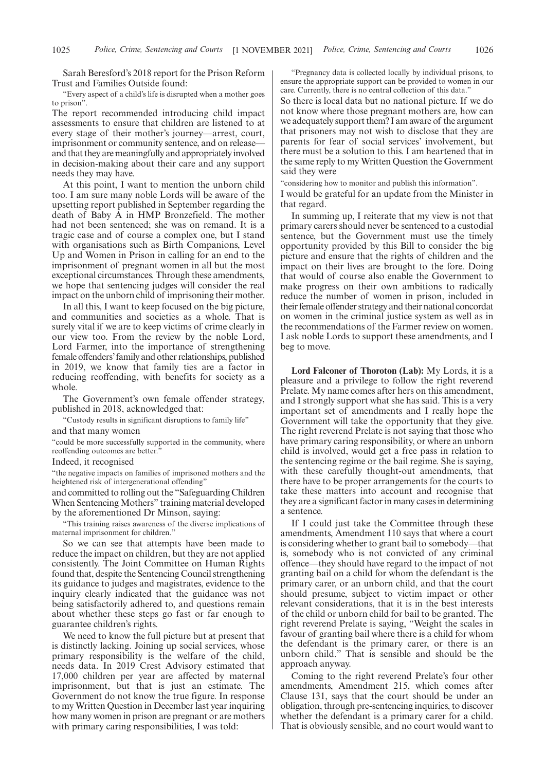Sarah Beresford's 2018 report for the Prison Reform Trust and Families Outside found:

"Every aspect of a child's life is disrupted when a mother goes to prison".

The report recommended introducing child impact assessments to ensure that children are listened to at every stage of their mother's journey—arrest, court, imprisonment or community sentence, and on release—and that they are meaningfully and appropriately involved in decision-making about their care and any support needs they may have.

At this point, I want to mention the unborn child too. I am sure many noble Lords will be aware of the upsetting report published in September regarding the death of Baby A in HMP Bronzefield. The mother had not been sentenced; she was on remand. It is a tragic case and of course a complex one, but I stand with organisations such as Birth Companions, Level Up and Women in Prison in calling for an end to the imprisonment of pregnant women in all but the most exceptional circumstances. Through these amendments, we hope that sentencing judges will consider the real impact on the unborn child of imprisoning their mother.

In all this, I want to keep focused on the big picture, and communities and societies as a whole. That is surely vital if we are to keep victims of crime clearly in our view too. From the review by the noble Lord, Lord Farmer, into the importance of strengthening female offenders' family and other relationships, published in 2019, we know that family ties are a factor in reducing reoffending, with benefits for society as a whole.

The Government's own female offender strategy, published in 2018, acknowledged that:

"Custody results in significant disruptions to family life"

and that many women

"could be more successfully supported in the community, where reoffending outcomes are better."

Indeed, it recognised

"the negative impacts on families of imprisoned mothers and the heightened risk of intergenerational offending"

and committed to rolling out the "Safeguarding Children When Sentencing Mothers" training material developed by the aforementioned Dr Minson, saying:

"This training raises awareness of the diverse implications of maternal imprisonment for children."

So we can see that attempts have been made to reduce the impact on children, but they are not applied consistently. The Joint Committee on Human Rights found that, despite the Sentencing Council strengthening its guidance to judges and magistrates, evidence to the inquiry clearly indicated that the guidance was not being satisfactorily adhered to, and questions remain about whether these steps go fast or far enough to guarantee children's rights.

We need to know the full picture but at present that is distinctly lacking. Joining up social services, whose primary responsibility is the welfare of the child, needs data. In 2019 Crest Advisory estimated that 17,000 children per year are affected by maternal imprisonment, but that is just an estimate. The Government do not know the true figure. In response to my Written Question in December last year inquiring how many women in prison are pregnant or are mothers with primary caring responsibilities, I was told:

"Pregnancy data is collected locally by individual prisons, to ensure the appropriate support can be provided to women in our care. Currently, there is no central collection of this data."

So there is local data but no national picture. If we do not know where those pregnant mothers are, how can we adequately support them? I am aware of the argument that prisoners may not wish to disclose that they are parents for fear of social services' involvement, but there must be a solution to this. I am heartened that in the same reply to my Written Question the Government said they were

"considering how to monitor and publish this information".

I would be grateful for an update from the Minister in that regard.

In summing up, I reiterate that my view is not that primary carers should never be sentenced to a custodial sentence, but the Government must use the timely opportunity provided by this Bill to consider the big picture and ensure that the rights of children and the impact on their lives are brought to the fore. Doing that would of course also enable the Government to make progress on their own ambitions to radically reduce the number of women in prison, included in their female offender strategy and their national concordat on women in the criminal justice system as well as in the recommendations of the Farmer review on women. I ask noble Lords to support these amendments, and I beg to move.

**Lord Falconer of Thoroton (Lab):** My Lords, it is a pleasure and a privilege to follow the right reverend Prelate. My name comes after hers on this amendment, and I strongly support what she has said. This is a very important set of amendments and I really hope the Government will take the opportunity that they give. The right reverend Prelate is not saying that those who have primary caring responsibility, or where an unborn child is involved, would get a free pass in relation to the sentencing regime or the bail regime. She is saying, with these carefully thought-out amendments, that there have to be proper arrangements for the courts to take these matters into account and recognise that they are a significant factor in many cases in determining a sentence.

If I could just take the Committee through these amendments, Amendment 110 says that where a court is considering whether to grant bail to somebody—that is, somebody who is not convicted of any criminal offence—they should have regard to the impact of not granting bail on a child for whom the defendant is the primary carer, or an unborn child, and that the court should presume, subject to victim impact or other relevant considerations, that it is in the best interests of the child or unborn child for bail to be granted. The right reverend Prelate is saying, "Weight the scales in favour of granting bail where there is a child for whom the defendant is the primary carer, or there is an unborn child." That is sensible and should be the approach anyway.

Coming to the right reverend Prelate's four other amendments, Amendment 215, which comes after Clause 131, says that the court should be under an obligation, through pre-sentencing inquiries, to discover whether the defendant is a primary carer for a child. That is obviously sensible, and no court would want to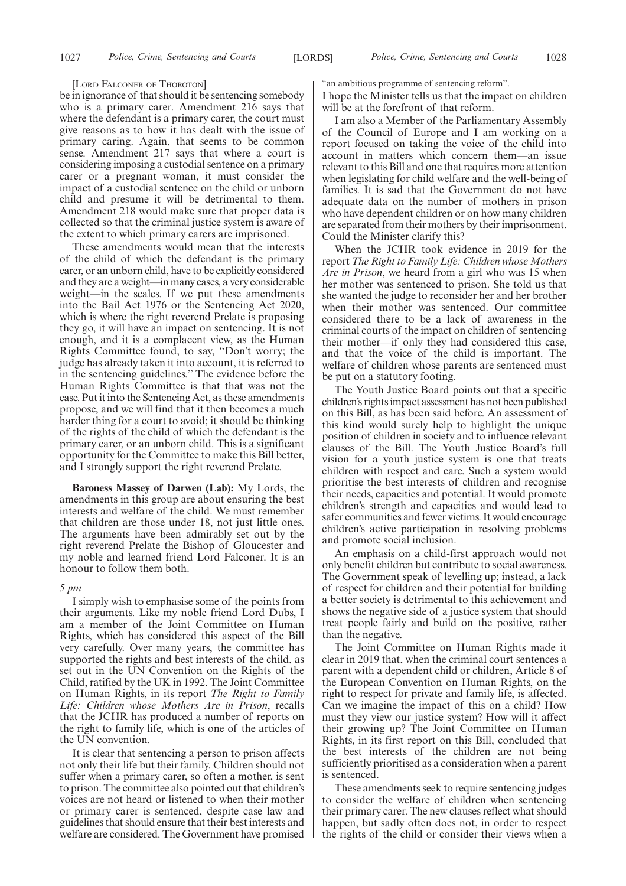[Lord Falconer of Thoroton]

be in ignorance of that should it be sentencing somebody who is a primary carer. Amendment 216 says that where the defendant is a primary carer, the court must give reasons as to how it has dealt with the issue of primary caring. Again, that seems to be common sense. Amendment 217 says that where a court is considering imposing a custodial sentence on a primary carer or a pregnant woman, it must consider the impact of a custodial sentence on the child or unborn child and presume it will be detrimental to them. Amendment 218 would make sure that proper data is collected so that the criminal justice system is aware of the extent to which primary carers are imprisoned.

These amendments would mean that the interests of the child of which the defendant is the primary carer, or an unborn child, have to be explicitly considered and they are a weight—in many cases, a very considerable weight—in the scales. If we put these amendments into the Bail Act 1976 or the Sentencing Act 2020, which is where the right reverend Prelate is proposing they go, it will have an impact on sentencing. It is not enough, and it is a complacent view, as the Human Rights Committee found, to say, "Don't worry; the judge has already taken it into account, it is referred to in the sentencing guidelines." The evidence before the Human Rights Committee is that that was not the case. Put it into the Sentencing Act, as these amendments propose, and we will find that it then becomes a much harder thing for a court to avoid; it should be thinking of the rights of the child of which the defendant is the primary carer, or an unborn child. This is a significant opportunity for the Committee to make this Bill better, and I strongly support the right reverend Prelate.

**Baroness Massey of Darwen (Lab):** My Lords, the amendments in this group are about ensuring the best interests and welfare of the child. We must remember that children are those under 18, not just little ones. The arguments have been admirably set out by the right reverend Prelate the Bishop of Gloucester and my noble and learned friend Lord Falconer. It is an honour to follow them both.

*5 pm*

I simply wish to emphasise some of the points from their arguments. Like my noble friend Lord Dubs, I am a member of the Joint Committee on Human Rights, which has considered this aspect of the Bill very carefully. Over many years, the committee has supported the rights and best interests of the child, as set out in the UN Convention on the Rights of the Child, ratified by the UK in 1992. The Joint Committee on Human Rights, in its report *The Right to Family Life: Children whose Mothers Are in Prison*, recalls that the JCHR has produced a number of reports on the right to family life, which is one of the articles of the UN convention.

It is clear that sentencing a person to prison affects not only their life but their family. Children should not suffer when a primary carer, so often a mother, is sent to prison. The committee also pointed out that children's voices are not heard or listened to when their mother or primary carer is sentenced, despite case law and guidelines that should ensure that their best interests and welfare are considered. The Government have promised

"an ambitious programme of sentencing reform".

I hope the Minister tells us that the impact on children will be at the forefront of that reform.

I am also a Member of the Parliamentary Assembly of the Council of Europe and I am working on a report focused on taking the voice of the child into account in matters which concern them—an issue relevant to this Bill and one that requires more attention when legislating for child welfare and the well-being of families. It is sad that the Government do not have adequate data on the number of mothers in prison who have dependent children or on how many children are separated from their mothers by their imprisonment. Could the Minister clarify this?

When the JCHR took evidence in 2019 for the report *The Right to Family Life: Children whose Mothers Are in Prison*, we heard from a girl who was 15 when her mother was sentenced to prison. She told us that she wanted the judge to reconsider her and her brother when their mother was sentenced. Our committee considered there to be a lack of awareness in the criminal courts of the impact on children of sentencing their mother—if only they had considered this case, and that the voice of the child is important. The welfare of children whose parents are sentenced must be put on a statutory footing.

The Youth Justice Board points out that a specific children's rights impact assessment has not been published on this Bill, as has been said before. An assessment of this kind would surely help to highlight the unique position of children in society and to influence relevant clauses of the Bill. The Youth Justice Board's full vision for a youth justice system is one that treats children with respect and care. Such a system would prioritise the best interests of children and recognise their needs, capacities and potential. It would promote children's strength and capacities and would lead to safer communities and fewer victims. It would encourage children's active participation in resolving problems and promote social inclusion.

An emphasis on a child-first approach would not only benefit children but contribute to social awareness. The Government speak of levelling up; instead, a lack of respect for children and their potential for building a better society is detrimental to this achievement and shows the negative side of a justice system that should treat people fairly and build on the positive, rather than the negative.

The Joint Committee on Human Rights made it clear in 2019 that, when the criminal court sentences a parent with a dependent child or children, Article 8 of the European Convention on Human Rights, on the right to respect for private and family life, is affected. Can we imagine the impact of this on a child? How must they view our justice system? How will it affect their growing up? The Joint Committee on Human Rights, in its first report on this Bill, concluded that the best interests of the children are not being sufficiently prioritised as a consideration when a parent is sentenced.

These amendments seek to require sentencing judges to consider the welfare of children when sentencing their primary carer. The new clauses reflect what should happen, but sadly often does not, in order to respect the rights of the child or consider their views when a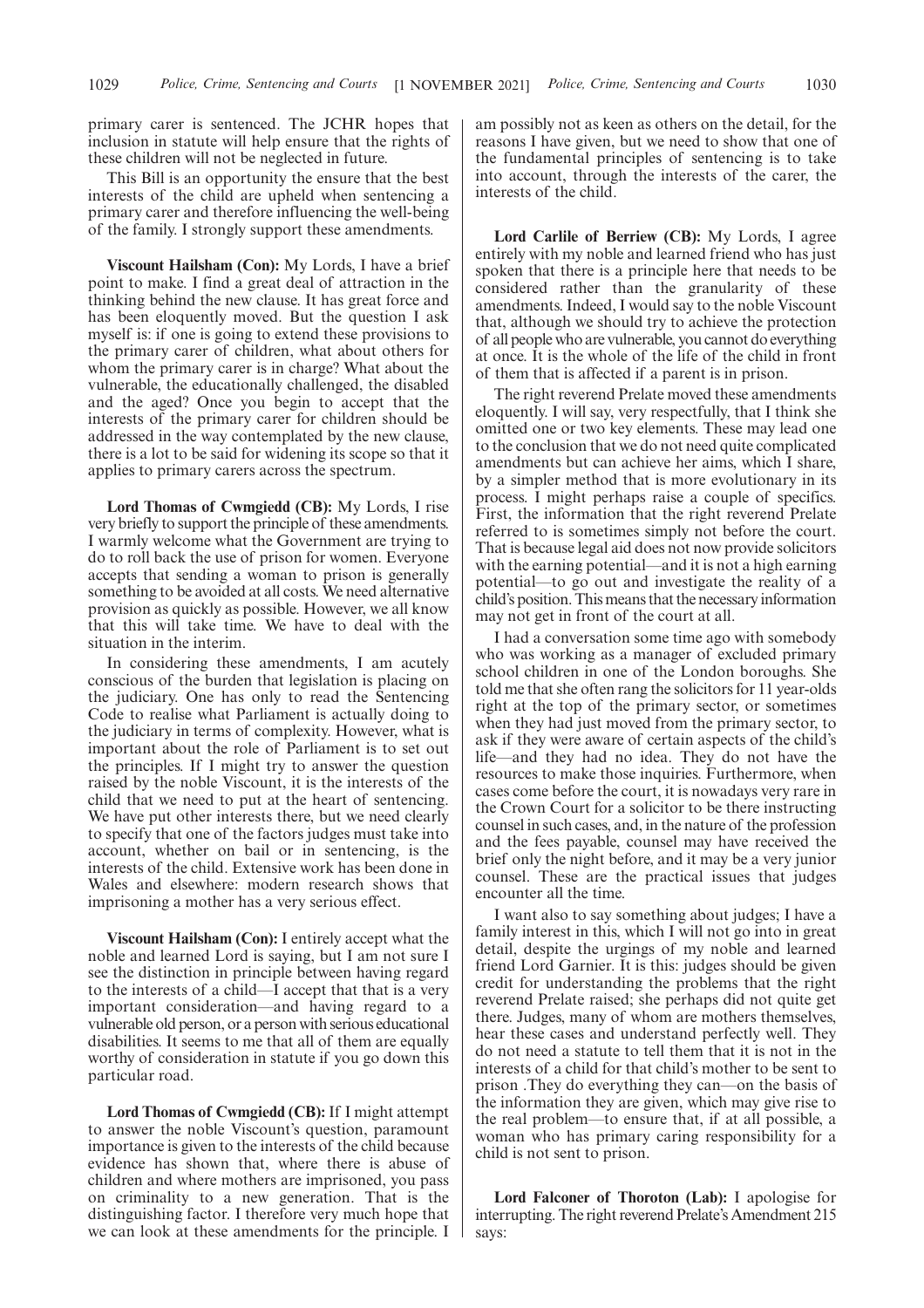primary carer is sentenced. The JCHR hopes that inclusion in statute will help ensure that the rights of these children will not be neglected in future.

This Bill is an opportunity the ensure that the best interests of the child are upheld when sentencing a primary carer and therefore influencing the well-being of the family. I strongly support these amendments.

**Viscount Hailsham (Con):** My Lords, I have a brief point to make. I find a great deal of attraction in the thinking behind the new clause. It has great force and has been eloquently moved. But the question I ask myself is: if one is going to extend these provisions to the primary carer of children, what about others for whom the primary carer is in charge? What about the vulnerable, the educationally challenged, the disabled and the aged? Once you begin to accept that the interests of the primary carer for children should be addressed in the way contemplated by the new clause, there is a lot to be said for widening its scope so that it applies to primary carers across the spectrum.

**Lord Thomas of Cwmgiedd (CB):** My Lords, I rise very briefly to support the principle of these amendments. I warmly welcome what the Government are trying to do to roll back the use of prison for women. Everyone accepts that sending a woman to prison is generally something to be avoided at all costs. We need alternative provision as quickly as possible. However, we all know that this will take time. We have to deal with the situation in the interim.

In considering these amendments, I am acutely conscious of the burden that legislation is placing on the judiciary. One has only to read the Sentencing Code to realise what Parliament is actually doing to the judiciary in terms of complexity. However, what is important about the role of Parliament is to set out the principles. If I might try to answer the question raised by the noble Viscount, it is the interests of the child that we need to put at the heart of sentencing. We have put other interests there, but we need clearly to specify that one of the factors judges must take into account, whether on bail or in sentencing, is the interests of the child. Extensive work has been done in Wales and elsewhere: modern research shows that imprisoning a mother has a very serious effect.

**Viscount Hailsham (Con):** I entirely accept what the noble and learned Lord is saying, but I am not sure I see the distinction in principle between having regard to the interests of a child—I accept that that is a very important consideration—and having regard to a vulnerable old person, or a person with serious educational disabilities. It seems to me that all of them are equally worthy of consideration in statute if you go down this particular road.

**Lord Thomas of Cwmgiedd (CB):** If I might attempt to answer the noble Viscount's question, paramount importance is given to the interests of the child because evidence has shown that, where there is abuse of children and where mothers are imprisoned, you pass on criminality to a new generation. That is the distinguishing factor. I therefore very much hope that we can look at these amendments for the principle. I am possibly not as keen as others on the detail, for the reasons I have given, but we need to show that one of the fundamental principles of sentencing is to take into account, through the interests of the carer, the interests of the child.

**Lord Carlile of Berriew (CB):** My Lords, I agree entirely with my noble and learned friend who has just spoken that there is a principle here that needs to be considered rather than the granularity of these amendments. Indeed, I would say to the noble Viscount that, although we should try to achieve the protection of all people who are vulnerable, you cannot do everything at once. It is the whole of the life of the child in front of them that is affected if a parent is in prison.

The right reverend Prelate moved these amendments eloquently. I will say, very respectfully, that I think she omitted one or two key elements. These may lead one to the conclusion that we do not need quite complicated amendments but can achieve her aims, which I share, by a simpler method that is more evolutionary in its process. I might perhaps raise a couple of specifics. First, the information that the right reverend Prelate referred to is sometimes simply not before the court. That is because legal aid does not now provide solicitors with the earning potential—and it is not a high earning potential—to go out and investigate the reality of a child's position. This means that the necessary information may not get in front of the court at all.

I had a conversation some time ago with somebody who was working as a manager of excluded primary school children in one of the London boroughs. She told me that she often rang the solicitors for 11 year-olds right at the top of the primary sector, or sometimes when they had just moved from the primary sector, to ask if they were aware of certain aspects of the child's life—and they had no idea. They do not have the resources to make those inquiries. Furthermore, when cases come before the court, it is nowadays very rare in the Crown Court for a solicitor to be there instructing counsel in such cases, and, in the nature of the profession and the fees payable, counsel may have received the brief only the night before, and it may be a very junior counsel. These are the practical issues that judges encounter all the time.

I want also to say something about judges; I have a family interest in this, which I will not go into in great detail, despite the urgings of my noble and learned friend Lord Garnier. It is this: judges should be given credit for understanding the problems that the right reverend Prelate raised; she perhaps did not quite get there. Judges, many of whom are mothers themselves, hear these cases and understand perfectly well. They do not need a statute to tell them that it is not in the interests of a child for that child's mother to be sent to prison .They do everything they can—on the basis of the information they are given, which may give rise to the real problem—to ensure that, if at all possible, a woman who has primary caring responsibility for a child is not sent to prison.

**Lord Falconer of Thoroton (Lab):** I apologise for interrupting. The right reverend Prelate's Amendment 215 says: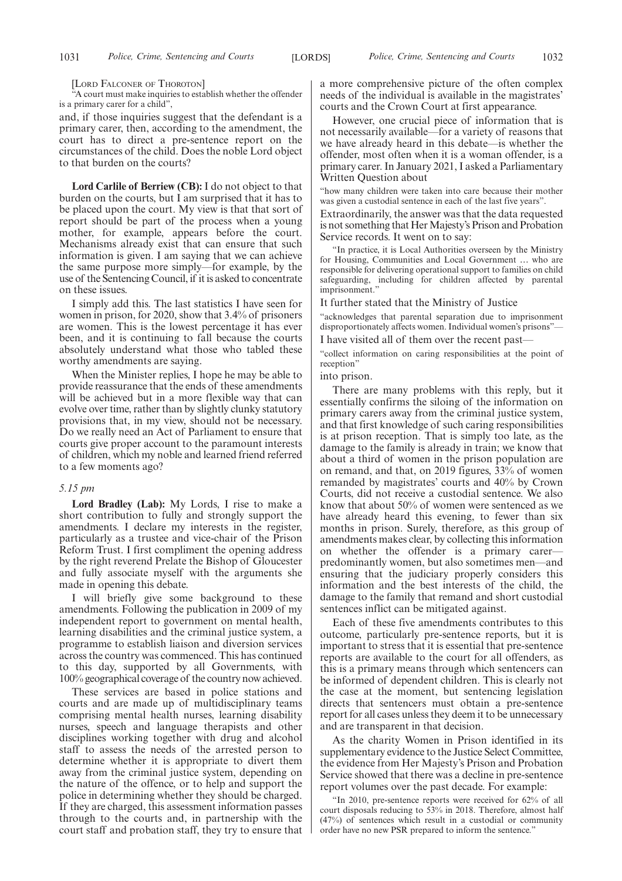[LORD FALCONER OF THOROTON]

"A court must make inquiries to establish whether the offender is a primary carer for a child",

and, if those inquiries suggest that the defendant is a primary carer, then, according to the amendment, the court has to direct a pre-sentence report on the circumstances of the child. Does the noble Lord object to that burden on the courts?

**Lord Carlile of Berriew (CB):** I do not object to that burden on the courts, but I am surprised that it has to be placed upon the court. My view is that that sort of report should be part of the process when a young mother, for example, appears before the court. Mechanisms already exist that can ensure that such information is given. I am saying that we can achieve the same purpose more simply—for example, by the use of the Sentencing Council, if it is asked to concentrate on these issues.

I simply add this. The last statistics I have seen for women in prison, for 2020, show that 3.4% of prisoners are women. This is the lowest percentage it has ever been, and it is continuing to fall because the courts absolutely understand what those who tabled these worthy amendments are saying.

When the Minister replies, I hope he may be able to provide reassurance that the ends of these amendments will be achieved but in a more flexible way that can evolve over time, rather than by slightly clunky statutory provisions that, in my view, should not be necessary. Do we really need an Act of Parliament to ensure that courts give proper account to the paramount interests of children, which my noble and learned friend referred to a few moments ago?

*5.15 pm*

**Lord Bradley (Lab):** My Lords, I rise to make a short contribution to fully and strongly support the amendments. I declare my interests in the register, particularly as a trustee and vice-chair of the Prison Reform Trust. I first compliment the opening address by the right reverend Prelate the Bishop of Gloucester and fully associate myself with the arguments she made in opening this debate.

I will briefly give some background to these amendments. Following the publication in 2009 of my independent report to government on mental health, learning disabilities and the criminal justice system, a programme to establish liaison and diversion services across the country was commenced. This has continued to this day, supported by all Governments, with 100% geographical coverage of the country now achieved.

These services are based in police stations and courts and are made up of multidisciplinary teams comprising mental health nurses, learning disability nurses, speech and language therapists and other disciplines working together with drug and alcohol staff to assess the needs of the arrested person to determine whether it is appropriate to divert them away from the criminal justice system, depending on the nature of the offence, or to help and support the police in determining whether they should be charged. If they are charged, this assessment information passes through to the courts and, in partnership with the court staff and probation staff, they try to ensure that a more comprehensive picture of the often complex needs of the individual is available in the magistrates' courts and the Crown Court at first appearance.

However, one crucial piece of information that is not necessarily available—for a variety of reasons that we have already heard in this debate—is whether the offender, most often when it is a woman offender, is a primary carer. In January 2021, I asked a Parliamentary Written Question about

"how many children were taken into care because their mother was given a custodial sentence in each of the last five years".

Extraordinarily, the answer was that the data requested is not something that Her Majesty's Prison and Probation Service records. It went on to say:

"In practice, it is Local Authorities overseen by the Ministry for Housing, Communities and Local Government … who are responsible for delivering operational support to families on child safeguarding, including for children affected by parental imprisonment."

It further stated that the Ministry of Justice

"acknowledges that parental separation due to imprisonment disproportionately affects women. Individual women's prisons"—

I have visited all of them over the recent past—

"collect information on caring responsibilities at the point of reception"

into prison.

There are many problems with this reply, but it essentially confirms the siloing of the information on primary carers away from the criminal justice system, and that first knowledge of such caring responsibilities is at prison reception. That is simply too late, as the damage to the family is already in train; we know that about a third of women in the prison population are on remand, and that, on 2019 figures, 33% of women remanded by magistrates' courts and 40% by Crown Courts, did not receive a custodial sentence. We also know that about 50% of women were sentenced as we have already heard this evening, to fewer than six months in prison. Surely, therefore, as this group of amendments makes clear, by collecting this information on whether the offender is a primary carer—predominantly women, but also sometimes men—and ensuring that the judiciary properly considers this information and the best interests of the child, the damage to the family that remand and short custodial sentences inflict can be mitigated against.

Each of these five amendments contributes to this outcome, particularly pre-sentence reports, but it is important to stress that it is essential that pre-sentence reports are available to the court for all offenders, as this is a primary means through which sentencers can be informed of dependent children. This is clearly not the case at the moment, but sentencing legislation directs that sentencers must obtain a pre-sentence report for all cases unless they deem it to be unnecessary and are transparent in that decision.

As the charity Women in Prison identified in its supplementary evidence to the Justice Select Committee, the evidence from Her Majesty's Prison and Probation Service showed that there was a decline in pre-sentence report volumes over the past decade. For example:

"In 2010, pre-sentence reports were received for 62% of all court disposals reducing to 53% in 2018. Therefore, almost half (47%) of sentences which result in a custodial or community order have no new PSR prepared to inform the sentence."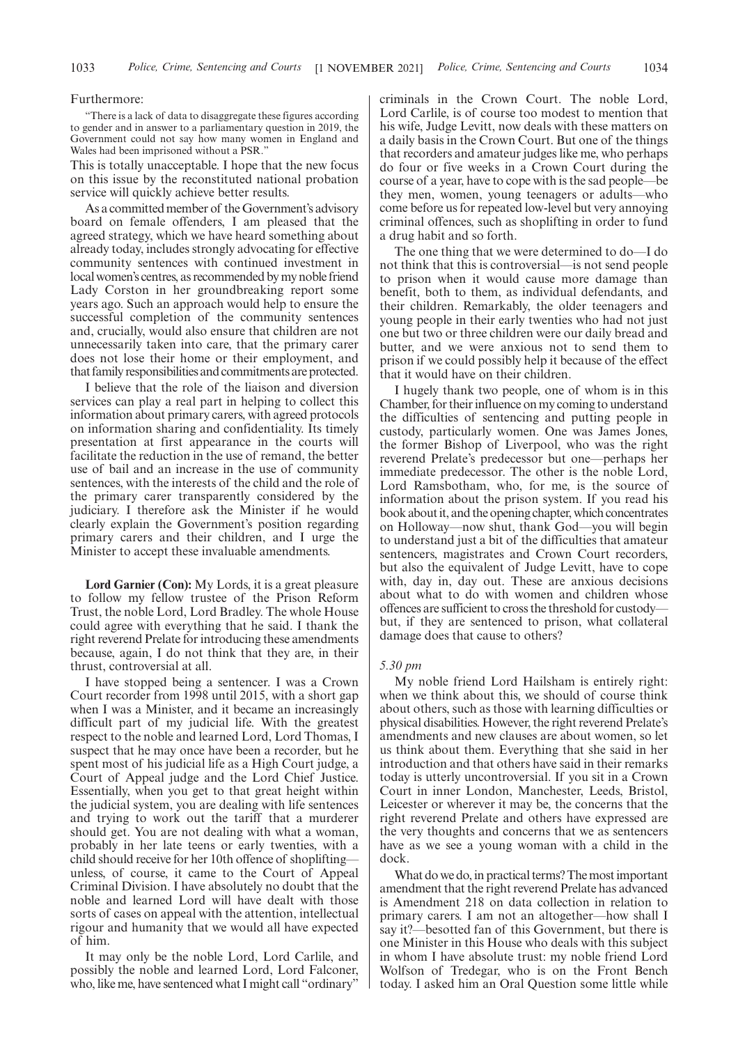Furthermore:

> "There is a lack of data to disaggregate these figures according to gender and in answer to a parliamentary question in 2019, the Government could not say how many women in England and Wales had been imprisoned without a PSR."

This is totally unacceptable. I hope that the new focus on this issue by the reconstituted national probation service will quickly achieve better results.

As a committed member of the Government's advisory board on female offenders, I am pleased that the agreed strategy, which we have heard something about already today, includes strongly advocating for effective community sentences with continued investment in local women's centres, as recommended by my noble friend Lady Corston in her groundbreaking report some years ago. Such an approach would help to ensure the successful completion of the community sentences and, crucially, would also ensure that children are not unnecessarily taken into care, that the primary carer does not lose their home or their employment, and that family responsibilities and commitments are protected.

I believe that the role of the liaison and diversion services can play a real part in helping to collect this information about primary carers, with agreed protocols on information sharing and confidentiality. Its timely presentation at first appearance in the courts will facilitate the reduction in the use of remand, the better use of bail and an increase in the use of community sentences, with the interests of the child and the role of the primary carer transparently considered by the judiciary. I therefore ask the Minister if he would clearly explain the Government's position regarding primary carers and their children, and I urge the Minister to accept these invaluable amendments.

**Lord Garnier (Con):** My Lords, it is a great pleasure to follow my fellow trustee of the Prison Reform Trust, the noble Lord, Lord Bradley. The whole House could agree with everything that he said. I thank the right reverend Prelate for introducing these amendments because, again, I do not think that they are, in their thrust, controversial at all.

I have stopped being a sentencer. I was a Crown Court recorder from 1998 until 2015, with a short gap when I was a Minister, and it became an increasingly difficult part of my judicial life. With the greatest respect to the noble and learned Lord, Lord Thomas, I suspect that he may once have been a recorder, but he spent most of his judicial life as a High Court judge, a Court of Appeal judge and the Lord Chief Justice. Essentially, when you get to that great height within the judicial system, you are dealing with life sentences and trying to work out the tariff that a murderer should get. You are not dealing with what a woman, probably in her late teens or early twenties, with a child should receive for her 10th offence of shoplifting—unless, of course, it came to the Court of Appeal Criminal Division. I have absolutely no doubt that the noble and learned Lord will have dealt with those sorts of cases on appeal with the attention, intellectual rigour and humanity that we would all have expected of him.

It may only be the noble Lord, Lord Carlile, and possibly the noble and learned Lord, Lord Falconer, who, like me, have sentenced what I might call "ordinary" criminals in the Crown Court. The noble Lord, Lord Carlile, is of course too modest to mention that his wife, Judge Levitt, now deals with these matters on a daily basis in the Crown Court. But one of the things that recorders and amateur judges like me, who perhaps do four or five weeks in a Crown Court during the course of a year, have to cope with is the sad people—be they men, women, young teenagers or adults—who come before us for repeated low-level but very annoying criminal offences, such as shoplifting in order to fund a drug habit and so forth.

The one thing that we were determined to do—I do not think that this is controversial—is not send people to prison when it would cause more damage than benefit, both to them, as individual defendants, and their children. Remarkably, the older teenagers and young people in their early twenties who had not just one but two or three children were our daily bread and butter, and we were anxious not to send them to prison if we could possibly help it because of the effect that it would have on their children.

I hugely thank two people, one of whom is in this Chamber, for their influence on my coming to understand the difficulties of sentencing and putting people in custody, particularly women. One was James Jones, the former Bishop of Liverpool, who was the right reverend Prelate's predecessor but one—perhaps her immediate predecessor. The other is the noble Lord, Lord Ramsbotham, who, for me, is the source of information about the prison system. If you read his book about it, and the opening chapter, which concentrates on Holloway—now shut, thank God—you will begin to understand just a bit of the difficulties that amateur sentencers, magistrates and Crown Court recorders, but also the equivalent of Judge Levitt, have to cope with, day in, day out. These are anxious decisions about what to do with women and children whose offences are sufficient to cross the threshold for custody—but, if they are sentenced to prison, what collateral damage does that cause to others?

*5.30 pm*

My noble friend Lord Hailsham is entirely right: when we think about this, we should of course think about others, such as those with learning difficulties or physical disabilities. However, the right reverend Prelate's amendments and new clauses are about women, so let us think about them. Everything that she said in her introduction and that others have said in their remarks today is utterly uncontroversial. If you sit in a Crown Court in inner London, Manchester, Leeds, Bristol, Leicester or wherever it may be, the concerns that the right reverend Prelate and others have expressed are the very thoughts and concerns that we as sentencers have as we see a young woman with a child in the dock.

What do we do, in practical terms? The most important amendment that the right reverend Prelate has advanced is Amendment 218 on data collection in relation to primary carers. I am not an altogether—how shall I say it?—besotted fan of this Government, but there is one Minister in this House who deals with this subject in whom I have absolute trust: my noble friend Lord Wolfson of Tredegar, who is on the Front Bench today. I asked him an Oral Question some little while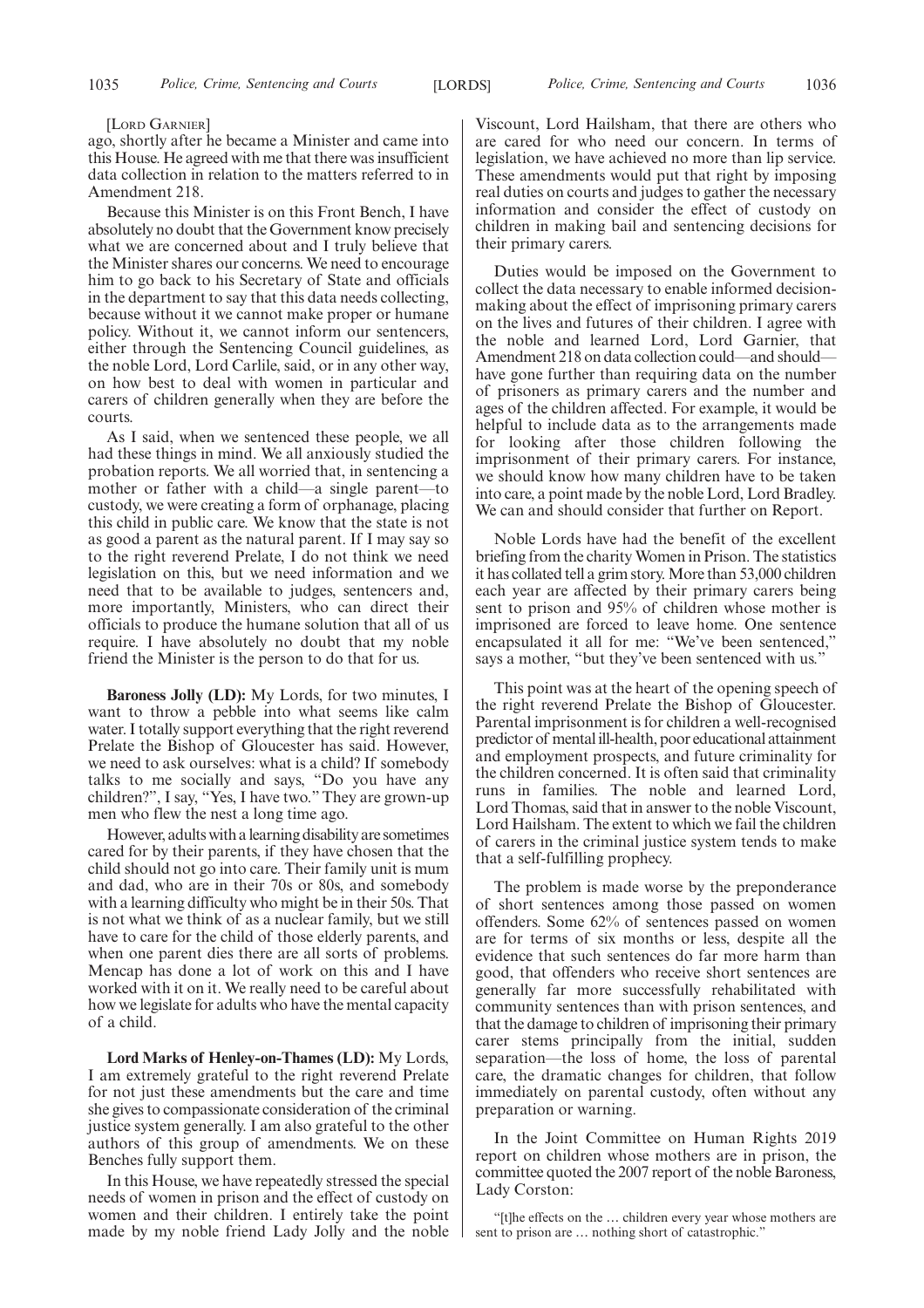[LORD GARNIER]

ago, shortly after he became a Minister and came into this House. He agreed with me that there was insufficient data collection in relation to the matters referred to in Amendment 218.

Because this Minister is on this Front Bench, I have absolutely no doubt that the Government know precisely what we are concerned about and I truly believe that the Minister shares our concerns. We need to encourage him to go back to his Secretary of State and officials in the department to say that this data needs collecting, because without it we cannot make proper or humane policy. Without it, we cannot inform our sentencers, either through the Sentencing Council guidelines, as the noble Lord, Lord Carlile, said, or in any other way, on how best to deal with women in particular and carers of children generally when they are before the courts.

As I said, when we sentenced these people, we all had these things in mind. We all anxiously studied the probation reports. We all worried that, in sentencing a mother or father with a child—a single parent—to custody, we were creating a form of orphanage, placing this child in public care. We know that the state is not as good a parent as the natural parent. If I may say so to the right reverend Prelate, I do not think we need legislation on this, but we need information and we need that to be available to judges, sentencers and, more importantly, Ministers, who can direct their officials to produce the humane solution that all of us require. I have absolutely no doubt that my noble friend the Minister is the person to do that for us.

**Baroness Jolly (LD):** My Lords, for two minutes, I want to throw a pebble into what seems like calm water. I totally support everything that the right reverend Prelate the Bishop of Gloucester has said. However, we need to ask ourselves: what is a child? If somebody talks to me socially and says, "Do you have any children?", I say, "Yes, I have two." They are grown-up men who flew the nest a long time ago.

However, adults with a learning disability are sometimes cared for by their parents, if they have chosen that the child should not go into care. Their family unit is mum and dad, who are in their 70s or 80s, and somebody with a learning difficulty who might be in their 50s. That is not what we think of as a nuclear family, but we still have to care for the child of those elderly parents, and when one parent dies there are all sorts of problems. Mencap has done a lot of work on this and I have worked with it on it. We really need to be careful about how we legislate for adults who have the mental capacity of a child.

**Lord Marks of Henley-on-Thames (LD):** My Lords, I am extremely grateful to the right reverend Prelate for not just these amendments but the care and time she gives to compassionate consideration of the criminal justice system generally. I am also grateful to the other authors of this group of amendments. We on these Benches fully support them.

In this House, we have repeatedly stressed the special needs of women in prison and the effect of custody on women and their children. I entirely take the point made by my noble friend Lady Jolly and the noble Viscount, Lord Hailsham, that there are others who are cared for who need our concern. In terms of legislation, we have achieved no more than lip service. These amendments would put that right by imposing real duties on courts and judges to gather the necessary information and consider the effect of custody on children in making bail and sentencing decisions for their primary carers.

Duties would be imposed on the Government to collect the data necessary to enable informed decision-making about the effect of imprisoning primary carers on the lives and futures of their children. I agree with the noble and learned Lord, Lord Garnier, that Amendment 218 on data collection could—and should—have gone further than requiring data on the number of prisoners as primary carers and the number and ages of the children affected. For example, it would be helpful to include data as to the arrangements made for looking after those children following the imprisonment of their primary carers. For instance, we should know how many children have to be taken into care, a point made by the noble Lord, Lord Bradley. We can and should consider that further on Report.

Noble Lords have had the benefit of the excellent briefing from the charity Women in Prison. The statistics it has collated tell a grim story. More than 53,000 children each year are affected by their primary carers being sent to prison and 95% of children whose mother is imprisoned are forced to leave home. One sentence encapsulated it all for me: "We've been sentenced," says a mother, "but they've been sentenced with us."

This point was at the heart of the opening speech of the right reverend Prelate the Bishop of Gloucester. Parental imprisonment is for children a well-recognised predictor of mental ill-health, poor educational attainment and employment prospects, and future criminality for the children concerned. It is often said that criminality runs in families. The noble and learned Lord, Lord Thomas, said that in answer to the noble Viscount, Lord Hailsham. The extent to which we fail the children of carers in the criminal justice system tends to make that a self-fulfilling prophecy.

The problem is made worse by the preponderance of short sentences among those passed on women offenders. Some 62% of sentences passed on women are for terms of six months or less, despite all the evidence that such sentences do far more harm than good, that offenders who receive short sentences are generally far more successfully rehabilitated with community sentences than with prison sentences, and that the damage to children of imprisoning their primary carer stems principally from the initial, sudden separation—the loss of home, the loss of parental care, the dramatic changes for children, that follow immediately on parental custody, often without any preparation or warning.

In the Joint Committee on Human Rights 2019 report on children whose mothers are in prison, the committee quoted the 2007 report of the noble Baroness, Lady Corston:

> "[t]he effects on the … children every year whose mothers are sent to prison are … nothing short of catastrophic."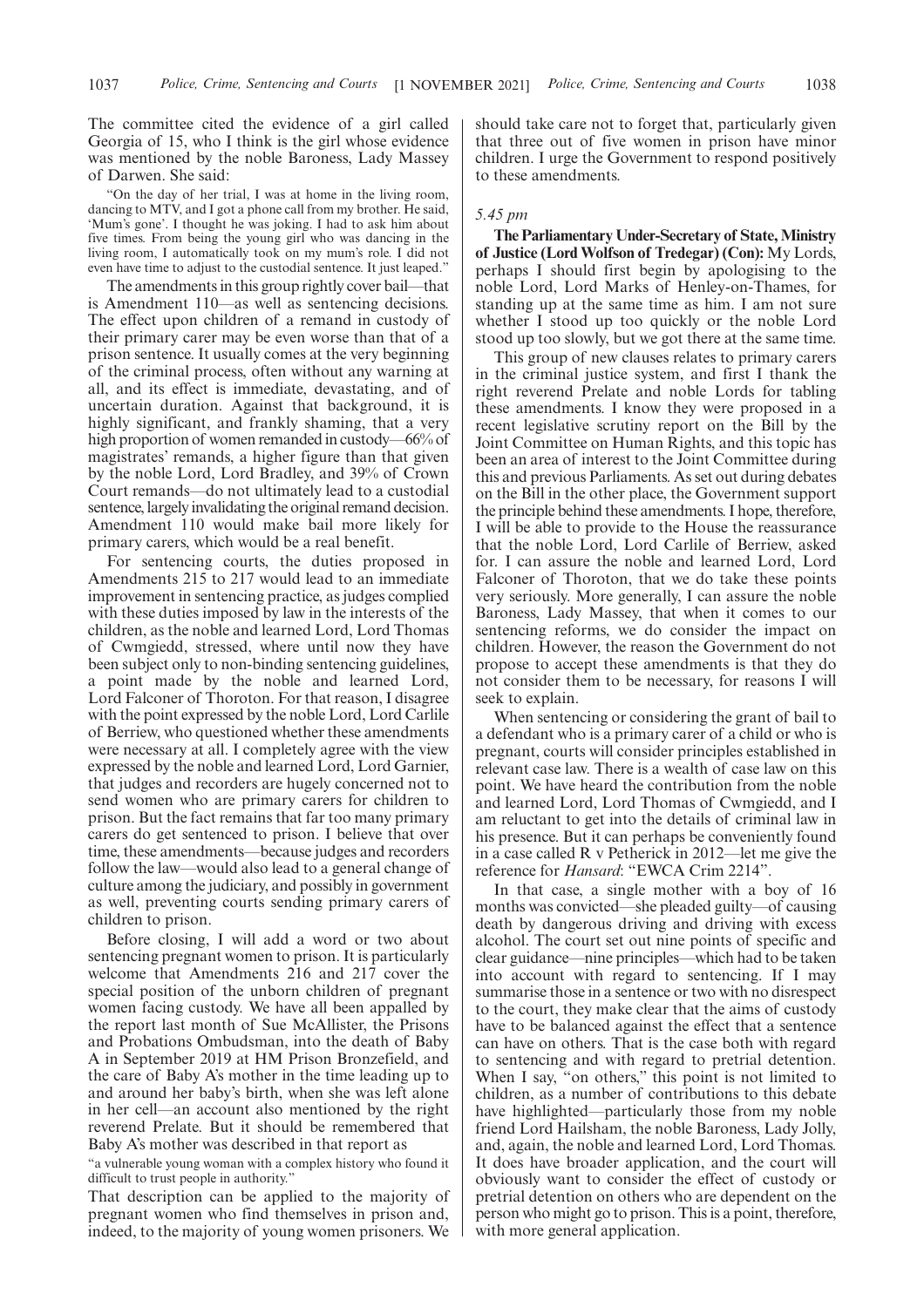The committee cited the evidence of a girl called Georgia of 15, who I think is the girl whose evidence was mentioned by the noble Baroness, Lady Massey of Darwen. She said:

"On the day of her trial, I was at home in the living room, dancing to MTV, and I got a phone call from my brother. He said, 'Mum's gone'. I thought he was joking. I had to ask him about five times. From being the young girl who was dancing in the living room, I automatically took on my mum's role. I did not even have time to adjust to the custodial sentence. It just leaped."

The amendments in this group rightly cover bail—that is Amendment 110—as well as sentencing decisions. The effect upon children of a remand in custody of their primary carer may be even worse than that of a prison sentence. It usually comes at the very beginning of the criminal process, often without any warning at all, and its effect is immediate, devastating, and of uncertain duration. Against that background, it is highly significant, and frankly shaming, that a very high proportion of women remanded in custody—66% of magistrates' remands, a higher figure than that given by the noble Lord, Lord Bradley, and 39% of Crown Court remands—do not ultimately lead to a custodial sentence, largely invalidating the original remand decision. Amendment 110 would make bail more likely for primary carers, which would be a real benefit.

For sentencing courts, the duties proposed in Amendments 215 to 217 would lead to an immediate improvement in sentencing practice, as judges complied with these duties imposed by law in the interests of the children, as the noble and learned Lord, Lord Thomas of Cwmgiedd, stressed, where until now they have been subject only to non-binding sentencing guidelines, a point made by the noble and learned Lord, Lord Falconer of Thoroton. For that reason, I disagree with the point expressed by the noble Lord, Lord Carlile of Berriew, who questioned whether these amendments were necessary at all. I completely agree with the view expressed by the noble and learned Lord, Lord Garnier, that judges and recorders are hugely concerned not to send women who are primary carers for children to prison. But the fact remains that far too many primary carers do get sentenced to prison. I believe that over time, these amendments—because judges and recorders follow the law—would also lead to a general change of culture among the judiciary, and possibly in government as well, preventing courts sending primary carers of children to prison.

Before closing, I will add a word or two about sentencing pregnant women to prison. It is particularly welcome that Amendments 216 and 217 cover the special position of the unborn children of pregnant women facing custody. We have all been appalled by the report last month of Sue McAllister, the Prisons and Probations Ombudsman, into the death of Baby A in September 2019 at HM Prison Bronzefield, and the care of Baby A's mother in the time leading up to and around her baby's birth, when she was left alone in her cell—an account also mentioned by the right reverend Prelate. But it should be remembered that Baby A's mother was described in that report as

"a vulnerable young woman with a complex history who found it difficult to trust people in authority."

That description can be applied to the majority of pregnant women who find themselves in prison and, indeed, to the majority of young women prisoners. We should take care not to forget that, particularly given that three out of five women in prison have minor children. I urge the Government to respond positively to these amendments.

*5.45 pm*

**The Parliamentary Under-Secretary of State, Ministry of Justice (Lord Wolfson of Tredegar) (Con):** My Lords, perhaps I should first begin by apologising to the noble Lord, Lord Marks of Henley-on-Thames, for standing up at the same time as him. I am not sure whether I stood up too quickly or the noble Lord stood up too slowly, but we got there at the same time.

This group of new clauses relates to primary carers in the criminal justice system, and first I thank the right reverend Prelate and noble Lords for tabling these amendments. I know they were proposed in a recent legislative scrutiny report on the Bill by the Joint Committee on Human Rights, and this topic has been an area of interest to the Joint Committee during this and previous Parliaments. As set out during debates on the Bill in the other place, the Government support the principle behind these amendments. I hope, therefore, I will be able to provide to the House the reassurance that the noble Lord, Lord Carlile of Berriew, asked for. I can assure the noble and learned Lord, Lord Falconer of Thoroton, that we do take these points very seriously. More generally, I can assure the noble Baroness, Lady Massey, that when it comes to our sentencing reforms, we do consider the impact on children. However, the reason the Government do not propose to accept these amendments is that they do not consider them to be necessary, for reasons I will seek to explain.

When sentencing or considering the grant of bail to a defendant who is a primary carer of a child or who is pregnant, courts will consider principles established in relevant case law. There is a wealth of case law on this point. We have heard the contribution from the noble and learned Lord, Lord Thomas of Cwmgiedd, and I am reluctant to get into the details of criminal law in his presence. But it can perhaps be conveniently found in a case called R v Petherick in 2012—let me give the reference for *Hansard*: "EWCA Crim 2214".

In that case, a single mother with a boy of 16 months was convicted—she pleaded guilty—of causing death by dangerous driving and driving with excess alcohol. The court set out nine points of specific and clear guidance—nine principles—which had to be taken into account with regard to sentencing. If I may summarise those in a sentence or two with no disrespect to the court, they make clear that the aims of custody have to be balanced against the effect that a sentence can have on others. That is the case both with regard to sentencing and with regard to pretrial detention. When I say, "on others," this point is not limited to children, as a number of contributions to this debate have highlighted—particularly those from my noble friend Lord Hailsham, the noble Baroness, Lady Jolly, and, again, the noble and learned Lord, Lord Thomas. It does have broader application, and the court will obviously want to consider the effect of custody or pretrial detention on others who are dependent on the person who might go to prison. This is a point, therefore, with more general application.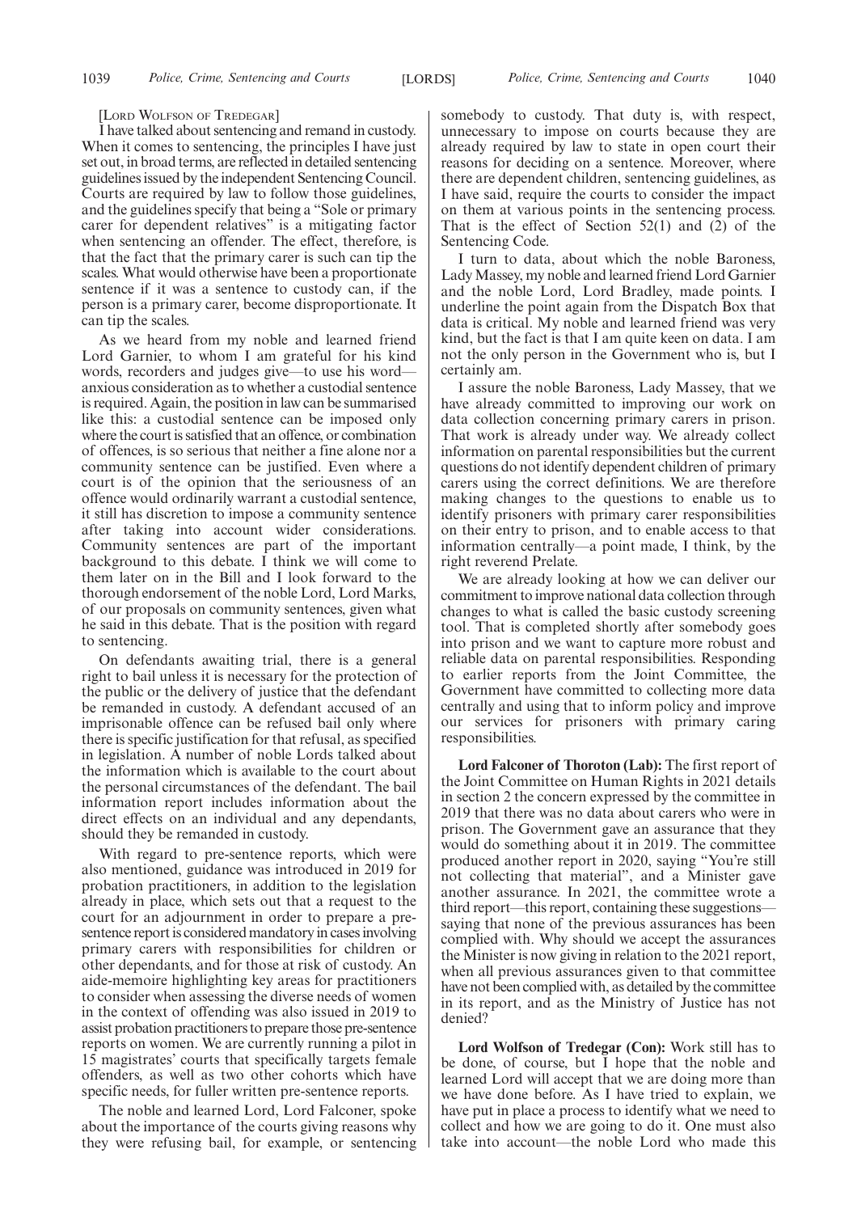[LORD WOLFSON OF TREDEGAR]

I have talked about sentencing and remand in custody. When it comes to sentencing, the principles I have just set out, in broad terms, are reflected in detailed sentencing guidelines issued by the independent Sentencing Council. Courts are required by law to follow those guidelines, and the guidelines specify that being a "Sole or primary carer for dependent relatives" is a mitigating factor when sentencing an offender. The effect, therefore, is that the fact that the primary carer is such can tip the scales. What would otherwise have been a proportionate sentence if it was a sentence to custody can, if the person is a primary carer, become disproportionate. It can tip the scales.

As we heard from my noble and learned friend Lord Garnier, to whom I am grateful for his kind words, recorders and judges give—to use his word—anxious consideration as to whether a custodial sentence is required. Again, the position in law can be summarised like this: a custodial sentence can be imposed only where the court is satisfied that an offence, or combination of offences, is so serious that neither a fine alone nor a community sentence can be justified. Even where a court is of the opinion that the seriousness of an offence would ordinarily warrant a custodial sentence, it still has discretion to impose a community sentence after taking into account wider considerations. Community sentences are part of the important background to this debate. I think we will come to them later on in the Bill and I look forward to the thorough endorsement of the noble Lord, Lord Marks, of our proposals on community sentences, given what he said in this debate. That is the position with regard to sentencing.

On defendants awaiting trial, there is a general right to bail unless it is necessary for the protection of the public or the delivery of justice that the defendant be remanded in custody. A defendant accused of an imprisonable offence can be refused bail only where there is specific justification for that refusal, as specified in legislation. A number of noble Lords talked about the information which is available to the court about the personal circumstances of the defendant. The bail information report includes information about the direct effects on an individual and any dependants, should they be remanded in custody.

With regard to pre-sentence reports, which were also mentioned, guidance was introduced in 2019 for probation practitioners, in addition to the legislation already in place, which sets out that a request to the court for an adjournment in order to prepare a pre-sentence report is considered mandatory in cases involving primary carers with responsibilities for children or other dependants, and for those at risk of custody. An aide-memoire highlighting key areas for practitioners to consider when assessing the diverse needs of women in the context of offending was also issued in 2019 to assist probation practitioners to prepare those pre-sentence reports on women. We are currently running a pilot in 15 magistrates' courts that specifically targets female offenders, as well as two other cohorts which have specific needs, for fuller written pre-sentence reports.

The noble and learned Lord, Lord Falconer, spoke about the importance of the courts giving reasons why they were refusing bail, for example, or sentencing somebody to custody. That duty is, with respect, unnecessary to impose on courts because they are already required by law to state in open court their reasons for deciding on a sentence. Moreover, where there are dependent children, sentencing guidelines, as I have said, require the courts to consider the impact on them at various points in the sentencing process. That is the effect of Section 52(1) and (2) of the Sentencing Code.

I turn to data, about which the noble Baroness, Lady Massey, my noble and learned friend Lord Garnier and the noble Lord, Lord Bradley, made points. I underline the point again from the Dispatch Box that data is critical. My noble and learned friend was very kind, but the fact is that I am quite keen on data. I am not the only person in the Government who is, but I certainly am.

I assure the noble Baroness, Lady Massey, that we have already committed to improving our work on data collection concerning primary carers in prison. That work is already under way. We already collect information on parental responsibilities but the current questions do not identify dependent children of primary carers using the correct definitions. We are therefore making changes to the questions to enable us to identify prisoners with primary carer responsibilities on their entry to prison, and to enable access to that information centrally—a point made, I think, by the right reverend Prelate.

We are already looking at how we can deliver our commitment to improve national data collection through changes to what is called the basic custody screening tool. That is completed shortly after somebody goes into prison and we want to capture more robust and reliable data on parental responsibilities. Responding to earlier reports from the Joint Committee, the Government have committed to collecting more data centrally and using that to inform policy and improve our services for prisoners with primary caring responsibilities.

**Lord Falconer of Thoroton (Lab):** The first report of the Joint Committee on Human Rights in 2021 details in section 2 the concern expressed by the committee in 2019 that there was no data about carers who were in prison. The Government gave an assurance that they would do something about it in 2019. The committee produced another report in 2020, saying "You're still not collecting that material", and a Minister gave another assurance. In 2021, the committee wrote a third report—this report, containing these suggestions—saying that none of the previous assurances has been complied with. Why should we accept the assurances the Minister is now giving in relation to the 2021 report, when all previous assurances given to that committee have not been complied with, as detailed by the committee in its report, and as the Ministry of Justice has not denied?

**Lord Wolfson of Tredegar (Con):** Work still has to be done, of course, but I hope that the noble and learned Lord will accept that we are doing more than we have done before. As I have tried to explain, we have put in place a process to identify what we need to collect and how we are going to do it. One must also take into account—the noble Lord who made this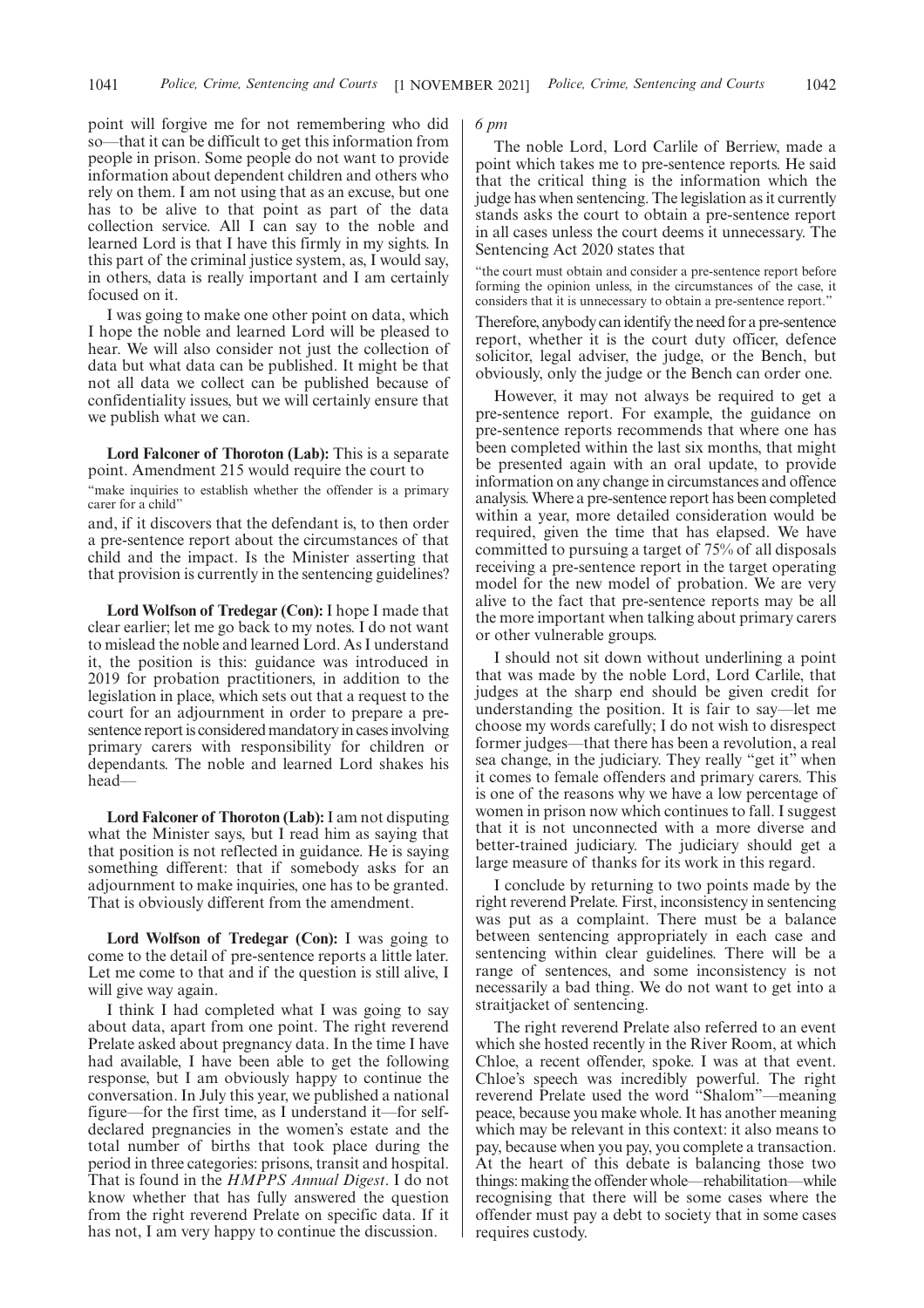point will forgive me for not remembering who did so—that it can be difficult to get this information from people in prison. Some people do not want to provide information about dependent children and others who rely on them. I am not using that as an excuse, but one has to be alive to that point as part of the data collection service. All I can say to the noble and learned Lord is that I have this firmly in my sights. In this part of the criminal justice system, as, I would say, in others, data is really important and I am certainly focused on it.

I was going to make one other point on data, which I hope the noble and learned Lord will be pleased to hear. We will also consider not just the collection of data but what data can be published. It might be that not all data we collect can be published because of confidentiality issues, but we will certainly ensure that we publish what we can.

**Lord Falconer of Thoroton (Lab):** This is a separate point. Amendment 215 would require the court to

"make inquiries to establish whether the offender is a primary carer for a child"

and, if it discovers that the defendant is, to then order a pre-sentence report about the circumstances of that child and the impact. Is the Minister asserting that that provision is currently in the sentencing guidelines?

**Lord Wolfson of Tredegar (Con):** I hope I made that clear earlier; let me go back to my notes. I do not want to mislead the noble and learned Lord. As I understand it, the position is this: guidance was introduced in 2019 for probation practitioners, in addition to the legislation in place, which sets out that a request to the court for an adjournment in order to prepare a pre-sentence report is considered mandatory in cases involving primary carers with responsibility for children or dependants. The noble and learned Lord shakes his head—

**Lord Falconer of Thoroton (Lab):** I am not disputing what the Minister says, but I read him as saying that that position is not reflected in guidance. He is saying something different: that if somebody asks for an adjournment to make inquiries, one has to be granted. That is obviously different from the amendment.

**Lord Wolfson of Tredegar (Con):** I was going to come to the detail of pre-sentence reports a little later. Let me come to that and if the question is still alive, I will give way again.

I think I had completed what I was going to say about data, apart from one point. The right reverend Prelate asked about pregnancy data. In the time I have had available, I have been able to get the following response, but I am obviously happy to continue the conversation. In July this year, we published a national figure—for the first time, as I understand it—for self-declared pregnancies in the women's estate and the total number of births that took place during the period in three categories: prisons, transit and hospital. That is found in the *HMPPS Annual Digest*. I do not know whether that has fully answered the question from the right reverend Prelate on specific data. If it has not, I am very happy to continue the discussion.

*6 pm*

The noble Lord, Lord Carlile of Berriew, made a point which takes me to pre-sentence reports. He said that the critical thing is the information which the judge has when sentencing. The legislation as it currently stands asks the court to obtain a pre-sentence report in all cases unless the court deems it unnecessary. The Sentencing Act 2020 states that

"the court must obtain and consider a pre-sentence report before forming the opinion unless, in the circumstances of the case, it considers that it is unnecessary to obtain a pre-sentence report."

Therefore, anybody can identify the need for a pre-sentence report, whether it is the court duty officer, defence solicitor, legal adviser, the judge, or the Bench, but obviously, only the judge or the Bench can order one.

However, it may not always be required to get a pre-sentence report. For example, the guidance on pre-sentence reports recommends that where one has been completed within the last six months, that might be presented again with an oral update, to provide information on any change in circumstances and offence analysis. Where a pre-sentence report has been completed within a year, more detailed consideration would be required, given the time that has elapsed. We have committed to pursuing a target of 75% of all disposals receiving a pre-sentence report in the target operating model for the new model of probation. We are very alive to the fact that pre-sentence reports may be all the more important when talking about primary carers or other vulnerable groups.

I should not sit down without underlining a point that was made by the noble Lord, Lord Carlile, that judges at the sharp end should be given credit for understanding the position. It is fair to say—let me choose my words carefully; I do not wish to disrespect former judges—that there has been a revolution, a real sea change, in the judiciary. They really "get it" when it comes to female offenders and primary carers. This is one of the reasons why we have a low percentage of women in prison now which continues to fall. I suggest that it is not unconnected with a more diverse and better-trained judiciary. The judiciary should get a large measure of thanks for its work in this regard.

I conclude by returning to two points made by the right reverend Prelate. First, inconsistency in sentencing was put as a complaint. There must be a balance between sentencing appropriately in each case and sentencing within clear guidelines. There will be a range of sentences, and some inconsistency is not necessarily a bad thing. We do not want to get into a straitjacket of sentencing.

The right reverend Prelate also referred to an event which she hosted recently in the River Room, at which Chloe, a recent offender, spoke. I was at that event. Chloe's speech was incredibly powerful. The right reverend Prelate used the word "Shalom"—meaning peace, because you make whole. It has another meaning which may be relevant in this context: it also means to pay, because when you pay, you complete a transaction. At the heart of this debate is balancing those two things: making the offender whole—rehabilitation—while recognising that there will be some cases where the offender must pay a debt to society that in some cases requires custody.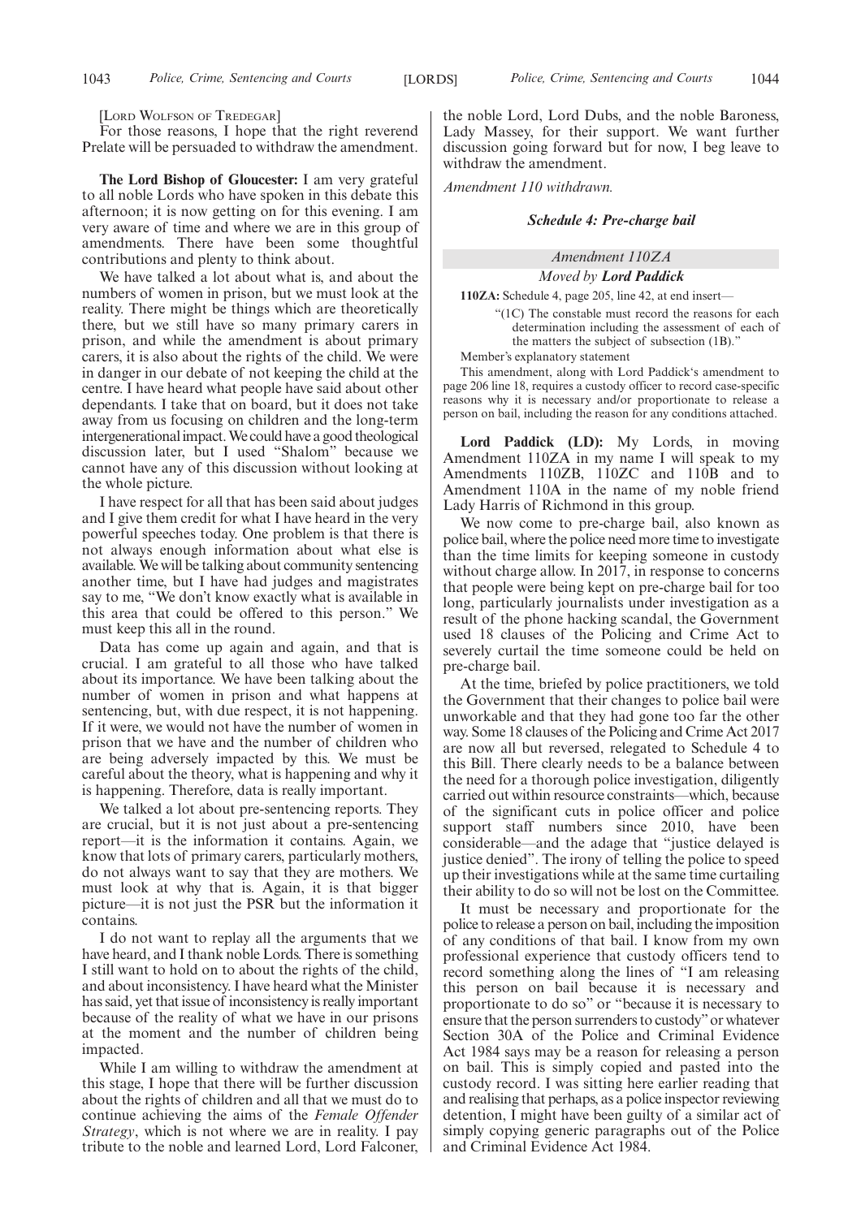[LORD WOLFSON OF TREDEGAR]

For those reasons, I hope that the right reverend Prelate will be persuaded to withdraw the amendment.

**The Lord Bishop of Gloucester:** I am very grateful to all noble Lords who have spoken in this debate this afternoon; it is now getting on for this evening. I am very aware of time and where we are in this group of amendments. There have been some thoughtful contributions and plenty to think about.

We have talked a lot about what is, and about the numbers of women in prison, but we must look at the reality. There might be things which are theoretically there, but we still have so many primary carers in prison, and while the amendment is about primary carers, it is also about the rights of the child. We were in danger in our debate of not keeping the child at the centre. I have heard what people have said about other dependants. I take that on board, but it does not take away from us focusing on children and the long-term intergenerational impact. We could have a good theological discussion later, but I used "Shalom" because we cannot have any of this discussion without looking at the whole picture.

I have respect for all that has been said about judges and I give them credit for what I have heard in the very powerful speeches today. One problem is that there is not always enough information about what else is available. We will be talking about community sentencing another time, but I have had judges and magistrates say to me, "We don't know exactly what is available in this area that could be offered to this person." We must keep this all in the round.

Data has come up again and again, and that is crucial. I am grateful to all those who have talked about its importance. We have been talking about the number of women in prison and what happens at sentencing, but, with due respect, it is not happening. If it were, we would not have the number of women in prison that we have and the number of children who are being adversely impacted by this. We must be careful about the theory, what is happening and why it is happening. Therefore, data is really important.

We talked a lot about pre-sentencing reports. They are crucial, but it is not just about a pre-sentencing report—it is the information it contains. Again, we know that lots of primary carers, particularly mothers, do not always want to say that they are mothers. We must look at why that is. Again, it is that bigger picture—it is not just the PSR but the information it contains.

I do not want to replay all the arguments that we have heard, and I thank noble Lords. There is something I still want to hold on to about the rights of the child, and about inconsistency. I have heard what the Minister has said, yet that issue of inconsistency is really important because of the reality of what we have in our prisons at the moment and the number of children being impacted.

While I am willing to withdraw the amendment at this stage, I hope that there will be further discussion about the rights of children and all that we must do to continue achieving the aims of the *Female Offender Strategy*, which is not where we are in reality. I pay tribute to the noble and learned Lord, Lord Falconer, the noble Lord, Lord Dubs, and the noble Baroness, Lady Massey, for their support. We want further discussion going forward but for now, I beg leave to withdraw the amendment.

*Amendment 110 withdrawn.*

### *Schedule 4: Pre-charge bail*

*Amendment 110ZA*

*Moved by* ***Lord Paddick***

**110ZA:** Schedule 4, page 205, line 42, at end insert—

"(1C) The constable must record the reasons for each determination including the assessment of each of the matters the subject of subsection (1B)."

Member's explanatory statement

This amendment, along with Lord Paddick's amendment to page 206 line 18, requires a custody officer to record case-specific reasons why it is necessary and/or proportionate to release a person on bail, including the reason for any conditions attached.

**Lord Paddick (LD):** My Lords, in moving Amendment 110ZA in my name I will speak to my Amendments 110ZB, 110ZC and 110B and to Amendment 110A in the name of my noble friend Lady Harris of Richmond in this group.

We now come to pre-charge bail, also known as police bail, where the police need more time to investigate than the time limits for keeping someone in custody without charge allow. In 2017, in response to concerns that people were being kept on pre-charge bail for too long, particularly journalists under investigation as a result of the phone hacking scandal, the Government used 18 clauses of the Policing and Crime Act to severely curtail the time someone could be held on pre-charge bail.

At the time, briefed by police practitioners, we told the Government that their changes to police bail were unworkable and that they had gone too far the other way. Some 18 clauses of the Policing and Crime Act 2017 are now all but reversed, relegated to Schedule 4 to this Bill. There clearly needs to be a balance between the need for a thorough police investigation, diligently carried out within resource constraints—which, because of the significant cuts in police officer and police support staff numbers since 2010, have been considerable—and the adage that "justice delayed is justice denied". The irony of telling the police to speed up their investigations while at the same time curtailing their ability to do so will not be lost on the Committee.

It must be necessary and proportionate for the police to release a person on bail, including the imposition of any conditions of that bail. I know from my own professional experience that custody officers tend to record something along the lines of "I am releasing this person on bail because it is necessary and proportionate to do so" or "because it is necessary to ensure that the person surrenders to custody" or whatever Section 30A of the Police and Criminal Evidence Act 1984 says may be a reason for releasing a person on bail. This is simply copied and pasted into the custody record. I was sitting here earlier reading that and realising that perhaps, as a police inspector reviewing detention, I might have been guilty of a similar act of simply copying generic paragraphs out of the Police and Criminal Evidence Act 1984.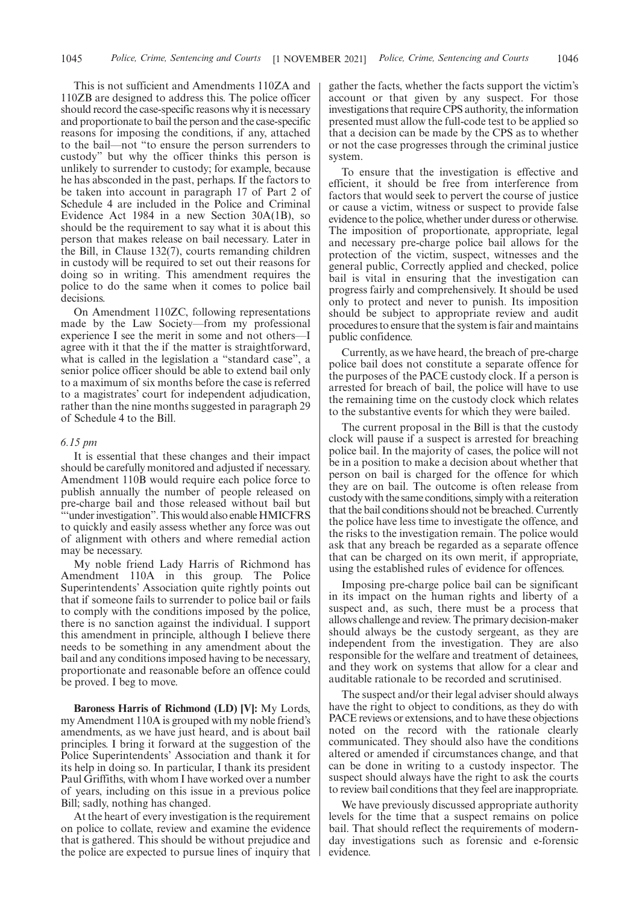This is not sufficient and Amendments 110ZA and 110ZB are designed to address this. The police officer should record the case-specific reasons why it is necessary and proportionate to bail the person and the case-specific reasons for imposing the conditions, if any, attached to the bail—not "to ensure the person surrenders to custody" but why the officer thinks this person is unlikely to surrender to custody; for example, because he has absconded in the past, perhaps. If the factors to be taken into account in paragraph 17 of Part 2 of Schedule 4 are included in the Police and Criminal Evidence Act 1984 in a new Section 30A(1B), so should be the requirement to say what it is about this person that makes release on bail necessary. Later in the Bill, in Clause 132(7), courts remanding children in custody will be required to set out their reasons for doing so in writing. This amendment requires the police to do the same when it comes to police bail decisions.

On Amendment 110ZC, following representations made by the Law Society—from my professional experience I see the merit in some and not others—I agree with it that the if the matter is straightforward, what is called in the legislation a "standard case", a senior police officer should be able to extend bail only to a maximum of six months before the case is referred to a magistrates' court for independent adjudication, rather than the nine months suggested in paragraph 29 of Schedule 4 to the Bill.

*6.15 pm*

It is essential that these changes and their impact should be carefully monitored and adjusted if necessary. Amendment 110B would require each police force to publish annually the number of people released on pre-charge bail and those released without bail but "'under investigation". This would also enable HMICFRS to quickly and easily assess whether any force was out of alignment with others and where remedial action may be necessary.

My noble friend Lady Harris of Richmond has Amendment 110A in this group. The Police Superintendents' Association quite rightly points out that if someone fails to surrender to police bail or fails to comply with the conditions imposed by the police, there is no sanction against the individual. I support this amendment in principle, although I believe there needs to be something in any amendment about the bail and any conditions imposed having to be necessary, proportionate and reasonable before an offence could be proved. I beg to move.

**Baroness Harris of Richmond (LD) [V]:** My Lords, my Amendment 110A is grouped with my noble friend's amendments, as we have just heard, and is about bail principles. I bring it forward at the suggestion of the Police Superintendents' Association and thank it for its help in doing so. In particular, I thank its president Paul Griffiths, with whom I have worked over a number of years, including on this issue in a previous police Bill; sadly, nothing has changed.

At the heart of every investigation is the requirement on police to collate, review and examine the evidence that is gathered. This should be without prejudice and the police are expected to pursue lines of inquiry that gather the facts, whether the facts support the victim's account or that given by any suspect. For those investigations that require CPS authority, the information presented must allow the full-code test to be applied so that a decision can be made by the CPS as to whether or not the case progresses through the criminal justice system.

To ensure that the investigation is effective and efficient, it should be free from interference from factors that would seek to pervert the course of justice or cause a victim, witness or suspect to provide false evidence to the police, whether under duress or otherwise. The imposition of proportionate, appropriate, legal and necessary pre-charge police bail allows for the protection of the victim, suspect, witnesses and the general public, Correctly applied and checked, police bail is vital in ensuring that the investigation can progress fairly and comprehensively. It should be used only to protect and never to punish. Its imposition should be subject to appropriate review and audit procedures to ensure that the system is fair and maintains public confidence.

Currently, as we have heard, the breach of pre-charge police bail does not constitute a separate offence for the purposes of the PACE custody clock. If a person is arrested for breach of bail, the police will have to use the remaining time on the custody clock which relates to the substantive events for which they were bailed.

The current proposal in the Bill is that the custody clock will pause if a suspect is arrested for breaching police bail. In the majority of cases, the police will not be in a position to make a decision about whether that person on bail is charged for the offence for which they are on bail. The outcome is often release from custody with the same conditions, simply with a reiteration that the bail conditions should not be breached. Currently the police have less time to investigate the offence, and the risks to the investigation remain. The police would ask that any breach be regarded as a separate offence that can be charged on its own merit, if appropriate, using the established rules of evidence for offences.

Imposing pre-charge police bail can be significant in its impact on the human rights and liberty of a suspect and, as such, there must be a process that allows challenge and review. The primary decision-maker should always be the custody sergeant, as they are independent from the investigation. They are also responsible for the welfare and treatment of detainees, and they work on systems that allow for a clear and auditable rationale to be recorded and scrutinised.

The suspect and/or their legal adviser should always have the right to object to conditions, as they do with PACE reviews or extensions, and to have these objections noted on the record with the rationale clearly communicated. They should also have the conditions altered or amended if circumstances change, and that can be done in writing to a custody inspector. The suspect should always have the right to ask the courts to review bail conditions that they feel are inappropriate.

We have previously discussed appropriate authority levels for the time that a suspect remains on police bail. That should reflect the requirements of modern-day investigations such as forensic and e-forensic evidence.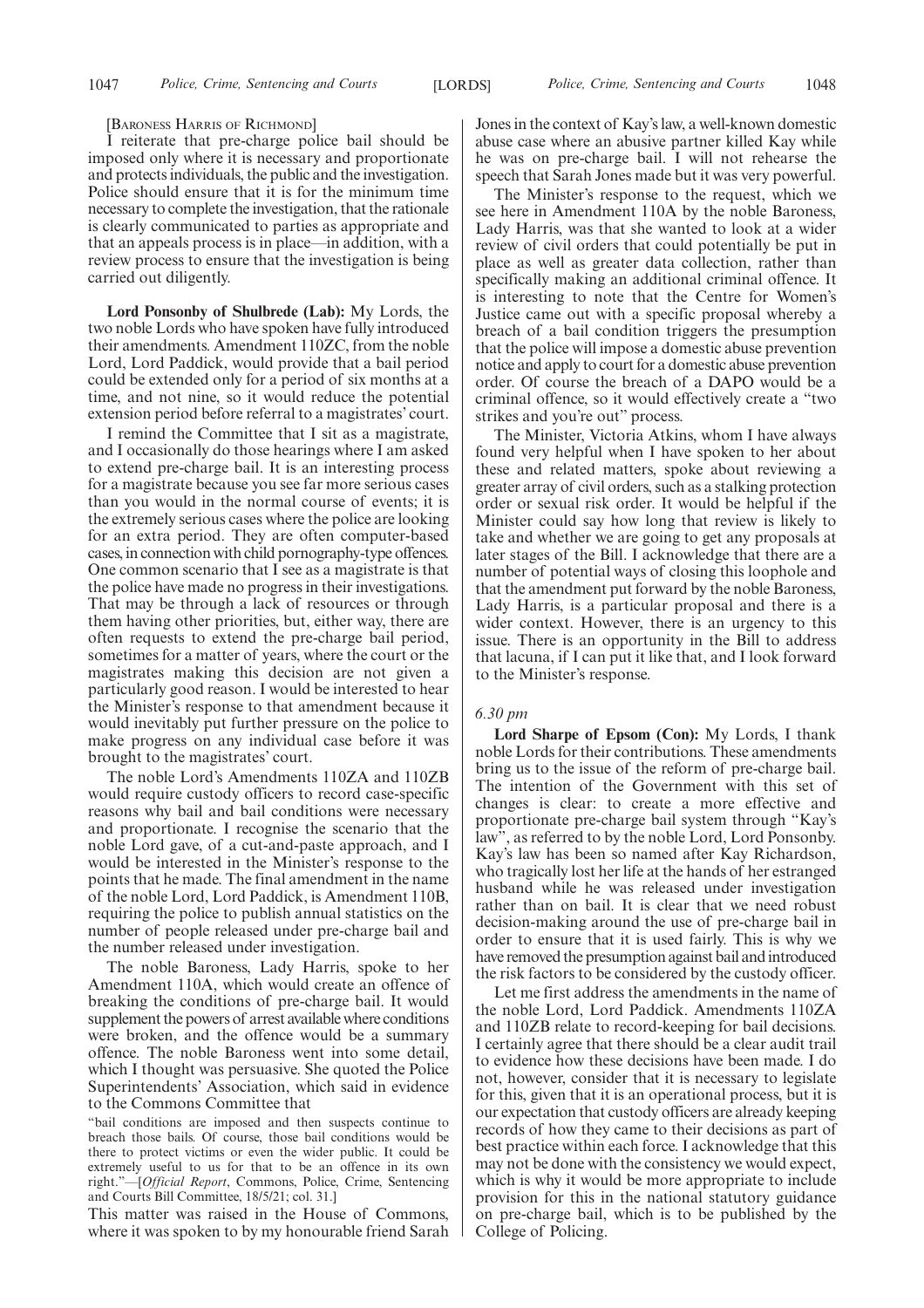[Baroness Harris of Richmond]

I reiterate that pre-charge police bail should be imposed only where it is necessary and proportionate and protects individuals, the public and the investigation. Police should ensure that it is for the minimum time necessary to complete the investigation, that the rationale is clearly communicated to parties as appropriate and that an appeals process is in place—in addition, with a review process to ensure that the investigation is being carried out diligently.

**Lord Ponsonby of Shulbrede (Lab):** My Lords, the two noble Lords who have spoken have fully introduced their amendments. Amendment 110ZC, from the noble Lord, Lord Paddick, would provide that a bail period could be extended only for a period of six months at a time, and not nine, so it would reduce the potential extension period before referral to a magistrates' court.

I remind the Committee that I sit as a magistrate, and I occasionally do those hearings where I am asked to extend pre-charge bail. It is an interesting process for a magistrate because you see far more serious cases than you would in the normal course of events; it is the extremely serious cases where the police are looking for an extra period. They are often computer-based cases, in connection with child pornography-type offences. One common scenario that I see as a magistrate is that the police have made no progress in their investigations. That may be through a lack of resources or through them having other priorities, but, either way, there are often requests to extend the pre-charge bail period, sometimes for a matter of years, where the court or the magistrates making this decision are not given a particularly good reason. I would be interested to hear the Minister's response to that amendment because it would inevitably put further pressure on the police to make progress on any individual case before it was brought to the magistrates' court.

The noble Lord's Amendments 110ZA and 110ZB would require custody officers to record case-specific reasons why bail and bail conditions were necessary and proportionate. I recognise the scenario that the noble Lord gave, of a cut-and-paste approach, and I would be interested in the Minister's response to the points that he made. The final amendment in the name of the noble Lord, Lord Paddick, is Amendment 110B, requiring the police to publish annual statistics on the number of people released under pre-charge bail and the number released under investigation.

The noble Baroness, Lady Harris, spoke to her Amendment 110A, which would create an offence of breaking the conditions of pre-charge bail. It would supplement the powers of arrest available where conditions were broken, and the offence would be a summary offence. The noble Baroness went into some detail, which I thought was persuasive. She quoted the Police Superintendents' Association, which said in evidence to the Commons Committee that

"bail conditions are imposed and then suspects continue to breach those bails. Of course, those bail conditions would be there to protect victims or even the wider public. It could be extremely useful to us for that to be an offence in its own right."—[*Official Report*, Commons, Police, Crime, Sentencing and Courts Bill Committee, 18/5/21; col. 31.]

This matter was raised in the House of Commons, where it was spoken to by my honourable friend Sarah Jones in the context of Kay's law, a well-known domestic abuse case where an abusive partner killed Kay while he was on pre-charge bail. I will not rehearse the speech that Sarah Jones made but it was very powerful.

The Minister's response to the request, which we see here in Amendment 110A by the noble Baroness, Lady Harris, was that she wanted to look at a wider review of civil orders that could potentially be put in place as well as greater data collection, rather than specifically making an additional criminal offence. It is interesting to note that the Centre for Women's Justice came out with a specific proposal whereby a breach of a bail condition triggers the presumption that the police will impose a domestic abuse prevention notice and apply to court for a domestic abuse prevention order. Of course the breach of a DAPO would be a criminal offence, so it would effectively create a "two strikes and you're out" process.

The Minister, Victoria Atkins, whom I have always found very helpful when I have spoken to her about these and related matters, spoke about reviewing a greater array of civil orders, such as a stalking protection order or sexual risk order. It would be helpful if the Minister could say how long that review is likely to take and whether we are going to get any proposals at later stages of the Bill. I acknowledge that there are a number of potential ways of closing this loophole and that the amendment put forward by the noble Baroness, Lady Harris, is a particular proposal and there is a wider context. However, there is an urgency to this issue. There is an opportunity in the Bill to address that lacuna, if I can put it like that, and I look forward to the Minister's response.

*6.30 pm*

**Lord Sharpe of Epsom (Con):** My Lords, I thank noble Lords for their contributions. These amendments bring us to the issue of the reform of pre-charge bail. The intention of the Government with this set of changes is clear: to create a more effective and proportionate pre-charge bail system through "Kay's law", as referred to by the noble Lord, Lord Ponsonby. Kay's law has been so named after Kay Richardson, who tragically lost her life at the hands of her estranged husband while he was released under investigation rather than on bail. It is clear that we need robust decision-making around the use of pre-charge bail in order to ensure that it is used fairly. This is why we have removed the presumption against bail and introduced the risk factors to be considered by the custody officer.

Let me first address the amendments in the name of the noble Lord, Lord Paddick. Amendments 110ZA and 110ZB relate to record-keeping for bail decisions. I certainly agree that there should be a clear audit trail to evidence how these decisions have been made. I do not, however, consider that it is necessary to legislate for this, given that it is an operational process, but it is our expectation that custody officers are already keeping records of how they came to their decisions as part of best practice within each force. I acknowledge that this may not be done with the consistency we would expect, which is why it would be more appropriate to include provision for this in the national statutory guidance on pre-charge bail, which is to be published by the College of Policing.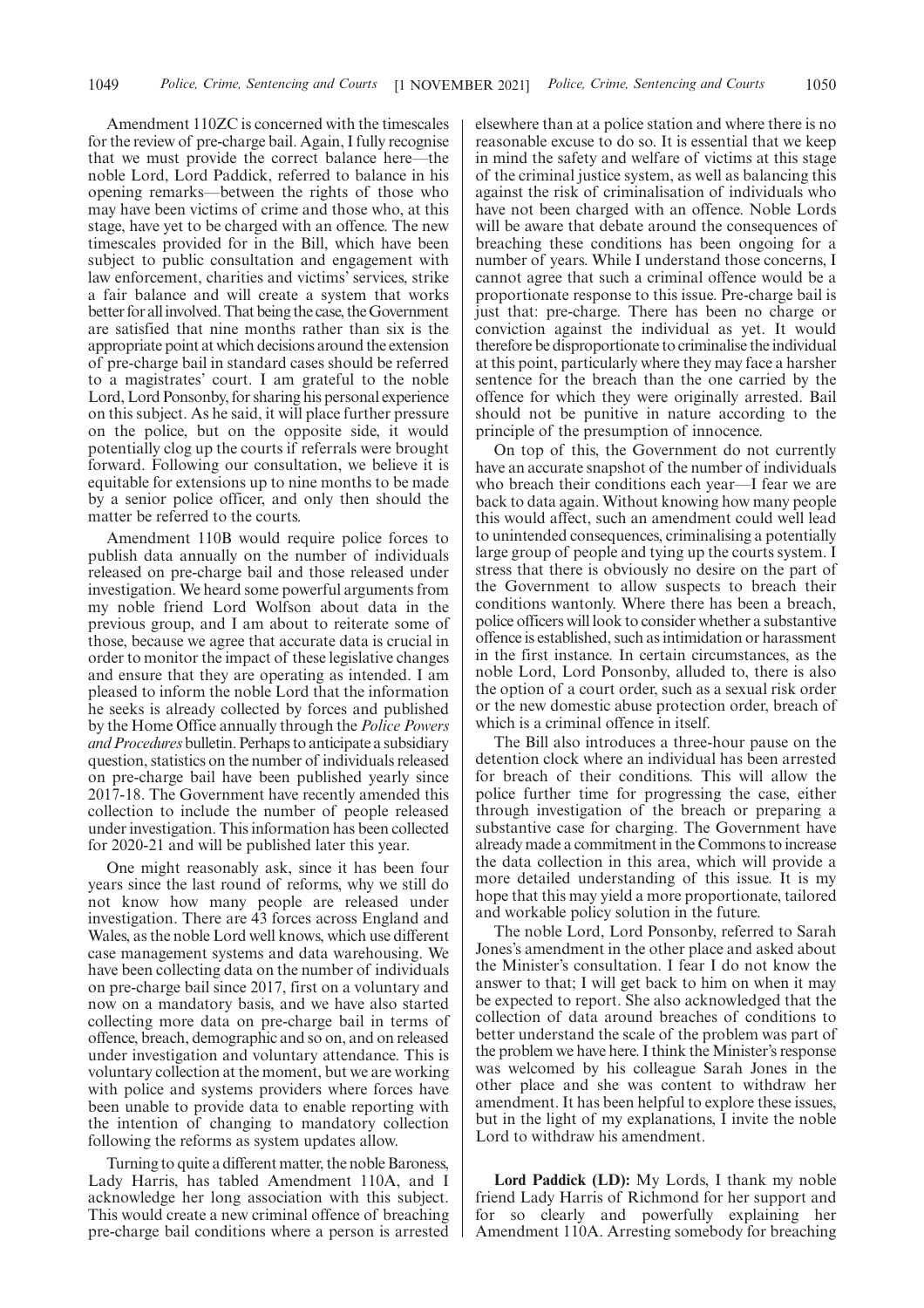Amendment 110ZC is concerned with the timescales for the review of pre-charge bail. Again, I fully recognise that we must provide the correct balance here—the noble Lord, Lord Paddick, referred to balance in his opening remarks—between the rights of those who may have been victims of crime and those who, at this stage, have yet to be charged with an offence. The new timescales provided for in the Bill, which have been subject to public consultation and engagement with law enforcement, charities and victims' services, strike a fair balance and will create a system that works better for all involved. That being the case, the Government are satisfied that nine months rather than six is the appropriate point at which decisions around the extension of pre-charge bail in standard cases should be referred to a magistrates' court. I am grateful to the noble Lord, Lord Ponsonby, for sharing his personal experience on this subject. As he said, it will place further pressure on the police, but on the opposite side, it would potentially clog up the courts if referrals were brought forward. Following our consultation, we believe it is equitable for extensions up to nine months to be made by a senior police officer, and only then should the matter be referred to the courts.

Amendment 110B would require police forces to publish data annually on the number of individuals released on pre-charge bail and those released under investigation. We heard some powerful arguments from my noble friend Lord Wolfson about data in the previous group, and I am about to reiterate some of those, because we agree that accurate data is crucial in order to monitor the impact of these legislative changes and ensure that they are operating as intended. I am pleased to inform the noble Lord that the information he seeks is already collected by forces and published by the Home Office annually through the *Police Powers and Procedures* bulletin. Perhaps to anticipate a subsidiary question, statistics on the number of individuals released on pre-charge bail have been published yearly since 2017-18. The Government have recently amended this collection to include the number of people released under investigation. This information has been collected for 2020-21 and will be published later this year.

One might reasonably ask, since it has been four years since the last round of reforms, why we still do not know how many people are released under investigation. There are 43 forces across England and Wales, as the noble Lord well knows, which use different case management systems and data warehousing. We have been collecting data on the number of individuals on pre-charge bail since 2017, first on a voluntary and now on a mandatory basis, and we have also started collecting more data on pre-charge bail in terms of offence, breach, demographic and so on, and on released under investigation and voluntary attendance. This is voluntary collection at the moment, but we are working with police and systems providers where forces have been unable to provide data to enable reporting with the intention of changing to mandatory collection following the reforms as system updates allow.

Turning to quite a different matter, the noble Baroness, Lady Harris, has tabled Amendment 110A, and I acknowledge her long association with this subject. This would create a new criminal offence of breaching pre-charge bail conditions where a person is arrested elsewhere than at a police station and where there is no reasonable excuse to do so. It is essential that we keep in mind the safety and welfare of victims at this stage of the criminal justice system, as well as balancing this against the risk of criminalisation of individuals who have not been charged with an offence. Noble Lords will be aware that debate around the consequences of breaching these conditions has been ongoing for a number of years. While I understand those concerns, I cannot agree that such a criminal offence would be a proportionate response to this issue. Pre-charge bail is just that: pre-charge. There has been no charge or conviction against the individual as yet. It would therefore be disproportionate to criminalise the individual at this point, particularly where they may face a harsher sentence for the breach than the one carried by the offence for which they were originally arrested. Bail should not be punitive in nature according to the principle of the presumption of innocence.

On top of this, the Government do not currently have an accurate snapshot of the number of individuals who breach their conditions each year—I fear we are back to data again. Without knowing how many people this would affect, such an amendment could well lead to unintended consequences, criminalising a potentially large group of people and tying up the courts system. I stress that there is obviously no desire on the part of the Government to allow suspects to breach their conditions wantonly. Where there has been a breach, police officers will look to consider whether a substantive offence is established, such as intimidation or harassment in the first instance. In certain circumstances, as the noble Lord, Lord Ponsonby, alluded to, there is also the option of a court order, such as a sexual risk order or the new domestic abuse protection order, breach of which is a criminal offence in itself.

The Bill also introduces a three-hour pause on the detention clock where an individual has been arrested for breach of their conditions. This will allow the police further time for progressing the case, either through investigation of the breach or preparing a substantive case for charging. The Government have already made a commitment in the Commons to increase the data collection in this area, which will provide a more detailed understanding of this issue. It is my hope that this may yield a more proportionate, tailored and workable policy solution in the future.

The noble Lord, Lord Ponsonby, referred to Sarah Jones's amendment in the other place and asked about the Minister's consultation. I fear I do not know the answer to that; I will get back to him on when it may be expected to report. She also acknowledged that the collection of data around breaches of conditions to better understand the scale of the problem was part of the problem we have here. I think the Minister's response was welcomed by his colleague Sarah Jones in the other place and she was content to withdraw her amendment. It has been helpful to explore these issues, but in the light of my explanations, I invite the noble Lord to withdraw his amendment.

**Lord Paddick (LD):** My Lords, I thank my noble friend Lady Harris of Richmond for her support and for so clearly and powerfully explaining her Amendment 110A. Arresting somebody for breaching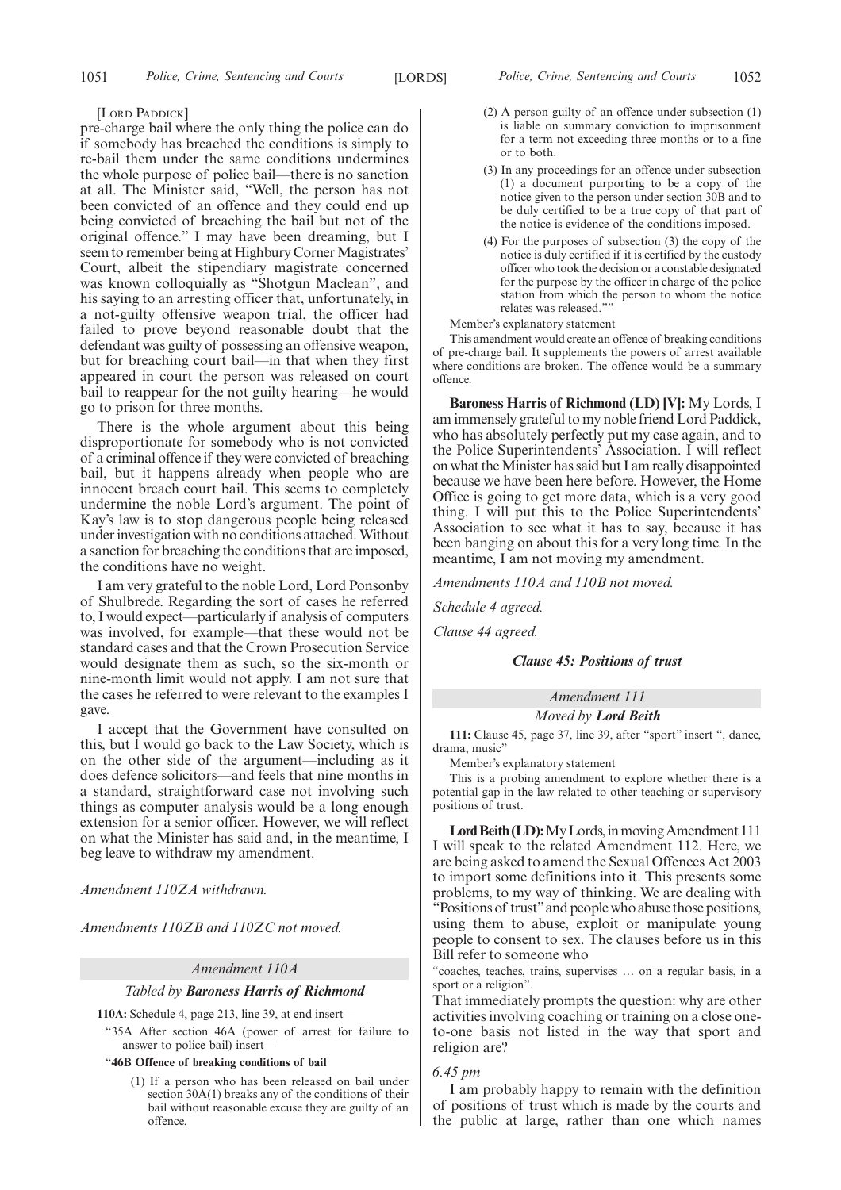[LORD PADDICK]

pre-charge bail where the only thing the police can do if somebody has breached the conditions is simply to re-bail them under the same conditions undermines the whole purpose of police bail—there is no sanction at all. The Minister said, "Well, the person has not been convicted of an offence and they could end up being convicted of breaching the bail but not of the original offence." I may have been dreaming, but I seem to remember being at Highbury Corner Magistrates' Court, albeit the stipendiary magistrate concerned was known colloquially as "Shotgun Maclean", and his saying to an arresting officer that, unfortunately, in a not-guilty offensive weapon trial, the officer had failed to prove beyond reasonable doubt that the defendant was guilty of possessing an offensive weapon, but for breaching court bail—in that when they first appeared in court the person was released on court bail to reappear for the not guilty hearing—he would go to prison for three months.

There is the whole argument about this being disproportionate for somebody who is not convicted of a criminal offence if they were convicted of breaching bail, but it happens already when people who are innocent breach court bail. This seems to completely undermine the noble Lord's argument. The point of Kay's law is to stop dangerous people being released under investigation with no conditions attached. Without a sanction for breaching the conditions that are imposed, the conditions have no weight.

I am very grateful to the noble Lord, Lord Ponsonby of Shulbrede. Regarding the sort of cases he referred to, I would expect—particularly if analysis of computers was involved, for example—that these would not be standard cases and that the Crown Prosecution Service would designate them as such, so the six-month or nine-month limit would not apply. I am not sure that the cases he referred to were relevant to the examples I gave.

I accept that the Government have consulted on this, but I would go back to the Law Society, which is on the other side of the argument—including as it does defence solicitors—and feels that nine months in a standard, straightforward case not involving such things as computer analysis would be a long enough extension for a senior officer. However, we will reflect on what the Minister has said and, in the meantime, I beg leave to withdraw my amendment.

*Amendment 110ZA withdrawn.*

*Amendments 110ZB and 110ZC not moved.*

### *Amendment 110A*

#### *Tabled by* ***Baroness Harris of Richmond***

**110A:** Schedule 4, page 213, line 39, at end insert—

"35A After section 46A (power of arrest for failure to answer to police bail) insert—

"**46B Offence of breaking conditions of bail**

(1) If a person who has been released on bail under section 30A(1) breaks any of the conditions of their bail without reasonable excuse they are guilty of an offence.

(2) A person guilty of an offence under subsection (1) is liable on summary conviction to imprisonment for a term not exceeding three months or to a fine or to both.

(3) In any proceedings for an offence under subsection (1) a document purporting to be a copy of the notice given to the person under section 30B and to be duly certified to be a true copy of that part of the notice is evidence of the conditions imposed.

(4) For the purposes of subsection (3) the copy of the notice is duly certified if it is certified by the custody officer who took the decision or a constable designated for the purpose by the officer in charge of the police station from which the person to whom the notice relates was released.""

Member's explanatory statement

This amendment would create an offence of breaking conditions of pre-charge bail. It supplements the powers of arrest available where conditions are broken. The offence would be a summary offence.

**Baroness Harris of Richmond (LD) [V]:** My Lords, I am immensely grateful to my noble friend Lord Paddick, who has absolutely perfectly put my case again, and to the Police Superintendents' Association. I will reflect on what the Minister has said but I am really disappointed because we have been here before. However, the Home Office is going to get more data, which is a very good thing. I will put this to the Police Superintendents' Association to see what it has to say, because it has been banging on about this for a very long time. In the meantime, I am not moving my amendment.

*Amendments 110A and 110B not moved.*

*Schedule 4 agreed.*

*Clause 44 agreed.*

### *Clause 45: Positions of trust*

### *Amendment 111*

#### *Moved by* ***Lord Beith***

**111:** Clause 45, page 37, line 39, after "sport" insert ", dance, drama, music"

Member's explanatory statement

This is a probing amendment to explore whether there is a potential gap in the law related to other teaching or supervisory positions of trust.

**Lord Beith (LD):** My Lords, in moving Amendment 111 I will speak to the related Amendment 112. Here, we are being asked to amend the Sexual Offences Act 2003 to import some definitions into it. This presents some problems, to my way of thinking. We are dealing with "Positions of trust" and people who abuse those positions, using them to abuse, exploit or manipulate young people to consent to sex. The clauses before us in this Bill refer to someone who

"coaches, teaches, trains, supervises … on a regular basis, in a sport or a religion".

That immediately prompts the question: why are other activities involving coaching or training on a close one-to-one basis not listed in the way that sport and religion are?

*6.45 pm*

I am probably happy to remain with the definition of positions of trust which is made by the courts and the public at large, rather than one which names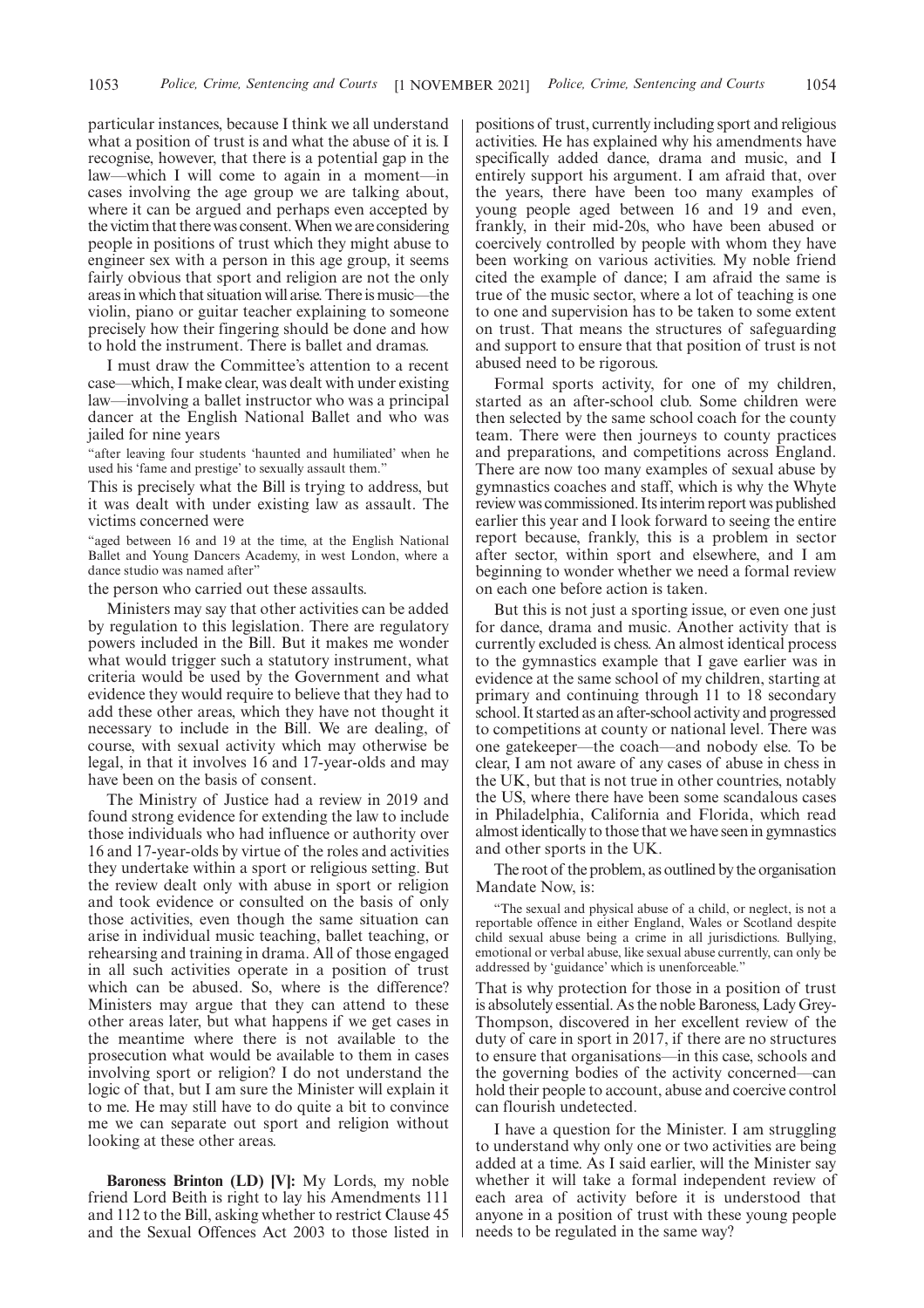particular instances, because I think we all understand what a position of trust is and what the abuse of it is. I recognise, however, that there is a potential gap in the law—which I will come to again in a moment—in cases involving the age group we are talking about, where it can be argued and perhaps even accepted by the victim that there was consent. When we are considering people in positions of trust which they might abuse to engineer sex with a person in this age group, it seems fairly obvious that sport and religion are not the only areas in which that situation will arise. There is music—the violin, piano or guitar teacher explaining to someone precisely how their fingering should be done and how to hold the instrument. There is ballet and dramas.

I must draw the Committee's attention to a recent case—which, I make clear, was dealt with under existing law—involving a ballet instructor who was a principal dancer at the English National Ballet and who was jailed for nine years

"after leaving four students 'haunted and humiliated' when he used his 'fame and prestige' to sexually assault them."

This is precisely what the Bill is trying to address, but it was dealt with under existing law as assault. The victims concerned were

"aged between 16 and 19 at the time, at the English National Ballet and Young Dancers Academy, in west London, where a dance studio was named after"

the person who carried out these assaults.

Ministers may say that other activities can be added by regulation to this legislation. There are regulatory powers included in the Bill. But it makes me wonder what would trigger such a statutory instrument, what criteria would be used by the Government and what evidence they would require to believe that they had to add these other areas, which they have not thought it necessary to include in the Bill. We are dealing, of course, with sexual activity which may otherwise be legal, in that it involves 16 and 17-year-olds and may have been on the basis of consent.

The Ministry of Justice had a review in 2019 and found strong evidence for extending the law to include those individuals who had influence or authority over 16 and 17-year-olds by virtue of the roles and activities they undertake within a sport or religious setting. But the review dealt only with abuse in sport or religion and took evidence or consulted on the basis of only those activities, even though the same situation can arise in individual music teaching, ballet teaching, or rehearsing and training in drama. All of those engaged in all such activities operate in a position of trust which can be abused. So, where is the difference? Ministers may argue that they can attend to these other areas later, but what happens if we get cases in the meantime where there is not available to the prosecution what would be available to them in cases involving sport or religion? I do not understand the logic of that, but I am sure the Minister will explain it to me. He may still have to do quite a bit to convince me we can separate out sport and religion without looking at these other areas.

**Baroness Brinton (LD) [V]:** My Lords, my noble friend Lord Beith is right to lay his Amendments 111 and 112 to the Bill, asking whether to restrict Clause 45 and the Sexual Offences Act 2003 to those listed in positions of trust, currently including sport and religious activities. He has explained why his amendments have specifically added dance, drama and music, and I entirely support his argument. I am afraid that, over the years, there have been too many examples of young people aged between 16 and 19 and even, frankly, in their mid-20s, who have been abused or coercively controlled by people with whom they have been working on various activities. My noble friend cited the example of dance; I am afraid the same is true of the music sector, where a lot of teaching is one to one and supervision has to be taken to some extent on trust. That means the structures of safeguarding and support to ensure that that position of trust is not abused need to be rigorous.

Formal sports activity, for one of my children, started as an after-school club. Some children were then selected by the same school coach for the county team. There were then journeys to county practices and preparations, and competitions across England. There are now too many examples of sexual abuse by gymnastics coaches and staff, which is why the Whyte review was commissioned. Its interim report was published earlier this year and I look forward to seeing the entire report because, frankly, this is a problem in sector after sector, within sport and elsewhere, and I am beginning to wonder whether we need a formal review on each one before action is taken.

But this is not just a sporting issue, or even one just for dance, drama and music. Another activity that is currently excluded is chess. An almost identical process to the gymnastics example that I gave earlier was in evidence at the same school of my children, starting at primary and continuing through 11 to 18 secondary school. It started as an after-school activity and progressed to competitions at county or national level. There was one gatekeeper—the coach—and nobody else. To be clear, I am not aware of any cases of abuse in chess in the UK, but that is not true in other countries, notably the US, where there have been some scandalous cases in Philadelphia, California and Florida, which read almost identically to those that we have seen in gymnastics and other sports in the UK.

The root of the problem, as outlined by the organisation Mandate Now, is:

"The sexual and physical abuse of a child, or neglect, is not a reportable offence in either England, Wales or Scotland despite child sexual abuse being a crime in all jurisdictions. Bullying, emotional or verbal abuse, like sexual abuse currently, can only be addressed by 'guidance' which is unenforceable."

That is why protection for those in a position of trust is absolutely essential. As the noble Baroness, Lady Grey-Thompson, discovered in her excellent review of the duty of care in sport in 2017, if there are no structures to ensure that organisations—in this case, schools and the governing bodies of the activity concerned—can hold their people to account, abuse and coercive control can flourish undetected.

I have a question for the Minister. I am struggling to understand why only one or two activities are being added at a time. As I said earlier, will the Minister say whether it will take a formal independent review of each area of activity before it is understood that anyone in a position of trust with these young people needs to be regulated in the same way?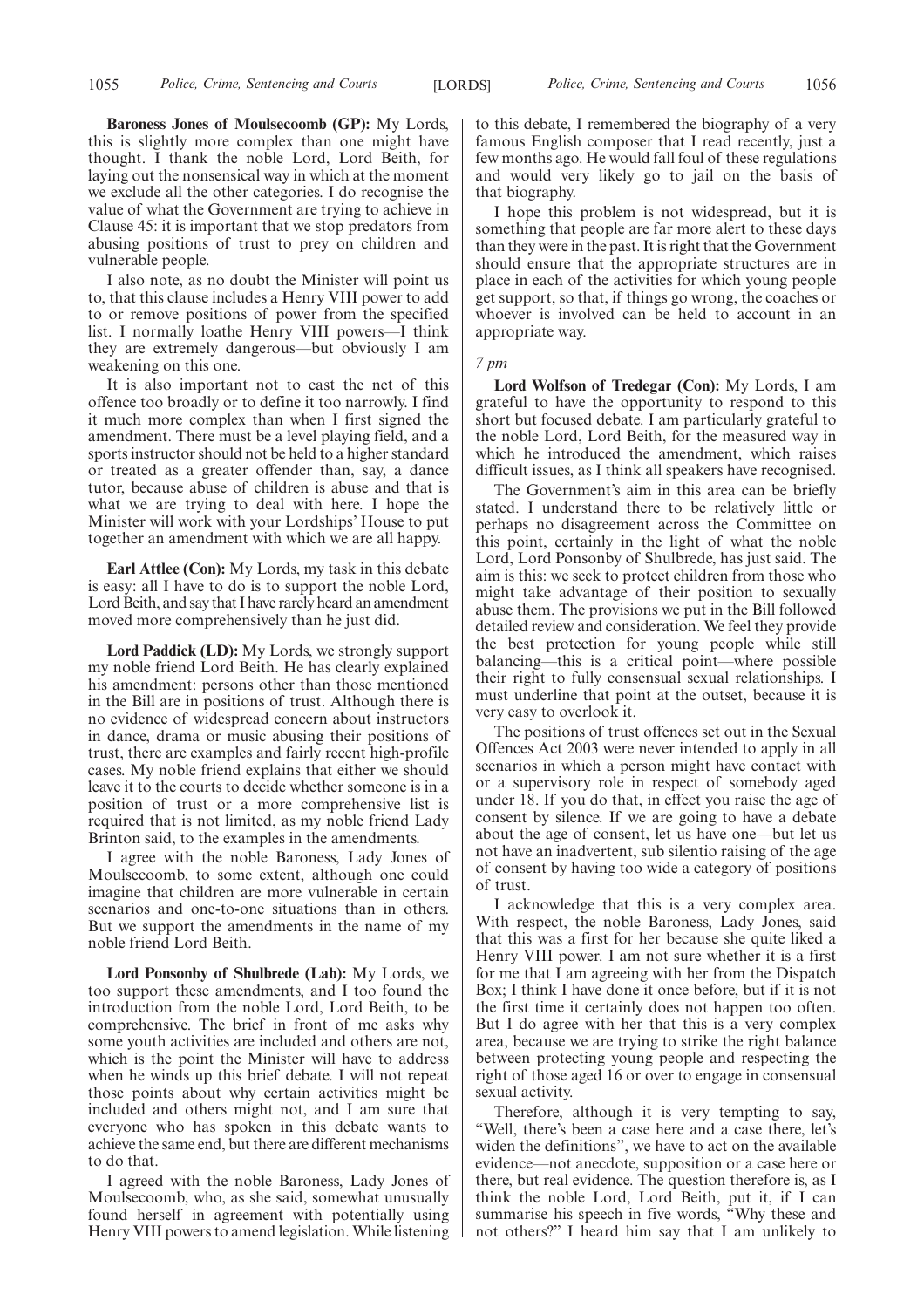**Baroness Jones of Moulsecoomb (GP):** My Lords, this is slightly more complex than one might have thought. I thank the noble Lord, Lord Beith, for laying out the nonsensical way in which at the moment we exclude all the other categories. I do recognise the value of what the Government are trying to achieve in Clause 45: it is important that we stop predators from abusing positions of trust to prey on children and vulnerable people.

I also note, as no doubt the Minister will point us to, that this clause includes a Henry VIII power to add to or remove positions of power from the specified list. I normally loathe Henry VIII powers—I think they are extremely dangerous—but obviously I am weakening on this one.

It is also important not to cast the net of this offence too broadly or to define it too narrowly. I find it much more complex than when I first signed the amendment. There must be a level playing field, and a sports instructor should not be held to a higher standard or treated as a greater offender than, say, a dance tutor, because abuse of children is abuse and that is what we are trying to deal with here. I hope the Minister will work with your Lordships' House to put together an amendment with which we are all happy.

**Earl Attlee (Con):** My Lords, my task in this debate is easy: all I have to do is to support the noble Lord, Lord Beith, and say that I have rarely heard an amendment moved more comprehensively than he just did.

**Lord Paddick (LD):** My Lords, we strongly support my noble friend Lord Beith. He has clearly explained his amendment: persons other than those mentioned in the Bill are in positions of trust. Although there is no evidence of widespread concern about instructors in dance, drama or music abusing their positions of trust, there are examples and fairly recent high-profile cases. My noble friend explains that either we should leave it to the courts to decide whether someone is in a position of trust or a more comprehensive list is required that is not limited, as my noble friend Lady Brinton said, to the examples in the amendments.

I agree with the noble Baroness, Lady Jones of Moulsecoomb, to some extent, although one could imagine that children are more vulnerable in certain scenarios and one-to-one situations than in others. But we support the amendments in the name of my noble friend Lord Beith.

**Lord Ponsonby of Shulbrede (Lab):** My Lords, we too support these amendments, and I too found the introduction from the noble Lord, Lord Beith, to be comprehensive. The brief in front of me asks why some youth activities are included and others are not, which is the point the Minister will have to address when he winds up this brief debate. I will not repeat those points about why certain activities might be included and others might not, and I am sure that everyone who has spoken in this debate wants to achieve the same end, but there are different mechanisms to do that.

I agreed with the noble Baroness, Lady Jones of Moulsecoomb, who, as she said, somewhat unusually found herself in agreement with potentially using Henry VIII powers to amend legislation. While listening to this debate, I remembered the biography of a very famous English composer that I read recently, just a few months ago. He would fall foul of these regulations and would very likely go to jail on the basis of that biography.

I hope this problem is not widespread, but it is something that people are far more alert to these days than they were in the past. It is right that the Government should ensure that the appropriate structures are in place in each of the activities for which young people get support, so that, if things go wrong, the coaches or whoever is involved can be held to account in an appropriate way.

*7 pm*

**Lord Wolfson of Tredegar (Con):** My Lords, I am grateful to have the opportunity to respond to this short but focused debate. I am particularly grateful to the noble Lord, Lord Beith, for the measured way in which he introduced the amendment, which raises difficult issues, as I think all speakers have recognised.

The Government's aim in this area can be briefly stated. I understand there to be relatively little or perhaps no disagreement across the Committee on this point, certainly in the light of what the noble Lord, Lord Ponsonby of Shulbrede, has just said. The aim is this: we seek to protect children from those who might take advantage of their position to sexually abuse them. The provisions we put in the Bill followed detailed review and consideration. We feel they provide the best protection for young people while still balancing—this is a critical point—where possible their right to fully consensual sexual relationships. I must underline that point at the outset, because it is very easy to overlook it.

The positions of trust offences set out in the Sexual Offences Act 2003 were never intended to apply in all scenarios in which a person might have contact with or a supervisory role in respect of somebody aged under 18. If you do that, in effect you raise the age of consent by silence. If we are going to have a debate about the age of consent, let us have one—but let us not have an inadvertent, sub silentio raising of the age of consent by having too wide a category of positions of trust.

I acknowledge that this is a very complex area. With respect, the noble Baroness, Lady Jones, said that this was a first for her because she quite liked a Henry VIII power. I am not sure whether it is a first for me that I am agreeing with her from the Dispatch Box; I think I have done it once before, but if it is not the first time it certainly does not happen too often. But I do agree with her that this is a very complex area, because we are trying to strike the right balance between protecting young people and respecting the right of those aged 16 or over to engage in consensual sexual activity.

Therefore, although it is very tempting to say, "Well, there's been a case here and a case there, let's widen the definitions", we have to act on the available evidence—not anecdote, supposition or a case here or there, but real evidence. The question therefore is, as I think the noble Lord, Lord Beith, put it, if I can summarise his speech in five words, "Why these and not others?" I heard him say that I am unlikely to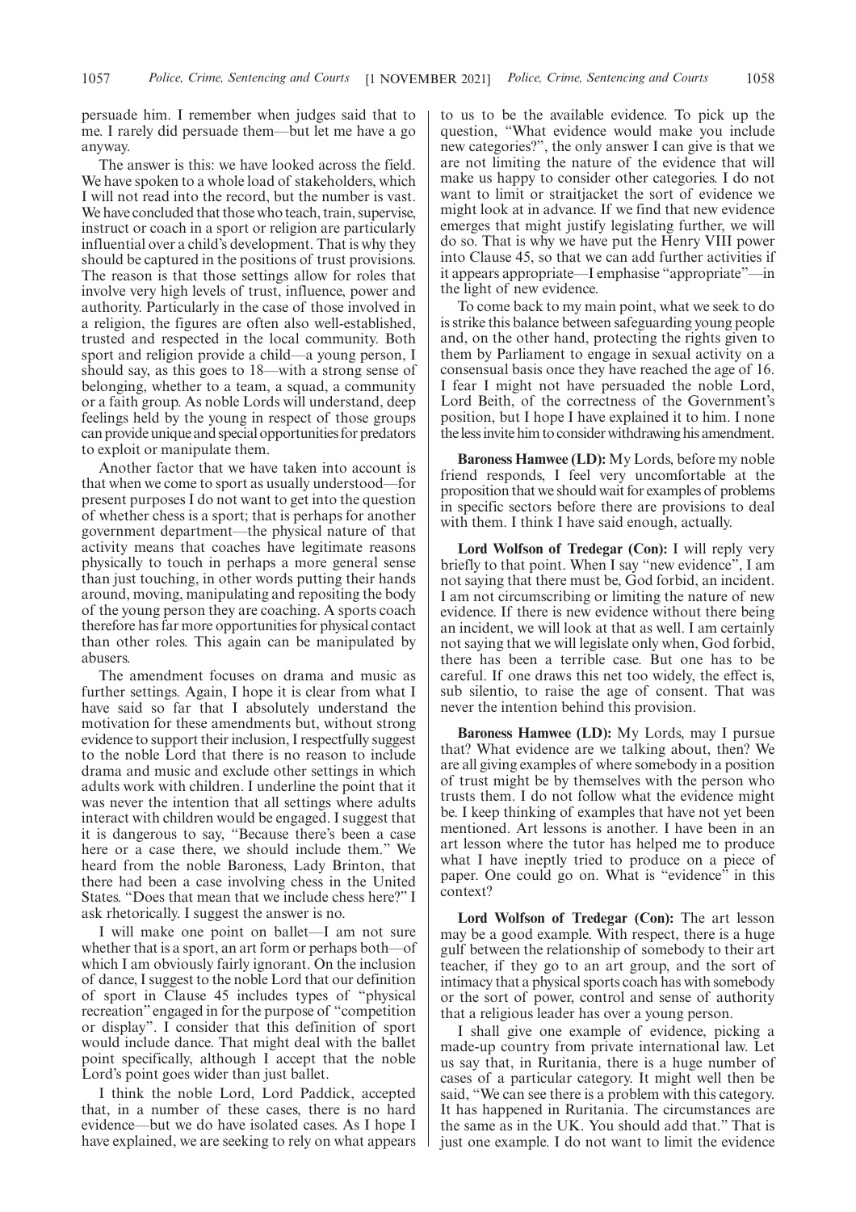persuade him. I remember when judges said that to me. I rarely did persuade them—but let me have a go anyway.

The answer is this: we have looked across the field. We have spoken to a whole load of stakeholders, which I will not read into the record, but the number is vast. We have concluded that those who teach, train, supervise, instruct or coach in a sport or religion are particularly influential over a child's development. That is why they should be captured in the positions of trust provisions. The reason is that those settings allow for roles that involve very high levels of trust, influence, power and authority. Particularly in the case of those involved in a religion, the figures are often also well-established, trusted and respected in the local community. Both sport and religion provide a child—a young person, I should say, as this goes to 18—with a strong sense of belonging, whether to a team, a squad, a community or a faith group. As noble Lords will understand, deep feelings held by the young in respect of those groups can provide unique and special opportunities for predators to exploit or manipulate them.

Another factor that we have taken into account is that when we come to sport as usually understood—for present purposes I do not want to get into the question of whether chess is a sport; that is perhaps for another government department—the physical nature of that activity means that coaches have legitimate reasons physically to touch in perhaps a more general sense than just touching, in other words putting their hands around, moving, manipulating and repositing the body of the young person they are coaching. A sports coach therefore has far more opportunities for physical contact than other roles. This again can be manipulated by abusers.

The amendment focuses on drama and music as further settings. Again, I hope it is clear from what I have said so far that I absolutely understand the motivation for these amendments but, without strong evidence to support their inclusion, I respectfully suggest to the noble Lord that there is no reason to include drama and music and exclude other settings in which adults work with children. I underline the point that it was never the intention that all settings where adults interact with children would be engaged. I suggest that it is dangerous to say, "Because there's been a case here or a case there, we should include them." We heard from the noble Baroness, Lady Brinton, that there had been a case involving chess in the United States. "Does that mean that we include chess here?" I ask rhetorically. I suggest the answer is no.

I will make one point on ballet—I am not sure whether that is a sport, an art form or perhaps both—of which I am obviously fairly ignorant. On the inclusion of dance, I suggest to the noble Lord that our definition of sport in Clause 45 includes types of "physical recreation" engaged in for the purpose of "competition or display". I consider that this definition of sport would include dance. That might deal with the ballet point specifically, although I accept that the noble Lord's point goes wider than just ballet.

I think the noble Lord, Lord Paddick, accepted that, in a number of these cases, there is no hard evidence—but we do have isolated cases. As I hope I have explained, we are seeking to rely on what appears to us to be the available evidence. To pick up the question, "What evidence would make you include new categories?", the only answer I can give is that we are not limiting the nature of the evidence that will make us happy to consider other categories. I do not want to limit or straitjacket the sort of evidence we might look at in advance. If we find that new evidence emerges that might justify legislating further, we will do so. That is why we have put the Henry VIII power into Clause 45, so that we can add further activities if it appears appropriate—I emphasise "appropriate"—in the light of new evidence.

To come back to my main point, what we seek to do is strike this balance between safeguarding young people and, on the other hand, protecting the rights given to them by Parliament to engage in sexual activity on a consensual basis once they have reached the age of 16. I fear I might not have persuaded the noble Lord, Lord Beith, of the correctness of the Government's position, but I hope I have explained it to him. I none the less invite him to consider withdrawing his amendment.

**Baroness Hamwee (LD):** My Lords, before my noble friend responds, I feel very uncomfortable at the proposition that we should wait for examples of problems in specific sectors before there are provisions to deal with them. I think I have said enough, actually.

**Lord Wolfson of Tredegar (Con):** I will reply very briefly to that point. When I say "new evidence", I am not saying that there must be, God forbid, an incident. I am not circumscribing or limiting the nature of new evidence. If there is new evidence without there being an incident, we will look at that as well. I am certainly not saying that we will legislate only when, God forbid, there has been a terrible case. But one has to be careful. If one draws this net too widely, the effect is, sub silentio, to raise the age of consent. That was never the intention behind this provision.

**Baroness Hamwee (LD):** My Lords, may I pursue that? What evidence are we talking about, then? We are all giving examples of where somebody in a position of trust might be by themselves with the person who trusts them. I do not follow what the evidence might be. I keep thinking of examples that have not yet been mentioned. Art lessons is another. I have been in an art lesson where the tutor has helped me to produce what I have ineptly tried to produce on a piece of paper. One could go on. What is "evidence" in this context?

**Lord Wolfson of Tredegar (Con):** The art lesson may be a good example. With respect, there is a huge gulf between the relationship of somebody to their art teacher, if they go to an art group, and the sort of intimacy that a physical sports coach has with somebody or the sort of power, control and sense of authority that a religious leader has over a young person.

I shall give one example of evidence, picking a made-up country from private international law. Let us say that, in Ruritania, there is a huge number of cases of a particular category. It might well then be said, "We can see there is a problem with this category. It has happened in Ruritania. The circumstances are the same as in the UK. You should add that." That is just one example. I do not want to limit the evidence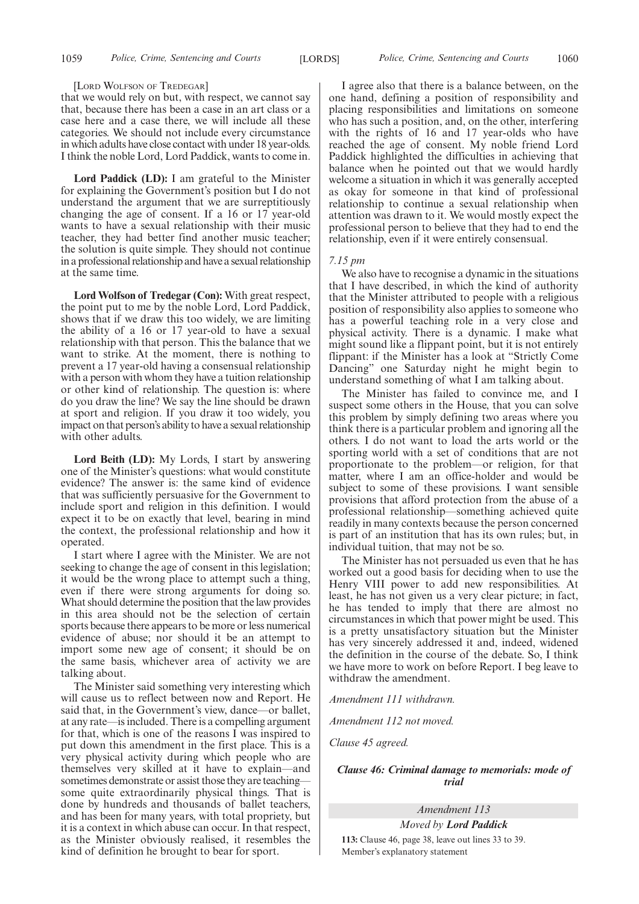[LORD WOLFSON OF TREDEGAR]

that we would rely on but, with respect, we cannot say that, because there has been a case in an art class or a case here and a case there, we will include all these categories. We should not include every circumstance in which adults have close contact with under 18 year-olds. I think the noble Lord, Lord Paddick, wants to come in.

**Lord Paddick (LD):** I am grateful to the Minister for explaining the Government's position but I do not understand the argument that we are surreptitiously changing the age of consent. If a 16 or 17 year-old wants to have a sexual relationship with their music teacher, they had better find another music teacher; the solution is quite simple. They should not continue in a professional relationship and have a sexual relationship at the same time.

**Lord Wolfson of Tredegar (Con):** With great respect, the point put to me by the noble Lord, Lord Paddick, shows that if we draw this too widely, we are limiting the ability of a 16 or 17 year-old to have a sexual relationship with that person. This the balance that we want to strike. At the moment, there is nothing to prevent a 17 year-old having a consensual relationship with a person with whom they have a tuition relationship or other kind of relationship. The question is: where do you draw the line? We say the line should be drawn at sport and religion. If you draw it too widely, you impact on that person's ability to have a sexual relationship with other adults.

**Lord Beith (LD):** My Lords, I start by answering one of the Minister's questions: what would constitute evidence? The answer is: the same kind of evidence that was sufficiently persuasive for the Government to include sport and religion in this definition. I would expect it to be on exactly that level, bearing in mind the context, the professional relationship and how it operated.

I start where I agree with the Minister. We are not seeking to change the age of consent in this legislation; it would be the wrong place to attempt such a thing, even if there were strong arguments for doing so. What should determine the position that the law provides in this area should not be the selection of certain sports because there appears to be more or less numerical evidence of abuse; nor should it be an attempt to import some new age of consent; it should be on the same basis, whichever area of activity we are talking about.

The Minister said something very interesting which will cause us to reflect between now and Report. He said that, in the Government's view, dance—or ballet, at any rate—is included. There is a compelling argument for that, which is one of the reasons I was inspired to put down this amendment in the first place. This is a very physical activity during which people who are themselves very skilled at it have to explain—and sometimes demonstrate or assist those they are teaching—some quite extraordinarily physical things. That is done by hundreds and thousands of ballet teachers, and has been for many years, with total propriety, but it is a context in which abuse can occur. In that respect, as the Minister obviously realised, it resembles the kind of definition he brought to bear for sport.

I agree also that there is a balance between, on the one hand, defining a position of responsibility and placing responsibilities and limitations on someone who has such a position, and, on the other, interfering with the rights of 16 and 17 year-olds who have reached the age of consent. My noble friend Lord Paddick highlighted the difficulties in achieving that balance when he pointed out that we would hardly welcome a situation in which it was generally accepted as okay for someone in that kind of professional relationship to continue a sexual relationship when attention was drawn to it. We would mostly expect the professional person to believe that they had to end the relationship, even if it were entirely consensual.

*7.15 pm*

We also have to recognise a dynamic in the situations that I have described, in which the kind of authority that the Minister attributed to people with a religious position of responsibility also applies to someone who has a powerful teaching role in a very close and physical activity. There is a dynamic. I make what might sound like a flippant point, but it is not entirely flippant: if the Minister has a look at "Strictly Come Dancing" one Saturday night he might begin to understand something of what I am talking about.

The Minister has failed to convince me, and I suspect some others in the House, that you can solve this problem by simply defining two areas where you think there is a particular problem and ignoring all the others. I do not want to load the arts world or the sporting world with a set of conditions that are not proportionate to the problem—or religion, for that matter, where I am an office-holder and would be subject to some of these provisions. I want sensible provisions that afford protection from the abuse of a professional relationship—something achieved quite readily in many contexts because the person concerned is part of an institution that has its own rules; but, in individual tuition, that may not be so.

The Minister has not persuaded us even that he has worked out a good basis for deciding when to use the Henry VIII power to add new responsibilities. At least, he has not given us a very clear picture; in fact, he has tended to imply that there are almost no circumstances in which that power might be used. This is a pretty unsatisfactory situation but the Minister has very sincerely addressed it and, indeed, widened the definition in the course of the debate. So, I think we have more to work on before Report. I beg leave to withdraw the amendment.

*Amendment 111 withdrawn.*

*Amendment 112 not moved.*

*Clause 45 agreed.*

### *Clause 46: Criminal damage to memorials: mode of trial*

*Amendment 113*

*Moved by **Lord Paddick***

**113:** Clause 46, page 38, leave out lines 33 to 39.

Member's explanatory statement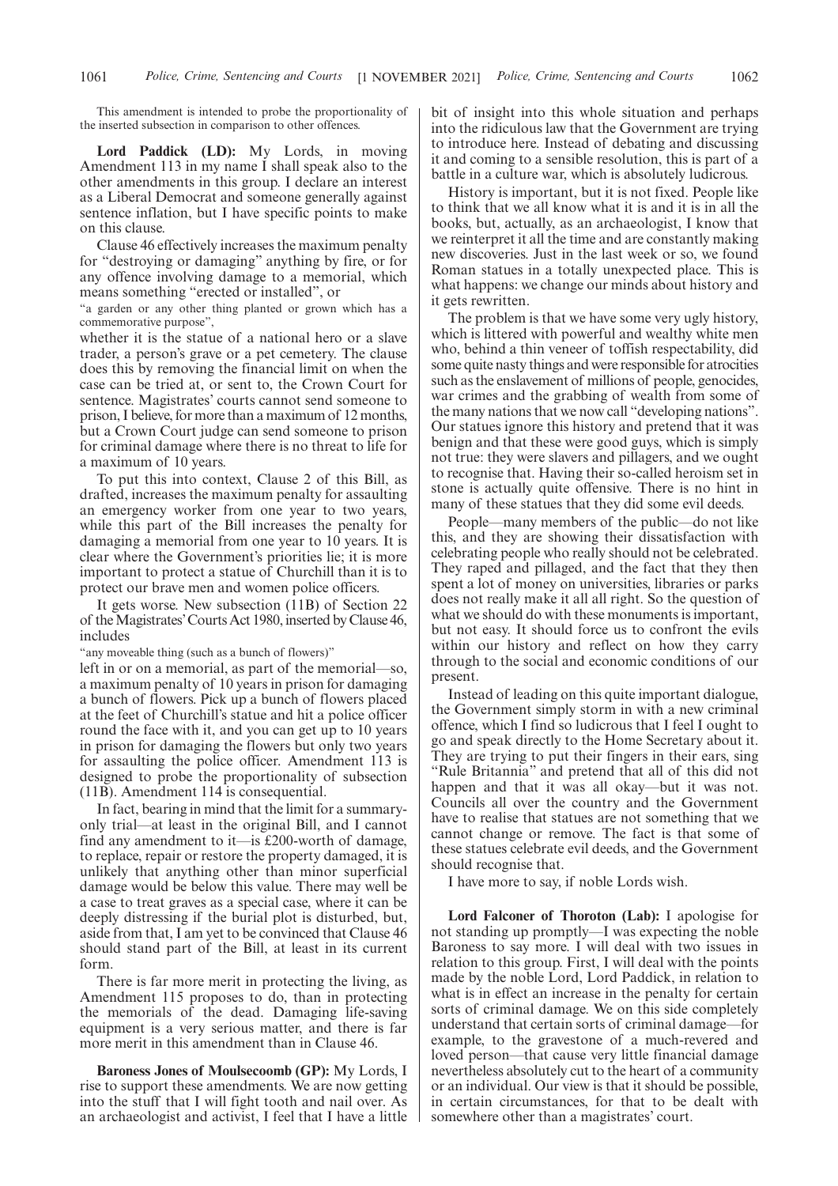This amendment is intended to probe the proportionality of the inserted subsection in comparison to other offences.

**Lord Paddick (LD):** My Lords, in moving Amendment 113 in my name I shall speak also to the other amendments in this group. I declare an interest as a Liberal Democrat and someone generally against sentence inflation, but I have specific points to make on this clause.

Clause 46 effectively increases the maximum penalty for "destroying or damaging" anything by fire, or for any offence involving damage to a memorial, which means something "erected or installed", or

"a garden or any other thing planted or grown which has a commemorative purpose",

whether it is the statue of a national hero or a slave trader, a person's grave or a pet cemetery. The clause does this by removing the financial limit on when the case can be tried at, or sent to, the Crown Court for sentence. Magistrates' courts cannot send someone to prison, I believe, for more than a maximum of 12 months, but a Crown Court judge can send someone to prison for criminal damage where there is no threat to life for a maximum of 10 years.

To put this into context, Clause 2 of this Bill, as drafted, increases the maximum penalty for assaulting an emergency worker from one year to two years, while this part of the Bill increases the penalty for damaging a memorial from one year to 10 years. It is clear where the Government's priorities lie; it is more important to protect a statue of Churchill than it is to protect our brave men and women police officers.

It gets worse. New subsection (11B) of Section 22 of the Magistrates' Courts Act 1980, inserted by Clause 46, includes

"any moveable thing (such as a bunch of flowers)"

left in or on a memorial, as part of the memorial—so, a maximum penalty of 10 years in prison for damaging a bunch of flowers. Pick up a bunch of flowers placed at the feet of Churchill's statue and hit a police officer round the face with it, and you can get up to 10 years in prison for damaging the flowers but only two years for assaulting the police officer. Amendment 113 is designed to probe the proportionality of subsection (11B). Amendment 114 is consequential.

In fact, bearing in mind that the limit for a summary-only trial—at least in the original Bill, and I cannot find any amendment to it—is £200-worth of damage, to replace, repair or restore the property damaged, it is unlikely that anything other than minor superficial damage would be below this value. There may well be a case to treat graves as a special case, where it can be deeply distressing if the burial plot is disturbed, but, aside from that, I am yet to be convinced that Clause 46 should stand part of the Bill, at least in its current form.

There is far more merit in protecting the living, as Amendment 115 proposes to do, than in protecting the memorials of the dead. Damaging life-saving equipment is a very serious matter, and there is far more merit in this amendment than in Clause 46.

**Baroness Jones of Moulsecoomb (GP):** My Lords, I rise to support these amendments. We are now getting into the stuff that I will fight tooth and nail over. As an archaeologist and activist, I feel that I have a little bit of insight into this whole situation and perhaps into the ridiculous law that the Government are trying to introduce here. Instead of debating and discussing it and coming to a sensible resolution, this is part of a battle in a culture war, which is absolutely ludicrous.

History is important, but it is not fixed. People like to think that we all know what it is and it is in all the books, but, actually, as an archaeologist, I know that we reinterpret it all the time and are constantly making new discoveries. Just in the last week or so, we found Roman statues in a totally unexpected place. This is what happens: we change our minds about history and it gets rewritten.

The problem is that we have some very ugly history, which is littered with powerful and wealthy white men who, behind a thin veneer of toffish respectability, did some quite nasty things and were responsible for atrocities such as the enslavement of millions of people, genocides, war crimes and the grabbing of wealth from some of the many nations that we now call "developing nations". Our statues ignore this history and pretend that it was benign and that these were good guys, which is simply not true: they were slavers and pillagers, and we ought to recognise that. Having their so-called heroism set in stone is actually quite offensive. There is no hint in many of these statues that they did some evil deeds.

People—many members of the public—do not like this, and they are showing their dissatisfaction with celebrating people who really should not be celebrated. They raped and pillaged, and the fact that they then spent a lot of money on universities, libraries or parks does not really make it all all right. So the question of what we should do with these monuments is important, but not easy. It should force us to confront the evils within our history and reflect on how they carry through to the social and economic conditions of our present.

Instead of leading on this quite important dialogue, the Government simply storm in with a new criminal offence, which I find so ludicrous that I feel I ought to go and speak directly to the Home Secretary about it. They are trying to put their fingers in their ears, sing "Rule Britannia" and pretend that all of this did not happen and that it was all okay—but it was not. Councils all over the country and the Government have to realise that statues are not something that we cannot change or remove. The fact is that some of these statues celebrate evil deeds, and the Government should recognise that.

I have more to say, if noble Lords wish.

**Lord Falconer of Thoroton (Lab):** I apologise for not standing up promptly—I was expecting the noble Baroness to say more. I will deal with two issues in relation to this group. First, I will deal with the points made by the noble Lord, Lord Paddick, in relation to what is in effect an increase in the penalty for certain sorts of criminal damage. We on this side completely understand that certain sorts of criminal damage—for example, to the gravestone of a much-revered and loved person—that cause very little financial damage nevertheless absolutely cut to the heart of a community or an individual. Our view is that it should be possible, in certain circumstances, for that to be dealt with somewhere other than a magistrates' court.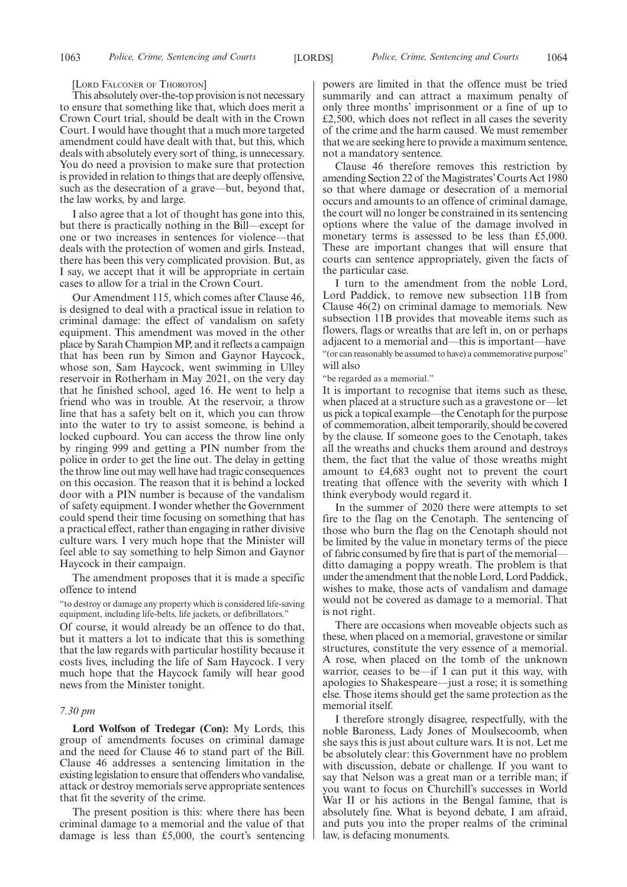[LORD FALCONER OF THOROTON]

This absolutely over-the-top provision is not necessary to ensure that something like that, which does merit a Crown Court trial, should be dealt with in the Crown Court. I would have thought that a much more targeted amendment could have dealt with that, but this, which deals with absolutely every sort of thing, is unnecessary. You do need a provision to make sure that protection is provided in relation to things that are deeply offensive, such as the desecration of a grave—but, beyond that, the law works, by and large.

I also agree that a lot of thought has gone into this, but there is practically nothing in the Bill—except for one or two increases in sentences for violence—that deals with the protection of women and girls. Instead, there has been this very complicated provision. But, as I say, we accept that it will be appropriate in certain cases to allow for a trial in the Crown Court.

Our Amendment 115, which comes after Clause 46, is designed to deal with a practical issue in relation to criminal damage: the effect of vandalism on safety equipment. This amendment was moved in the other place by Sarah Champion MP, and it reflects a campaign that has been run by Simon and Gaynor Haycock, whose son, Sam Haycock, went swimming in Ulley reservoir in Rotherham in May 2021, on the very day that he finished school, aged 16. He went to help a friend who was in trouble. At the reservoir, a throw line that has a safety belt on it, which you can throw into the water to try to assist someone, is behind a locked cupboard. You can access the throw line only by ringing 999 and getting a PIN number from the police in order to get the line out. The delay in getting the throw line out may well have had tragic consequences on this occasion. The reason that it is behind a locked door with a PIN number is because of the vandalism of safety equipment. I wonder whether the Government could spend their time focusing on something that has a practical effect, rather than engaging in rather divisive culture wars. I very much hope that the Minister will feel able to say something to help Simon and Gaynor Haycock in their campaign.

The amendment proposes that it is made a specific offence to intend

"to destroy or damage any property which is considered life-saving equipment, including life-belts, life jackets, or defibrillators."

Of course, it would already be an offence to do that, but it matters a lot to indicate that this is something that the law regards with particular hostility because it costs lives, including the life of Sam Haycock. I very much hope that the Haycock family will hear good news from the Minister tonight.

*7.30 pm*

**Lord Wolfson of Tredegar (Con):** My Lords, this group of amendments focuses on criminal damage and the need for Clause 46 to stand part of the Bill. Clause 46 addresses a sentencing limitation in the existing legislation to ensure that offenders who vandalise, attack or destroy memorials serve appropriate sentences that fit the severity of the crime.

The present position is this: where there has been criminal damage to a memorial and the value of that damage is less than £5,000, the court's sentencing powers are limited in that the offence must be tried summarily and can attract a maximum penalty of only three months' imprisonment or a fine of up to £2,500, which does not reflect in all cases the severity of the crime and the harm caused. We must remember that we are seeking here to provide a maximum sentence, not a mandatory sentence.

Clause 46 therefore removes this restriction by amending Section 22 of the Magistrates' Courts Act 1980 so that where damage or desecration of a memorial occurs and amounts to an offence of criminal damage, the court will no longer be constrained in its sentencing options where the value of the damage involved in monetary terms is assessed to be less than £5,000. These are important changes that will ensure that courts can sentence appropriately, given the facts of the particular case.

I turn to the amendment from the noble Lord, Lord Paddick, to remove new subsection 11B from Clause 46(2) on criminal damage to memorials. New subsection 11B provides that moveable items such as flowers, flags or wreaths that are left in, on or perhaps adjacent to a memorial and—this is important—have "(or can reasonably be assumed to have) a commemorative purpose" will also

"be regarded as a memorial."

It is important to recognise that items such as these, when placed at a structure such as a gravestone or—let us pick a topical example—the Cenotaph for the purpose of commemoration, albeit temporarily, should be covered by the clause. If someone goes to the Cenotaph, takes all the wreaths and chucks them around and destroys them, the fact that the value of those wreaths might amount to £4,683 ought not to prevent the court treating that offence with the severity with which I think everybody would regard it.

In the summer of 2020 there were attempts to set fire to the flag on the Cenotaph. The sentencing of those who burn the flag on the Cenotaph should not be limited by the value in monetary terms of the piece of fabric consumed by fire that is part of the memorial—ditto damaging a poppy wreath. The problem is that under the amendment that the noble Lord, Lord Paddick, wishes to make, those acts of vandalism and damage would not be covered as damage to a memorial. That is not right.

There are occasions when moveable objects such as these, when placed on a memorial, gravestone or similar structures, constitute the very essence of a memorial. A rose, when placed on the tomb of the unknown warrior, ceases to be—if I can put it this way, with apologies to Shakespeare—just a rose; it is something else. Those items should get the same protection as the memorial itself.

I therefore strongly disagree, respectfully, with the noble Baroness, Lady Jones of Moulsecoomb, when she says this is just about culture wars. It is not. Let me be absolutely clear: this Government have no problem with discussion, debate or challenge. If you want to say that Nelson was a great man or a terrible man; if you want to focus on Churchill's successes in World War II or his actions in the Bengal famine, that is absolutely fine. What is beyond debate, I am afraid, and puts you into the proper realms of the criminal law, is defacing monuments.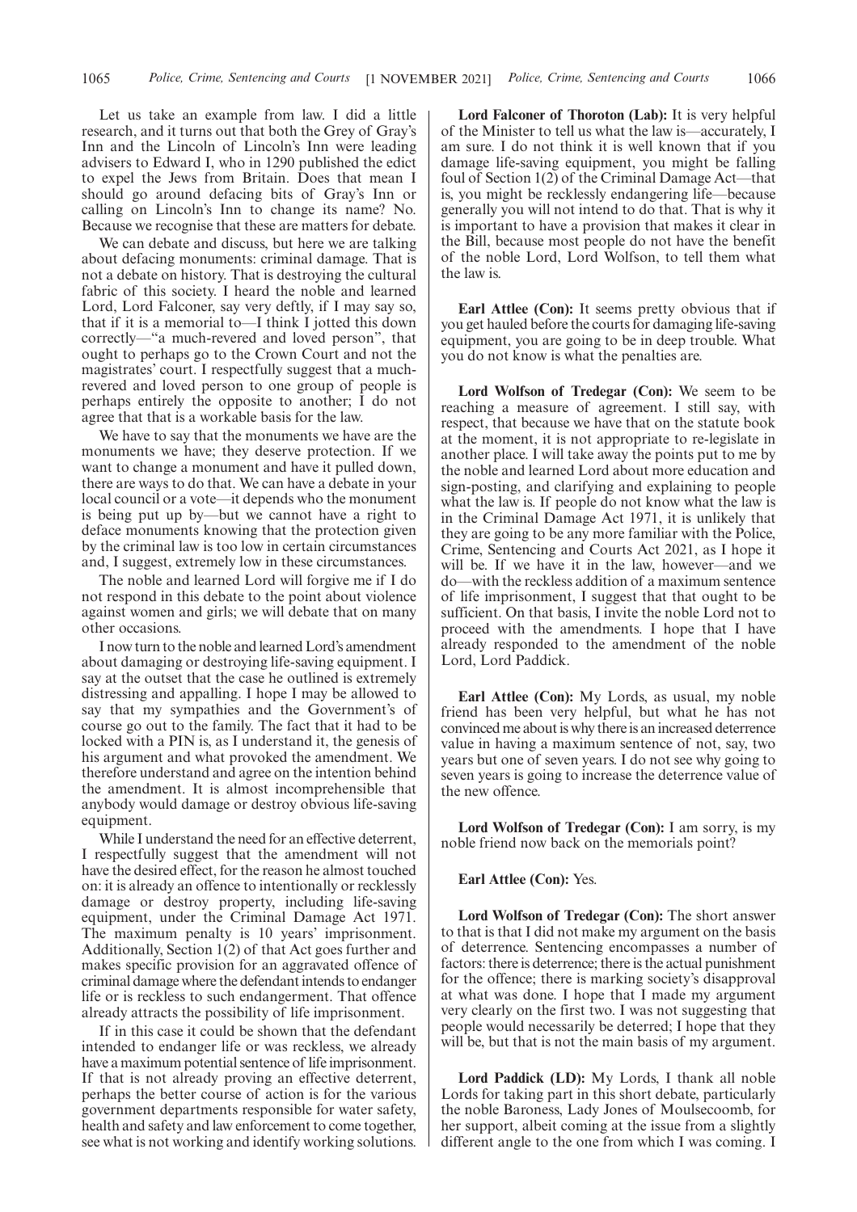Let us take an example from law. I did a little research, and it turns out that both the Grey of Gray's Inn and the Lincoln of Lincoln's Inn were leading advisers to Edward I, who in 1290 published the edict to expel the Jews from Britain. Does that mean I should go around defacing bits of Gray's Inn or calling on Lincoln's Inn to change its name? No. Because we recognise that these are matters for debate.

We can debate and discuss, but here we are talking about defacing monuments: criminal damage. That is not a debate on history. That is destroying the cultural fabric of this society. I heard the noble and learned Lord, Lord Falconer, say very deftly, if I may say so, that if it is a memorial to—I think I jotted this down correctly—"a much-revered and loved person", that ought to perhaps go to the Crown Court and not the magistrates' court. I respectfully suggest that a much-revered and loved person to one group of people is perhaps entirely the opposite to another; I do not agree that that is a workable basis for the law.

We have to say that the monuments we have are the monuments we have; they deserve protection. If we want to change a monument and have it pulled down, there are ways to do that. We can have a debate in your local council or a vote—it depends who the monument is being put up by—but we cannot have a right to deface monuments knowing that the protection given by the criminal law is too low in certain circumstances and, I suggest, extremely low in these circumstances.

The noble and learned Lord will forgive me if I do not respond in this debate to the point about violence against women and girls; we will debate that on many other occasions.

I now turn to the noble and learned Lord's amendment about damaging or destroying life-saving equipment. I say at the outset that the case he outlined is extremely distressing and appalling. I hope I may be allowed to say that my sympathies and the Government's of course go out to the family. The fact that it had to be locked with a PIN is, as I understand it, the genesis of his argument and what provoked the amendment. We therefore understand and agree on the intention behind the amendment. It is almost incomprehensible that anybody would damage or destroy obvious life-saving equipment.

While I understand the need for an effective deterrent, I respectfully suggest that the amendment will not have the desired effect, for the reason he almost touched on: it is already an offence to intentionally or recklessly damage or destroy property, including life-saving equipment, under the Criminal Damage Act 1971. The maximum penalty is 10 years' imprisonment. Additionally, Section 1(2) of that Act goes further and makes specific provision for an aggravated offence of criminal damage where the defendant intends to endanger life or is reckless to such endangerment. That offence already attracts the possibility of life imprisonment.

If in this case it could be shown that the defendant intended to endanger life or was reckless, we already have a maximum potential sentence of life imprisonment. If that is not already proving an effective deterrent, perhaps the better course of action is for the various government departments responsible for water safety, health and safety and law enforcement to come together, see what is not working and identify working solutions.

**Lord Falconer of Thoroton (Lab):** It is very helpful of the Minister to tell us what the law is—accurately, I am sure. I do not think it is well known that if you damage life-saving equipment, you might be falling foul of Section 1(2) of the Criminal Damage Act—that is, you might be recklessly endangering life—because generally you will not intend to do that. That is why it is important to have a provision that makes it clear in the Bill, because most people do not have the benefit of the noble Lord, Lord Wolfson, to tell them what the law is.

**Earl Attlee (Con):** It seems pretty obvious that if you get hauled before the courts for damaging life-saving equipment, you are going to be in deep trouble. What you do not know is what the penalties are.

**Lord Wolfson of Tredegar (Con):** We seem to be reaching a measure of agreement. I still say, with respect, that because we have that on the statute book at the moment, it is not appropriate to re-legislate in another place. I will take away the points put to me by the noble and learned Lord about more education and sign-posting, and clarifying and explaining to people what the law is. If people do not know what the law is in the Criminal Damage Act 1971, it is unlikely that they are going to be any more familiar with the Police, Crime, Sentencing and Courts Act 2021, as I hope it will be. If we have it in the law, however—and we do—with the reckless addition of a maximum sentence of life imprisonment, I suggest that that ought to be sufficient. On that basis, I invite the noble Lord not to proceed with the amendments. I hope that I have already responded to the amendment of the noble Lord, Lord Paddick.

**Earl Attlee (Con):** My Lords, as usual, my noble friend has been very helpful, but what he has not convinced me about is why there is an increased deterrence value in having a maximum sentence of not, say, two years but one of seven years. I do not see why going to seven years is going to increase the deterrence value of the new offence.

**Lord Wolfson of Tredegar (Con):** I am sorry, is my noble friend now back on the memorials point?

**Earl Attlee (Con):** Yes.

**Lord Wolfson of Tredegar (Con):** The short answer to that is that I did not make my argument on the basis of deterrence. Sentencing encompasses a number of factors: there is deterrence; there is the actual punishment for the offence; there is marking society's disapproval at what was done. I hope that I made my argument very clearly on the first two. I was not suggesting that people would necessarily be deterred; I hope that they will be, but that is not the main basis of my argument.

**Lord Paddick (LD):** My Lords, I thank all noble Lords for taking part in this short debate, particularly the noble Baroness, Lady Jones of Moulsecoomb, for her support, albeit coming at the issue from a slightly different angle to the one from which I was coming. I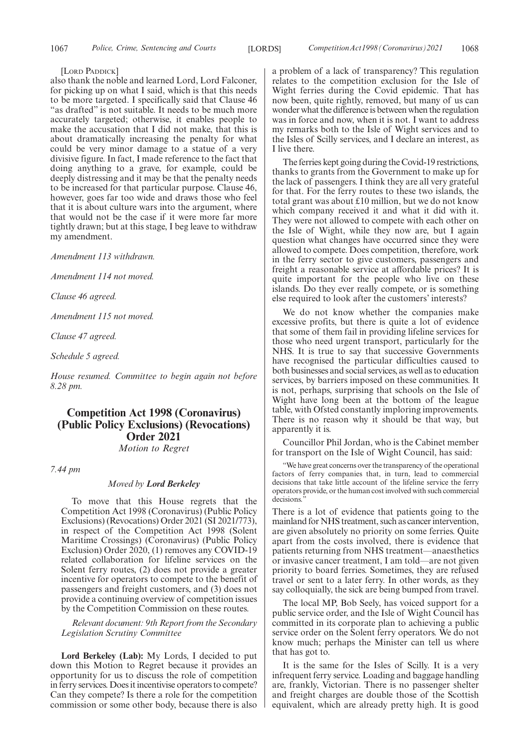[LORD PADDICK]

also thank the noble and learned Lord, Lord Falconer, for picking up on what I said, which is that this needs to be more targeted. I specifically said that Clause 46 "as drafted" is not suitable. It needs to be much more accurately targeted; otherwise, it enables people to make the accusation that I did not make, that this is about dramatically increasing the penalty for what could be very minor damage to a statue of a very divisive figure. In fact, I made reference to the fact that doing anything to a grave, for example, could be deeply distressing and it may be that the penalty needs to be increased for that particular purpose. Clause 46, however, goes far too wide and draws those who feel that it is about culture wars into the argument, where that would not be the case if it were more far more tightly drawn; but at this stage, I beg leave to withdraw my amendment.

*Amendment 113 withdrawn.*

*Amendment 114 not moved.*

*Clause 46 agreed.*

*Amendment 115 not moved.*

*Clause 47 agreed.*

*Schedule 5 agreed.*

*House resumed. Committee to begin again not before 8.28 pm.*

## Competition Act 1998 (Coronavirus) (Public Policy Exclusions) (Revocations) Order 2021

*Motion to Regret*

*7.44 pm*

*Moved by* ***Lord Berkeley***

To move that this House regrets that the Competition Act 1998 (Coronavirus) (Public Policy Exclusions) (Revocations) Order 2021 (SI 2021/773), in respect of the Competition Act 1998 (Solent Maritime Crossings) (Coronavirus) (Public Policy Exclusion) Order 2020, (1) removes any COVID-19 related collaboration for lifeline services on the Solent ferry routes, (2) does not provide a greater incentive for operators to compete to the benefit of passengers and freight customers, and (3) does not provide a continuing overview of competition issues by the Competition Commission on these routes.

*Relevant document: 9th Report from the Secondary Legislation Scrutiny Committee*

**Lord Berkeley (Lab):** My Lords, I decided to put down this Motion to Regret because it provides an opportunity for us to discuss the role of competition in ferry services. Does it incentivise operators to compete? Can they compete? Is there a role for the competition commission or some other body, because there is also a problem of a lack of transparency? This regulation relates to the competition exclusion for the Isle of Wight ferries during the Covid epidemic. That has now been, quite rightly, removed, but many of us can wonder what the difference is between when the regulation was in force and now, when it is not. I want to address my remarks both to the Isle of Wight services and to the Isles of Scilly services, and I declare an interest, as I live there.

The ferries kept going during the Covid-19 restrictions, thanks to grants from the Government to make up for the lack of passengers. I think they are all very grateful for that. For the ferry routes to these two islands, the total grant was about £10 million, but we do not know which company received it and what it did with it. They were not allowed to compete with each other on the Isle of Wight, while they now are, but I again question what changes have occurred since they were allowed to compete. Does competition, therefore, work in the ferry sector to give customers, passengers and freight a reasonable service at affordable prices? It is quite important for the people who live on these islands. Do they ever really compete, or is something else required to look after the customers' interests?

We do not know whether the companies make excessive profits, but there is quite a lot of evidence that some of them fail in providing lifeline services for those who need urgent transport, particularly for the NHS. It is true to say that successive Governments have recognised the particular difficulties caused to both businesses and social services, as well as to education services, by barriers imposed on these communities. It is not, perhaps, surprising that schools on the Isle of Wight have long been at the bottom of the league table, with Ofsted constantly imploring improvements. There is no reason why it should be that way, but apparently it is.

Councillor Phil Jordan, who is the Cabinet member for transport on the Isle of Wight Council, has said:

"We have great concerns over the transparency of the operational factors of ferry companies that, in turn, lead to commercial decisions that take little account of the lifeline service the ferry operators provide, or the human cost involved with such commercial decisions."

There is a lot of evidence that patients going to the mainland for NHS treatment, such as cancer intervention, are given absolutely no priority on some ferries. Quite apart from the costs involved, there is evidence that patients returning from NHS treatment—anaesthetics or invasive cancer treatment, I am told—are not given priority to board ferries. Sometimes, they are refused travel or sent to a later ferry. In other words, as they say colloquially, the sick are being bumped from travel.

The local MP, Bob Seely, has voiced support for a public service order, and the Isle of Wight Council has committed in its corporate plan to achieving a public service order on the Solent ferry operators. We do not know much; perhaps the Minister can tell us where that has got to.

It is the same for the Isles of Scilly. It is a very infrequent ferry service. Loading and baggage handling are, frankly, Victorian. There is no passenger shelter and freight charges are double those of the Scottish equivalent, which are already pretty high. It is good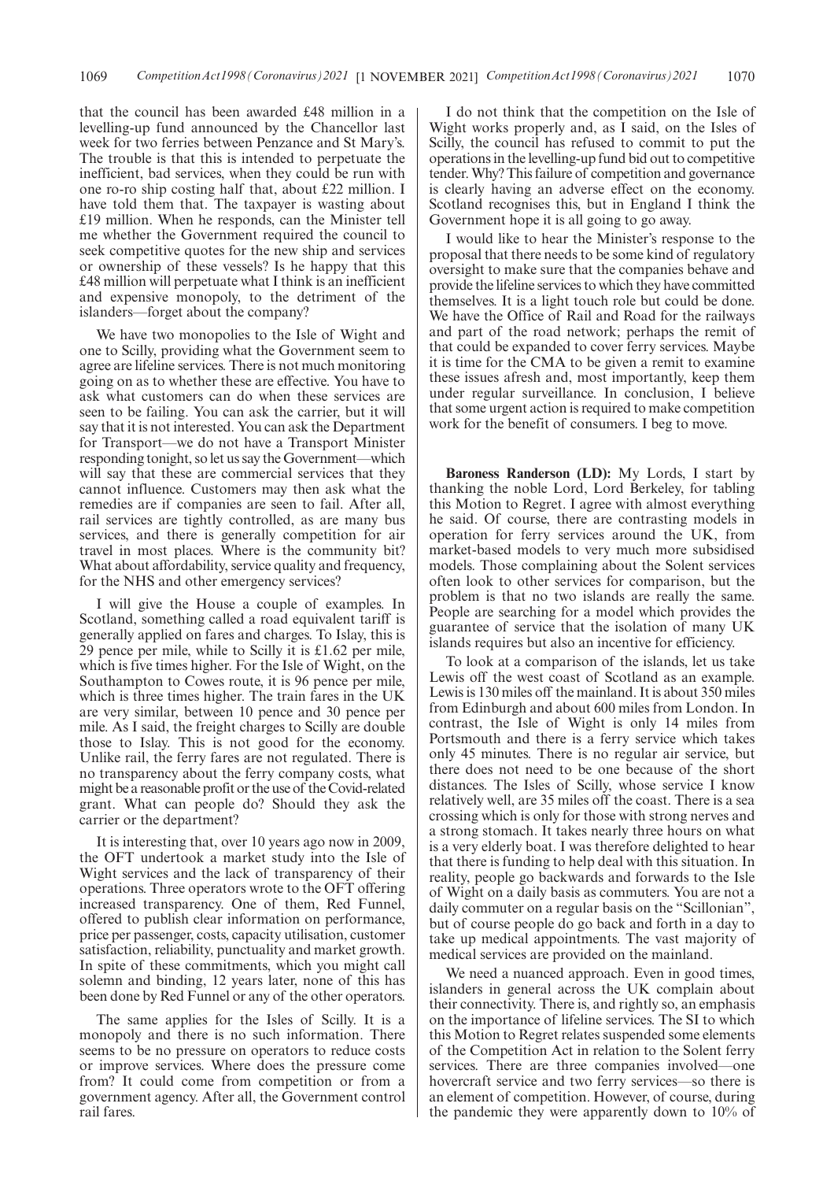that the council has been awarded £48 million in a levelling-up fund announced by the Chancellor last week for two ferries between Penzance and St Mary's. The trouble is that this is intended to perpetuate the inefficient, bad services, when they could be run with one ro-ro ship costing half that, about £22 million. I have told them that. The taxpayer is wasting about £19 million. When he responds, can the Minister tell me whether the Government required the council to seek competitive quotes for the new ship and services or ownership of these vessels? Is he happy that this £48 million will perpetuate what I think is an inefficient and expensive monopoly, to the detriment of the islanders—forget about the company?

We have two monopolies to the Isle of Wight and one to Scilly, providing what the Government seem to agree are lifeline services. There is not much monitoring going on as to whether these are effective. You have to ask what customers can do when these services are seen to be failing. You can ask the carrier, but it will say that it is not interested. You can ask the Department for Transport—we do not have a Transport Minister responding tonight, so let us say the Government—which will say that these are commercial services that they cannot influence. Customers may then ask what the remedies are if companies are seen to fail. After all, rail services are tightly controlled, as are many bus services, and there is generally competition for air travel in most places. Where is the community bit? What about affordability, service quality and frequency, for the NHS and other emergency services?

I will give the House a couple of examples. In Scotland, something called a road equivalent tariff is generally applied on fares and charges. To Islay, this is 29 pence per mile, while to Scilly it is £1.62 per mile, which is five times higher. For the Isle of Wight, on the Southampton to Cowes route, it is 96 pence per mile, which is three times higher. The train fares in the UK are very similar, between 10 pence and 30 pence per mile. As I said, the freight charges to Scilly are double those to Islay. This is not good for the economy. Unlike rail, the ferry fares are not regulated. There is no transparency about the ferry company costs, what might be a reasonable profit or the use of the Covid-related grant. What can people do? Should they ask the carrier or the department?

It is interesting that, over 10 years ago now in 2009, the OFT undertook a market study into the Isle of Wight services and the lack of transparency of their operations. Three operators wrote to the OFT offering increased transparency. One of them, Red Funnel, offered to publish clear information on performance, price per passenger, costs, capacity utilisation, customer satisfaction, reliability, punctuality and market growth. In spite of these commitments, which you might call solemn and binding, 12 years later, none of this has been done by Red Funnel or any of the other operators.

The same applies for the Isles of Scilly. It is a monopoly and there is no such information. There seems to be no pressure on operators to reduce costs or improve services. Where does the pressure come from? It could come from competition or from a government agency. After all, the Government control rail fares.

I do not think that the competition on the Isle of Wight works properly and, as I said, on the Isles of Scilly, the council has refused to commit to put the operations in the levelling-up fund bid out to competitive tender. Why? This failure of competition and governance is clearly having an adverse effect on the economy. Scotland recognises this, but in England I think the Government hope it is all going to go away.

I would like to hear the Minister's response to the proposal that there needs to be some kind of regulatory oversight to make sure that the companies behave and provide the lifeline services to which they have committed themselves. It is a light touch role but could be done. We have the Office of Rail and Road for the railways and part of the road network; perhaps the remit of that could be expanded to cover ferry services. Maybe it is time for the CMA to be given a remit to examine these issues afresh and, most importantly, keep them under regular surveillance. In conclusion, I believe that some urgent action is required to make competition work for the benefit of consumers. I beg to move.

**Baroness Randerson (LD):** My Lords, I start by thanking the noble Lord, Lord Berkeley, for tabling this Motion to Regret. I agree with almost everything he said. Of course, there are contrasting models in operation for ferry services around the UK, from market-based models to very much more subsidised models. Those complaining about the Solent services often look to other services for comparison, but the problem is that no two islands are really the same. People are searching for a model which provides the guarantee of service that the isolation of many UK islands requires but also an incentive for efficiency.

To look at a comparison of the islands, let us take Lewis off the west coast of Scotland as an example. Lewis is 130 miles off the mainland. It is about 350 miles from Edinburgh and about 600 miles from London. In contrast, the Isle of Wight is only 14 miles from Portsmouth and there is a ferry service which takes only 45 minutes. There is no regular air service, but there does not need to be one because of the short distances. The Isles of Scilly, whose service I know relatively well, are 35 miles off the coast. There is a sea crossing which is only for those with strong nerves and a strong stomach. It takes nearly three hours on what is a very elderly boat. I was therefore delighted to hear that there is funding to help deal with this situation. In reality, people go backwards and forwards to the Isle of Wight on a daily basis as commuters. You are not a daily commuter on a regular basis on the "Scillonian", but of course people do go back and forth in a day to take up medical appointments. The vast majority of medical services are provided on the mainland.

We need a nuanced approach. Even in good times, islanders in general across the UK complain about their connectivity. There is, and rightly so, an emphasis on the importance of lifeline services. The SI to which this Motion to Regret relates suspended some elements of the Competition Act in relation to the Solent ferry services. There are three companies involved—one hovercraft service and two ferry services—so there is an element of competition. However, of course, during the pandemic they were apparently down to 10% of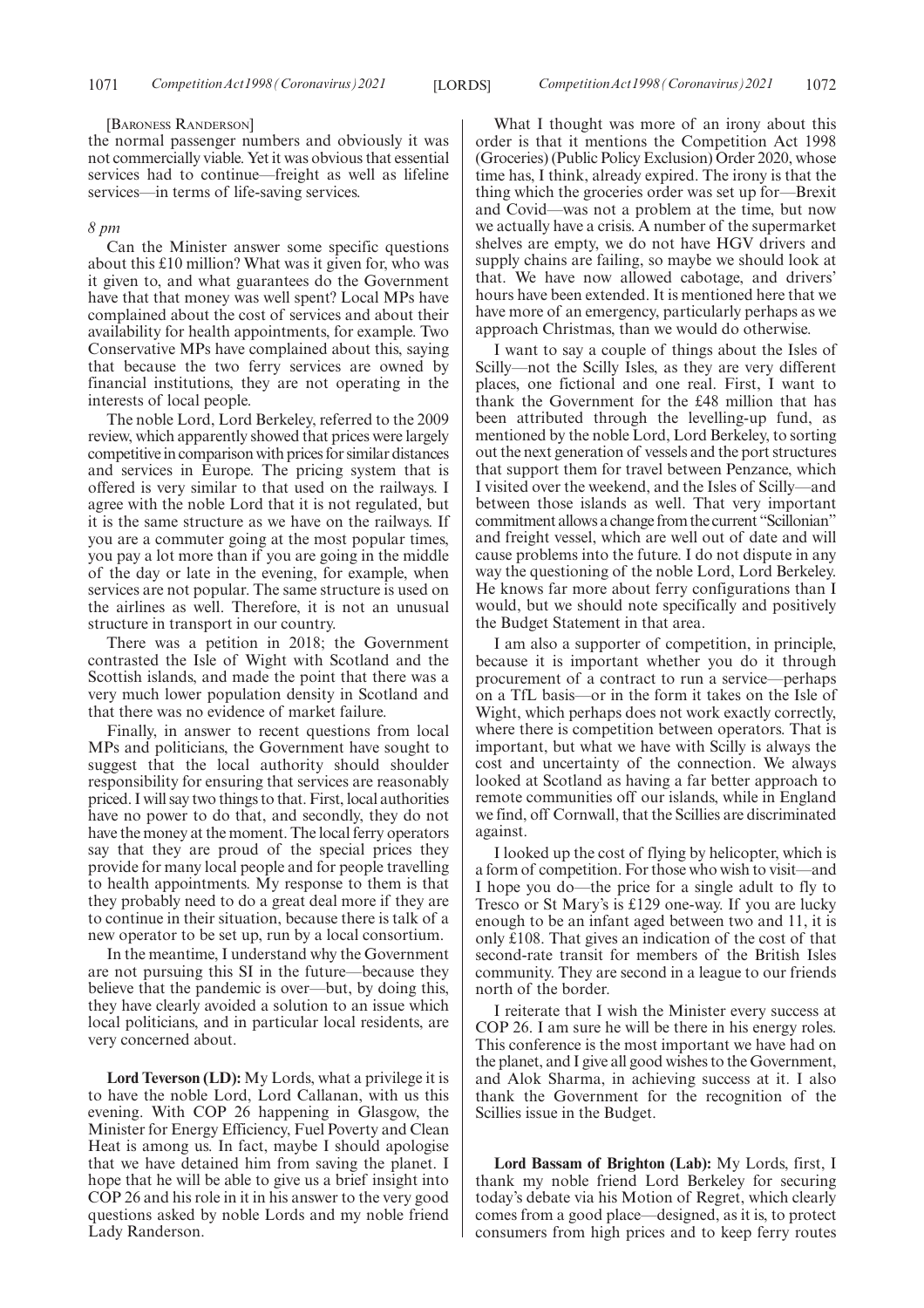[Baroness Randerson]

the normal passenger numbers and obviously it was not commercially viable. Yet it was obvious that essential services had to continue—freight as well as lifeline services—in terms of life-saving services.

*8 pm*

Can the Minister answer some specific questions about this £10 million? What was it given for, who was it given to, and what guarantees do the Government have that that money was well spent? Local MPs have complained about the cost of services and about their availability for health appointments, for example. Two Conservative MPs have complained about this, saying that because the two ferry services are owned by financial institutions, they are not operating in the interests of local people.

The noble Lord, Lord Berkeley, referred to the 2009 review, which apparently showed that prices were largely competitive in comparison with prices for similar distances and services in Europe. The pricing system that is offered is very similar to that used on the railways. I agree with the noble Lord that it is not regulated, but it is the same structure as we have on the railways. If you are a commuter going at the most popular times, you pay a lot more than if you are going in the middle of the day or late in the evening, for example, when services are not popular. The same structure is used on the airlines as well. Therefore, it is not an unusual structure in transport in our country.

There was a petition in 2018; the Government contrasted the Isle of Wight with Scotland and the Scottish islands, and made the point that there was a very much lower population density in Scotland and that there was no evidence of market failure.

Finally, in answer to recent questions from local MPs and politicians, the Government have sought to suggest that the local authority should shoulder responsibility for ensuring that services are reasonably priced. I will say two things to that. First, local authorities have no power to do that, and secondly, they do not have the money at the moment. The local ferry operators say that they are proud of the special prices they provide for many local people and for people travelling to health appointments. My response to them is that they probably need to do a great deal more if they are to continue in their situation, because there is talk of a new operator to be set up, run by a local consortium.

In the meantime, I understand why the Government are not pursuing this SI in the future—because they believe that the pandemic is over—but, by doing this, they have clearly avoided a solution to an issue which local politicians, and in particular local residents, are very concerned about.

**Lord Teverson (LD):** My Lords, what a privilege it is to have the noble Lord, Lord Callanan, with us this evening. With COP 26 happening in Glasgow, the Minister for Energy Efficiency, Fuel Poverty and Clean Heat is among us. In fact, maybe I should apologise that we have detained him from saving the planet. I hope that he will be able to give us a brief insight into COP 26 and his role in it in his answer to the very good questions asked by noble Lords and my noble friend Lady Randerson.

What I thought was more of an irony about this order is that it mentions the Competition Act 1998 (Groceries) (Public Policy Exclusion) Order 2020, whose time has, I think, already expired. The irony is that the thing which the groceries order was set up for—Brexit and Covid—was not a problem at the time, but now we actually have a crisis. A number of the supermarket shelves are empty, we do not have HGV drivers and supply chains are failing, so maybe we should look at that. We have now allowed cabotage, and drivers' hours have been extended. It is mentioned here that we have more of an emergency, particularly perhaps as we approach Christmas, than we would do otherwise.

I want to say a couple of things about the Isles of Scilly—not the Scilly Isles, as they are very different places, one fictional and one real. First, I want to thank the Government for the £48 million that has been attributed through the levelling-up fund, as mentioned by the noble Lord, Lord Berkeley, to sorting out the next generation of vessels and the port structures that support them for travel between Penzance, which I visited over the weekend, and the Isles of Scilly—and between those islands as well. That very important commitment allows a change from the current "Scillonian" and freight vessel, which are well out of date and will cause problems into the future. I do not dispute in any way the questioning of the noble Lord, Lord Berkeley. He knows far more about ferry configurations than I would, but we should note specifically and positively the Budget Statement in that area.

I am also a supporter of competition, in principle, because it is important whether you do it through procurement of a contract to run a service—perhaps on a TfL basis—or in the form it takes on the Isle of Wight, which perhaps does not work exactly correctly, where there is competition between operators. That is important, but what we have with Scilly is always the cost and uncertainty of the connection. We always looked at Scotland as having a far better approach to remote communities off our islands, while in England we find, off Cornwall, that the Scillies are discriminated against.

I looked up the cost of flying by helicopter, which is a form of competition. For those who wish to visit—and I hope you do—the price for a single adult to fly to Tresco or St Mary's is £129 one-way. If you are lucky enough to be an infant aged between two and 11, it is only £108. That gives an indication of the cost of that second-rate transit for members of the British Isles community. They are second in a league to our friends north of the border.

I reiterate that I wish the Minister every success at COP 26. I am sure he will be there in his energy roles. This conference is the most important we have had on the planet, and I give all good wishes to the Government, and Alok Sharma, in achieving success at it. I also thank the Government for the recognition of the Scillies issue in the Budget.

**Lord Bassam of Brighton (Lab):** My Lords, first, I thank my noble friend Lord Berkeley for securing today's debate via his Motion of Regret, which clearly comes from a good place—designed, as it is, to protect consumers from high prices and to keep ferry routes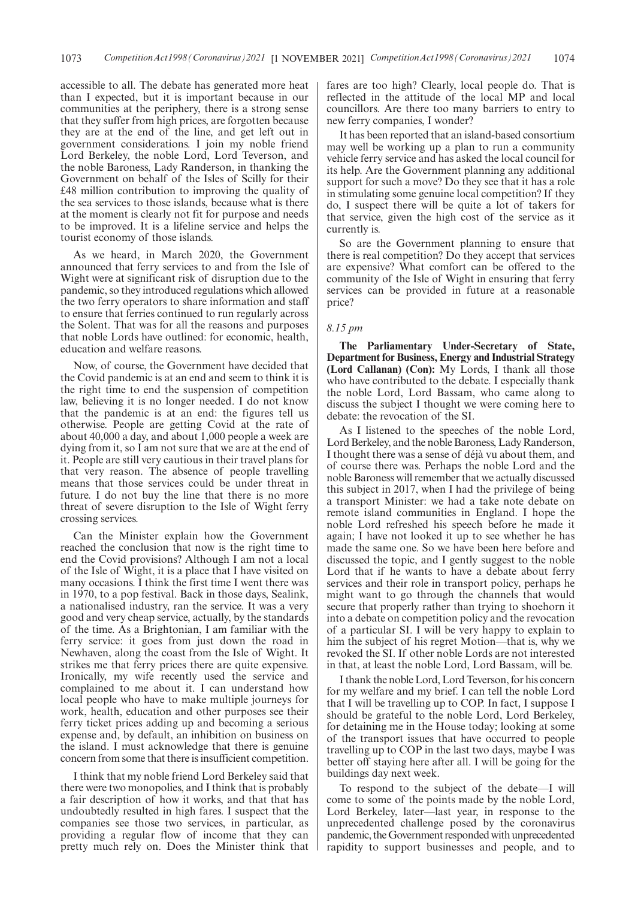accessible to all. The debate has generated more heat than I expected, but it is important because in our communities at the periphery, there is a strong sense that they suffer from high prices, are forgotten because they are at the end of the line, and get left out in government considerations. I join my noble friend Lord Berkeley, the noble Lord, Lord Teverson, and the noble Baroness, Lady Randerson, in thanking the Government on behalf of the Isles of Scilly for their £48 million contribution to improving the quality of the sea services to those islands, because what is there at the moment is clearly not fit for purpose and needs to be improved. It is a lifeline service and helps the tourist economy of those islands.

As we heard, in March 2020, the Government announced that ferry services to and from the Isle of Wight were at significant risk of disruption due to the pandemic, so they introduced regulations which allowed the two ferry operators to share information and staff to ensure that ferries continued to run regularly across the Solent. That was for all the reasons and purposes that noble Lords have outlined: for economic, health, education and welfare reasons.

Now, of course, the Government have decided that the Covid pandemic is at an end and seem to think it is the right time to end the suspension of competition law, believing it is no longer needed. I do not know that the pandemic is at an end: the figures tell us otherwise. People are getting Covid at the rate of about 40,000 a day, and about 1,000 people a week are dying from it, so I am not sure that we are at the end of it. People are still very cautious in their travel plans for that very reason. The absence of people travelling means that those services could be under threat in future. I do not buy the line that there is no more threat of severe disruption to the Isle of Wight ferry crossing services.

Can the Minister explain how the Government reached the conclusion that now is the right time to end the Covid provisions? Although I am not a local of the Isle of Wight, it is a place that I have visited on many occasions. I think the first time I went there was in 1970, to a pop festival. Back in those days, Sealink, a nationalised industry, ran the service. It was a very good and very cheap service, actually, by the standards of the time. As a Brightonian, I am familiar with the ferry service: it goes from just down the road in Newhaven, along the coast from the Isle of Wight. It strikes me that ferry prices there are quite expensive. Ironically, my wife recently used the service and complained to me about it. I can understand how local people who have to make multiple journeys for work, health, education and other purposes see their ferry ticket prices adding up and becoming a serious expense and, by default, an inhibition on business on the island. I must acknowledge that there is genuine concern from some that there is insufficient competition.

I think that my noble friend Lord Berkeley said that there were two monopolies, and I think that is probably a fair description of how it works, and that that has undoubtedly resulted in high fares. I suspect that the companies see those two services, in particular, as providing a regular flow of income that they can pretty much rely on. Does the Minister think that fares are too high? Clearly, local people do. That is reflected in the attitude of the local MP and local councillors. Are there too many barriers to entry to new ferry companies, I wonder?

It has been reported that an island-based consortium may well be working up a plan to run a community vehicle ferry service and has asked the local council for its help. Are the Government planning any additional support for such a move? Do they see that it has a role in stimulating some genuine local competition? If they do, I suspect there will be quite a lot of takers for that service, given the high cost of the service as it currently is.

So are the Government planning to ensure that there is real competition? Do they accept that services are expensive? What comfort can be offered to the community of the Isle of Wight in ensuring that ferry services can be provided in future at a reasonable price?

*8.15 pm*

**The Parliamentary Under-Secretary of State, Department for Business, Energy and Industrial Strategy (Lord Callanan) (Con):** My Lords, I thank all those who have contributed to the debate. I especially thank the noble Lord, Lord Bassam, who came along to discuss the subject I thought we were coming here to debate: the revocation of the SI.

As I listened to the speeches of the noble Lord, Lord Berkeley, and the noble Baroness, Lady Randerson, I thought there was a sense of déjà vu about them, and of course there was. Perhaps the noble Lord and the noble Baroness will remember that we actually discussed this subject in 2017, when I had the privilege of being a transport Minister: we had a take note debate on remote island communities in England. I hope the noble Lord refreshed his speech before he made it again; I have not looked it up to see whether he has made the same one. So we have been here before and discussed the topic, and I gently suggest to the noble Lord that if he wants to have a debate about ferry services and their role in transport policy, perhaps he might want to go through the channels that would secure that properly rather than trying to shoehorn it into a debate on competition policy and the revocation of a particular SI. I will be very happy to explain to him the subject of his regret Motion—that is, why we revoked the SI. If other noble Lords are not interested in that, at least the noble Lord, Lord Bassam, will be.

I thank the noble Lord, Lord Teverson, for his concern for my welfare and my brief. I can tell the noble Lord that I will be travelling up to COP. In fact, I suppose I should be grateful to the noble Lord, Lord Berkeley, for detaining me in the House today; looking at some of the transport issues that have occurred to people travelling up to COP in the last two days, maybe I was better off staying here after all. I will be going for the buildings day next week.

To respond to the subject of the debate—I will come to some of the points made by the noble Lord, Lord Berkeley, later—last year, in response to the unprecedented challenge posed by the coronavirus pandemic, the Government responded with unprecedented rapidity to support businesses and people, and to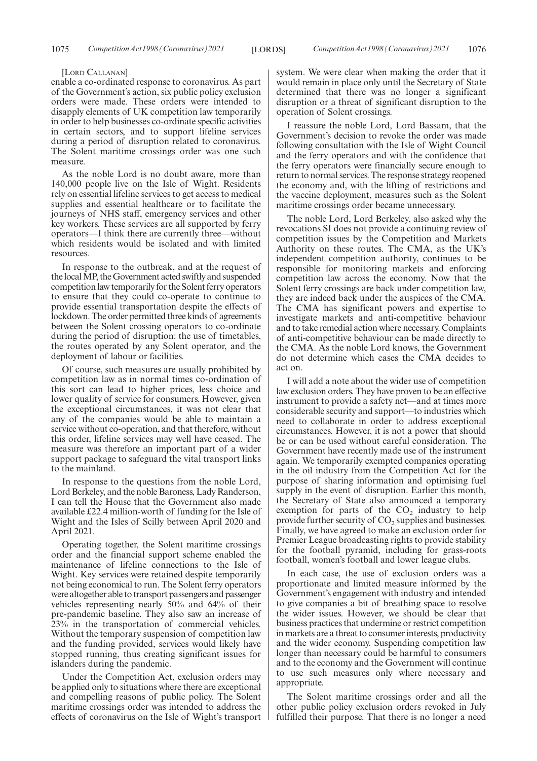[LORD CALLANAN]

enable a co-ordinated response to coronavirus. As part of the Government's action, six public policy exclusion orders were made. These orders were intended to disapply elements of UK competition law temporarily in order to help businesses co-ordinate specific activities in certain sectors, and to support lifeline services during a period of disruption related to coronavirus. The Solent maritime crossings order was one such measure.

As the noble Lord is no doubt aware, more than 140,000 people live on the Isle of Wight. Residents rely on essential lifeline services to get access to medical supplies and essential healthcare or to facilitate the journeys of NHS staff, emergency services and other key workers. These services are all supported by ferry operators—I think there are currently three—without which residents would be isolated and with limited resources.

In response to the outbreak, and at the request of the local MP, the Government acted swiftly and suspended competition law temporarily for the Solent ferry operators to ensure that they could co-operate to continue to provide essential transportation despite the effects of lockdown. The order permitted three kinds of agreements between the Solent crossing operators to co-ordinate during the period of disruption: the use of timetables, the routes operated by any Solent operator, and the deployment of labour or facilities.

Of course, such measures are usually prohibited by competition law as in normal times co-ordination of this sort can lead to higher prices, less choice and lower quality of service for consumers. However, given the exceptional circumstances, it was not clear that any of the companies would be able to maintain a service without co-operation, and that therefore, without this order, lifeline services may well have ceased. The measure was therefore an important part of a wider support package to safeguard the vital transport links to the mainland.

In response to the questions from the noble Lord, Lord Berkeley, and the noble Baroness, Lady Randerson, I can tell the House that the Government also made available £22.4 million-worth of funding for the Isle of Wight and the Isles of Scilly between April 2020 and April 2021.

Operating together, the Solent maritime crossings order and the financial support scheme enabled the maintenance of lifeline connections to the Isle of Wight. Key services were retained despite temporarily not being economical to run. The Solent ferry operators were altogether able to transport passengers and passenger vehicles representing nearly 50% and 64% of their pre-pandemic baseline. They also saw an increase of 23% in the transportation of commercial vehicles. Without the temporary suspension of competition law and the funding provided, services would likely have stopped running, thus creating significant issues for islanders during the pandemic.

Under the Competition Act, exclusion orders may be applied only to situations where there are exceptional and compelling reasons of public policy. The Solent maritime crossings order was intended to address the effects of coronavirus on the Isle of Wight's transport system. We were clear when making the order that it would remain in place only until the Secretary of State determined that there was no longer a significant disruption or a threat of significant disruption to the operation of Solent crossings.

I reassure the noble Lord, Lord Bassam, that the Government's decision to revoke the order was made following consultation with the Isle of Wight Council and the ferry operators and with the confidence that the ferry operators were financially secure enough to return to normal services. The response strategy reopened the economy and, with the lifting of restrictions and the vaccine deployment, measures such as the Solent maritime crossings order became unnecessary.

The noble Lord, Lord Berkeley, also asked why the revocations SI does not provide a continuing review of competition issues by the Competition and Markets Authority on these routes. The CMA, as the UK's independent competition authority, continues to be responsible for monitoring markets and enforcing competition law across the economy. Now that the Solent ferry crossings are back under competition law, they are indeed back under the auspices of the CMA. The CMA has significant powers and expertise to investigate markets and anti-competitive behaviour and to take remedial action where necessary. Complaints of anti-competitive behaviour can be made directly to the CMA. As the noble Lord knows, the Government do not determine which cases the CMA decides to act on.

I will add a note about the wider use of competition law exclusion orders. They have proven to be an effective instrument to provide a safety net—and at times more considerable security and support—to industries which need to collaborate in order to address exceptional circumstances. However, it is not a power that should be or can be used without careful consideration. The Government have recently made use of the instrument again. We temporarily exempted companies operating in the oil industry from the Competition Act for the purpose of sharing information and optimising fuel supply in the event of disruption. Earlier this month, the Secretary of State also announced a temporary exemption for parts of the $CO_2$ industry to help provide further security of $CO_2$ supplies and businesses. Finally, we have agreed to make an exclusion order for Premier League broadcasting rights to provide stability for the football pyramid, including for grass-roots football, women's football and lower league clubs.

In each case, the use of exclusion orders was a proportionate and limited measure informed by the Government's engagement with industry and intended to give companies a bit of breathing space to resolve the wider issues. However, we should be clear that business practices that undermine or restrict competition in markets are a threat to consumer interests, productivity and the wider economy. Suspending competition law longer than necessary could be harmful to consumers and to the economy and the Government will continue to use such measures only where necessary and appropriate.

The Solent maritime crossings order and all the other public policy exclusion orders revoked in July fulfilled their purpose. That there is no longer a need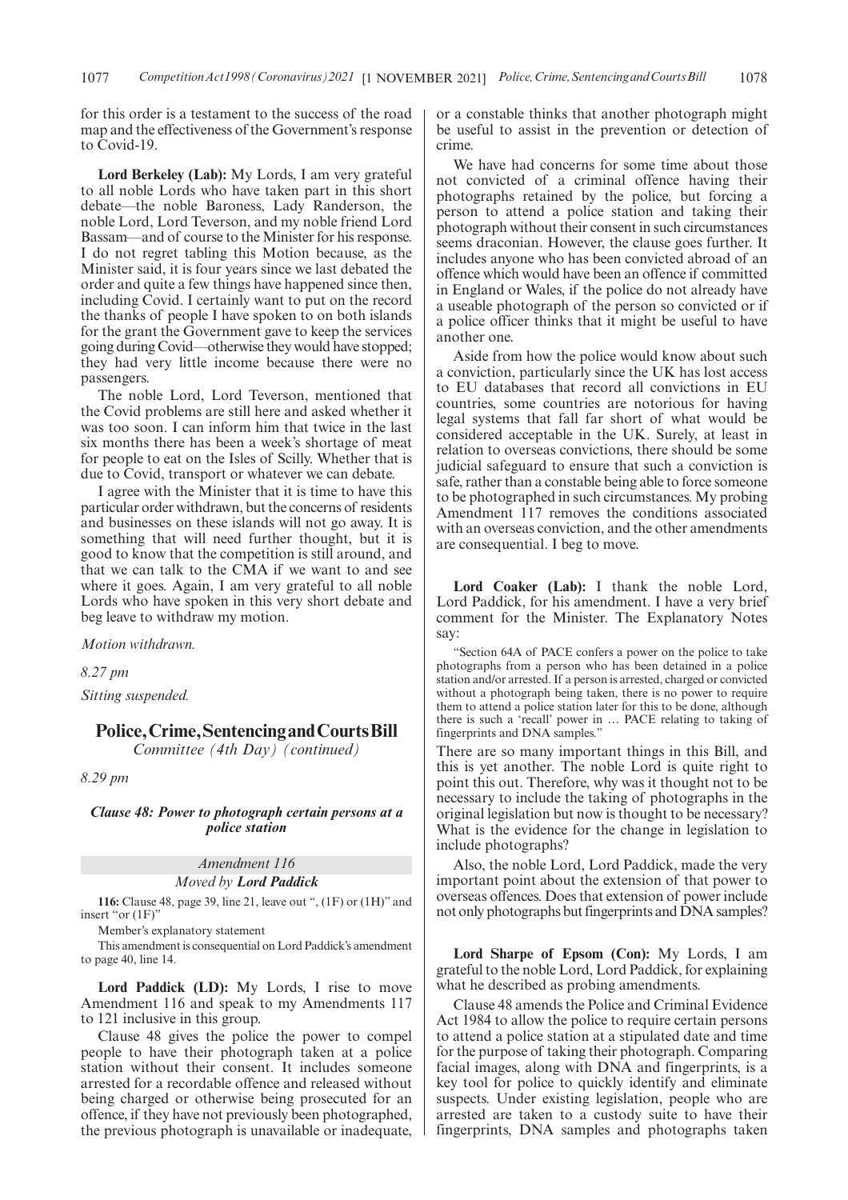for this order is a testament to the success of the road map and the effectiveness of the Government's response to Covid-19.

**Lord Berkeley (Lab):** My Lords, I am very grateful to all noble Lords who have taken part in this short debate—the noble Baroness, Lady Randerson, the noble Lord, Lord Teverson, and my noble friend Lord Bassam—and of course to the Minister for his response. I do not regret tabling this Motion because, as the Minister said, it is four years since we last debated the order and quite a few things have happened since then, including Covid. I certainly want to put on the record the thanks of people I have spoken to on both islands for the grant the Government gave to keep the services going during Covid—otherwise they would have stopped; they had very little income because there were no passengers.

The noble Lord, Lord Teverson, mentioned that the Covid problems are still here and asked whether it was too soon. I can inform him that twice in the last six months there has been a week's shortage of meat for people to eat on the Isles of Scilly. Whether that is due to Covid, transport or whatever we can debate.

I agree with the Minister that it is time to have this particular order withdrawn, but the concerns of residents and businesses on these islands will not go away. It is something that will need further thought, but it is good to know that the competition is still around, and that we can talk to the CMA if we want to and see where it goes. Again, I am very grateful to all noble Lords who have spoken in this very short debate and beg leave to withdraw my motion.

*Motion withdrawn.*

*8.27 pm*

*Sitting suspended.*

# Police, Crime, Sentencing and Courts Bill

*Committee (4th Day) (continued)*

*8.29 pm*

### *Clause 48: Power to photograph certain persons at a police station*

*Amendment 116*

*Moved by **Lord Paddick***

**116:** Clause 48, page 39, line 21, leave out ", (1F) or (1H)" and insert "or (1F)"

Member's explanatory statement

This amendment is consequential on Lord Paddick's amendment to page 40, line 14.

**Lord Paddick (LD):** My Lords, I rise to move Amendment 116 and speak to my Amendments 117 to 121 inclusive in this group.

Clause 48 gives the police the power to compel people to have their photograph taken at a police station without their consent. It includes someone arrested for a recordable offence and released without being charged or otherwise being prosecuted for an offence, if they have not previously been photographed, the previous photograph is unavailable or inadequate, or a constable thinks that another photograph might be useful to assist in the prevention or detection of crime.

We have had concerns for some time about those not convicted of a criminal offence having their photographs retained by the police, but forcing a person to attend a police station and taking their photograph without their consent in such circumstances seems draconian. However, the clause goes further. It includes anyone who has been convicted abroad of an offence which would have been an offence if committed in England or Wales, if the police do not already have a useable photograph of the person so convicted or if a police officer thinks that it might be useful to have another one.

Aside from how the police would know about such a conviction, particularly since the UK has lost access to EU databases that record all convictions in EU countries, some countries are notorious for having legal systems that fall far short of what would be considered acceptable in the UK. Surely, at least in relation to overseas convictions, there should be some judicial safeguard to ensure that such a conviction is safe, rather than a constable being able to force someone to be photographed in such circumstances. My probing Amendment 117 removes the conditions associated with an overseas conviction, and the other amendments are consequential. I beg to move.

**Lord Coaker (Lab):** I thank the noble Lord, Lord Paddick, for his amendment. I have a very brief comment for the Minister. The Explanatory Notes say:

"Section 64A of PACE confers a power on the police to take photographs from a person who has been detained in a police station and/or arrested. If a person is arrested, charged or convicted without a photograph being taken, there is no power to require them to attend a police station later for this to be done, although there is such a 'recall' power in … PACE relating to taking of fingerprints and DNA samples."

There are so many important things in this Bill, and this is yet another. The noble Lord is quite right to point this out. Therefore, why was it thought not to be necessary to include the taking of photographs in the original legislation but now is thought to be necessary? What is the evidence for the change in legislation to include photographs?

Also, the noble Lord, Lord Paddick, made the very important point about the extension of that power to overseas offences. Does that extension of power include not only photographs but fingerprints and DNA samples?

**Lord Sharpe of Epsom (Con):** My Lords, I am grateful to the noble Lord, Lord Paddick, for explaining what he described as probing amendments.

Clause 48 amends the Police and Criminal Evidence Act 1984 to allow the police to require certain persons to attend a police station at a stipulated date and time for the purpose of taking their photograph. Comparing facial images, along with DNA and fingerprints, is a key tool for police to quickly identify and eliminate suspects. Under existing legislation, people who are arrested are taken to a custody suite to have their fingerprints, DNA samples and photographs taken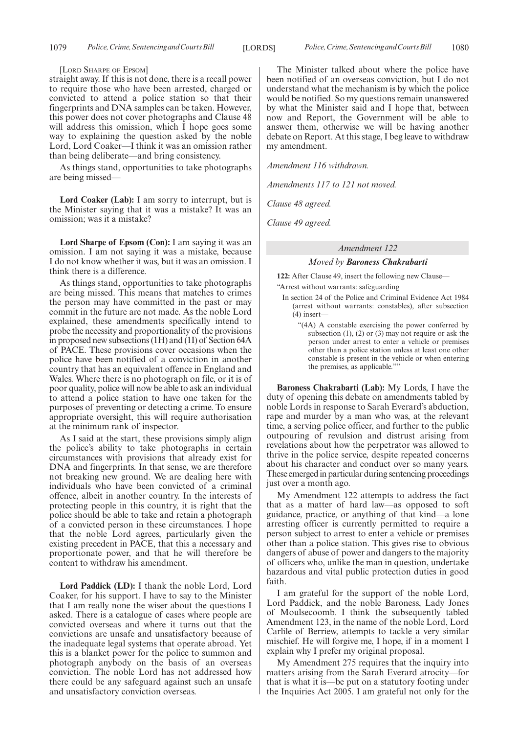[Lord Sharpe of Epsom]

straight away. If this is not done, there is a recall power to require those who have been arrested, charged or convicted to attend a police station so that their fingerprints and DNA samples can be taken. However, this power does not cover photographs and Clause 48 will address this omission, which I hope goes some way to explaining the question asked by the noble Lord, Lord Coaker—I think it was an omission rather than being deliberate—and bring consistency.

As things stand, opportunities to take photographs are being missed—

**Lord Coaker (Lab):** I am sorry to interrupt, but is the Minister saying that it was a mistake? It was an omission; was it a mistake?

**Lord Sharpe of Epsom (Con):** I am saying it was an omission. I am not saying it was a mistake, because I do not know whether it was, but it was an omission. I think there is a difference.

As things stand, opportunities to take photographs are being missed. This means that matches to crimes the person may have committed in the past or may commit in the future are not made. As the noble Lord explained, these amendments specifically intend to probe the necessity and proportionality of the provisions in proposed new subsections (1H) and (1I) of Section 64A of PACE. These provisions cover occasions when the police have been notified of a conviction in another country that has an equivalent offence in England and Wales. Where there is no photograph on file, or it is of poor quality, police will now be able to ask an individual to attend a police station to have one taken for the purposes of preventing or detecting a crime. To ensure appropriate oversight, this will require authorisation at the minimum rank of inspector.

As I said at the start, these provisions simply align the police's ability to take photographs in certain circumstances with provisions that already exist for DNA and fingerprints. In that sense, we are therefore not breaking new ground. We are dealing here with individuals who have been convicted of a criminal offence, albeit in another country. In the interests of protecting people in this country, it is right that the police should be able to take and retain a photograph of a convicted person in these circumstances. I hope that the noble Lord agrees, particularly given the existing precedent in PACE, that this a necessary and proportionate power, and that he will therefore be content to withdraw his amendment.

**Lord Paddick (LD):** I thank the noble Lord, Lord Coaker, for his support. I have to say to the Minister that I am really none the wiser about the questions I asked. There is a catalogue of cases where people are convicted overseas and where it turns out that the convictions are unsafe and unsatisfactory because of the inadequate legal systems that operate abroad. Yet this is a blanket power for the police to summon and photograph anybody on the basis of an overseas conviction. The noble Lord has not addressed how there could be any safeguard against such an unsafe and unsatisfactory conviction overseas.

The Minister talked about where the police have been notified of an overseas conviction, but I do not understand what the mechanism is by which the police would be notified. So my questions remain unanswered by what the Minister said and I hope that, between now and Report, the Government will be able to answer them, otherwise we will be having another debate on Report. At this stage, I beg leave to withdraw my amendment.

*Amendment 116 withdrawn.*

*Amendments 117 to 121 not moved.*

*Clause 48 agreed.*

*Clause 49 agreed.*

## *Amendment 122*

### *Moved by* ***Baroness Chakrabarti***

**122:** After Clause 49, insert the following new Clause—

"Arrest without warrants: safeguarding

In section 24 of the Police and Criminal Evidence Act 1984 (arrest without warrants: constables), after subsection (4) insert—

"(4A) A constable exercising the power conferred by subsection (1), (2) or (3) may not require or ask the person under arrest to enter a vehicle or premises other than a police station unless at least one other constable is present in the vehicle or when entering the premises, as applicable.""

**Baroness Chakrabarti (Lab):** My Lords, I have the duty of opening this debate on amendments tabled by noble Lords in response to Sarah Everard's abduction, rape and murder by a man who was, at the relevant time, a serving police officer, and further to the public outpouring of revulsion and distrust arising from revelations about how the perpetrator was allowed to thrive in the police service, despite repeated concerns about his character and conduct over so many years. These emerged in particular during sentencing proceedings just over a month ago.

My Amendment 122 attempts to address the fact that as a matter of hard law—as opposed to soft guidance, practice, or anything of that kind—a lone arresting officer is currently permitted to require a person subject to arrest to enter a vehicle or premises other than a police station. This gives rise to obvious dangers of abuse of power and dangers to the majority of officers who, unlike the man in question, undertake hazardous and vital public protection duties in good faith.

I am grateful for the support of the noble Lord, Lord Paddick, and the noble Baroness, Lady Jones of Moulsecoomb. I think the subsequently tabled Amendment 123, in the name of the noble Lord, Lord Carlile of Berriew, attempts to tackle a very similar mischief. He will forgive me, I hope, if in a moment I explain why I prefer my original proposal.

My Amendment 275 requires that the inquiry into matters arising from the Sarah Everard atrocity—for that is what it is—be put on a statutory footing under the Inquiries Act 2005. I am grateful not only for the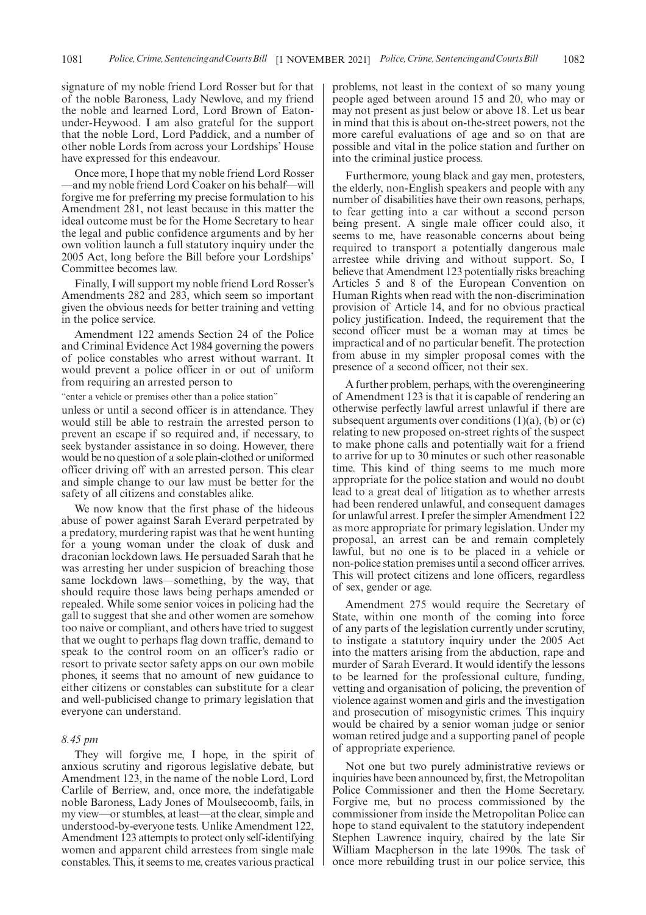signature of my noble friend Lord Rosser but for that of the noble Baroness, Lady Newlove, and my friend the noble and learned Lord, Lord Brown of Eaton-under-Heywood. I am also grateful for the support that the noble Lord, Lord Paddick, and a number of other noble Lords from across your Lordships' House have expressed for this endeavour.

Once more, I hope that my noble friend Lord Rosser —and my noble friend Lord Coaker on his behalf—will forgive me for preferring my precise formulation to his Amendment 281, not least because in this matter the ideal outcome must be for the Home Secretary to hear the legal and public confidence arguments and by her own volition launch a full statutory inquiry under the 2005 Act, long before the Bill before your Lordships' Committee becomes law.

Finally, I will support my noble friend Lord Rosser's Amendments 282 and 283, which seem so important given the obvious needs for better training and vetting in the police service.

Amendment 122 amends Section 24 of the Police and Criminal Evidence Act 1984 governing the powers of police constables who arrest without warrant. It would prevent a police officer in or out of uniform from requiring an arrested person to

"enter a vehicle or premises other than a police station"

unless or until a second officer is in attendance. They would still be able to restrain the arrested person to prevent an escape if so required and, if necessary, to seek bystander assistance in so doing. However, there would be no question of a sole plain-clothed or uniformed officer driving off with an arrested person. This clear and simple change to our law must be better for the safety of all citizens and constables alike.

We now know that the first phase of the hideous abuse of power against Sarah Everard perpetrated by a predatory, murdering rapist was that he went hunting for a young woman under the cloak of dusk and draconian lockdown laws. He persuaded Sarah that he was arresting her under suspicion of breaching those same lockdown laws—something, by the way, that should require those laws being perhaps amended or repealed. While some senior voices in policing had the gall to suggest that she and other women are somehow too naive or compliant, and others have tried to suggest that we ought to perhaps flag down traffic, demand to speak to the control room on an officer's radio or resort to private sector safety apps on our own mobile phones, it seems that no amount of new guidance to either citizens or constables can substitute for a clear and well-publicised change to primary legislation that everyone can understand.

*8.45 pm*

They will forgive me, I hope, in the spirit of anxious scrutiny and rigorous legislative debate, but Amendment 123, in the name of the noble Lord, Lord Carlile of Berriew, and, once more, the indefatigable noble Baroness, Lady Jones of Moulsecoomb, fails, in my view—or stumbles, at least—at the clear, simple and understood-by-everyone tests. Unlike Amendment 122, Amendment 123 attempts to protect only self-identifying women and apparent child arrestees from single male constables. This, it seems to me, creates various practical problems, not least in the context of so many young people aged between around 15 and 20, who may or may not present as just below or above 18. Let us bear in mind that this is about on-the-street powers, not the more careful evaluations of age and so on that are possible and vital in the police station and further on into the criminal justice process.

Furthermore, young black and gay men, protesters, the elderly, non-English speakers and people with any number of disabilities have their own reasons, perhaps, to fear getting into a car without a second person being present. A single male officer could also, it seems to me, have reasonable concerns about being required to transport a potentially dangerous male arrestee while driving and without support. So, I believe that Amendment 123 potentially risks breaching Articles 5 and 8 of the European Convention on Human Rights when read with the non-discrimination provision of Article 14, and for no obvious practical policy justification. Indeed, the requirement that the second officer must be a woman may at times be impractical and of no particular benefit. The protection from abuse in my simpler proposal comes with the presence of a second officer, not their sex.

A further problem, perhaps, with the overengineering of Amendment 123 is that it is capable of rendering an otherwise perfectly lawful arrest unlawful if there are subsequent arguments over conditions (1)(a), (b) or (c) relating to new proposed on-street rights of the suspect to make phone calls and potentially wait for a friend to arrive for up to 30 minutes or such other reasonable time. This kind of thing seems to me much more appropriate for the police station and would no doubt lead to a great deal of litigation as to whether arrests had been rendered unlawful, and consequent damages for unlawful arrest. I prefer the simpler Amendment 122 as more appropriate for primary legislation. Under my proposal, an arrest can be and remain completely lawful, but no one is to be placed in a vehicle or non-police station premises until a second officer arrives. This will protect citizens and lone officers, regardless of sex, gender or age.

Amendment 275 would require the Secretary of State, within one month of the coming into force of any parts of the legislation currently under scrutiny, to instigate a statutory inquiry under the 2005 Act into the matters arising from the abduction, rape and murder of Sarah Everard. It would identify the lessons to be learned for the professional culture, funding, vetting and organisation of policing, the prevention of violence against women and girls and the investigation and prosecution of misogynistic crimes. This inquiry would be chaired by a senior woman judge or senior woman retired judge and a supporting panel of people of appropriate experience.

Not one but two purely administrative reviews or inquiries have been announced by, first, the Metropolitan Police Commissioner and then the Home Secretary. Forgive me, but no process commissioned by the commissioner from inside the Metropolitan Police can hope to stand equivalent to the statutory independent Stephen Lawrence inquiry, chaired by the late Sir William Macpherson in the late 1990s. The task of once more rebuilding trust in our police service, this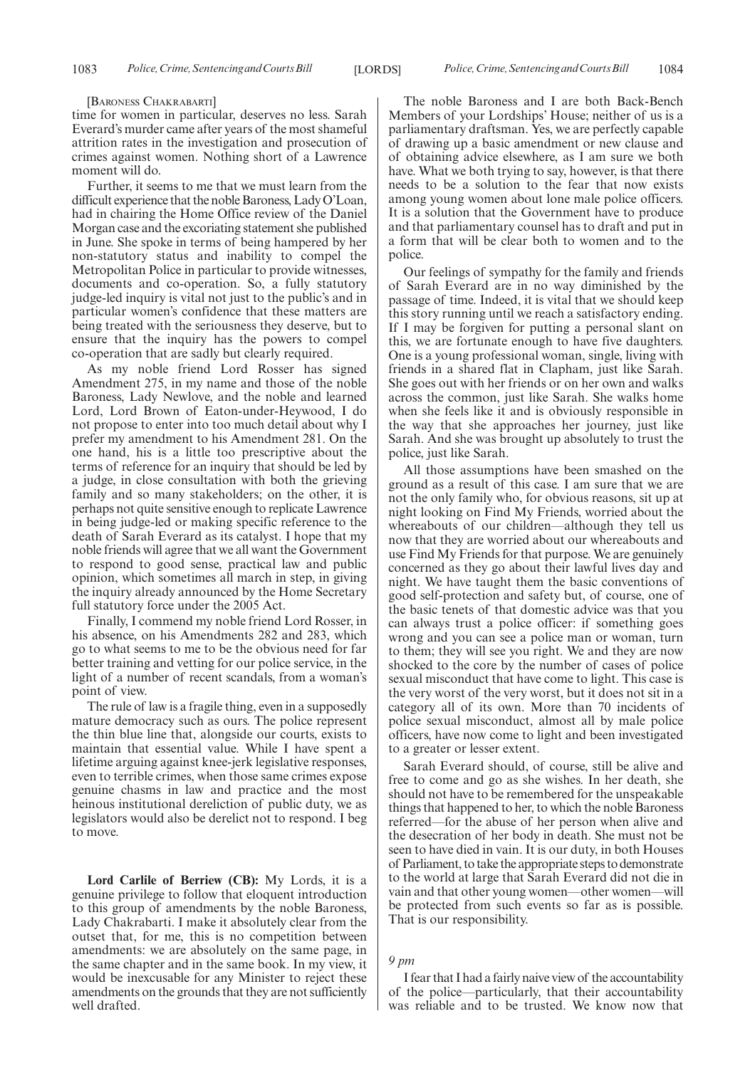[Baroness Chakrabarti]

time for women in particular, deserves no less. Sarah Everard's murder came after years of the most shameful attrition rates in the investigation and prosecution of crimes against women. Nothing short of a Lawrence moment will do.

Further, it seems to me that we must learn from the difficult experience that the noble Baroness, Lady O'Loan, had in chairing the Home Office review of the Daniel Morgan case and the excoriating statement she published in June. She spoke in terms of being hampered by her non-statutory status and inability to compel the Metropolitan Police in particular to provide witnesses, documents and co-operation. So, a fully statutory judge-led inquiry is vital not just to the public's and in particular women's confidence that these matters are being treated with the seriousness they deserve, but to ensure that the inquiry has the powers to compel co-operation that are sadly but clearly required.

As my noble friend Lord Rosser has signed Amendment 275, in my name and those of the noble Baroness, Lady Newlove, and the noble and learned Lord, Lord Brown of Eaton-under-Heywood, I do not propose to enter into too much detail about why I prefer my amendment to his Amendment 281. On the one hand, his is a little too prescriptive about the terms of reference for an inquiry that should be led by a judge, in close consultation with both the grieving family and so many stakeholders; on the other, it is perhaps not quite sensitive enough to replicate Lawrence in being judge-led or making specific reference to the death of Sarah Everard as its catalyst. I hope that my noble friends will agree that we all want the Government to respond to good sense, practical law and public opinion, which sometimes all march in step, in giving the inquiry already announced by the Home Secretary full statutory force under the 2005 Act.

Finally, I commend my noble friend Lord Rosser, in his absence, on his Amendments 282 and 283, which go to what seems to me to be the obvious need for far better training and vetting for our police service, in the light of a number of recent scandals, from a woman's point of view.

The rule of law is a fragile thing, even in a supposedly mature democracy such as ours. The police represent the thin blue line that, alongside our courts, exists to maintain that essential value. While I have spent a lifetime arguing against knee-jerk legislative responses, even to terrible crimes, when those same crimes expose genuine chasms in law and practice and the most heinous institutional dereliction of public duty, we as legislators would also be derelict not to respond. I beg to move.

**Lord Carlile of Berriew (CB):** My Lords, it is a genuine privilege to follow that eloquent introduction to this group of amendments by the noble Baroness, Lady Chakrabarti. I make it absolutely clear from the outset that, for me, this is no competition between amendments: we are absolutely on the same page, in the same chapter and in the same book. In my view, it would be inexcusable for any Minister to reject these amendments on the grounds that they are not sufficiently well drafted.

The noble Baroness and I are both Back-Bench Members of your Lordships' House; neither of us is a parliamentary draftsman. Yes, we are perfectly capable of drawing up a basic amendment or new clause and of obtaining advice elsewhere, as I am sure we both have. What we both trying to say, however, is that there needs to be a solution to the fear that now exists among young women about lone male police officers. It is a solution that the Government have to produce and that parliamentary counsel has to draft and put in a form that will be clear both to women and to the police.

Our feelings of sympathy for the family and friends of Sarah Everard are in no way diminished by the passage of time. Indeed, it is vital that we should keep this story running until we reach a satisfactory ending. If I may be forgiven for putting a personal slant on this, we are fortunate enough to have five daughters. One is a young professional woman, single, living with friends in a shared flat in Clapham, just like Sarah. She goes out with her friends or on her own and walks across the common, just like Sarah. She walks home when she feels like it and is obviously responsible in the way that she approaches her journey, just like Sarah. And she was brought up absolutely to trust the police, just like Sarah.

All those assumptions have been smashed on the ground as a result of this case. I am sure that we are not the only family who, for obvious reasons, sit up at night looking on Find My Friends, worried about the whereabouts of our children—although they tell us now that they are worried about our whereabouts and use Find My Friends for that purpose. We are genuinely concerned as they go about their lawful lives day and night. We have taught them the basic conventions of good self-protection and safety but, of course, one of the basic tenets of that domestic advice was that you can always trust a police officer: if something goes wrong and you can see a police man or woman, turn to them; they will see you right. We and they are now shocked to the core by the number of cases of police sexual misconduct that have come to light. This case is the very worst of the very worst, but it does not sit in a category all of its own. More than 70 incidents of police sexual misconduct, almost all by male police officers, have now come to light and been investigated to a greater or lesser extent.

Sarah Everard should, of course, still be alive and free to come and go as she wishes. In her death, she should not have to be remembered for the unspeakable things that happened to her, to which the noble Baroness referred—for the abuse of her person when alive and the desecration of her body in death. She must not be seen to have died in vain. It is our duty, in both Houses of Parliament, to take the appropriate steps to demonstrate to the world at large that Sarah Everard did not die in vain and that other young women—other women—will be protected from such events so far as is possible. That is our responsibility.

*9 pm*

I fear that I had a fairly naive view of the accountability of the police—particularly, that their accountability was reliable and to be trusted. We know now that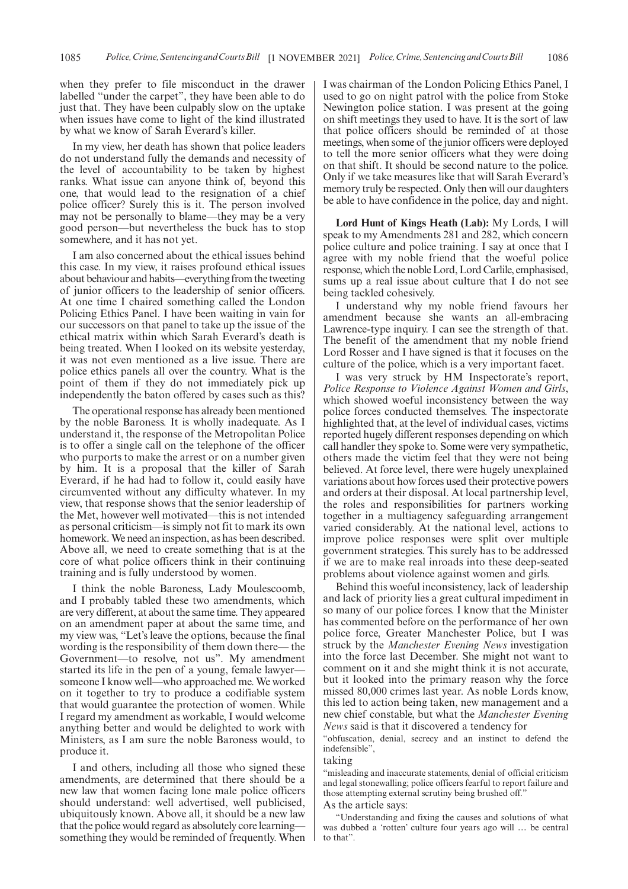when they prefer to file misconduct in the drawer labelled "under the carpet", they have been able to do just that. They have been culpably slow on the uptake when issues have come to light of the kind illustrated by what we know of Sarah Everard's killer.

In my view, her death has shown that police leaders do not understand fully the demands and necessity of the level of accountability to be taken by highest ranks. What issue can anyone think of, beyond this one, that would lead to the resignation of a chief police officer? Surely this is it. The person involved may not be personally to blame—they may be a very good person—but nevertheless the buck has to stop somewhere, and it has not yet.

I am also concerned about the ethical issues behind this case. In my view, it raises profound ethical issues about behaviour and habits—everything from the tweeting of junior officers to the leadership of senior officers. At one time I chaired something called the London Policing Ethics Panel. I have been waiting in vain for our successors on that panel to take up the issue of the ethical matrix within which Sarah Everard's death is being treated. When I looked on its website yesterday, it was not even mentioned as a live issue. There are police ethics panels all over the country. What is the point of them if they do not immediately pick up independently the baton offered by cases such as this?

The operational response has already been mentioned by the noble Baroness. It is wholly inadequate. As I understand it, the response of the Metropolitan Police is to offer a single call on the telephone of the officer who purports to make the arrest or on a number given by him. It is a proposal that the killer of Sarah Everard, if he had had to follow it, could easily have circumvented without any difficulty whatever. In my view, that response shows that the senior leadership of the Met, however well motivated—this is not intended as personal criticism—is simply not fit to mark its own homework. We need an inspection, as has been described. Above all, we need to create something that is at the core of what police officers think in their continuing training and is fully understood by women.

I think the noble Baroness, Lady Moulescoomb, and I probably tabled these two amendments, which are very different, at about the same time. They appeared on an amendment paper at about the same time, and my view was, "Let's leave the options, because the final wording is the responsibility of them down there— the Government—to resolve, not us". My amendment started its life in the pen of a young, female lawyer—someone I know well—who approached me. We worked on it together to try to produce a codifiable system that would guarantee the protection of women. While I regard my amendment as workable, I would welcome anything better and would be delighted to work with Ministers, as I am sure the noble Baroness would, to produce it.

I and others, including all those who signed these amendments, are determined that there should be a new law that women facing lone male police officers should understand: well advertised, well publicised, ubiquitously known. Above all, it should be a new law that the police would regard as absolutely core learning—something they would be reminded of frequently. When I was chairman of the London Policing Ethics Panel, I used to go on night patrol with the police from Stoke Newington police station. I was present at the going on shift meetings they used to have. It is the sort of law that police officers should be reminded of at those meetings, when some of the junior officers were deployed to tell the more senior officers what they were doing on that shift. It should be second nature to the police. Only if we take measures like that will Sarah Everard's memory truly be respected. Only then will our daughters be able to have confidence in the police, day and night.

**Lord Hunt of Kings Heath (Lab):** My Lords, I will speak to my Amendments 281 and 282, which concern police culture and police training. I say at once that I agree with my noble friend that the woeful police response, which the noble Lord, Lord Carlile, emphasised, sums up a real issue about culture that I do not see being tackled cohesively.

I understand why my noble friend favours her amendment because she wants an all-embracing Lawrence-type inquiry. I can see the strength of that. The benefit of the amendment that my noble friend Lord Rosser and I have signed is that it focuses on the culture of the police, which is a very important facet.

I was very struck by HM Inspectorate's report, *Police Response to Violence Against Women and Girls*, which showed woeful inconsistency between the way police forces conducted themselves. The inspectorate highlighted that, at the level of individual cases, victims reported hugely different responses depending on which call handler they spoke to. Some were very sympathetic, others made the victim feel that they were not being believed. At force level, there were hugely unexplained variations about how forces used their protective powers and orders at their disposal. At local partnership level, the roles and responsibilities for partners working together in a multiagency safeguarding arrangement varied considerably. At the national level, actions to improve police responses were split over multiple government strategies. This surely has to be addressed if we are to make real inroads into these deep-seated problems about violence against women and girls.

Behind this woeful inconsistency, lack of leadership and lack of priority lies a great cultural impediment in so many of our police forces. I know that the Minister has commented before on the performance of her own police force, Greater Manchester Police, but I was struck by the *Manchester Evening News* investigation into the force last December. She might not want to comment on it and she might think it is not accurate, but it looked into the primary reason why the force missed 80,000 crimes last year. As noble Lords know, this led to action being taken, new management and a new chief constable, but what the *Manchester Evening News* said is that it discovered a tendency for

"obfuscation, denial, secrecy and an instinct to defend the indefensible",

taking

"misleading and inaccurate statements, denial of official criticism and legal stonewalling; police officers fearful to report failure and those attempting external scrutiny being brushed off."

As the article says:

"Understanding and fixing the causes and solutions of what was dubbed a 'rotten' culture four years ago will … be central to that".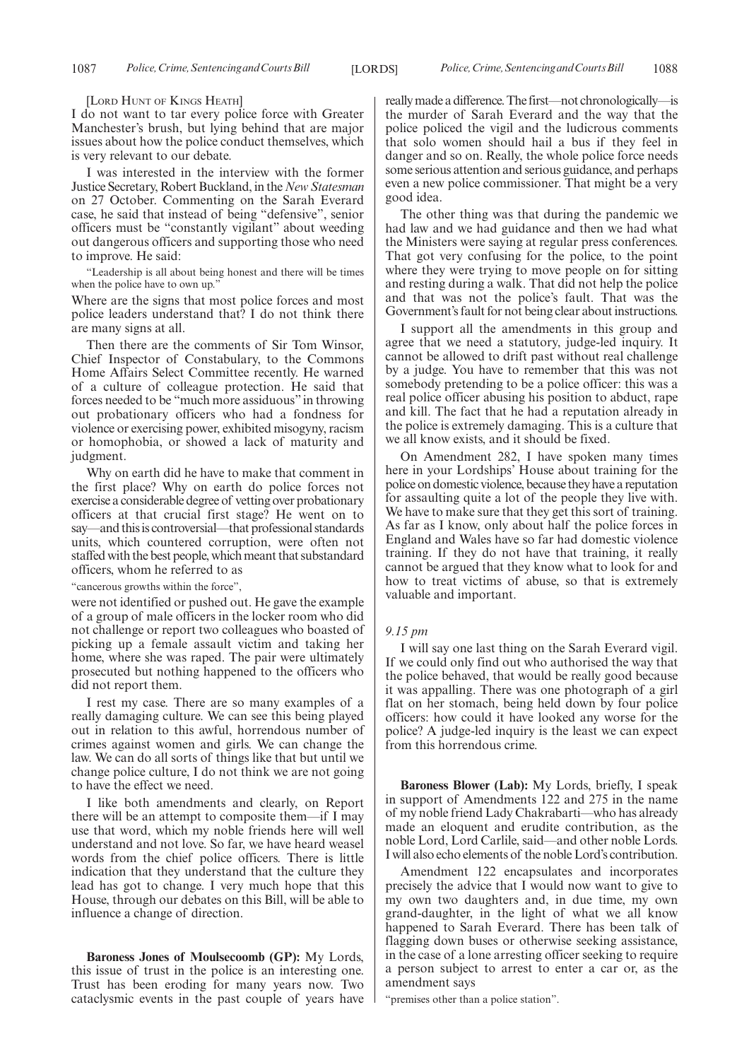[LORD HUNT OF KINGS HEATH]

I do not want to tar every police force with Greater Manchester's brush, but lying behind that are major issues about how the police conduct themselves, which is very relevant to our debate.

I was interested in the interview with the former Justice Secretary, Robert Buckland, in the *New Statesman* on 27 October. Commenting on the Sarah Everard case, he said that instead of being "defensive", senior officers must be "constantly vigilant" about weeding out dangerous officers and supporting those who need to improve. He said:

"Leadership is all about being honest and there will be times when the police have to own up."

Where are the signs that most police forces and most police leaders understand that? I do not think there are many signs at all.

Then there are the comments of Sir Tom Winsor, Chief Inspector of Constabulary, to the Commons Home Affairs Select Committee recently. He warned of a culture of colleague protection. He said that forces needed to be "much more assiduous" in throwing out probationary officers who had a fondness for violence or exercising power, exhibited misogyny, racism or homophobia, or showed a lack of maturity and judgment.

Why on earth did he have to make that comment in the first place? Why on earth do police forces not exercise a considerable degree of vetting over probationary officers at that crucial first stage? He went on to say—and this is controversial—that professional standards units, which countered corruption, were often not staffed with the best people, which meant that substandard officers, whom he referred to as

"cancerous growths within the force",

were not identified or pushed out. He gave the example of a group of male officers in the locker room who did not challenge or report two colleagues who boasted of picking up a female assault victim and taking her home, where she was raped. The pair were ultimately prosecuted but nothing happened to the officers who did not report them.

I rest my case. There are so many examples of a really damaging culture. We can see this being played out in relation to this awful, horrendous number of crimes against women and girls. We can change the law. We can do all sorts of things like that but until we change police culture, I do not think we are not going to have the effect we need.

I like both amendments and clearly, on Report there will be an attempt to composite them—if I may use that word, which my noble friends here will well understand and not love. So far, we have heard weasel words from the chief police officers. There is little indication that they understand that the culture they lead has got to change. I very much hope that this House, through our debates on this Bill, will be able to influence a change of direction.

**Baroness Jones of Moulsecoomb (GP):** My Lords, this issue of trust in the police is an interesting one. Trust has been eroding for many years now. Two cataclysmic events in the past couple of years have really made a difference. The first—not chronologically—is the murder of Sarah Everard and the way that the police policed the vigil and the ludicrous comments that solo women should hail a bus if they feel in danger and so on. Really, the whole police force needs some serious attention and serious guidance, and perhaps even a new police commissioner. That might be a very good idea.

The other thing was that during the pandemic we had law and we had guidance and then we had what the Ministers were saying at regular press conferences. That got very confusing for the police, to the point where they were trying to move people on for sitting and resting during a walk. That did not help the police and that was not the police's fault. That was the Government's fault for not being clear about instructions.

I support all the amendments in this group and agree that we need a statutory, judge-led inquiry. It cannot be allowed to drift past without real challenge by a judge. You have to remember that this was not somebody pretending to be a police officer: this was a real police officer abusing his position to abduct, rape and kill. The fact that he had a reputation already in the police is extremely damaging. This is a culture that we all know exists, and it should be fixed.

On Amendment 282, I have spoken many times here in your Lordships' House about training for the police on domestic violence, because they have a reputation for assaulting quite a lot of the people they live with. We have to make sure that they get this sort of training. As far as I know, only about half the police forces in England and Wales have so far had domestic violence training. If they do not have that training, it really cannot be argued that they know what to look for and how to treat victims of abuse, so that is extremely valuable and important.

*9.15 pm*

I will say one last thing on the Sarah Everard vigil. If we could only find out who authorised the way that the police behaved, that would be really good because it was appalling. There was one photograph of a girl flat on her stomach, being held down by four police officers: how could it have looked any worse for the police? A judge-led inquiry is the least we can expect from this horrendous crime.

**Baroness Blower (Lab):** My Lords, briefly, I speak in support of Amendments 122 and 275 in the name of my noble friend Lady Chakrabarti—who has already made an eloquent and erudite contribution, as the noble Lord, Lord Carlile, said—and other noble Lords. I will also echo elements of the noble Lord's contribution.

Amendment 122 encapsulates and incorporates precisely the advice that I would now want to give to my own two daughters and, in due time, my own grand-daughter, in the light of what we all know happened to Sarah Everard. There has been talk of flagging down buses or otherwise seeking assistance, in the case of a lone arresting officer seeking to require a person subject to arrest to enter a car or, as the amendment says

"premises other than a police station".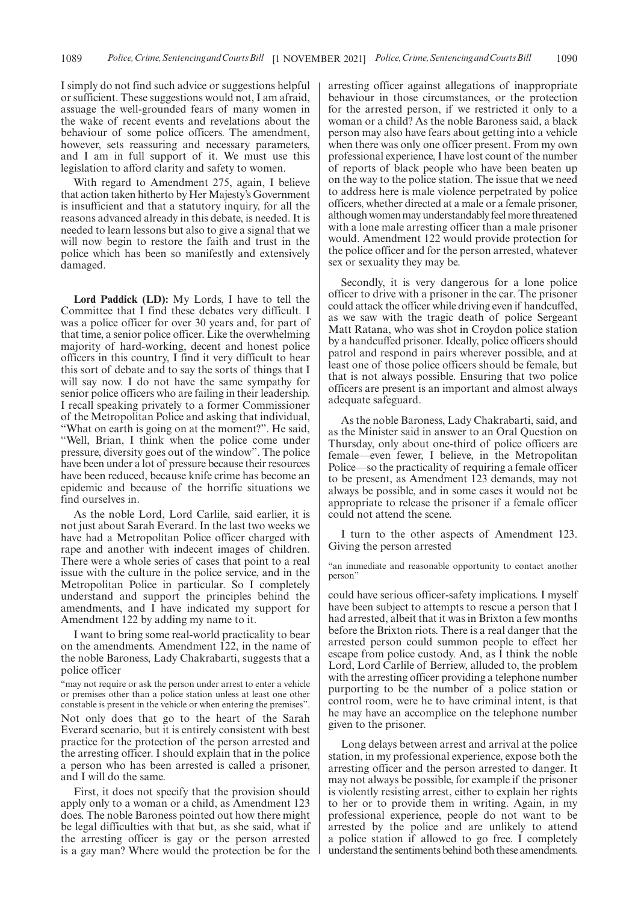I simply do not find such advice or suggestions helpful or sufficient. These suggestions would not, I am afraid, assuage the well-grounded fears of many women in the wake of recent events and revelations about the behaviour of some police officers. The amendment, however, sets reassuring and necessary parameters, and I am in full support of it. We must use this legislation to afford clarity and safety to women.

With regard to Amendment 275, again, I believe that action taken hitherto by Her Majesty's Government is insufficient and that a statutory inquiry, for all the reasons advanced already in this debate, is needed. It is needed to learn lessons but also to give a signal that we will now begin to restore the faith and trust in the police which has been so manifestly and extensively damaged.

**Lord Paddick (LD):** My Lords, I have to tell the Committee that I find these debates very difficult. I was a police officer for over 30 years and, for part of that time, a senior police officer. Like the overwhelming majority of hard-working, decent and honest police officers in this country, I find it very difficult to hear this sort of debate and to say the sorts of things that I will say now. I do not have the same sympathy for senior police officers who are failing in their leadership. I recall speaking privately to a former Commissioner of the Metropolitan Police and asking that individual, "What on earth is going on at the moment?". He said, "Well, Brian, I think when the police come under pressure, diversity goes out of the window". The police have been under a lot of pressure because their resources have been reduced, because knife crime has become an epidemic and because of the horrific situations we find ourselves in.

As the noble Lord, Lord Carlile, said earlier, it is not just about Sarah Everard. In the last two weeks we have had a Metropolitan Police officer charged with rape and another with indecent images of children. There were a whole series of cases that point to a real issue with the culture in the police service, and in the Metropolitan Police in particular. So I completely understand and support the principles behind the amendments, and I have indicated my support for Amendment 122 by adding my name to it.

I want to bring some real-world practicality to bear on the amendments. Amendment 122, in the name of the noble Baroness, Lady Chakrabarti, suggests that a police officer

"may not require or ask the person under arrest to enter a vehicle or premises other than a police station unless at least one other constable is present in the vehicle or when entering the premises".

Not only does that go to the heart of the Sarah Everard scenario, but it is entirely consistent with best practice for the protection of the person arrested and the arresting officer. I should explain that in the police a person who has been arrested is called a prisoner, and I will do the same.

First, it does not specify that the provision should apply only to a woman or a child, as Amendment 123 does. The noble Baroness pointed out how there might be legal difficulties with that but, as she said, what if the arresting officer is gay or the person arrested is a gay man? Where would the protection be for the arresting officer against allegations of inappropriate behaviour in those circumstances, or the protection for the arrested person, if we restricted it only to a woman or a child? As the noble Baroness said, a black person may also have fears about getting into a vehicle when there was only one officer present. From my own professional experience, I have lost count of the number of reports of black people who have been beaten up on the way to the police station. The issue that we need to address here is male violence perpetrated by police officers, whether directed at a male or a female prisoner, although women may understandably feel more threatened with a lone male arresting officer than a male prisoner would. Amendment 122 would provide protection for the police officer and for the person arrested, whatever sex or sexuality they may be.

Secondly, it is very dangerous for a lone police officer to drive with a prisoner in the car. The prisoner could attack the officer while driving even if handcuffed, as we saw with the tragic death of police Sergeant Matt Ratana, who was shot in Croydon police station by a handcuffed prisoner. Ideally, police officers should patrol and respond in pairs wherever possible, and at least one of those police officers should be female, but that is not always possible. Ensuring that two police officers are present is an important and almost always adequate safeguard.

As the noble Baroness, Lady Chakrabarti, said, and as the Minister said in answer to an Oral Question on Thursday, only about one-third of police officers are female—even fewer, I believe, in the Metropolitan Police—so the practicality of requiring a female officer to be present, as Amendment 123 demands, may not always be possible, and in some cases it would not be appropriate to release the prisoner if a female officer could not attend the scene.

I turn to the other aspects of Amendment 123. Giving the person arrested

"an immediate and reasonable opportunity to contact another person"

could have serious officer-safety implications. I myself have been subject to attempts to rescue a person that I had arrested, albeit that it was in Brixton a few months before the Brixton riots. There is a real danger that the arrested person could summon people to effect her escape from police custody. And, as I think the noble Lord, Lord Carlile of Berriew, alluded to, the problem with the arresting officer providing a telephone number purporting to be the number of a police station or control room, were he to have criminal intent, is that he may have an accomplice on the telephone number given to the prisoner.

Long delays between arrest and arrival at the police station, in my professional experience, expose both the arresting officer and the person arrested to danger. It may not always be possible, for example if the prisoner is violently resisting arrest, either to explain her rights to her or to provide them in writing. Again, in my professional experience, people do not want to be arrested by the police and are unlikely to attend a police station if allowed to go free. I completely understand the sentiments behind both these amendments.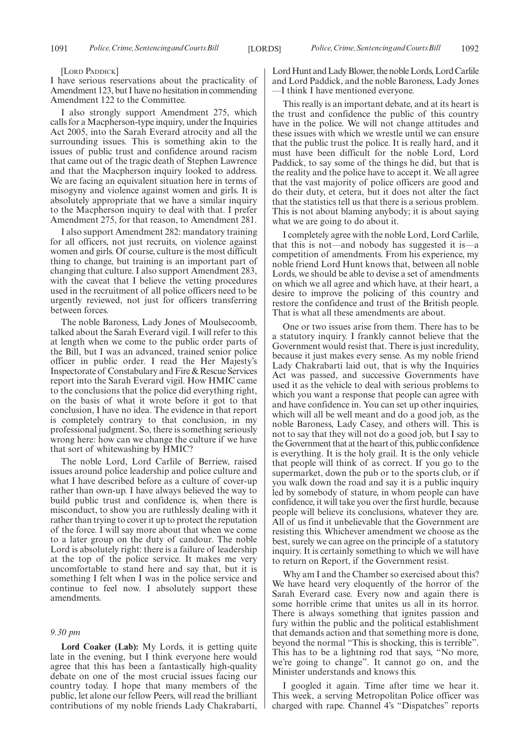[Lord Paddick]

I have serious reservations about the practicality of Amendment 123, but I have no hesitation in commending Amendment 122 to the Committee.

I also strongly support Amendment 275, which calls for a Macpherson-type inquiry, under the Inquiries Act 2005, into the Sarah Everard atrocity and all the surrounding issues. This is something akin to the issues of public trust and confidence around racism that came out of the tragic death of Stephen Lawrence and that the Macpherson inquiry looked to address. We are facing an equivalent situation here in terms of misogyny and violence against women and girls. It is absolutely appropriate that we have a similar inquiry to the Macpherson inquiry to deal with that. I prefer Amendment 275, for that reason, to Amendment 281.

I also support Amendment 282: mandatory training for all officers, not just recruits, on violence against women and girls. Of course, culture is the most difficult thing to change, but training is an important part of changing that culture. I also support Amendment 283, with the caveat that I believe the vetting procedures used in the recruitment of all police officers need to be urgently reviewed, not just for officers transferring between forces.

The noble Baroness, Lady Jones of Moulsecoomb, talked about the Sarah Everard vigil. I will refer to this at length when we come to the public order parts of the Bill, but I was an advanced, trained senior police officer in public order. I read the Her Majesty's Inspectorate of Constabulary and Fire & Rescue Services report into the Sarah Everard vigil. How HMIC came to the conclusions that the police did everything right, on the basis of what it wrote before it got to that conclusion, I have no idea. The evidence in that report is completely contrary to that conclusion, in my professional judgment. So, there is something seriously wrong here: how can we change the culture if we have that sort of whitewashing by HMIC?

The noble Lord, Lord Carlile of Berriew, raised issues around police leadership and police culture and what I have described before as a culture of cover-up rather than own-up. I have always believed the way to build public trust and confidence is, when there is misconduct, to show you are ruthlessly dealing with it rather than trying to cover it up to protect the reputation of the force. I will say more about that when we come to a later group on the duty of candour. The noble Lord is absolutely right: there is a failure of leadership at the top of the police service. It makes me very uncomfortable to stand here and say that, but it is something I felt when I was in the police service and continue to feel now. I absolutely support these amendments.

*9.30 pm*

**Lord Coaker (Lab):** My Lords, it is getting quite late in the evening, but I think everyone here would agree that this has been a fantastically high-quality debate on one of the most crucial issues facing our country today. I hope that many members of the public, let alone our fellow Peers, will read the brilliant contributions of my noble friends Lady Chakrabarti, Lord Hunt and Lady Blower, the noble Lords, Lord Carlile and Lord Paddick, and the noble Baroness, Lady Jones —I think I have mentioned everyone.

This really is an important debate, and at its heart is the trust and confidence the public of this country have in the police. We will not change attitudes and these issues with which we wrestle until we can ensure that the public trust the police. It is really hard, and it must have been difficult for the noble Lord, Lord Paddick, to say some of the things he did, but that is the reality and the police have to accept it. We all agree that the vast majority of police officers are good and do their duty, et cetera, but it does not alter the fact that the statistics tell us that there is a serious problem. This is not about blaming anybody; it is about saying what we are going to do about it.

I completely agree with the noble Lord, Lord Carlile, that this is not—and nobody has suggested it is—a competition of amendments. From his experience, my noble friend Lord Hunt knows that, between all noble Lords, we should be able to devise a set of amendments on which we all agree and which have, at their heart, a desire to improve the policing of this country and restore the confidence and trust of the British people. That is what all these amendments are about.

One or two issues arise from them. There has to be a statutory inquiry. I frankly cannot believe that the Government would resist that. There is just incredulity, because it just makes every sense. As my noble friend Lady Chakrabarti laid out, that is why the Inquiries Act was passed, and successive Governments have used it as the vehicle to deal with serious problems to which you want a response that people can agree with and have confidence in. You can set up other inquiries, which will all be well meant and do a good job, as the noble Baroness, Lady Casey, and others will. This is not to say that they will not do a good job, but I say to the Government that at the heart of this, public confidence is everything. It is the holy grail. It is the only vehicle that people will think of as correct. If you go to the supermarket, down the pub or to the sports club, or if you walk down the road and say it is a public inquiry led by somebody of stature, in whom people can have confidence, it will take you over the first hurdle, because people will believe its conclusions, whatever they are. All of us find it unbelievable that the Government are resisting this. Whichever amendment we choose as the best, surely we can agree on the principle of a statutory inquiry. It is certainly something to which we will have to return on Report, if the Government resist.

Why am I and the Chamber so exercised about this? We have heard very eloquently of the horror of the Sarah Everard case. Every now and again there is some horrible crime that unites us all in its horror. There is always something that ignites passion and fury within the public and the political establishment that demands action and that something more is done, beyond the normal "This is shocking, this is terrible". This has to be a lightning rod that says, "No more, we're going to change". It cannot go on, and the Minister understands and knows this.

I googled it again. Time after time we hear it. This week, a serving Metropolitan Police officer was charged with rape. Channel 4's "Dispatches" reports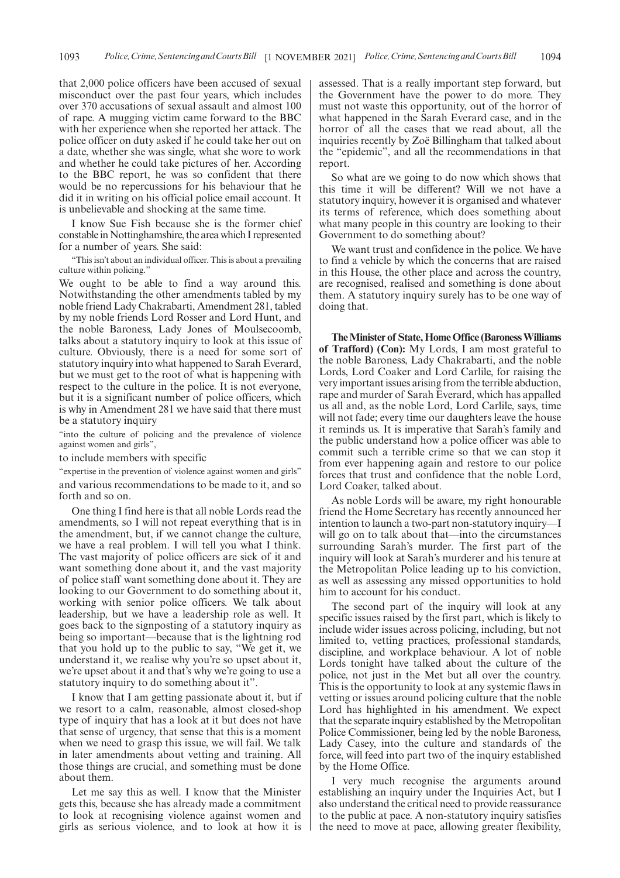that 2,000 police officers have been accused of sexual misconduct over the past four years, which includes over 370 accusations of sexual assault and almost 100 of rape. A mugging victim came forward to the BBC with her experience when she reported her attack. The police officer on duty asked if he could take her out on a date, whether she was single, what she wore to work and whether he could take pictures of her. According to the BBC report, he was so confident that there would be no repercussions for his behaviour that he did it in writing on his official police email account. It is unbelievable and shocking at the same time.

I know Sue Fish because she is the former chief constable in Nottinghamshire, the area which I represented for a number of years. She said:

> "This isn't about an individual officer. This is about a prevailing culture within policing."

We ought to be able to find a way around this. Notwithstanding the other amendments tabled by my noble friend Lady Chakrabarti, Amendment 281, tabled by my noble friends Lord Rosser and Lord Hunt, and the noble Baroness, Lady Jones of Moulsecoomb, talks about a statutory inquiry to look at this issue of culture. Obviously, there is a need for some sort of statutory inquiry into what happened to Sarah Everard, but we must get to the root of what is happening with respect to the culture in the police. It is not everyone, but it is a significant number of police officers, which is why in Amendment 281 we have said that there must be a statutory inquiry

> "into the culture of policing and the prevalence of violence against women and girls",

to include members with specific

> "expertise in the prevention of violence against women and girls"

and various recommendations to be made to it, and so forth and so on.

One thing I find here is that all noble Lords read the amendments, so I will not repeat everything that is in the amendment, but, if we cannot change the culture, we have a real problem. I will tell you what I think. The vast majority of police officers are sick of it and want something done about it, and the vast majority of police staff want something done about it. They are looking to our Government to do something about it, working with senior police officers. We talk about leadership, but we have a leadership role as well. It goes back to the signposting of a statutory inquiry as being so important—because that is the lightning rod that you hold up to the public to say, "We get it, we understand it, we realise why you're so upset about it, we're upset about it and that's why we're going to use a statutory inquiry to do something about it".

I know that I am getting passionate about it, but if we resort to a calm, reasonable, almost closed-shop type of inquiry that has a look at it but does not have that sense of urgency, that sense that this is a moment when we need to grasp this issue, we will fail. We talk in later amendments about vetting and training. All those things are crucial, and something must be done about them.

Let me say this as well. I know that the Minister gets this, because she has already made a commitment to look at recognising violence against women and girls as serious violence, and to look at how it is assessed. That is a really important step forward, but the Government have the power to do more. They must not waste this opportunity, out of the horror of what happened in the Sarah Everard case, and in the horror of all the cases that we read about, all the inquiries recently by Zoë Billingham that talked about the "epidemic", and all the recommendations in that report.

So what are we going to do now which shows that this time it will be different? Will we not have a statutory inquiry, however it is organised and whatever its terms of reference, which does something about what many people in this country are looking to their Government to do something about?

We want trust and confidence in the police. We have to find a vehicle by which the concerns that are raised in this House, the other place and across the country, are recognised, realised and something is done about them. A statutory inquiry surely has to be one way of doing that.

**The Minister of State, Home Office (Baroness Williams of Trafford) (Con):** My Lords, I am most grateful to the noble Baroness, Lady Chakrabarti, and the noble Lords, Lord Coaker and Lord Carlile, for raising the very important issues arising from the terrible abduction, rape and murder of Sarah Everard, which has appalled us all and, as the noble Lord, Lord Carlile, says, time will not fade; every time our daughters leave the house it reminds us. It is imperative that Sarah's family and the public understand how a police officer was able to commit such a terrible crime so that we can stop it from ever happening again and restore to our police forces that trust and confidence that the noble Lord, Lord Coaker, talked about.

As noble Lords will be aware, my right honourable friend the Home Secretary has recently announced her intention to launch a two-part non-statutory inquiry—I will go on to talk about that—into the circumstances surrounding Sarah's murder. The first part of the inquiry will look at Sarah's murderer and his tenure at the Metropolitan Police leading up to his conviction, as well as assessing any missed opportunities to hold him to account for his conduct.

The second part of the inquiry will look at any specific issues raised by the first part, which is likely to include wider issues across policing, including, but not limited to, vetting practices, professional standards, discipline, and workplace behaviour. A lot of noble Lords tonight have talked about the culture of the police, not just in the Met but all over the country. This is the opportunity to look at any systemic flaws in vetting or issues around policing culture that the noble Lord has highlighted in his amendment. We expect that the separate inquiry established by the Metropolitan Police Commissioner, being led by the noble Baroness, Lady Casey, into the culture and standards of the force, will feed into part two of the inquiry established by the Home Office.

I very much recognise the arguments around establishing an inquiry under the Inquiries Act, but I also understand the critical need to provide reassurance to the public at pace. A non-statutory inquiry satisfies the need to move at pace, allowing greater flexibility,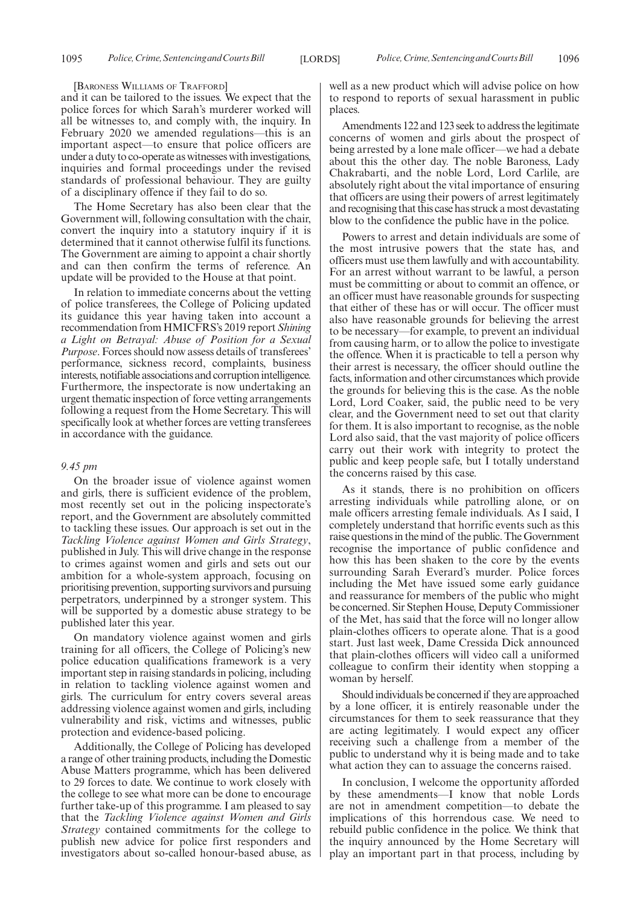[BARONESS WILLIAMS OF TRAFFORD]

and it can be tailored to the issues. We expect that the police forces for which Sarah's murderer worked will all be witnesses to, and comply with, the inquiry. In February 2020 we amended regulations—this is an important aspect—to ensure that police officers are under a duty to co-operate as witnesses with investigations, inquiries and formal proceedings under the revised standards of professional behaviour. They are guilty of a disciplinary offence if they fail to do so.

The Home Secretary has also been clear that the Government will, following consultation with the chair, convert the inquiry into a statutory inquiry if it is determined that it cannot otherwise fulfil its functions. The Government are aiming to appoint a chair shortly and can then confirm the terms of reference. An update will be provided to the House at that point.

In relation to immediate concerns about the vetting of police transferees, the College of Policing updated its guidance this year having taken into account a recommendation from HMICFRS's 2019 report *Shining a Light on Betrayal: Abuse of Position for a Sexual Purpose*. Forces should now assess details of transferees' performance, sickness record, complaints, business interests, notifiable associations and corruption intelligence. Furthermore, the inspectorate is now undertaking an urgent thematic inspection of force vetting arrangements following a request from the Home Secretary. This will specifically look at whether forces are vetting transferees in accordance with the guidance.

*9.45 pm*

On the broader issue of violence against women and girls, there is sufficient evidence of the problem, most recently set out in the policing inspectorate's report, and the Government are absolutely committed to tackling these issues. Our approach is set out in the *Tackling Violence against Women and Girls Strategy*, published in July. This will drive change in the response to crimes against women and girls and sets out our ambition for a whole-system approach, focusing on prioritising prevention, supporting survivors and pursuing perpetrators, underpinned by a stronger system. This will be supported by a domestic abuse strategy to be published later this year.

On mandatory violence against women and girls training for all officers, the College of Policing's new police education qualifications framework is a very important step in raising standards in policing, including in relation to tackling violence against women and girls. The curriculum for entry covers several areas addressing violence against women and girls, including vulnerability and risk, victims and witnesses, public protection and evidence-based policing.

Additionally, the College of Policing has developed a range of other training products, including the Domestic Abuse Matters programme, which has been delivered to 29 forces to date. We continue to work closely with the college to see what more can be done to encourage further take-up of this programme. I am pleased to say that the *Tackling Violence against Women and Girls Strategy* contained commitments for the college to publish new advice for police first responders and investigators about so-called honour-based abuse, as well as a new product which will advise police on how to respond to reports of sexual harassment in public places.

Amendments 122 and 123 seek to address the legitimate concerns of women and girls about the prospect of being arrested by a lone male officer—we had a debate about this the other day. The noble Baroness, Lady Chakrabarti, and the noble Lord, Lord Carlile, are absolutely right about the vital importance of ensuring that officers are using their powers of arrest legitimately and recognising that this case has struck a most devastating blow to the confidence the public have in the police.

Powers to arrest and detain individuals are some of the most intrusive powers that the state has, and officers must use them lawfully and with accountability. For an arrest without warrant to be lawful, a person must be committing or about to commit an offence, or an officer must have reasonable grounds for suspecting that either of these has or will occur. The officer must also have reasonable grounds for believing the arrest to be necessary—for example, to prevent an individual from causing harm, or to allow the police to investigate the offence. When it is practicable to tell a person why their arrest is necessary, the officer should outline the facts, information and other circumstances which provide the grounds for believing this is the case. As the noble Lord, Lord Coaker, said, the public need to be very clear, and the Government need to set out that clarity for them. It is also important to recognise, as the noble Lord also said, that the vast majority of police officers carry out their work with integrity to protect the public and keep people safe, but I totally understand the concerns raised by this case.

As it stands, there is no prohibition on officers arresting individuals while patrolling alone, or on male officers arresting female individuals. As I said, I completely understand that horrific events such as this raise questions in the mind of the public. The Government recognise the importance of public confidence and how this has been shaken to the core by the events surrounding Sarah Everard's murder. Police forces including the Met have issued some early guidance and reassurance for members of the public who might be concerned. Sir Stephen House, Deputy Commissioner of the Met, has said that the force will no longer allow plain-clothes officers to operate alone. That is a good start. Just last week, Dame Cressida Dick announced that plain-clothes officers will video call a uniformed colleague to confirm their identity when stopping a woman by herself.

Should individuals be concerned if they are approached by a lone officer, it is entirely reasonable under the circumstances for them to seek reassurance that they are acting legitimately. I would expect any officer receiving such a challenge from a member of the public to understand why it is being made and to take what action they can to assuage the concerns raised.

In conclusion, I welcome the opportunity afforded by these amendments—I know that noble Lords are not in amendment competition—to debate the implications of this horrendous case. We need to rebuild public confidence in the police. We think that the inquiry announced by the Home Secretary will play an important part in that process, including by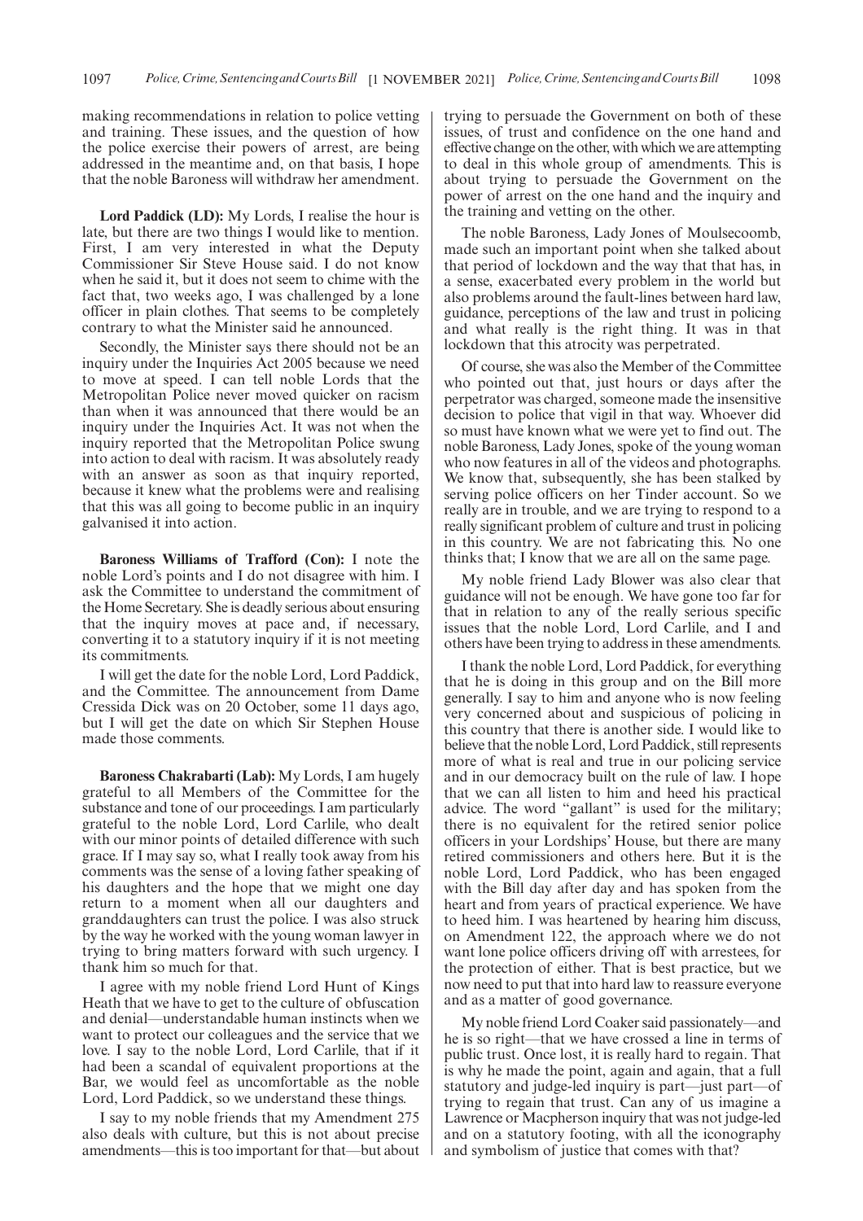making recommendations in relation to police vetting and training. These issues, and the question of how the police exercise their powers of arrest, are being addressed in the meantime and, on that basis, I hope that the noble Baroness will withdraw her amendment.

**Lord Paddick (LD):** My Lords, I realise the hour is late, but there are two things I would like to mention. First, I am very interested in what the Deputy Commissioner Sir Steve House said. I do not know when he said it, but it does not seem to chime with the fact that, two weeks ago, I was challenged by a lone officer in plain clothes. That seems to be completely contrary to what the Minister said he announced.

Secondly, the Minister says there should not be an inquiry under the Inquiries Act 2005 because we need to move at speed. I can tell noble Lords that the Metropolitan Police never moved quicker on racism than when it was announced that there would be an inquiry under the Inquiries Act. It was not when the inquiry reported that the Metropolitan Police swung into action to deal with racism. It was absolutely ready with an answer as soon as that inquiry reported, because it knew what the problems were and realising that this was all going to become public in an inquiry galvanised it into action.

**Baroness Williams of Trafford (Con):** I note the noble Lord's points and I do not disagree with him. I ask the Committee to understand the commitment of the Home Secretary. She is deadly serious about ensuring that the inquiry moves at pace and, if necessary, converting it to a statutory inquiry if it is not meeting its commitments.

I will get the date for the noble Lord, Lord Paddick, and the Committee. The announcement from Dame Cressida Dick was on 20 October, some 11 days ago, but I will get the date on which Sir Stephen House made those comments.

**Baroness Chakrabarti (Lab):** My Lords, I am hugely grateful to all Members of the Committee for the substance and tone of our proceedings. I am particularly grateful to the noble Lord, Lord Carlile, who dealt with our minor points of detailed difference with such grace. If I may say so, what I really took away from his comments was the sense of a loving father speaking of his daughters and the hope that we might one day return to a moment when all our daughters and granddaughters can trust the police. I was also struck by the way he worked with the young woman lawyer in trying to bring matters forward with such urgency. I thank him so much for that.

I agree with my noble friend Lord Hunt of Kings Heath that we have to get to the culture of obfuscation and denial—understandable human instincts when we want to protect our colleagues and the service that we love. I say to the noble Lord, Lord Carlile, that if it had been a scandal of equivalent proportions at the Bar, we would feel as uncomfortable as the noble Lord, Lord Paddick, so we understand these things.

I say to my noble friends that my Amendment 275 also deals with culture, but this is not about precise amendments—this is too important for that—but about trying to persuade the Government on both of these issues, of trust and confidence on the one hand and effective change on the other, with which we are attempting to deal in this whole group of amendments. This is about trying to persuade the Government on the power of arrest on the one hand and the inquiry and the training and vetting on the other.

The noble Baroness, Lady Jones of Moulsecoomb, made such an important point when she talked about that period of lockdown and the way that that has, in a sense, exacerbated every problem in the world but also problems around the fault-lines between hard law, guidance, perceptions of the law and trust in policing and what really is the right thing. It was in that lockdown that this atrocity was perpetrated.

Of course, she was also the Member of the Committee who pointed out that, just hours or days after the perpetrator was charged, someone made the insensitive decision to police that vigil in that way. Whoever did so must have known what we were yet to find out. The noble Baroness, Lady Jones, spoke of the young woman who now features in all of the videos and photographs. We know that, subsequently, she has been stalked by serving police officers on her Tinder account. So we really are in trouble, and we are trying to respond to a really significant problem of culture and trust in policing in this country. We are not fabricating this. No one thinks that; I know that we are all on the same page.

My noble friend Lady Blower was also clear that guidance will not be enough. We have gone too far for that in relation to any of the really serious specific issues that the noble Lord, Lord Carlile, and I and others have been trying to address in these amendments.

I thank the noble Lord, Lord Paddick, for everything that he is doing in this group and on the Bill more generally. I say to him and anyone who is now feeling very concerned about and suspicious of policing in this country that there is another side. I would like to believe that the noble Lord, Lord Paddick, still represents more of what is real and true in our policing service and in our democracy built on the rule of law. I hope that we can all listen to him and heed his practical advice. The word "gallant" is used for the military; there is no equivalent for the retired senior police officers in your Lordships' House, but there are many retired commissioners and others here. But it is the noble Lord, Lord Paddick, who has been engaged with the Bill day after day and has spoken from the heart and from years of practical experience. We have to heed him. I was heartened by hearing him discuss, on Amendment 122, the approach where we do not want lone police officers driving off with arrestees, for the protection of either. That is best practice, but we now need to put that into hard law to reassure everyone and as a matter of good governance.

My noble friend Lord Coaker said passionately—and he is so right—that we have crossed a line in terms of public trust. Once lost, it is really hard to regain. That is why he made the point, again and again, that a full statutory and judge-led inquiry is part—just part—of trying to regain that trust. Can any of us imagine a Lawrence or Macpherson inquiry that was not judge-led and on a statutory footing, with all the iconography and symbolism of justice that comes with that?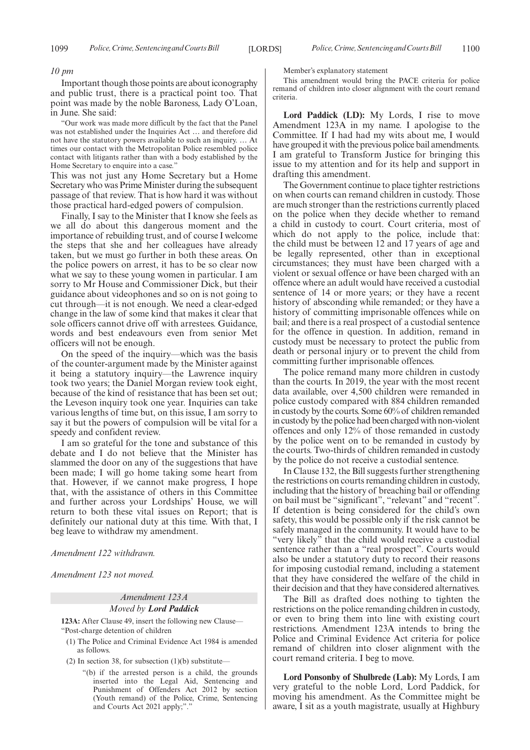*10 pm*

Important though those points are about iconography and public trust, there is a practical point too. That point was made by the noble Baroness, Lady O'Loan, in June. She said:

"Our work was made more difficult by the fact that the Panel was not established under the Inquiries Act … and therefore did not have the statutory powers available to such an inquiry. … At times our contact with the Metropolitan Police resembled police contact with litigants rather than with a body established by the Home Secretary to enquire into a case."

This was not just any Home Secretary but a Home Secretary who was Prime Minister during the subsequent passage of that review. That is how hard it was without those practical hard-edged powers of compulsion.

Finally, I say to the Minister that I know she feels as we all do about this dangerous moment and the importance of rebuilding trust, and of course I welcome the steps that she and her colleagues have already taken, but we must go further in both these areas. On the police powers on arrest, it has to be so clear now what we say to these young women in particular. I am sorry to Mr House and Commissioner Dick, but their guidance about videophones and so on is not going to cut through—it is not enough. We need a clear-edged change in the law of some kind that makes it clear that sole officers cannot drive off with arrestees. Guidance, words and best endeavours even from senior Met officers will not be enough.

On the speed of the inquiry—which was the basis of the counter-argument made by the Minister against it being a statutory inquiry—the Lawrence inquiry took two years; the Daniel Morgan review took eight, because of the kind of resistance that has been set out; the Leveson inquiry took one year. Inquiries can take various lengths of time but, on this issue, I am sorry to say it but the powers of compulsion will be vital for a speedy and confident review.

I am so grateful for the tone and substance of this debate and I do not believe that the Minister has slammed the door on any of the suggestions that have been made; I will go home taking some heart from that. However, if we cannot make progress, I hope that, with the assistance of others in this Committee and further across your Lordships' House, we will return to both these vital issues on Report; that is definitely our national duty at this time. With that, I beg leave to withdraw my amendment.

*Amendment 122 withdrawn.*

*Amendment 123 not moved.*

*Amendment 123A*

*Moved by* ***Lord Paddick***

**123A:** After Clause 49, insert the following new Clause—
"Post-charge detention of children

(1) The Police and Criminal Evidence Act 1984 is amended as follows.

(2) In section 38, for subsection (1)(b) substitute—

"(b) if the arrested person is a child, the grounds inserted into the Legal Aid, Sentencing and Punishment of Offenders Act 2012 by section (Youth remand) of the Police, Crime, Sentencing and Courts Act 2021 apply;"."

Member's explanatory statement

This amendment would bring the PACE criteria for police remand of children into closer alignment with the court remand criteria.

**Lord Paddick (LD):** My Lords, I rise to move Amendment 123A in my name. I apologise to the Committee. If I had had my wits about me, I would have grouped it with the previous police bail amendments. I am grateful to Transform Justice for bringing this issue to my attention and for its help and support in drafting this amendment.

The Government continue to place tighter restrictions on when courts can remand children in custody. Those are much stronger than the restrictions currently placed on the police when they decide whether to remand a child in custody to court. Court criteria, most of which do not apply to the police, include that: the child must be between 12 and 17 years of age and be legally represented, other than in exceptional circumstances; they must have been charged with a violent or sexual offence or have been charged with an offence where an adult would have received a custodial sentence of 14 or more years; or they have a recent history of absconding while remanded; or they have a history of committing imprisonable offences while on bail; and there is a real prospect of a custodial sentence for the offence in question. In addition, remand in custody must be necessary to protect the public from death or personal injury or to prevent the child from committing further imprisonable offences.

The police remand many more children in custody than the courts. In 2019, the year with the most recent data available, over 4,500 children were remanded in police custody compared with 884 children remanded in custody by the courts. Some 60% of children remanded in custody by the police had been charged with non-violent offences and only 12% of those remanded in custody by the police went on to be remanded in custody by the courts. Two-thirds of children remanded in custody by the police do not receive a custodial sentence.

In Clause 132, the Bill suggests further strengthening the restrictions on courts remanding children in custody, including that the history of breaching bail or offending on bail must be "significant", "relevant" and "recent". If detention is being considered for the child's own safety, this would be possible only if the risk cannot be safely managed in the community. It would have to be "very likely" that the child would receive a custodial sentence rather than a "real prospect". Courts would also be under a statutory duty to record their reasons for imposing custodial remand, including a statement that they have considered the welfare of the child in their decision and that they have considered alternatives.

The Bill as drafted does nothing to tighten the restrictions on the police remanding children in custody, or even to bring them into line with existing court restrictions. Amendment 123A intends to bring the Police and Criminal Evidence Act criteria for police remand of children into closer alignment with the court remand criteria. I beg to move.

**Lord Ponsonby of Shulbrede (Lab):** My Lords, I am very grateful to the noble Lord, Lord Paddick, for moving his amendment. As the Committee might be aware, I sit as a youth magistrate, usually at Highbury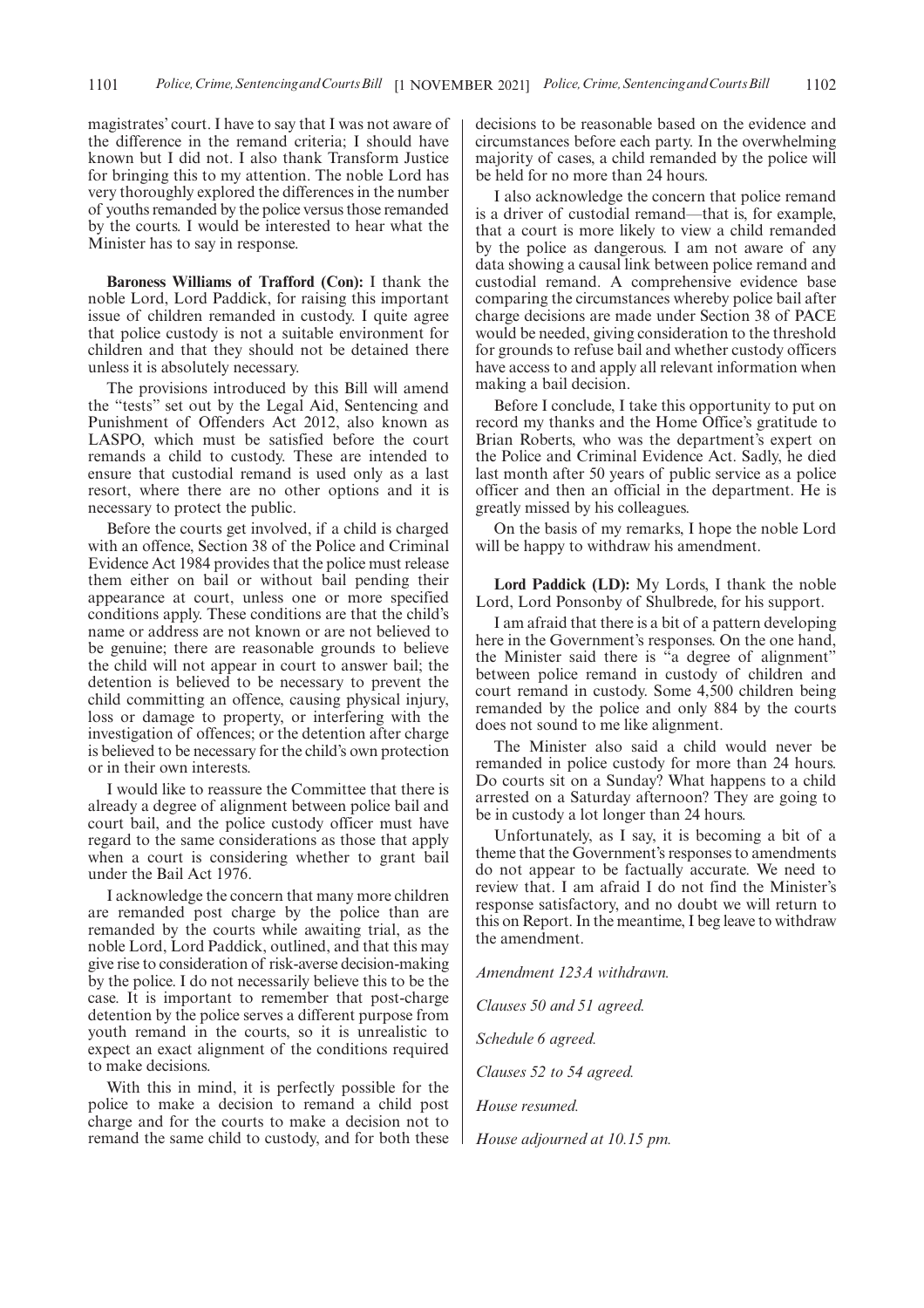magistrates' court. I have to say that I was not aware of the difference in the remand criteria; I should have known but I did not. I also thank Transform Justice for bringing this to my attention. The noble Lord has very thoroughly explored the differences in the number of youths remanded by the police versus those remanded by the courts. I would be interested to hear what the Minister has to say in response.

**Baroness Williams of Trafford (Con):** I thank the noble Lord, Lord Paddick, for raising this important issue of children remanded in custody. I quite agree that police custody is not a suitable environment for children and that they should not be detained there unless it is absolutely necessary.

The provisions introduced by this Bill will amend the "tests" set out by the Legal Aid, Sentencing and Punishment of Offenders Act 2012, also known as LASPO, which must be satisfied before the court remands a child to custody. These are intended to ensure that custodial remand is used only as a last resort, where there are no other options and it is necessary to protect the public.

Before the courts get involved, if a child is charged with an offence, Section 38 of the Police and Criminal Evidence Act 1984 provides that the police must release them either on bail or without bail pending their appearance at court, unless one or more specified conditions apply. These conditions are that the child's name or address are not known or are not believed to be genuine; there are reasonable grounds to believe the child will not appear in court to answer bail; the detention is believed to be necessary to prevent the child committing an offence, causing physical injury, loss or damage to property, or interfering with the investigation of offences; or the detention after charge is believed to be necessary for the child's own protection or in their own interests.

I would like to reassure the Committee that there is already a degree of alignment between police bail and court bail, and the police custody officer must have regard to the same considerations as those that apply when a court is considering whether to grant bail under the Bail Act 1976.

I acknowledge the concern that many more children are remanded post charge by the police than are remanded by the courts while awaiting trial, as the noble Lord, Lord Paddick, outlined, and that this may give rise to consideration of risk-averse decision-making by the police. I do not necessarily believe this to be the case. It is important to remember that post-charge detention by the police serves a different purpose from youth remand in the courts, so it is unrealistic to expect an exact alignment of the conditions required to make decisions.

With this in mind, it is perfectly possible for the police to make a decision to remand a child post charge and for the courts to make a decision not to remand the same child to custody, and for both these decisions to be reasonable based on the evidence and circumstances before each party. In the overwhelming majority of cases, a child remanded by the police will be held for no more than 24 hours.

I also acknowledge the concern that police remand is a driver of custodial remand—that is, for example, that a court is more likely to view a child remanded by the police as dangerous. I am not aware of any data showing a causal link between police remand and custodial remand. A comprehensive evidence base comparing the circumstances whereby police bail after charge decisions are made under Section 38 of PACE would be needed, giving consideration to the threshold for grounds to refuse bail and whether custody officers have access to and apply all relevant information when making a bail decision.

Before I conclude, I take this opportunity to put on record my thanks and the Home Office's gratitude to Brian Roberts, who was the department's expert on the Police and Criminal Evidence Act. Sadly, he died last month after 50 years of public service as a police officer and then an official in the department. He is greatly missed by his colleagues.

On the basis of my remarks, I hope the noble Lord will be happy to withdraw his amendment.

**Lord Paddick (LD):** My Lords, I thank the noble Lord, Lord Ponsonby of Shulbrede, for his support.

I am afraid that there is a bit of a pattern developing here in the Government's responses. On the one hand, the Minister said there is "a degree of alignment" between police remand in custody of children and court remand in custody. Some 4,500 children being remanded by the police and only 884 by the courts does not sound to me like alignment.

The Minister also said a child would never be remanded in police custody for more than 24 hours. Do courts sit on a Sunday? What happens to a child arrested on a Saturday afternoon? They are going to be in custody a lot longer than 24 hours.

Unfortunately, as I say, it is becoming a bit of a theme that the Government's responses to amendments do not appear to be factually accurate. We need to review that. I am afraid I do not find the Minister's response satisfactory, and no doubt we will return to this on Report. In the meantime, I beg leave to withdraw the amendment.

*Amendment 123A withdrawn.*

*Clauses 50 and 51 agreed.*

*Schedule 6 agreed.*

*Clauses 52 to 54 agreed.*

*House resumed.*

*House adjourned at 10.15 pm.*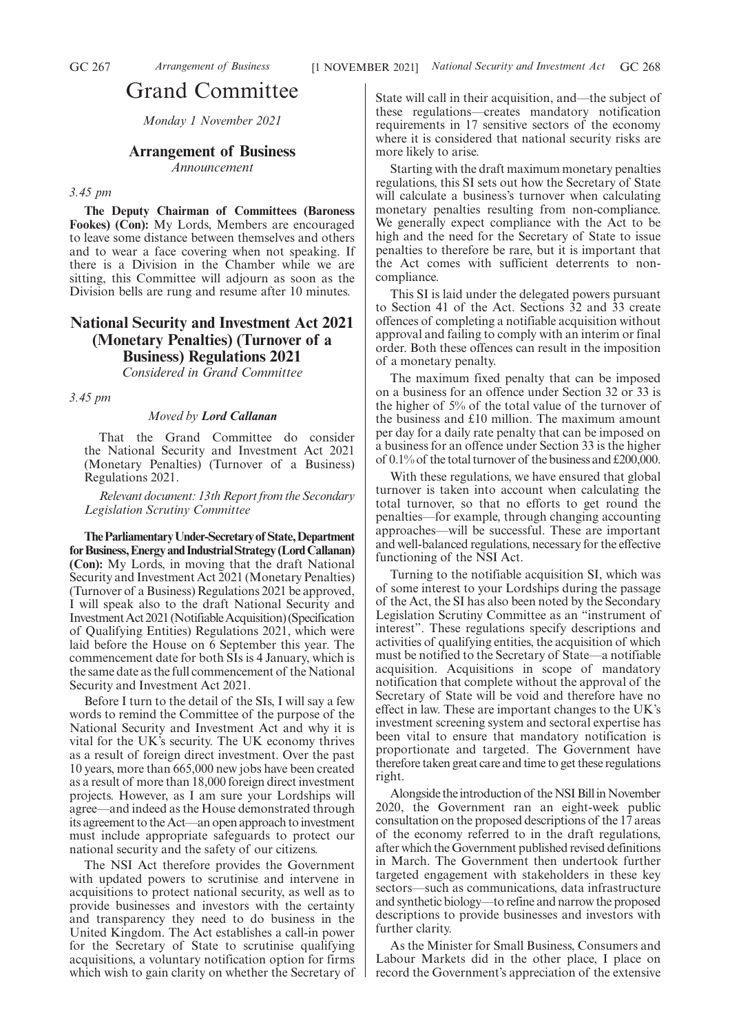# Grand Committee

*Monday 1 November 2021*

## Arrangement of Business

*Announcement*

*3.45 pm*

**The Deputy Chairman of Committees (Baroness Fookes) (Con):** My Lords, Members are encouraged to leave some distance between themselves and others and to wear a face covering when not speaking. If there is a Division in the Chamber while we are sitting, this Committee will adjourn as soon as the Division bells are rung and resume after 10 minutes.

## National Security and Investment Act 2021 (Monetary Penalties) (Turnover of a Business) Regulations 2021

*Considered in Grand Committee*

*3.45 pm*

*Moved by **Lord Callanan***

That the Grand Committee do consider the National Security and Investment Act 2021 (Monetary Penalties) (Turnover of a Business) Regulations 2021.

*Relevant document: 13th Report from the Secondary Legislation Scrutiny Committee*

**The Parliamentary Under-Secretary of State, Department for Business, Energy and Industrial Strategy (Lord Callanan) (Con):** My Lords, in moving that the draft National Security and Investment Act 2021 (Monetary Penalties) (Turnover of a Business) Regulations 2021 be approved, I will speak also to the draft National Security and Investment Act 2021 (Notifiable Acquisition) (Specification of Qualifying Entities) Regulations 2021, which were laid before the House on 6 September this year. The commencement date for both SIs is 4 January, which is the same date as the full commencement of the National Security and Investment Act 2021.

Before I turn to the detail of the SIs, I will say a few words to remind the Committee of the purpose of the National Security and Investment Act and why it is vital for the UK's security. The UK economy thrives as a result of foreign direct investment. Over the past 10 years, more than 665,000 new jobs have been created as a result of more than 18,000 foreign direct investment projects. However, as I am sure your Lordships will agree—and indeed as the House demonstrated through its agreement to the Act—an open approach to investment must include appropriate safeguards to protect our national security and the safety of our citizens.

The NSI Act therefore provides the Government with updated powers to scrutinise and intervene in acquisitions to protect national security, as well as to provide businesses and investors with the certainty and transparency they need to do business in the United Kingdom. The Act establishes a call-in power for the Secretary of State to scrutinise qualifying acquisitions, a voluntary notification option for firms which wish to gain clarity on whether the Secretary of State will call in their acquisition, and—the subject of these regulations—creates mandatory notification requirements in 17 sensitive sectors of the economy where it is considered that national security risks are more likely to arise.

Starting with the draft maximum monetary penalties regulations, this SI sets out how the Secretary of State will calculate a business's turnover when calculating monetary penalties resulting from non-compliance. We generally expect compliance with the Act to be high and the need for the Secretary of State to issue penalties to therefore be rare, but it is important that the Act comes with sufficient deterrents to non-compliance.

This SI is laid under the delegated powers pursuant to Section 41 of the Act. Sections 32 and 33 create offences of completing a notifiable acquisition without approval and failing to comply with an interim or final order. Both these offences can result in the imposition of a monetary penalty.

The maximum fixed penalty that can be imposed on a business for an offence under Section 32 or 33 is the higher of 5% of the total value of the turnover of the business and £10 million. The maximum amount per day for a daily rate penalty that can be imposed on a business for an offence under Section 33 is the higher of 0.1% of the total turnover of the business and £200,000.

With these regulations, we have ensured that global turnover is taken into account when calculating the total turnover, so that no efforts to get round the penalties—for example, through changing accounting approaches—will be successful. These are important and well-balanced regulations, necessary for the effective functioning of the NSI Act.

Turning to the notifiable acquisition SI, which was of some interest to your Lordships during the passage of the Act, the SI has also been noted by the Secondary Legislation Scrutiny Committee as an "instrument of interest". These regulations specify descriptions and activities of qualifying entities, the acquisition of which must be notified to the Secretary of State—a notifiable acquisition. Acquisitions in scope of mandatory notification that complete without the approval of the Secretary of State will be void and therefore have no effect in law. These are important changes to the UK's investment screening system and sectoral expertise has been vital to ensure that mandatory notification is proportionate and targeted. The Government have therefore taken great care and time to get these regulations right.

Alongside the introduction of the NSI Bill in November 2020, the Government ran an eight-week public consultation on the proposed descriptions of the 17 areas of the economy referred to in the draft regulations, after which the Government published revised definitions in March. The Government then undertook further targeted engagement with stakeholders in these key sectors—such as communications, data infrastructure and synthetic biology—to refine and narrow the proposed descriptions to provide businesses and investors with further clarity.

As the Minister for Small Business, Consumers and Labour Markets did in the other place, I place on record the Government's appreciation of the extensive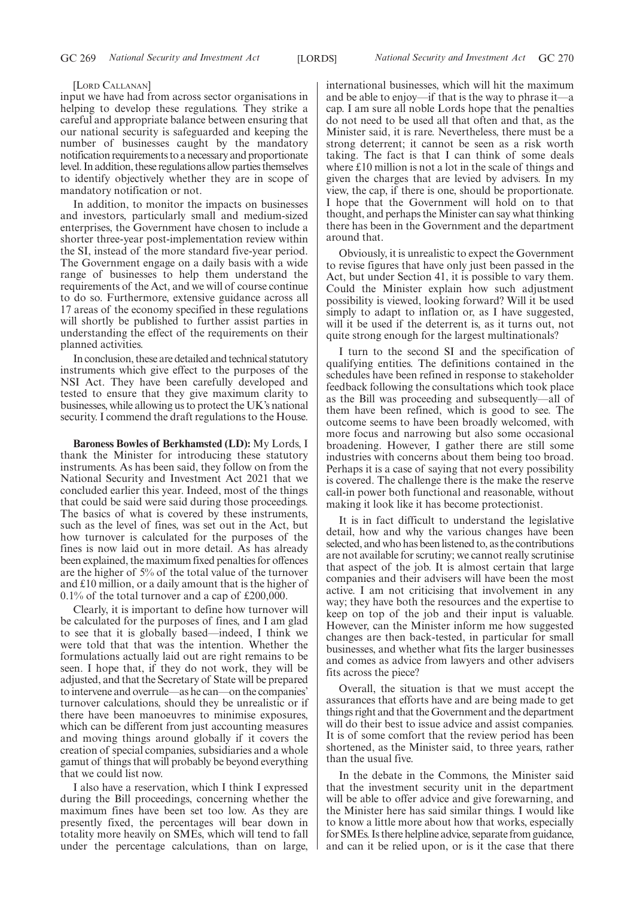[Lord Callanan]

input we have had from across sector organisations in helping to develop these regulations. They strike a careful and appropriate balance between ensuring that our national security is safeguarded and keeping the number of businesses caught by the mandatory notification requirements to a necessary and proportionate level. In addition, these regulations allow parties themselves to identify objectively whether they are in scope of mandatory notification or not.

In addition, to monitor the impacts on businesses and investors, particularly small and medium-sized enterprises, the Government have chosen to include a shorter three-year post-implementation review within the SI, instead of the more standard five-year period. The Government engage on a daily basis with a wide range of businesses to help them understand the requirements of the Act, and we will of course continue to do so. Furthermore, extensive guidance across all 17 areas of the economy specified in these regulations will shortly be published to further assist parties in understanding the effect of the requirements on their planned activities.

In conclusion, these are detailed and technical statutory instruments which give effect to the purposes of the NSI Act. They have been carefully developed and tested to ensure that they give maximum clarity to businesses, while allowing us to protect the UK's national security. I commend the draft regulations to the House.

**Baroness Bowles of Berkhamsted (LD):** My Lords, I thank the Minister for introducing these statutory instruments. As has been said, they follow on from the National Security and Investment Act 2021 that we concluded earlier this year. Indeed, most of the things that could be said were said during those proceedings. The basics of what is covered by these instruments, such as the level of fines, was set out in the Act, but how turnover is calculated for the purposes of the fines is now laid out in more detail. As has already been explained, the maximum fixed penalties for offences are the higher of 5% of the total value of the turnover and £10 million, or a daily amount that is the higher of 0.1% of the total turnover and a cap of £200,000.

Clearly, it is important to define how turnover will be calculated for the purposes of fines, and I am glad to see that it is globally based—indeed, I think we were told that that was the intention. Whether the formulations actually laid out are right remains to be seen. I hope that, if they do not work, they will be adjusted, and that the Secretary of State will be prepared to intervene and overrule—as he can—on the companies' turnover calculations, should they be unrealistic or if there have been manoeuvres to minimise exposures, which can be different from just accounting measures and moving things around globally if it covers the creation of special companies, subsidiaries and a whole gamut of things that will probably be beyond everything that we could list now.

I also have a reservation, which I think I expressed during the Bill proceedings, concerning whether the maximum fines have been set too low. As they are presently fixed, the percentages will bear down in totality more heavily on SMEs, which will tend to fall under the percentage calculations, than on large, international businesses, which will hit the maximum and be able to enjoy—if that is the way to phrase it—a cap. I am sure all noble Lords hope that the penalties do not need to be used all that often and that, as the Minister said, it is rare. Nevertheless, there must be a strong deterrent; it cannot be seen as a risk worth taking. The fact is that I can think of some deals where £10 million is not a lot in the scale of things and given the charges that are levied by advisers. In my view, the cap, if there is one, should be proportionate. I hope that the Government will hold on to that thought, and perhaps the Minister can say what thinking there has been in the Government and the department around that.

Obviously, it is unrealistic to expect the Government to revise figures that have only just been passed in the Act, but under Section 41, it is possible to vary them. Could the Minister explain how such adjustment possibility is viewed, looking forward? Will it be used simply to adapt to inflation or, as I have suggested, will it be used if the deterrent is, as it turns out, not quite strong enough for the largest multinationals?

I turn to the second SI and the specification of qualifying entities. The definitions contained in the schedules have been refined in response to stakeholder feedback following the consultations which took place as the Bill was proceeding and subsequently—all of them have been refined, which is good to see. The outcome seems to have been broadly welcomed, with more focus and narrowing but also some occasional broadening. However, I gather there are still some industries with concerns about them being too broad. Perhaps it is a case of saying that not every possibility is covered. The challenge there is the make the reserve call-in power both functional and reasonable, without making it look like it has become protectionist.

It is in fact difficult to understand the legislative detail, how and why the various changes have been selected, and who has been listened to, as the contributions are not available for scrutiny; we cannot really scrutinise that aspect of the job. It is almost certain that large companies and their advisers will have been the most active. I am not criticising that involvement in any way; they have both the resources and the expertise to keep on top of the job and their input is valuable. However, can the Minister inform me how suggested changes are then back-tested, in particular for small businesses, and whether what fits the larger businesses and comes as advice from lawyers and other advisers fits across the piece?

Overall, the situation is that we must accept the assurances that efforts have and are being made to get things right and that the Government and the department will do their best to issue advice and assist companies. It is of some comfort that the review period has been shortened, as the Minister said, to three years, rather than the usual five.

In the debate in the Commons, the Minister said that the investment security unit in the department will be able to offer advice and give forewarning, and the Minister here has said similar things. I would like to know a little more about how that works, especially for SMEs. Is there helpline advice, separate from guidance, and can it be relied upon, or is it the case that there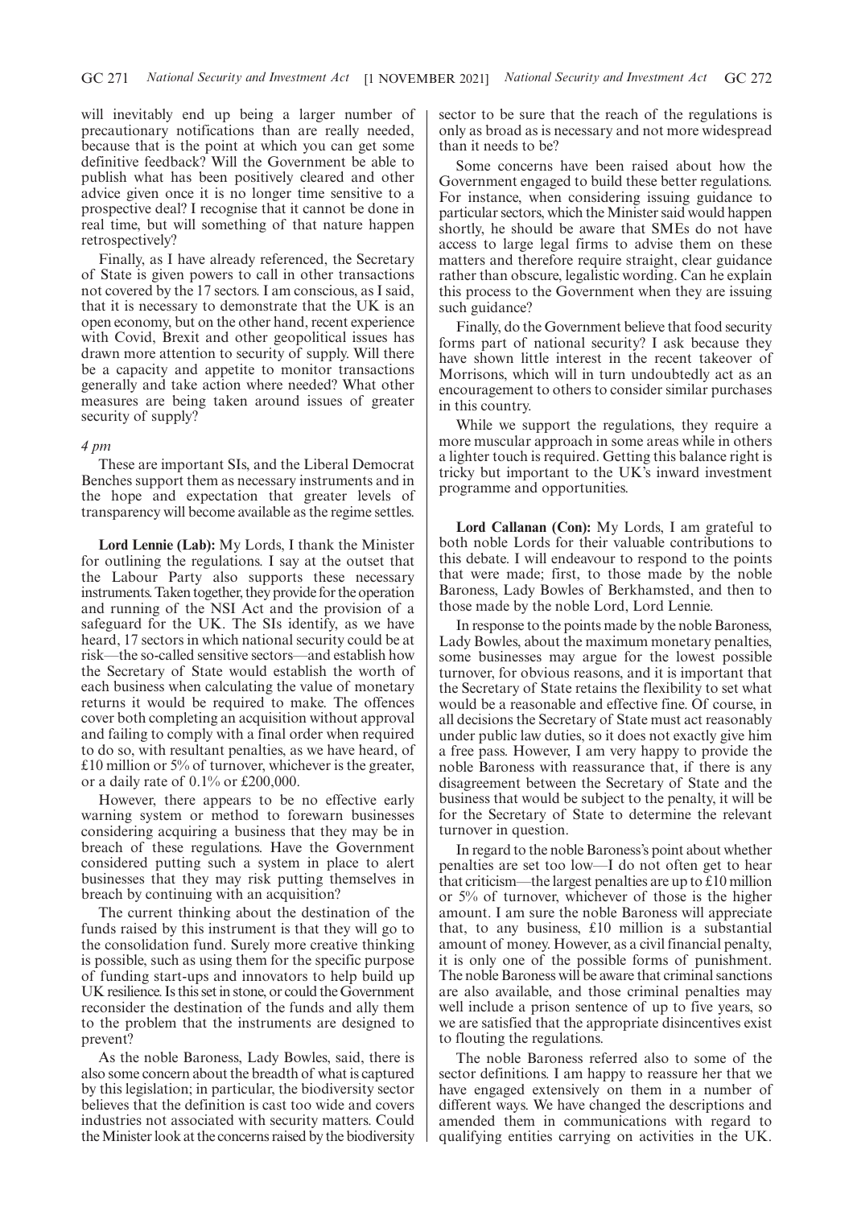will inevitably end up being a larger number of precautionary notifications than are really needed, because that is the point at which you can get some definitive feedback? Will the Government be able to publish what has been positively cleared and other advice given once it is no longer time sensitive to a prospective deal? I recognise that it cannot be done in real time, but will something of that nature happen retrospectively?

Finally, as I have already referenced, the Secretary of State is given powers to call in other transactions not covered by the 17 sectors. I am conscious, as I said, that it is necessary to demonstrate that the UK is an open economy, but on the other hand, recent experience with Covid, Brexit and other geopolitical issues has drawn more attention to security of supply. Will there be a capacity and appetite to monitor transactions generally and take action where needed? What other measures are being taken around issues of greater security of supply?

*4 pm*

These are important SIs, and the Liberal Democrat Benches support them as necessary instruments and in the hope and expectation that greater levels of transparency will become available as the regime settles.

**Lord Lennie (Lab):** My Lords, I thank the Minister for outlining the regulations. I say at the outset that the Labour Party also supports these necessary instruments. Taken together, they provide for the operation and running of the NSI Act and the provision of a safeguard for the UK. The SIs identify, as we have heard, 17 sectors in which national security could be at risk—the so-called sensitive sectors—and establish how the Secretary of State would establish the worth of each business when calculating the value of monetary returns it would be required to make. The offences cover both completing an acquisition without approval and failing to comply with a final order when required to do so, with resultant penalties, as we have heard, of £10 million or 5% of turnover, whichever is the greater, or a daily rate of 0.1% or £200,000.

However, there appears to be no effective early warning system or method to forewarn businesses considering acquiring a business that they may be in breach of these regulations. Have the Government considered putting such a system in place to alert businesses that they may risk putting themselves in breach by continuing with an acquisition?

The current thinking about the destination of the funds raised by this instrument is that they will go to the consolidation fund. Surely more creative thinking is possible, such as using them for the specific purpose of funding start-ups and innovators to help build up UK resilience. Is this set in stone, or could the Government reconsider the destination of the funds and ally them to the problem that the instruments are designed to prevent?

As the noble Baroness, Lady Bowles, said, there is also some concern about the breadth of what is captured by this legislation; in particular, the biodiversity sector believes that the definition is cast too wide and covers industries not associated with security matters. Could the Minister look at the concerns raised by the biodiversity sector to be sure that the reach of the regulations is only as broad as is necessary and not more widespread than it needs to be?

Some concerns have been raised about how the Government engaged to build these better regulations. For instance, when considering issuing guidance to particular sectors, which the Minister said would happen shortly, he should be aware that SMEs do not have access to large legal firms to advise them on these matters and therefore require straight, clear guidance rather than obscure, legalistic wording. Can he explain this process to the Government when they are issuing such guidance?

Finally, do the Government believe that food security forms part of national security? I ask because they have shown little interest in the recent takeover of Morrisons, which will in turn undoubtedly act as an encouragement to others to consider similar purchases in this country.

While we support the regulations, they require a more muscular approach in some areas while in others a lighter touch is required. Getting this balance right is tricky but important to the UK's inward investment programme and opportunities.

**Lord Callanan (Con):** My Lords, I am grateful to both noble Lords for their valuable contributions to this debate. I will endeavour to respond to the points that were made; first, to those made by the noble Baroness, Lady Bowles of Berkhamsted, and then to those made by the noble Lord, Lord Lennie.

In response to the points made by the noble Baroness, Lady Bowles, about the maximum monetary penalties, some businesses may argue for the lowest possible turnover, for obvious reasons, and it is important that the Secretary of State retains the flexibility to set what would be a reasonable and effective fine. Of course, in all decisions the Secretary of State must act reasonably under public law duties, so it does not exactly give him a free pass. However, I am very happy to provide the noble Baroness with reassurance that, if there is any disagreement between the Secretary of State and the business that would be subject to the penalty, it will be for the Secretary of State to determine the relevant turnover in question.

In regard to the noble Baroness's point about whether penalties are set too low—I do not often get to hear that criticism—the largest penalties are up to £10 million or 5% of turnover, whichever of those is the higher amount. I am sure the noble Baroness will appreciate that, to any business, £10 million is a substantial amount of money. However, as a civil financial penalty, it is only one of the possible forms of punishment. The noble Baroness will be aware that criminal sanctions are also available, and those criminal penalties may well include a prison sentence of up to five years, so we are satisfied that the appropriate disincentives exist to flouting the regulations.

The noble Baroness referred also to some of the sector definitions. I am happy to reassure her that we have engaged extensively on them in a number of different ways. We have changed the descriptions and amended them in communications with regard to qualifying entities carrying on activities in the UK.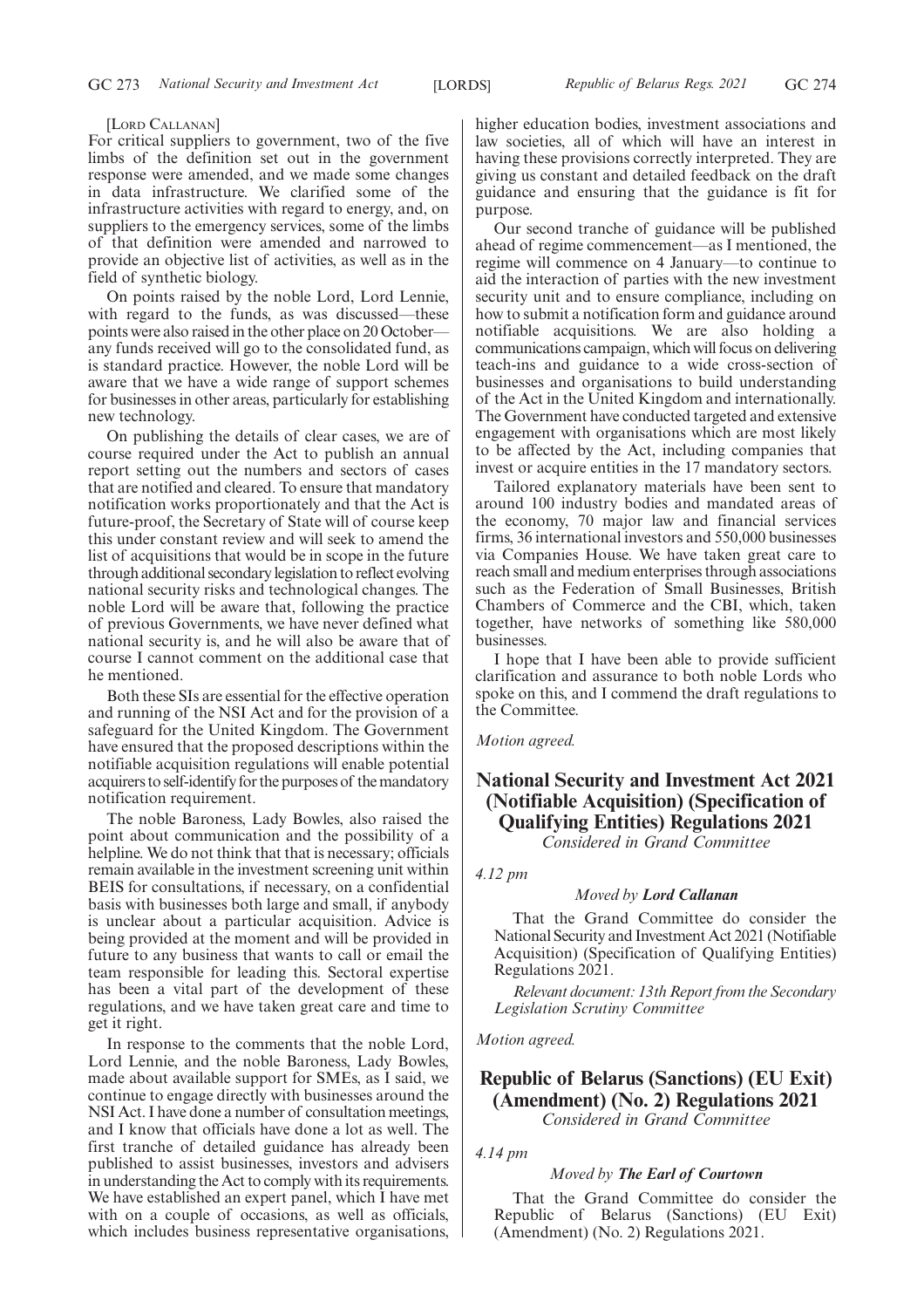[LORD CALLANAN]

For critical suppliers to government, two of the five limbs of the definition set out in the government response were amended, and we made some changes in data infrastructure. We clarified some of the infrastructure activities with regard to energy, and, on suppliers to the emergency services, some of the limbs of that definition were amended and narrowed to provide an objective list of activities, as well as in the field of synthetic biology.

On points raised by the noble Lord, Lord Lennie, with regard to the funds, as was discussed—these points were also raised in the other place on 20 October—any funds received will go to the consolidated fund, as is standard practice. However, the noble Lord will be aware that we have a wide range of support schemes for businesses in other areas, particularly for establishing new technology.

On publishing the details of clear cases, we are of course required under the Act to publish an annual report setting out the numbers and sectors of cases that are notified and cleared. To ensure that mandatory notification works proportionately and that the Act is future-proof, the Secretary of State will of course keep this under constant review and will seek to amend the list of acquisitions that would be in scope in the future through additional secondary legislation to reflect evolving national security risks and technological changes. The noble Lord will be aware that, following the practice of previous Governments, we have never defined what national security is, and he will also be aware that of course I cannot comment on the additional case that he mentioned.

Both these SIs are essential for the effective operation and running of the NSI Act and for the provision of a safeguard for the United Kingdom. The Government have ensured that the proposed descriptions within the notifiable acquisition regulations will enable potential acquirers to self-identify for the purposes of the mandatory notification requirement.

The noble Baroness, Lady Bowles, also raised the point about communication and the possibility of a helpline. We do not think that that is necessary; officials remain available in the investment screening unit within BEIS for consultations, if necessary, on a confidential basis with businesses both large and small, if anybody is unclear about a particular acquisition. Advice is being provided at the moment and will be provided in future to any business that wants to call or email the team responsible for leading this. Sectoral expertise has been a vital part of the development of these regulations, and we have taken great care and time to get it right.

In response to the comments that the noble Lord, Lord Lennie, and the noble Baroness, Lady Bowles, made about available support for SMEs, as I said, we continue to engage directly with businesses around the NSI Act. I have done a number of consultation meetings, and I know that officials have done a lot as well. The first tranche of detailed guidance has already been published to assist businesses, investors and advisers in understanding the Act to comply with its requirements. We have established an expert panel, which I have met with on a couple of occasions, as well as officials, which includes business representative organisations, higher education bodies, investment associations and law societies, all of which will have an interest in having these provisions correctly interpreted. They are giving us constant and detailed feedback on the draft guidance and ensuring that the guidance is fit for purpose.

Our second tranche of guidance will be published ahead of regime commencement—as I mentioned, the regime will commence on 4 January—to continue to aid the interaction of parties with the new investment security unit and to ensure compliance, including on how to submit a notification form and guidance around notifiable acquisitions. We are also holding a communications campaign, which will focus on delivering teach-ins and guidance to a wide cross-section of businesses and organisations to build understanding of the Act in the United Kingdom and internationally. The Government have conducted targeted and extensive engagement with organisations which are most likely to be affected by the Act, including companies that invest or acquire entities in the 17 mandatory sectors.

Tailored explanatory materials have been sent to around 100 industry bodies and mandated areas of the economy, 70 major law and financial services firms, 36 international investors and 550,000 businesses via Companies House. We have taken great care to reach small and medium enterprises through associations such as the Federation of Small Businesses, British Chambers of Commerce and the CBI, which, taken together, have networks of something like 580,000 businesses.

I hope that I have been able to provide sufficient clarification and assurance to both noble Lords who spoke on this, and I commend the draft regulations to the Committee.

*Motion agreed.*

## National Security and Investment Act 2021 (Notifiable Acquisition) (Specification of Qualifying Entities) Regulations 2021

*Considered in Grand Committee*

*4.12 pm*

*Moved by* ***Lord Callanan***

That the Grand Committee do consider the National Security and Investment Act 2021 (Notifiable Acquisition) (Specification of Qualifying Entities) Regulations 2021.

*Relevant document: 13th Report from the Secondary Legislation Scrutiny Committee*

*Motion agreed.*

## Republic of Belarus (Sanctions) (EU Exit) (Amendment) (No. 2) Regulations 2021

*Considered in Grand Committee*

*4.14 pm*

*Moved by* ***The Earl of Courtown***

That the Grand Committee do consider the Republic of Belarus (Sanctions) (EU Exit) (Amendment) (No. 2) Regulations 2021.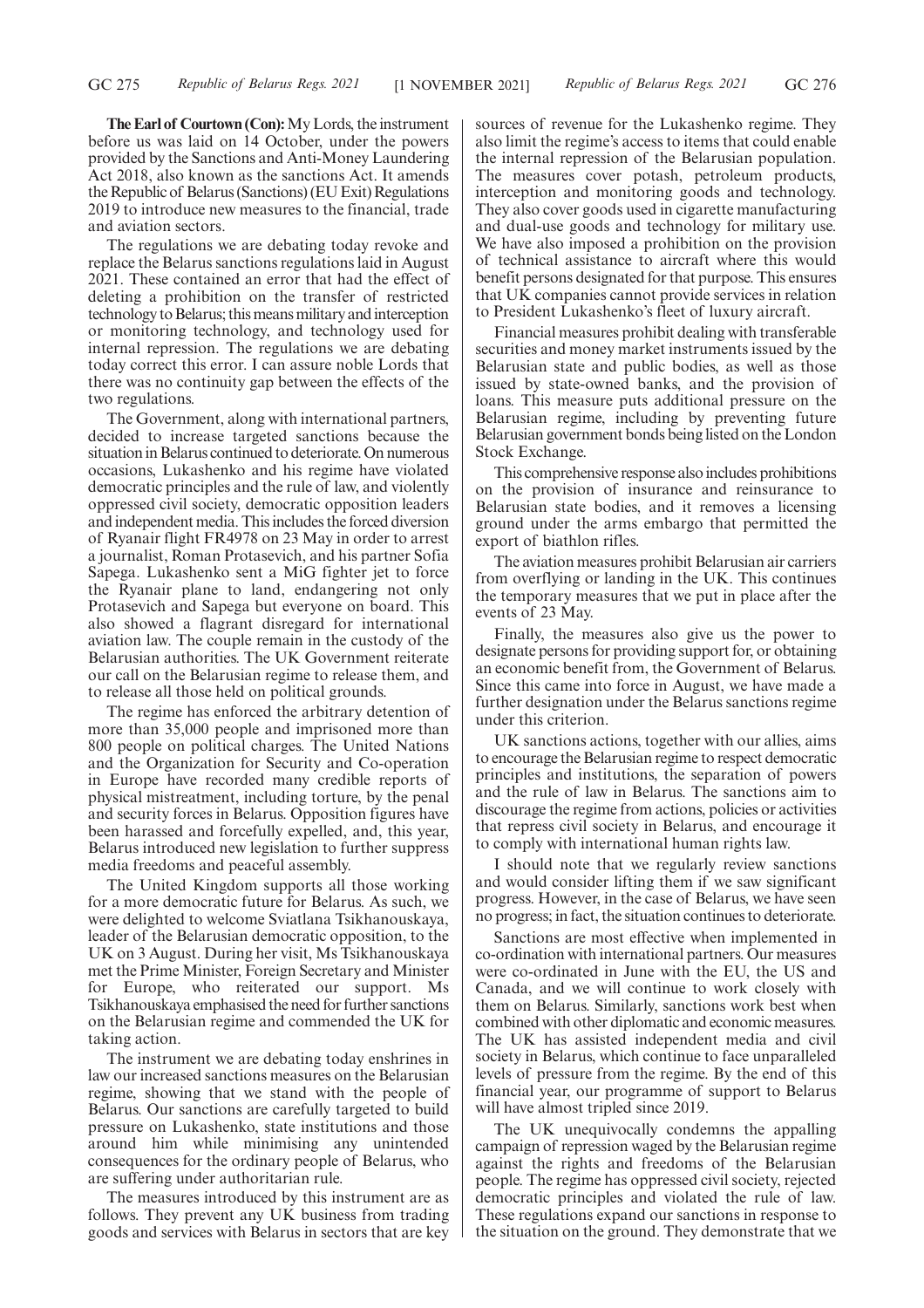**The Earl of Courtown (Con):** My Lords, the instrument before us was laid on 14 October, under the powers provided by the Sanctions and Anti-Money Laundering Act 2018, also known as the sanctions Act. It amends the Republic of Belarus (Sanctions) (EU Exit) Regulations 2019 to introduce new measures to the financial, trade and aviation sectors.

The regulations we are debating today revoke and replace the Belarus sanctions regulations laid in August 2021. These contained an error that had the effect of deleting a prohibition on the transfer of restricted technology to Belarus; this means military and interception or monitoring technology, and technology used for internal repression. The regulations we are debating today correct this error. I can assure noble Lords that there was no continuity gap between the effects of the two regulations.

The Government, along with international partners, decided to increase targeted sanctions because the situation in Belarus continued to deteriorate. On numerous occasions, Lukashenko and his regime have violated democratic principles and the rule of law, and violently oppressed civil society, democratic opposition leaders and independent media. This includes the forced diversion of Ryanair flight FR4978 on 23 May in order to arrest a journalist, Roman Protasevich, and his partner Sofia Sapega. Lukashenko sent a MiG fighter jet to force the Ryanair plane to land, endangering not only Protasevich and Sapega but everyone on board. This also showed a flagrant disregard for international aviation law. The couple remain in the custody of the Belarusian authorities. The UK Government reiterate our call on the Belarusian regime to release them, and to release all those held on political grounds.

The regime has enforced the arbitrary detention of more than 35,000 people and imprisoned more than 800 people on political charges. The United Nations and the Organization for Security and Co-operation in Europe have recorded many credible reports of physical mistreatment, including torture, by the penal and security forces in Belarus. Opposition figures have been harassed and forcefully expelled, and, this year, Belarus introduced new legislation to further suppress media freedoms and peaceful assembly.

The United Kingdom supports all those working for a more democratic future for Belarus. As such, we were delighted to welcome Sviatlana Tsikhanouskaya, leader of the Belarusian democratic opposition, to the UK on 3 August. During her visit, Ms Tsikhanouskaya met the Prime Minister, Foreign Secretary and Minister for Europe, who reiterated our support. Ms Tsikhanouskaya emphasised the need for further sanctions on the Belarusian regime and commended the UK for taking action.

The instrument we are debating today enshrines in law our increased sanctions measures on the Belarusian regime, showing that we stand with the people of Belarus. Our sanctions are carefully targeted to build pressure on Lukashenko, state institutions and those around him while minimising any unintended consequences for the ordinary people of Belarus, who are suffering under authoritarian rule.

The measures introduced by this instrument are as follows. They prevent any UK business from trading goods and services with Belarus in sectors that are key sources of revenue for the Lukashenko regime. They also limit the regime's access to items that could enable the internal repression of the Belarusian population. The measures cover potash, petroleum products, interception and monitoring goods and technology. They also cover goods used in cigarette manufacturing and dual-use goods and technology for military use. We have also imposed a prohibition on the provision of technical assistance to aircraft where this would benefit persons designated for that purpose. This ensures that UK companies cannot provide services in relation to President Lukashenko's fleet of luxury aircraft.

Financial measures prohibit dealing with transferable securities and money market instruments issued by the Belarusian state and public bodies, as well as those issued by state-owned banks, and the provision of loans. This measure puts additional pressure on the Belarusian regime, including by preventing future Belarusian government bonds being listed on the London Stock Exchange.

This comprehensive response also includes prohibitions on the provision of insurance and reinsurance to Belarusian state bodies, and it removes a licensing ground under the arms embargo that permitted the export of biathlon rifles.

The aviation measures prohibit Belarusian air carriers from overflying or landing in the UK. This continues the temporary measures that we put in place after the events of 23 May.

Finally, the measures also give us the power to designate persons for providing support for, or obtaining an economic benefit from, the Government of Belarus. Since this came into force in August, we have made a further designation under the Belarus sanctions regime under this criterion.

UK sanctions actions, together with our allies, aims to encourage the Belarusian regime to respect democratic principles and institutions, the separation of powers and the rule of law in Belarus. The sanctions aim to discourage the regime from actions, policies or activities that repress civil society in Belarus, and encourage it to comply with international human rights law.

I should note that we regularly review sanctions and would consider lifting them if we saw significant progress. However, in the case of Belarus, we have seen no progress; in fact, the situation continues to deteriorate.

Sanctions are most effective when implemented in co-ordination with international partners. Our measures were co-ordinated in June with the EU, the US and Canada, and we will continue to work closely with them on Belarus. Similarly, sanctions work best when combined with other diplomatic and economic measures. The UK has assisted independent media and civil society in Belarus, which continue to face unparalleled levels of pressure from the regime. By the end of this financial year, our programme of support to Belarus will have almost tripled since 2019.

The UK unequivocally condemns the appalling campaign of repression waged by the Belarusian regime against the rights and freedoms of the Belarusian people. The regime has oppressed civil society, rejected democratic principles and violated the rule of law. These regulations expand our sanctions in response to the situation on the ground. They demonstrate that we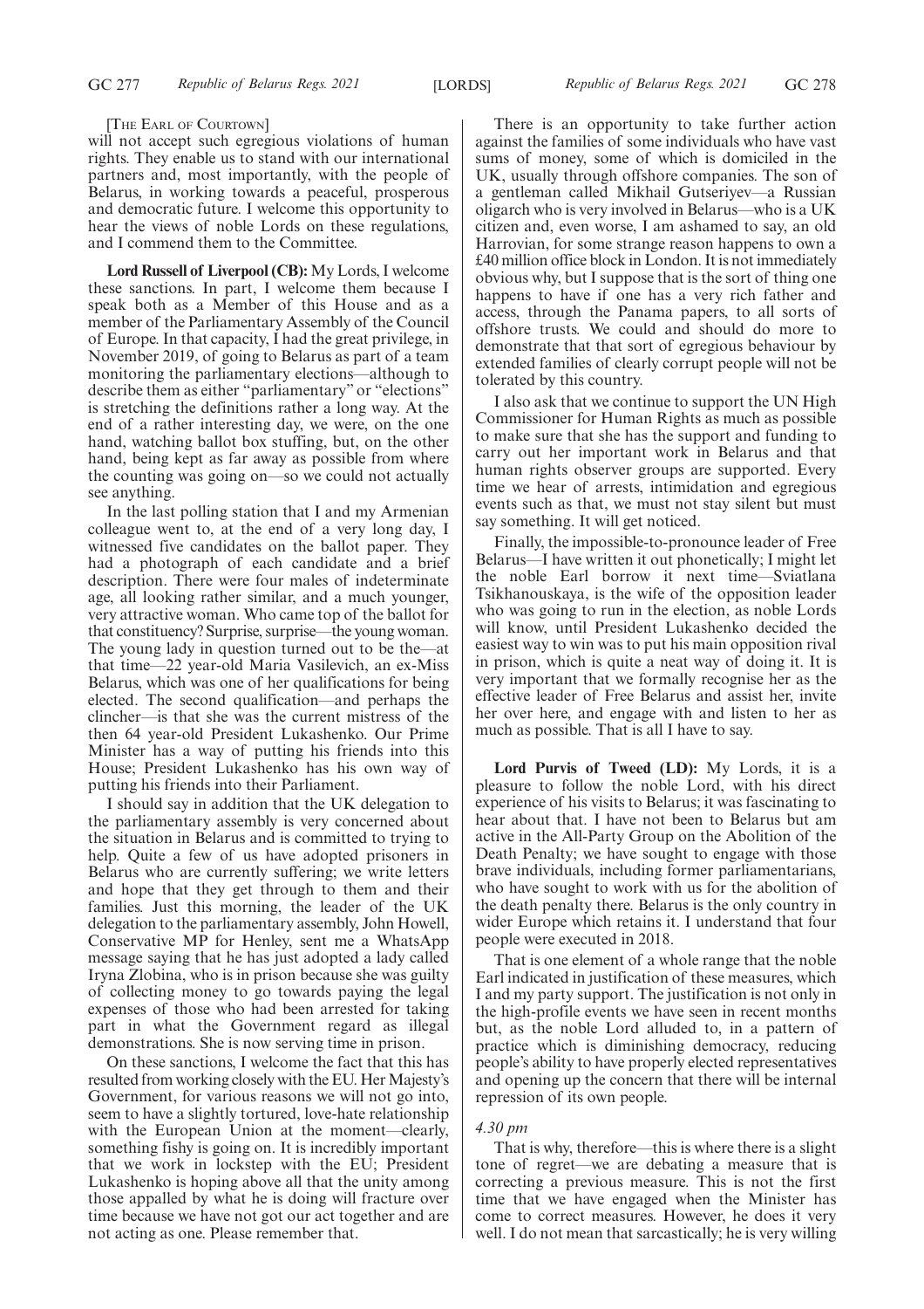[THE EARL OF COURTOWN]

will not accept such egregious violations of human rights. They enable us to stand with our international partners and, most importantly, with the people of Belarus, in working towards a peaceful, prosperous and democratic future. I welcome this opportunity to hear the views of noble Lords on these regulations, and I commend them to the Committee.

**Lord Russell of Liverpool (CB):** My Lords, I welcome these sanctions. In part, I welcome them because I speak both as a Member of this House and as a member of the Parliamentary Assembly of the Council of Europe. In that capacity, I had the great privilege, in November 2019, of going to Belarus as part of a team monitoring the parliamentary elections—although to describe them as either "parliamentary" or "elections" is stretching the definitions rather a long way. At the end of a rather interesting day, we were, on the one hand, watching ballot box stuffing, but, on the other hand, being kept as far away as possible from where the counting was going on—so we could not actually see anything.

In the last polling station that I and my Armenian colleague went to, at the end of a very long day, I witnessed five candidates on the ballot paper. They had a photograph of each candidate and a brief description. There were four males of indeterminate age, all looking rather similar, and a much younger, very attractive woman. Who came top of the ballot for that constituency? Surprise, surprise—the young woman. The young lady in question turned out to be the—at that time—22 year-old Maria Vasilevich, an ex-Miss Belarus, which was one of her qualifications for being elected. The second qualification—and perhaps the clincher—is that she was the current mistress of the then 64 year-old President Lukashenko. Our Prime Minister has a way of putting his friends into this House; President Lukashenko has his own way of putting his friends into their Parliament.

I should say in addition that the UK delegation to the parliamentary assembly is very concerned about the situation in Belarus and is committed to trying to help. Quite a few of us have adopted prisoners in Belarus who are currently suffering; we write letters and hope that they get through to them and their families. Just this morning, the leader of the UK delegation to the parliamentary assembly, John Howell, Conservative MP for Henley, sent me a WhatsApp message saying that he has just adopted a lady called Iryna Zlobina, who is in prison because she was guilty of collecting money to go towards paying the legal expenses of those who had been arrested for taking part in what the Government regard as illegal demonstrations. She is now serving time in prison.

On these sanctions, I welcome the fact that this has resulted from working closely with the EU. Her Majesty's Government, for various reasons we will not go into, seem to have a slightly tortured, love-hate relationship with the European Union at the moment—clearly, something fishy is going on. It is incredibly important that we work in lockstep with the EU; President Lukashenko is hoping above all that the unity among those appalled by what he is doing will fracture over time because we have not got our act together and are not acting as one. Please remember that.

There is an opportunity to take further action against the families of some individuals who have vast sums of money, some of which is domiciled in the UK, usually through offshore companies. The son of a gentleman called Mikhail Gutseriyev—a Russian oligarch who is very involved in Belarus—who is a UK citizen and, even worse, I am ashamed to say, an old Harrovian, for some strange reason happens to own a £40 million office block in London. It is not immediately obvious why, but I suppose that is the sort of thing one happens to have if one has a very rich father and access, through the Panama papers, to all sorts of offshore trusts. We could and should do more to demonstrate that that sort of egregious behaviour by extended families of clearly corrupt people will not be tolerated by this country.

I also ask that we continue to support the UN High Commissioner for Human Rights as much as possible to make sure that she has the support and funding to carry out her important work in Belarus and that human rights observer groups are supported. Every time we hear of arrests, intimidation and egregious events such as that, we must not stay silent but must say something. It will get noticed.

Finally, the impossible-to-pronounce leader of Free Belarus—I have written it out phonetically; I might let the noble Earl borrow it next time—Sviatlana Tsikhanouskaya, is the wife of the opposition leader who was going to run in the election, as noble Lords will know, until President Lukashenko decided the easiest way to win was to put his main opposition rival in prison, which is quite a neat way of doing it. It is very important that we formally recognise her as the effective leader of Free Belarus and assist her, invite her over here, and engage with and listen to her as much as possible. That is all I have to say.

**Lord Purvis of Tweed (LD):** My Lords, it is a pleasure to follow the noble Lord, with his direct experience of his visits to Belarus; it was fascinating to hear about that. I have not been to Belarus but am active in the All-Party Group on the Abolition of the Death Penalty; we have sought to engage with those brave individuals, including former parliamentarians, who have sought to work with us for the abolition of the death penalty there. Belarus is the only country in wider Europe which retains it. I understand that four people were executed in 2018.

That is one element of a whole range that the noble Earl indicated in justification of these measures, which I and my party support. The justification is not only in the high-profile events we have seen in recent months but, as the noble Lord alluded to, in a pattern of practice which is diminishing democracy, reducing people's ability to have properly elected representatives and opening up the concern that there will be internal repression of its own people.

*4.30 pm*

That is why, therefore—this is where there is a slight tone of regret—we are debating a measure that is correcting a previous measure. This is not the first time that we have engaged when the Minister has come to correct measures. However, he does it very well. I do not mean that sarcastically; he is very willing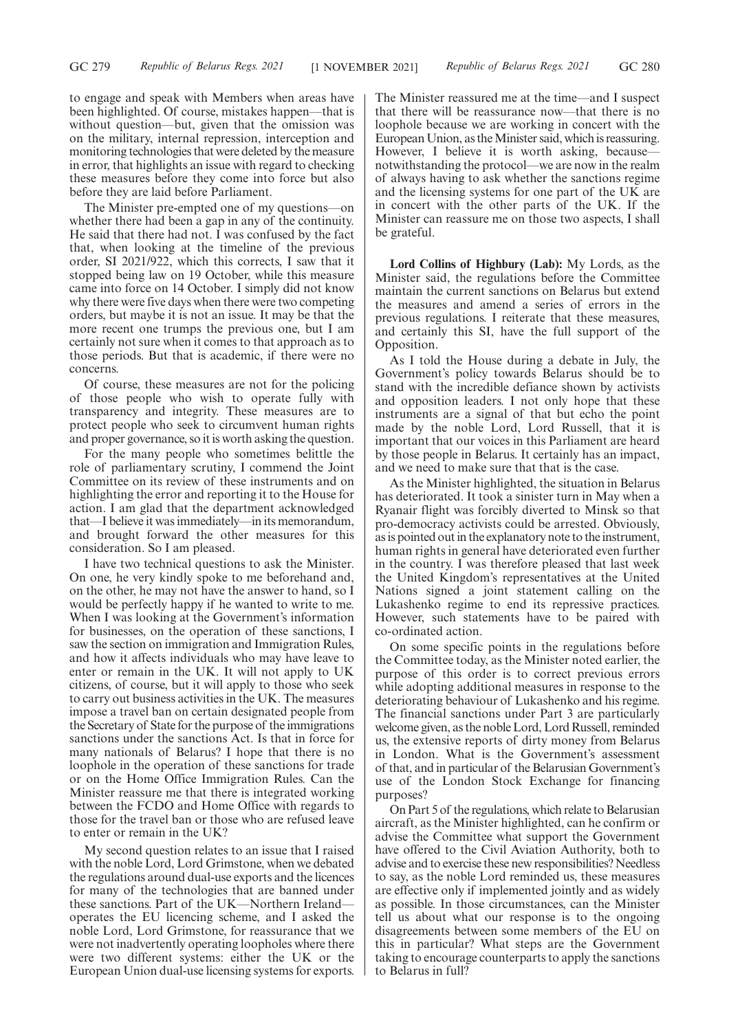to engage and speak with Members when areas have been highlighted. Of course, mistakes happen—that is without question—but, given that the omission was on the military, internal repression, interception and monitoring technologies that were deleted by the measure in error, that highlights an issue with regard to checking these measures before they come into force but also before they are laid before Parliament.

The Minister pre-empted one of my questions—on whether there had been a gap in any of the continuity. He said that there had not. I was confused by the fact that, when looking at the timeline of the previous order, SI 2021/922, which this corrects, I saw that it stopped being law on 19 October, while this measure came into force on 14 October. I simply did not know why there were five days when there were two competing orders, but maybe it is not an issue. It may be that the more recent one trumps the previous one, but I am certainly not sure when it comes to that approach as to those periods. But that is academic, if there were no concerns.

Of course, these measures are not for the policing of those people who wish to operate fully with transparency and integrity. These measures are to protect people who seek to circumvent human rights and proper governance, so it is worth asking the question.

For the many people who sometimes belittle the role of parliamentary scrutiny, I commend the Joint Committee on its review of these instruments and on highlighting the error and reporting it to the House for action. I am glad that the department acknowledged that—I believe it was immediately—in its memorandum, and brought forward the other measures for this consideration. So I am pleased.

I have two technical questions to ask the Minister. On one, he very kindly spoke to me beforehand and, on the other, he may not have the answer to hand, so I would be perfectly happy if he wanted to write to me. When I was looking at the Government's information for businesses, on the operation of these sanctions, I saw the section on immigration and Immigration Rules, and how it affects individuals who may have leave to enter or remain in the UK. It will not apply to UK citizens, of course, but it will apply to those who seek to carry out business activities in the UK. The measures impose a travel ban on certain designated people from the Secretary of State for the purpose of the immigrations sanctions under the sanctions Act. Is that in force for many nationals of Belarus? I hope that there is no loophole in the operation of these sanctions for trade or on the Home Office Immigration Rules. Can the Minister reassure me that there is integrated working between the FCDO and Home Office with regards to those for the travel ban or those who are refused leave to enter or remain in the UK?

My second question relates to an issue that I raised with the noble Lord, Lord Grimstone, when we debated the regulations around dual-use exports and the licences for many of the technologies that are banned under these sanctions. Part of the UK—Northern Ireland—operates the EU licencing scheme, and I asked the noble Lord, Lord Grimstone, for reassurance that we were not inadvertently operating loopholes where there were two different systems: either the UK or the European Union dual-use licensing systems for exports. The Minister reassured me at the time—and I suspect that there will be reassurance now—that there is no loophole because we are working in concert with the European Union, as the Minister said, which is reassuring. However, I believe it is worth asking, because—notwithstanding the protocol—we are now in the realm of always having to ask whether the sanctions regime and the licensing systems for one part of the UK are in concert with the other parts of the UK. If the Minister can reassure me on those two aspects, I shall be grateful.

**Lord Collins of Highbury (Lab):** My Lords, as the Minister said, the regulations before the Committee maintain the current sanctions on Belarus but extend the measures and amend a series of errors in the previous regulations. I reiterate that these measures, and certainly this SI, have the full support of the Opposition.

As I told the House during a debate in July, the Government's policy towards Belarus should be to stand with the incredible defiance shown by activists and opposition leaders. I not only hope that these instruments are a signal of that but echo the point made by the noble Lord, Lord Russell, that it is important that our voices in this Parliament are heard by those people in Belarus. It certainly has an impact, and we need to make sure that that is the case.

As the Minister highlighted, the situation in Belarus has deteriorated. It took a sinister turn in May when a Ryanair flight was forcibly diverted to Minsk so that pro-democracy activists could be arrested. Obviously, as is pointed out in the explanatory note to the instrument, human rights in general have deteriorated even further in the country. I was therefore pleased that last week the United Kingdom's representatives at the United Nations signed a joint statement calling on the Lukashenko regime to end its repressive practices. However, such statements have to be paired with co-ordinated action.

On some specific points in the regulations before the Committee today, as the Minister noted earlier, the purpose of this order is to correct previous errors while adopting additional measures in response to the deteriorating behaviour of Lukashenko and his regime. The financial sanctions under Part 3 are particularly welcome given, as the noble Lord, Lord Russell, reminded us, the extensive reports of dirty money from Belarus in London. What is the Government's assessment of that, and in particular of the Belarusian Government's use of the London Stock Exchange for financing purposes?

On Part 5 of the regulations, which relate to Belarusian aircraft, as the Minister highlighted, can he confirm or advise the Committee what support the Government have offered to the Civil Aviation Authority, both to advise and to exercise these new responsibilities? Needless to say, as the noble Lord reminded us, these measures are effective only if implemented jointly and as widely as possible. In those circumstances, can the Minister tell us about what our response is to the ongoing disagreements between some members of the EU on this in particular? What steps are the Government taking to encourage counterparts to apply the sanctions to Belarus in full?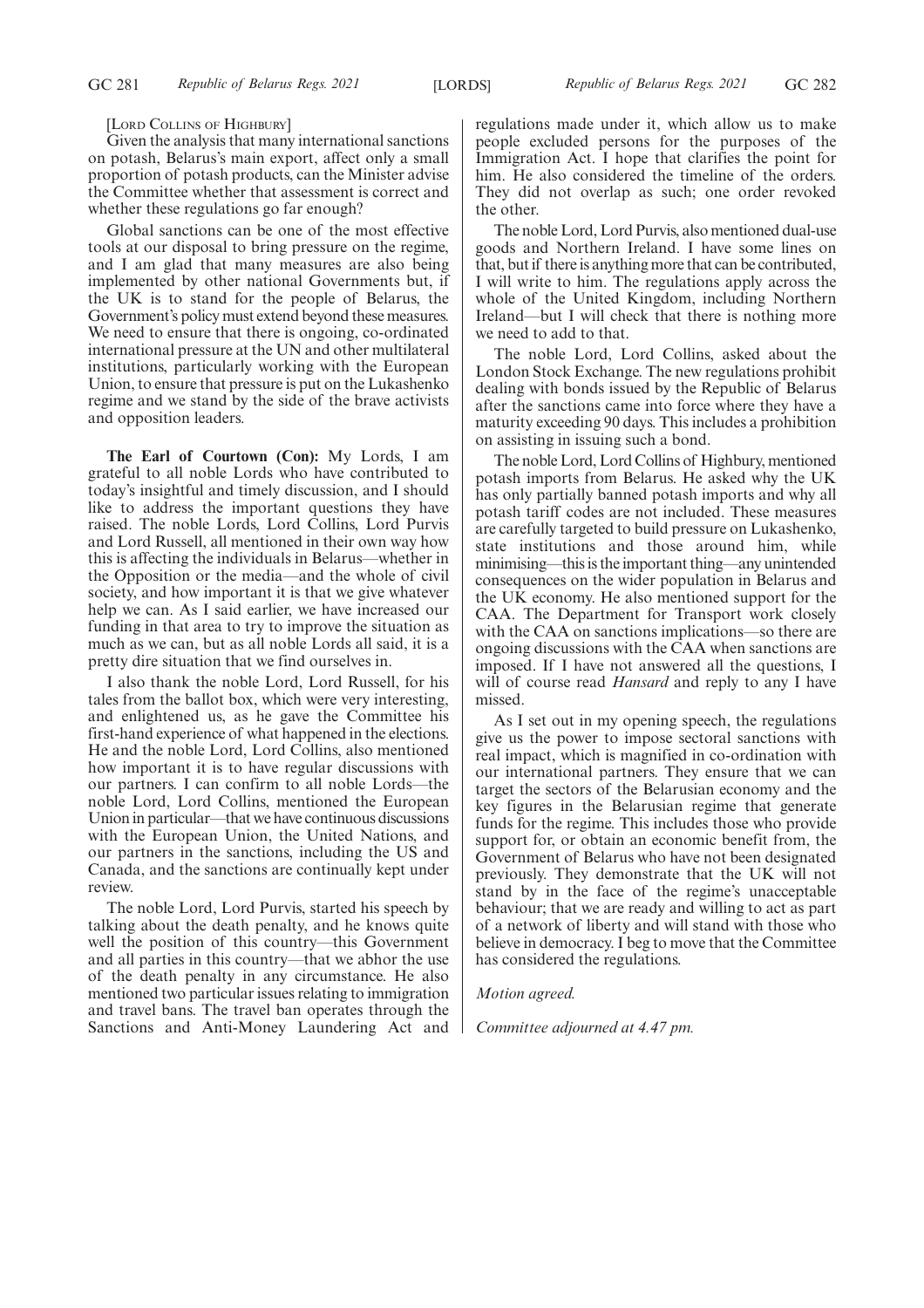[LORD COLLINS OF HIGHBURY]

Given the analysis that many international sanctions on potash, Belarus's main export, affect only a small proportion of potash products, can the Minister advise the Committee whether that assessment is correct and whether these regulations go far enough?

Global sanctions can be one of the most effective tools at our disposal to bring pressure on the regime, and I am glad that many measures are also being implemented by other national Governments but, if the UK is to stand for the people of Belarus, the Government's policy must extend beyond these measures. We need to ensure that there is ongoing, co-ordinated international pressure at the UN and other multilateral institutions, particularly working with the European Union, to ensure that pressure is put on the Lukashenko regime and we stand by the side of the brave activists and opposition leaders.

**The Earl of Courtown (Con):** My Lords, I am grateful to all noble Lords who have contributed to today's insightful and timely discussion, and I should like to address the important questions they have raised. The noble Lords, Lord Collins, Lord Purvis and Lord Russell, all mentioned in their own way how this is affecting the individuals in Belarus—whether in the Opposition or the media—and the whole of civil society, and how important it is that we give whatever help we can. As I said earlier, we have increased our funding in that area to try to improve the situation as much as we can, but as all noble Lords all said, it is a pretty dire situation that we find ourselves in.

I also thank the noble Lord, Lord Russell, for his tales from the ballot box, which were very interesting, and enlightened us, as he gave the Committee his first-hand experience of what happened in the elections. He and the noble Lord, Lord Collins, also mentioned how important it is to have regular discussions with our partners. I can confirm to all noble Lords—the noble Lord, Lord Collins, mentioned the European Union in particular—that we have continuous discussions with the European Union, the United Nations, and our partners in the sanctions, including the US and Canada, and the sanctions are continually kept under review.

The noble Lord, Lord Purvis, started his speech by talking about the death penalty, and he knows quite well the position of this country—this Government and all parties in this country—that we abhor the use of the death penalty in any circumstance. He also mentioned two particular issues relating to immigration and travel bans. The travel ban operates through the Sanctions and Anti-Money Laundering Act and regulations made under it, which allow us to make people excluded persons for the purposes of the Immigration Act. I hope that clarifies the point for him. He also considered the timeline of the orders. They did not overlap as such; one order revoked the other.

The noble Lord, Lord Purvis, also mentioned dual-use goods and Northern Ireland. I have some lines on that, but if there is anything more that can be contributed, I will write to him. The regulations apply across the whole of the United Kingdom, including Northern Ireland—but I will check that there is nothing more we need to add to that.

The noble Lord, Lord Collins, asked about the London Stock Exchange. The new regulations prohibit dealing with bonds issued by the Republic of Belarus after the sanctions came into force where they have a maturity exceeding 90 days. This includes a prohibition on assisting in issuing such a bond.

The noble Lord, Lord Collins of Highbury, mentioned potash imports from Belarus. He asked why the UK has only partially banned potash imports and why all potash tariff codes are not included. These measures are carefully targeted to build pressure on Lukashenko, state institutions and those around him, while minimising—this is the important thing—any unintended consequences on the wider population in Belarus and the UK economy. He also mentioned support for the CAA. The Department for Transport work closely with the CAA on sanctions implications—so there are ongoing discussions with the CAA when sanctions are imposed. If I have not answered all the questions, I will of course read *Hansard* and reply to any I have missed.

As I set out in my opening speech, the regulations give us the power to impose sectoral sanctions with real impact, which is magnified in co-ordination with our international partners. They ensure that we can target the sectors of the Belarusian economy and the key figures in the Belarusian regime that generate funds for the regime. This includes those who provide support for, or obtain an economic benefit from, the Government of Belarus who have not been designated previously. They demonstrate that the UK will not stand by in the face of the regime's unacceptable behaviour; that we are ready and willing to act as part of a network of liberty and will stand with those who believe in democracy. I beg to move that the Committee has considered the regulations.

*Motion agreed.*

*Committee adjourned at 4.47 pm.*